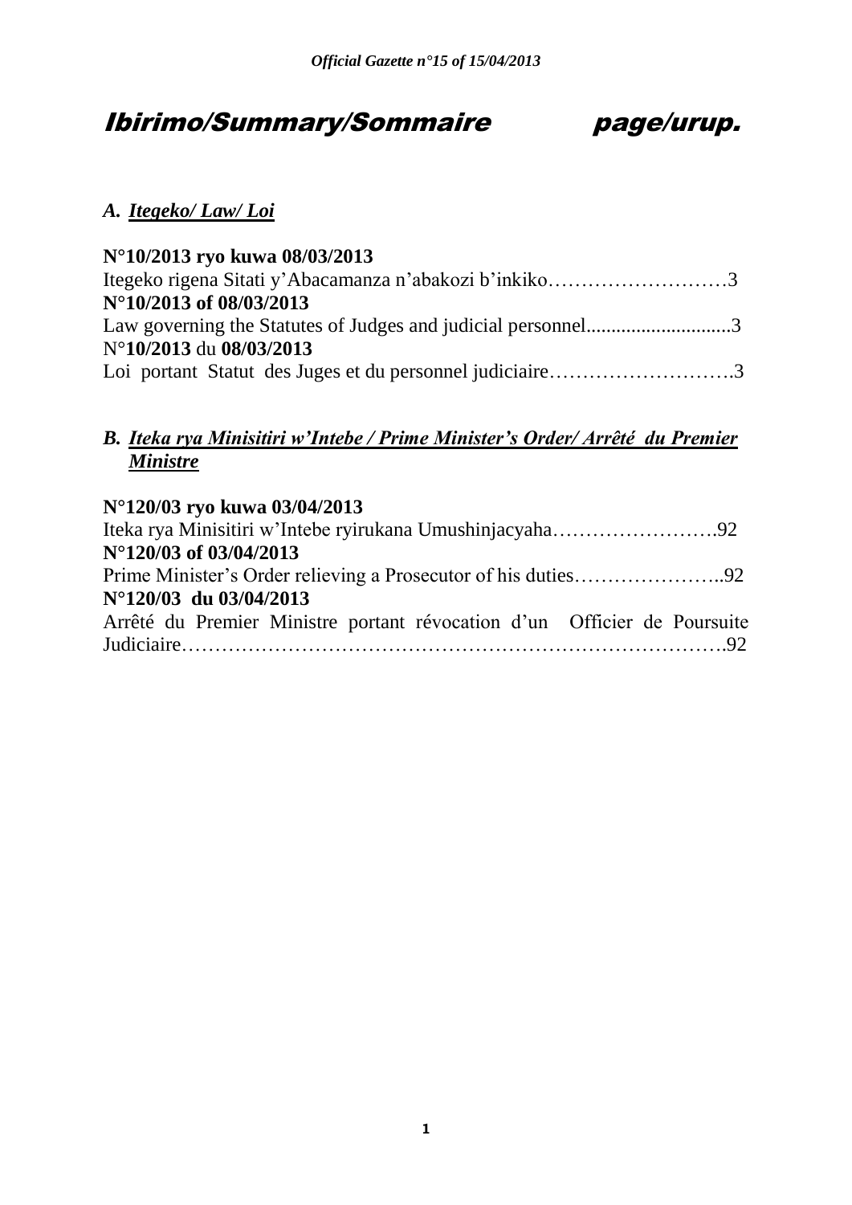# Ibirimo/Summary/Sommaire page/urup.

## *A. Itegeko/ Law/ Loi*

**N°10/2013 ryo kuwa 08/03/2013**
Itegeko rigena Sitati y'Abacamanza n'abakozi b'inkiko……………………….3
**N°10/2013 of 08/03/2013**
Law governing the Statutes of Judges and judicial personnel............................3
N°**10/2013** du **08/03/2013**
Loi portant Statut des Juges et du personnel judiciaire……………………….3

## *B. Iteka rya Minisitiri w'Intebe / Prime Minister's Order/ Arrêté du Premier Ministre*

**N°120/03 ryo kuwa 03/04/2013**
Iteka rya Minisitiri w'Intebe ryirukana Umushinjacyaha…………………….92
**N°120/03 of 03/04/2013**
Prime Minister's Order relieving a Prosecutor of his duties…………………..92
**N°120/03 du 03/04/2013**
Arrêté du Premier Ministre portant révocation d'un Officier de Poursuite Judiciaire…………………………………………………………………….92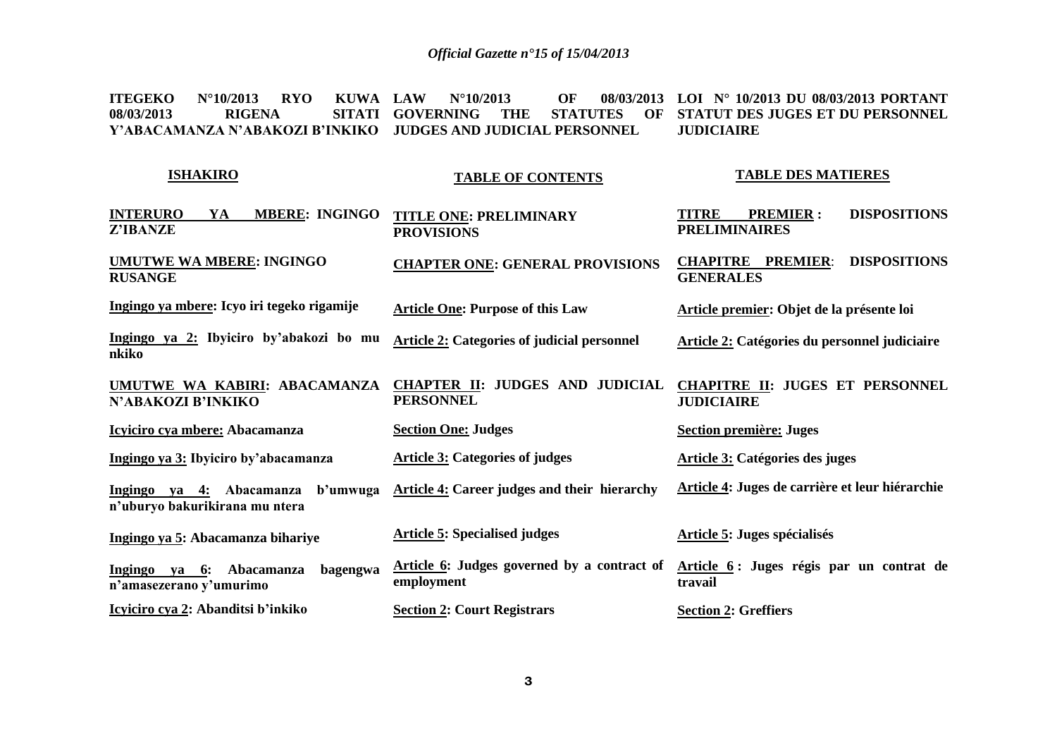| ITEGEKO N°10/2013 RYO KUWA 08/03/2013 RIGENA SITATI Y'ABACAMANZA N'ABAKOZI B'INKIKO | LAW N°10/2013 OF 08/03/2013 GOVERNING THE STATUTES OF JUDGES AND JUDICIAL PERSONNEL | LOI N° 10/2013 DU 08/03/2013 PORTANT STATUT DES JUGES ET DU PERSONNEL JUDICIAIRE |
|---|---|---|
| **ISHAKIRO** | **TABLE OF CONTENTS** | **TABLE DES MATIERES** |
| **INTERURO YA MBERE: INGINGO Z'IBANZE** | **TITLE ONE: PRELIMINARY PROVISIONS** | **TITRE PREMIER : DISPOSITIONS PRELIMINAIRES** |
| **UMUTWE WA MBERE: INGINGO RUSANGE** | **CHAPTER ONE: GENERAL PROVISIONS** | **CHAPITRE PREMIER: DISPOSITIONS GENERALES** |
| **Ingingo ya mbere: Icyo iri tegeko rigamije** | **Article One: Purpose of this Law** | **Article premier: Objet de la présente loi** |
| **Ingingo ya 2: Ibyiciro by'abakozi bo mu nkiko** | **Article 2: Categories of judicial personnel** | **Article 2: Catégories du personnel judiciaire** |
| **UMUTWE WA KABIRI: ABACAMANZA N'ABAKOZI B'INKIKO** | **CHAPTER II: JUDGES AND JUDICIAL PERSONNEL** | **CHAPITRE II: JUGES ET PERSONNEL JUDICIAIRE** |
| **Icyiciro cya mbere: Abacamanza** | **Section One: Judges** | **Section première: Juges** |
| **Ingingo ya 3: Ibyiciro by'abacamanza** | **Article 3: Categories of judges** | **Article 3: Catégories des juges** |
| **Ingingo ya 4: Abacamanza b'umwuga n'uburyo bakurikirana mu ntera** | **Article 4: Career judges and their hierarchy** | **Article 4: Juges de carrière et leur hiérarchie** |
| **Ingingo ya 5: Abacamanza bihariye** | **Article 5: Specialised judges** | **Article 5: Juges spécialisés** |
| **Ingingo ya 6: Abacamanza bagengwa n'amasezerano y'umurimo** | **Article 6: Judges governed by a contract of employment** | **Article 6 : Juges régis par un contrat de travail** |
| **Icyiciro cya 2: Abanditsi b'inkiko** | **Section 2: Court Registrars** | **Section 2: Greffiers** |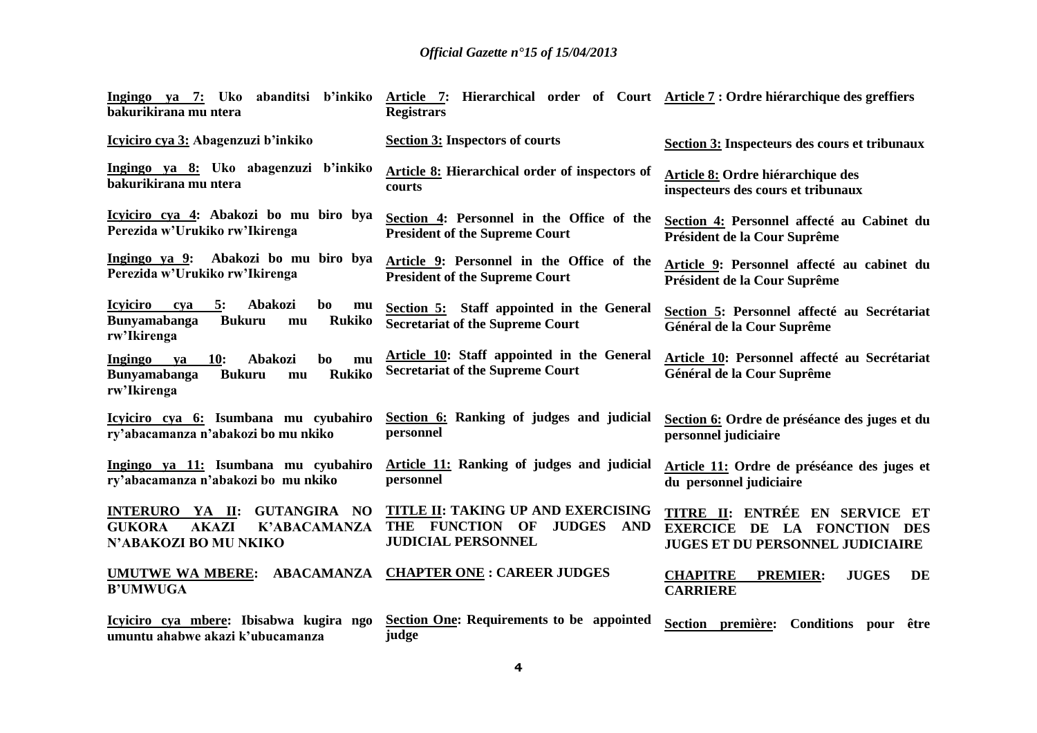| | | |
|---|---|---|
| **Ingingo ya 7: Uko abanditsi b'inkiko bakurikirana mu ntera** | **Article 7: Hierarchical order of Court Registrars** | **Article 7 : Ordre hiérarchique des greffiers** |
| **Icyiciro cya 3: Abagenzuzi b'inkiko** | **Section 3: Inspectors of courts** | **Section 3: Inspecteurs des cours et tribunaux** |
| **Ingingo ya 8: Uko abagenzuzi b'inkiko bakurikirana mu ntera** | **Article 8: Hierarchical order of inspectors of courts** | **Article 8: Ordre hiérarchique des inspecteurs des cours et tribunaux** |
| **Icyiciro cya 4: Abakozi bo mu biro bya Perezida w'Urukiko rw'Ikirenga** | **Section 4: Personnel in the Office of the President of the Supreme Court** | **Section 4: Personnel affecté au Cabinet du Président de la Cour Suprême** |
| **Ingingo ya 9: Abakozi bo mu biro bya Perezida w'Urukiko rw'Ikirenga** | **Article 9: Personnel in the Office of the President of the Supreme Court** | **Article 9: Personnel affecté au cabinet du Président de la Cour Suprême** |
| **Icyiciro cya 5: Abakozi bo mu Bunyamabanga Bukuru mu Rukiko rw'Ikirenga** | **Section 5: Staff appointed in the General Secretariat of the Supreme Court** | **Section 5: Personnel affecté au Secrétariat Général de la Cour Suprême** |
| **Ingingo ya 10: Abakozi bo mu Bunyamabanga Bukuru mu Rukiko rw'Ikirenga** | **Article 10: Staff appointed in the General Secretariat of the Supreme Court** | **Article 10: Personnel affecté au Secrétariat Général de la Cour Suprême** |
| **Icyiciro cya 6: Isumbana mu cyubahiro ry'abacamanza n'abakozi bo mu nkiko** | **Section 6: Ranking of judges and judicial personnel** | **Section 6: Ordre de préséance des juges et du personnel judiciaire** |
| **Ingingo ya 11: Isumbana mu cyubahiro ry'abacamanza n'abakozi bo mu nkiko** | **Article 11: Ranking of judges and judicial personnel** | **Article 11: Ordre de préséance des juges et du personnel judiciaire** |
| **INTERURO YA II: GUTANGIRA NO GUKORA AKAZI K'ABACAMANZA N'ABAKOZI BO MU NKIKO** | **TITLE II: TAKING UP AND EXERCISING THE FUNCTION OF JUDGES AND JUDICIAL PERSONNEL** | **TITRE II: ENTRÉE EN SERVICE ET EXERCICE DE LA FONCTION DES JUGES ET DU PERSONNEL JUDICIAIRE** |
| **UMUTWE WA MBERE: ABACAMANZA B'UMWUGA** | **CHAPTER ONE : CAREER JUDGES** | **CHAPITRE PREMIER: JUGES DE CARRIERE** |
| **Icyiciro cya mbere: Ibisabwa kugira ngo umuntu ahabwe akazi k'ubucamanza** | **Section One: Requirements to be appointed judge** | **Section première: Conditions pour être** |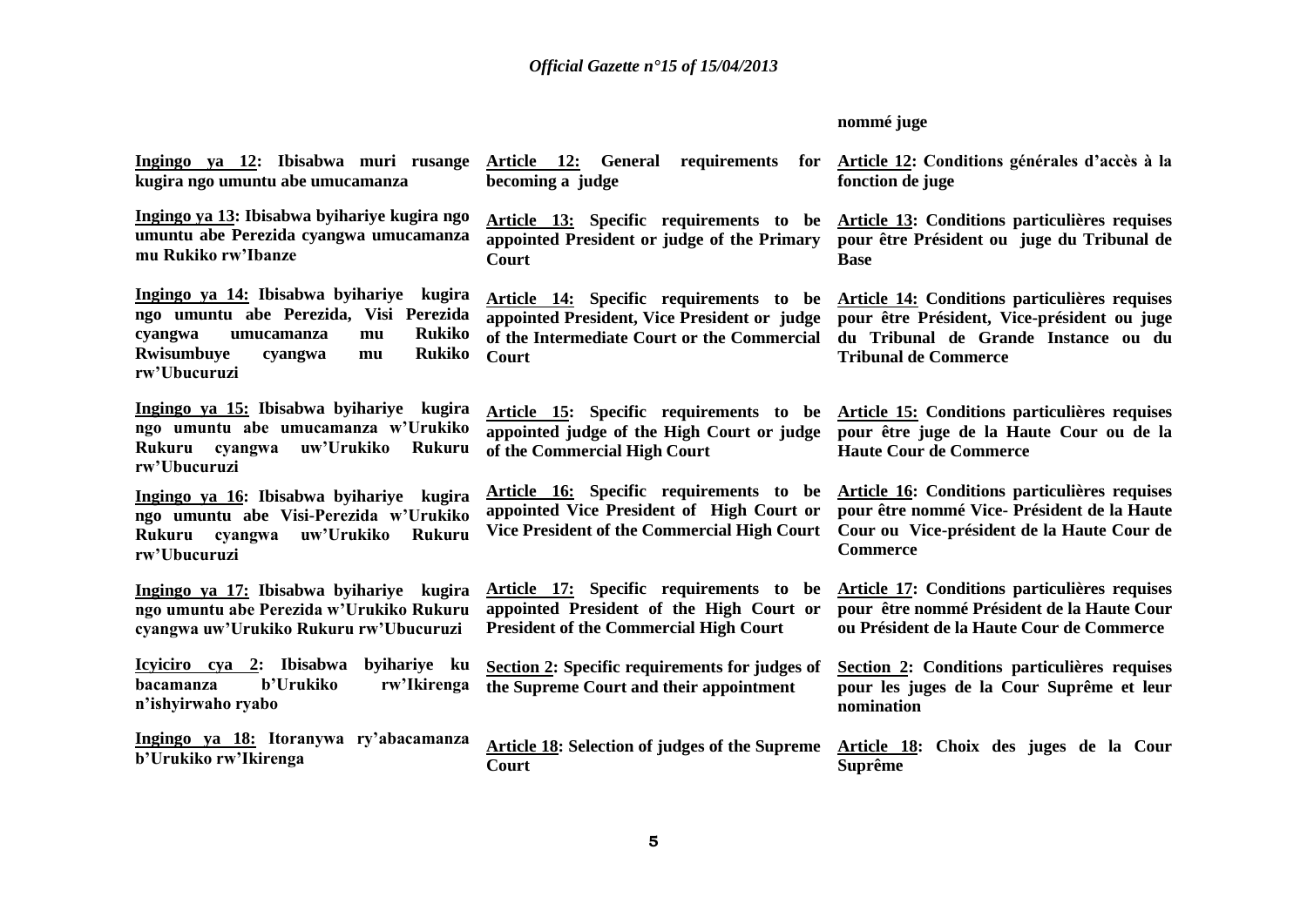| | | nommé juge |
|---|---|---|
| Ingingo ya 12: Ibisabwa muri rusange kugira ngo umuntu abe umucamanza | Article 12: General requirements for becoming a judge | Article 12: Conditions générales d'accès à la fonction de juge |
| Ingingo ya 13: Ibisabwa byihariye kugira ngo umuntu abe Perezida cyangwa umucamanza mu Rukiko rw'Ibanze | Article 13: Specific requirements to be appointed President or judge of the Primary Court | Article 13: Conditions particulières requises pour être Président ou juge du Tribunal de Base |
| Ingingo ya 14: Ibisabwa byihariye kugira ngo umuntu abe Perezida, Visi Perezida cyangwa umucamanza mu Rukiko Rwisumbuye cyangwa mu Rukiko rw'Ubucuruzi | Article 14: Specific requirements to be appointed President, Vice President or judge of the Intermediate Court or the Commercial Court | Article 14: Conditions particulières requises pour être Président, Vice-président ou juge du Tribunal de Grande Instance ou du Tribunal de Commerce |
| Ingingo ya 15: Ibisabwa byihariye kugira ngo umuntu abe umucamanza w'Urukiko Rukuru cyangwa uw'Urukiko Rukuru rw'Ubucuruzi | Article 15: Specific requirements to be appointed judge of the High Court or judge of the Commercial High Court | Article 15: Conditions particulières requises pour être juge de la Haute Cour ou de la Haute Cour de Commerce |
| Ingingo ya 16: Ibisabwa byihariye kugira ngo umuntu abe Visi-Perezida w'Urukiko Rukuru cyangwa uw'Urukiko Rukuru rw'Ubucuruzi | Article 16: Specific requirements to be appointed Vice President of High Court or Vice President of the Commercial High Court | Article 16: Conditions particulières requises pour être nommé Vice- Président de la Haute Cour ou Vice-président de la Haute Cour de Commerce |
| Ingingo ya 17: Ibisabwa byihariye kugira ngo umuntu abe Perezida w'Urukiko Rukuru cyangwa uw'Urukiko Rukuru rw'Ubucuruzi | Article 17: Specific requirements to be appointed President of the High Court or President of the Commercial High Court | Article 17: Conditions particulières requises pour être nommé Président de la Haute Cour ou Président de la Haute Cour de Commerce |
| Icyiciro cya 2: Ibisabwa byihariye ku bacamanza b'Urukiko rw'Ikirenga n'ishyirwaho ryabo | Section 2: Specific requirements for judges of the Supreme Court and their appointment | Section 2: Conditions particulières requises pour les juges de la Cour Suprême et leur nomination |
| Ingingo ya 18: Itoranywa ry'abacamanza b'Urukiko rw'Ikirenga | Article 18: Selection of judges of the Supreme Court | Article 18: Choix des juges de la Cour Suprême |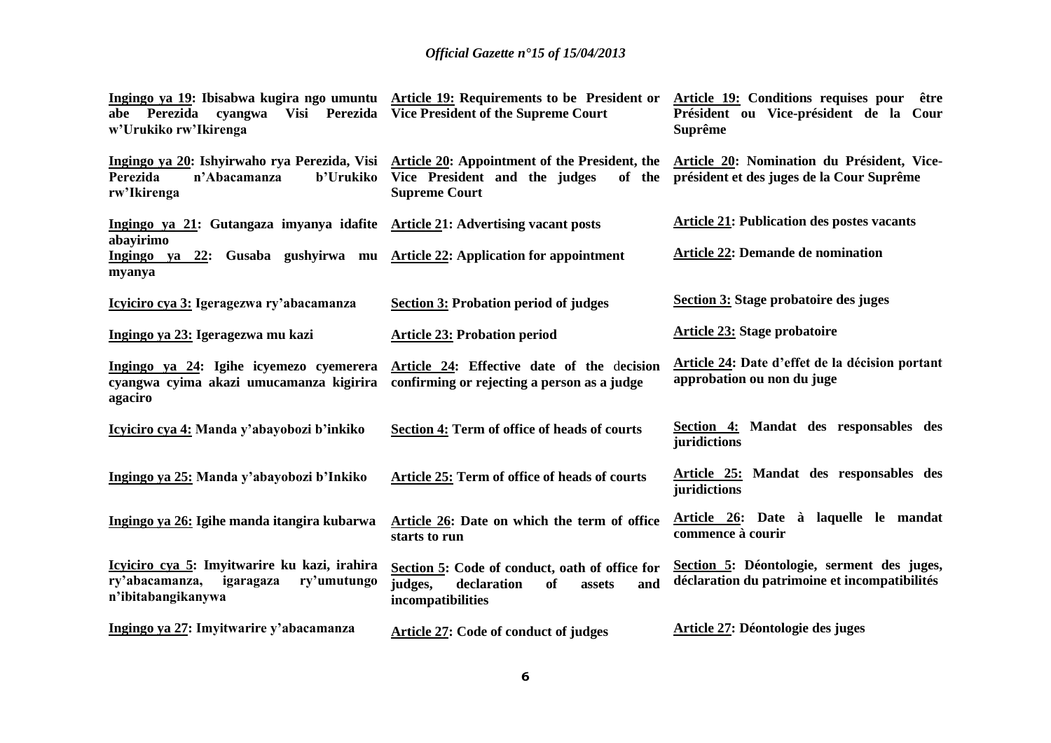| | | |
|---|---|---|
| **Ingingo ya 19: Ibisabwa kugira ngo umuntu abe Perezida cyangwa Visi Perezida w'Urukiko rw'Ikirenga** | **Article 19: Requirements to be President or Vice President of the Supreme Court** | **Article 19: Conditions requises pour être Président ou Vice-président de la Cour Suprême** |
| **Ingingo ya 20: Ishyirwaho rya Perezida, Visi Perezida n'Abacamanza b'Urukiko rw'Ikirenga** | **Article 20: Appointment of the President, the Vice President and the judges of the Supreme Court** | **Article 20: Nomination du Président, Vice-président et des juges de la Cour Suprême** |
| **Ingingo ya 21: Gutangaza imyanya idafite abayirimo** | **Article 21: Advertising vacant posts** | **Article 21: Publication des postes vacants** |
| **Ingingo ya 22: Gusaba gushyirwa mu myanya** | **Article 22: Application for appointment** | **Article 22: Demande de nomination** |
| **Icyiciro cya 3: Igeragezwa ry'abacamanza** | **Section 3: Probation period of judges** | **Section 3: Stage probatoire des juges** |
| **Ingingo ya 23: Igeragezwa mu kazi** | **Article 23: Probation period** | **Article 23: Stage probatoire** |
| **Ingingo ya 24: Igihe icyemezo cyemerera cyangwa cyima akazi umucamanza kigirira agaciro** | **Article 24: Effective date of the decision confirming or rejecting a person as a judge** | **Article 24: Date d'effet de la décision portant approbation ou non du juge** |
| **Icyiciro cya 4: Manda y'abayobozi b'inkiko** | **Section 4: Term of office of heads of courts** | **Section 4: Mandat des responsables des juridictions** |
| **Ingingo ya 25: Manda y'abayobozi b'Inkiko** | **Article 25: Term of office of heads of courts** | **Article 25: Mandat des responsables des juridictions** |
| **Ingingo ya 26: Igihe manda itangira kubarwa** | **Article 26: Date on which the term of office starts to run** | **Article 26: Date à laquelle le mandat commence à courir** |
| **Icyiciro cya 5: Imyitwarire ku kazi, irahira ry'abacamanza, igaragaza ry'umutungo n'ibitabangikanywa** | **Section 5: Code of conduct, oath of office for judges, declaration of assets and incompatibilities** | **Section 5: Déontologie, serment des juges, déclaration du patrimoine et incompatibilités** |
| **Ingingo ya 27: Imyitwarire y'abacamanza** | **Article 27: Code of conduct of judges** | **Article 27: Déontologie des juges** |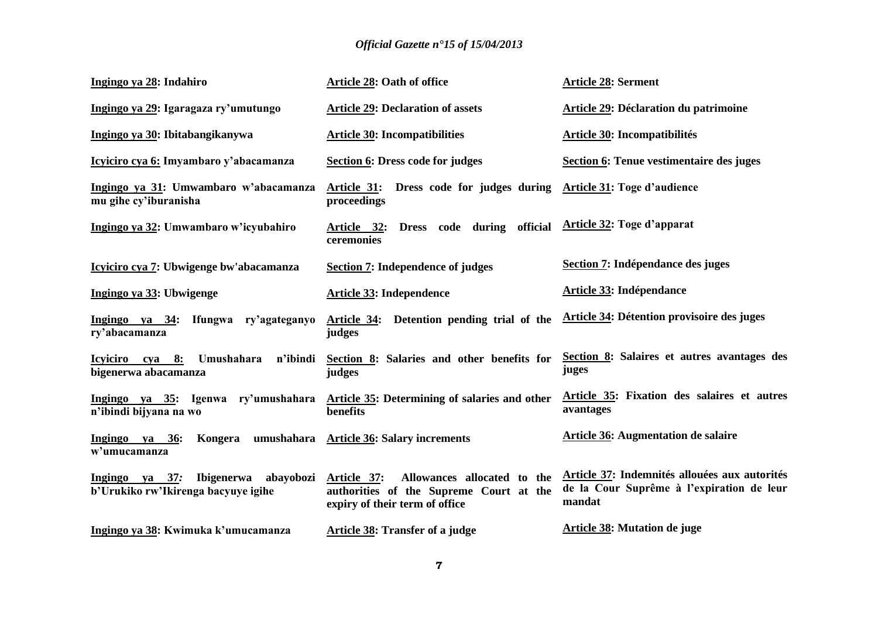| | | |
|---|---|---|
| **Ingingo ya 28: Indahiro** | **Article 28: Oath of office** | **Article 28: Serment** |
| **Ingingo ya 29: Igaragaza ry'umutungo** | **Article 29: Declaration of assets** | **Article 29: Déclaration du patrimoine** |
| **Ingingo ya 30: Ibitabangikanywa** | **Article 30: Incompatibilities** | **Article 30: Incompatibilités** |
| **Icyiciro cya 6: Imyambaro y'abacamanza** | **Section 6: Dress code for judges** | **Section 6: Tenue vestimentaire des juges** |
| **Ingingo ya 31: Umwambaro w'abacamanza mu gihe cy'iburanisha** | **Article 31: Dress code for judges during proceedings** | **Article 31: Toge d'audience** |
| **Ingingo ya 32: Umwambaro w'icyubahiro** | **Article 32: Dress code during official ceremonies** | **Article 32: Toge d'apparat** |
| **Icyiciro cya 7: Ubwigenge bw'abacamanza** | **Section 7: Independence of judges** | **Section 7: Indépendance des juges** |
| **Ingingo ya 33: Ubwigenge** | **Article 33: Independence** | **Article 33: Indépendance** |
| **Ingingo ya 34: Ifungwa ry'agateganyo ry'abacamanza** | **Article 34: Detention pending trial of the judges** | **Article 34: Détention provisoire des juges** |
| **Icyiciro cya 8: Umushahara n'ibindi bigenerwa abacamanza** | **Section 8: Salaries and other benefits for judges** | **Section 8: Salaires et autres avantages des juges** |
| **Ingingo ya 35: Igenwa ry'umushahara n'ibindi bijyana na wo** | **Article 35: Determining of salaries and other benefits** | **Article 35: Fixation des salaires et autres avantages** |
| **Ingingo ya 36: Kongera umushahara w'umucamanza** | **Article 36: Salary increments** | **Article 36: Augmentation de salaire** |
| **Ingingo ya 37: Ibigenerwa abayobozi b'Urukiko rw'Ikirenga bacyuye igihe** | **Article 37: Allowances allocated to the authorities of the Supreme Court at the expiry of their term of office** | **Article 37: Indemnités allouées aux autorités de la Cour Suprême à l'expiration de leur mandat** |
| **Ingingo ya 38: Kwimuka k'umucamanza** | **Article 38: Transfer of a judge** | **Article 38: Mutation de juge** |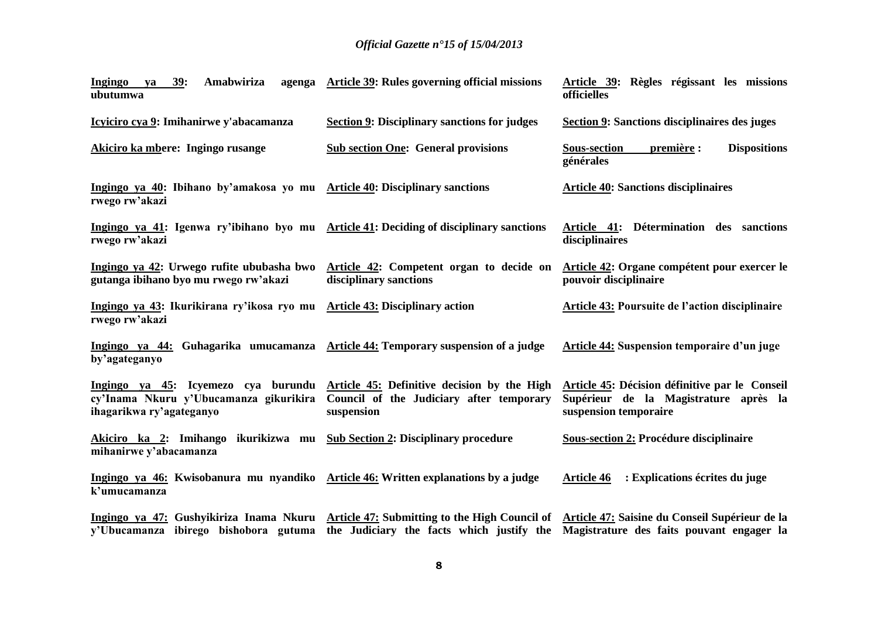| | | |
|---|---|---|
| **Ingingo ya 39: Amabwiriza agenga ubutumwa** | **Article 39: Rules governing official missions** | **Article 39: Règles régissant les missions officielles** |
| **Icyiciro cya 9: Imihanirwe y'abacamanza** | **Section 9: Disciplinary sanctions for judges** | **Section 9: Sanctions disciplinaires des juges** |
| **Akiciro ka mbere: Ingingo rusange** | **Sub section One: General provisions** | **Sous-section première : Dispositions générales** |
| **Ingingo ya 40: Ibihano by'amakosa yo mu rwego rw'akazi** | **Article 40: Disciplinary sanctions** | **Article 40: Sanctions disciplinaires** |
| **Ingingo ya 41: Igenwa ry'ibihano byo mu rwego rw'akazi** | **Article 41: Deciding of disciplinary sanctions** | **Article 41: Détermination des sanctions disciplinaires** |
| **Ingingo ya 42: Urwego rufite ububasha bwo gutanga ibihano byo mu rwego rw'akazi** | **Article 42: Competent organ to decide on disciplinary sanctions** | **Article 42: Organe compétent pour exercer le pouvoir disciplinaire** |
| **Ingingo ya 43: Ikurikirana ry'ikosa ryo mu rwego rw'akazi** | **Article 43: Disciplinary action** | **Article 43: Poursuite de l'action disciplinaire** |
| **Ingingo ya 44: Guhagarika umucamanza by'agateganyo** | **Article 44: Temporary suspension of a judge** | **Article 44: Suspension temporaire d'un juge** |
| **Ingingo ya 45: Icyemezo cya burundu cy'Inama Nkuru y'Ubucamanza gikurikira ihagarikwa ry'agateganyo** | **Article 45: Definitive decision by the High Council of the Judiciary after temporary suspension** | **Article 45: Décision définitive par le Conseil Supérieur de la Magistrature après la suspension temporaire** |
| **Akiciro ka 2: Imihango ikurikizwa mu mihanirwe y'abacamanza** | **Sub Section 2: Disciplinary procedure** | **Sous-section 2: Procédure disciplinaire** |
| **Ingingo ya 46: Kwisobanura mu nyandiko k'umucamanza** | **Article 46: Written explanations by a judge** | **Article 46 : Explications écrites du juge** |
| **Ingingo ya 47: Gushyikiriza Inama Nkuru y'Ubucamanza ibirego bishobora gutuma** | **Article 47: Submitting to the High Council of the Judiciary the facts which justify the** | **Article 47: Saisine du Conseil Supérieur de la Magistrature des faits pouvant engager la** |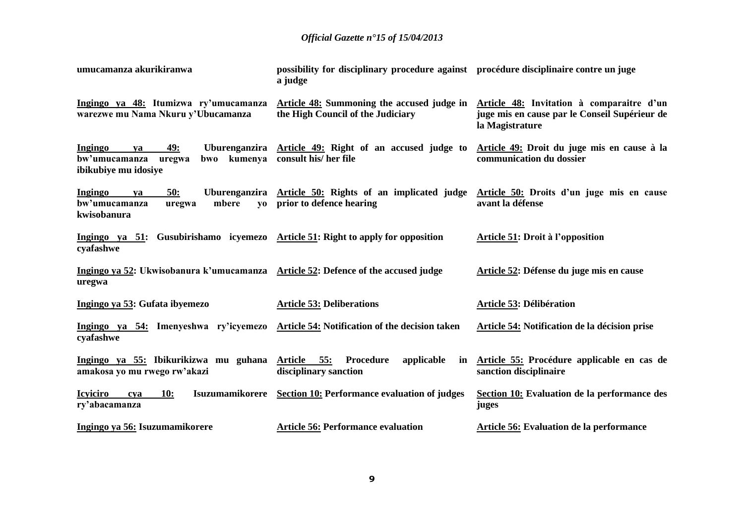**umucamanza akurikiranwa**

**possibility for disciplinary procedure against a judge**

**procédure disciplinaire contre un juge**

**Ingingo ya 48: Itumizwa ry'umucamanza warezwe mu Nama Nkuru y'Ubucamanza**

**Article 48: Summoning the accused judge in the High Council of the Judiciary**

**Article 48: Invitation à comparaitre d'un juge mis en cause par le Conseil Supérieur de la Magistrature**

**Ingingo ya 49: Uburenganzira bw'umucamanza uregwa bwo kumenya ibikubiye mu idosiye**

**Article 49: Right of an accused judge to consult his/ her file**

**Article 49: Droit du juge mis en cause à la communication du dossier**

**Ingingo ya 50: Uburenganzira bw'umucamanza uregwa mbere yo kwisobanura**

**Article 50: Rights of an implicated judge prior to defence hearing**

**Article 50: Droits d'un juge mis en cause avant la défense**

**Ingingo ya 51: Gusubirishamo icyemezo cyafashwe**

**Article 51: Right to apply for opposition**

**Article 51: Droit à l'opposition**

**Ingingo ya 52: Ukwisobanura k'umucamanza uregwa**

**Article 52: Defence of the accused judge**

**Article 52: Défense du juge mis en cause**

**Ingingo ya 53: Gufata ibyemezo**

**Article 53: Deliberations**

**Article 53: Délibération**

**Ingingo ya 54: Imenyeshwa ry'icyemezo cyafashwe**

**Article 54: Notification of the decision taken**

**Article 54: Notification de la décision prise**

**Ingingo ya 55: Ibikurikizwa mu guhana amakosa yo mu rwego rw'akazi**

**Article 55: Procedure applicable in disciplinary sanction**

**Article 55: Procédure applicable en cas de sanction disciplinaire**

**Icyiciro cya 10: Isuzumamikorere ry'abacamanza**

**Section 10: Performance evaluation of judges**

**Section 10: Evaluation de la performance des juges**

**Ingingo ya 56: Isuzumamikorere**

**Article 56: Performance evaluation**

**Article 56: Evaluation de la performance**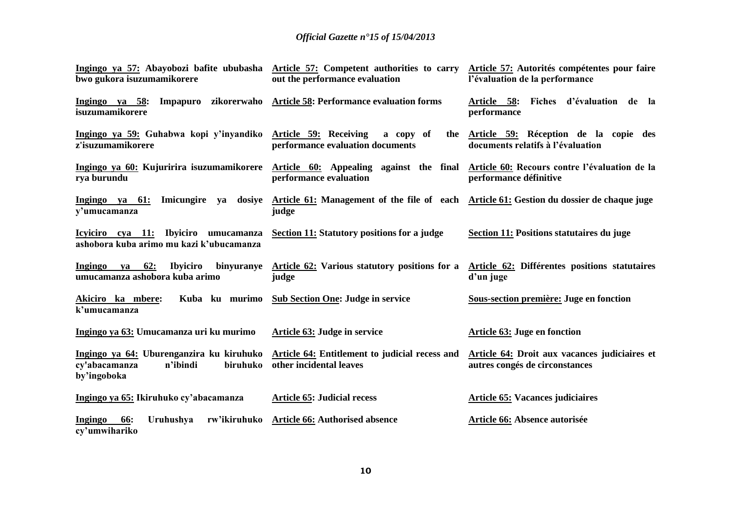| | | |
|---|---|---|
| **Ingingo ya 57: Abayobozi bafite ububasha bwo gukora isuzumamikorere** | **Article 57: Competent authorities to carry out the performance evaluation** | **Article 57: Autorités compétentes pour faire l'évaluation de la performance** |
| **Ingingo ya 58: Impapuro zikorerwaho isuzumamikorere** | **Article 58: Performance evaluation forms** | **Article 58: Fiches d'évaluation de la performance** |
| **Ingingo ya 59: Guhabwa kopi y'inyandiko z'isuzumamikorere** | **Article 59: Receiving a copy of the performance evaluation documents** | **Article 59: Réception de la copie des documents relatifs à l'évaluation** |
| **Ingingo ya 60: Kujuririra isuzumamikorere rya burundu** | **Article 60: Appealing against the final performance evaluation** | **Article 60: Recours contre l'évaluation de la performance définitive** |
| **Ingingo ya 61: Imicungire ya dosiye y'umucamanza** | **Article 61: Management of the file of each judge** | **Article 61: Gestion du dossier de chaque juge** |
| **Icyiciro cya 11: Ibyiciro umucamanza ashobora kuba arimo mu kazi k'ubucamanza** | **Section 11: Statutory positions for a judge** | **Section 11: Positions statutaires du juge** |
| **Ingingo ya 62: Ibyiciro binyuranye umucamanza ashobora kuba arimo** | **Article 62: Various statutory positions for a judge** | **Article 62: Différentes positions statutaires d'un juge** |
| **Akiciro ka mbere: Kuba ku murimo k'umucamanza** | **Sub Section One: Judge in service** | **Sous-section première: Juge en fonction** |
| **Ingingo ya 63: Umucamanza uri ku murimo** | **Article 63: Judge in service** | **Article 63: Juge en fonction** |
| **Ingingo ya 64: Uburenganzira ku kiruhuko cy'abacamanza n'ibindi biruhuko by'ingoboka** | **Article 64: Entitlement to judicial recess and other incidental leaves** | **Article 64: Droit aux vacances judiciaires et autres congés de circonstances** |
| **Ingingo ya 65: Ikiruhuko cy'abacamanza** | **Article 65: Judicial recess** | **Article 65: Vacances judiciaires** |
| **Ingingo 66: Uruhushya rw'ikiruhuko cy'umwihariko** | **Article 66: Authorised absence** | **Article 66: Absence autorisée** |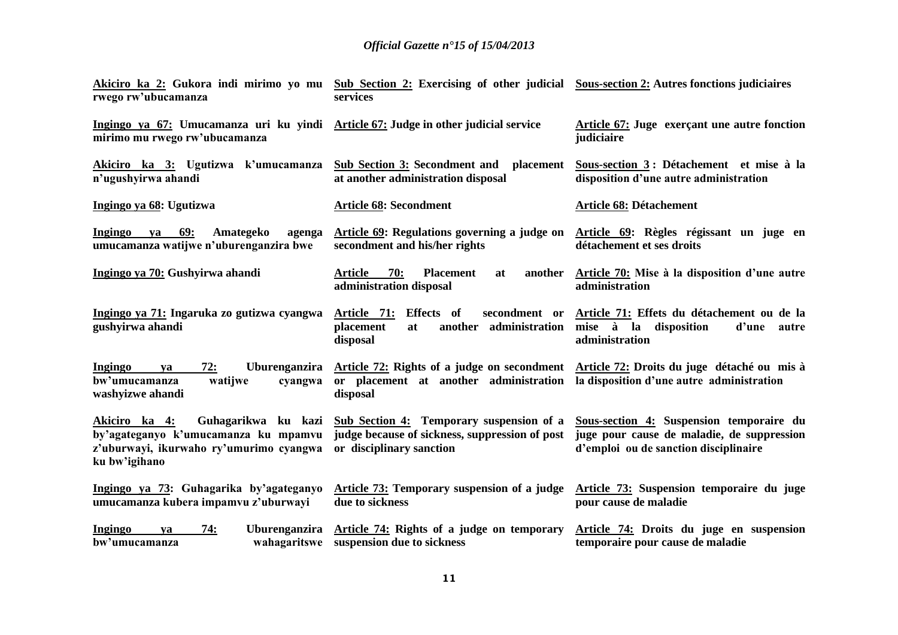| | | |
|---|---|---|
| **Akiciro ka 2: Gukora indi mirimo yo mu rwego rw'ubucamanza** | **Sub Section 2: Exercising of other judicial services** | **Sous-section 2: Autres fonctions judiciaires** |
| **Ingingo ya 67: Umucamanza uri ku yindi mirimo mu rwego rw'ubucamanza** | **Article 67: Judge in other judicial service** | **Article 67: Juge exerçant une autre fonction judiciaire** |
| **Akiciro ka 3: Ugutizwa k'umucamanza n'ugushyirwa ahandi** | **Sub Section 3: Secondment and placement at another administration disposal** | **Sous-section 3 : Détachement et mise à la disposition d'une autre administration** |
| **Ingingo ya 68: Ugutizwa** | **Article 68: Secondment** | **Article 68: Détachement** |
| **Ingingo ya 69: Amategeko agenga umucamanza watijwe n'uburenganzira bwe** | **Article 69: Regulations governing a judge on secondment and his/her rights** | **Article 69: Règles régissant un juge en détachement et ses droits** |
| **Ingingo ya 70: Gushyirwa ahandi** | **Article 70: Placement at another administration disposal** | **Article 70: Mise à la disposition d'une autre administration** |
| **Ingingo ya 71: Ingaruka zo gutizwa cyangwa gushyirwa ahandi** | **Article 71: Effects of secondment or placement at another administration disposal** | **Article 71: Effets du détachement ou de la mise à la disposition d'une autre administration** |
| **Ingingo ya 72: Uburenganzira bw'umucamanza watijwe cyangwa washyizwe ahandi** | **Article 72: Rights of a judge on secondment or placement at another administration disposal** | **Article 72: Droits du juge détaché ou mis à la disposition d'une autre administration** |
| **Akiciro ka 4: Guhagarikwa ku kazi by'agateganyo k'umucamanza ku mpamvu z'uburwayi, ikurwaho ry'umurimo cyangwa ku bw'igihano** | **Sub Section 4: Temporary suspension of a judge because of sickness, suppression of post or disciplinary sanction** | **Sous-section 4: Suspension temporaire du juge pour cause de maladie, de suppression d'emploi ou de sanction disciplinaire** |
| **Ingingo ya 73: Guhagarika by'agateganyo umucamanza kubera impamvu z'uburwayi** | **Article 73: Temporary suspension of a judge due to sickness** | **Article 73: Suspension temporaire du juge pour cause de maladie** |
| **Ingingo ya 74: Uburenganzira bw'umucamanza wahagaritswe** | **Article 74: Rights of a judge on temporary suspension due to sickness** | **Article 74: Droits du juge en suspension temporaire pour cause de maladie** |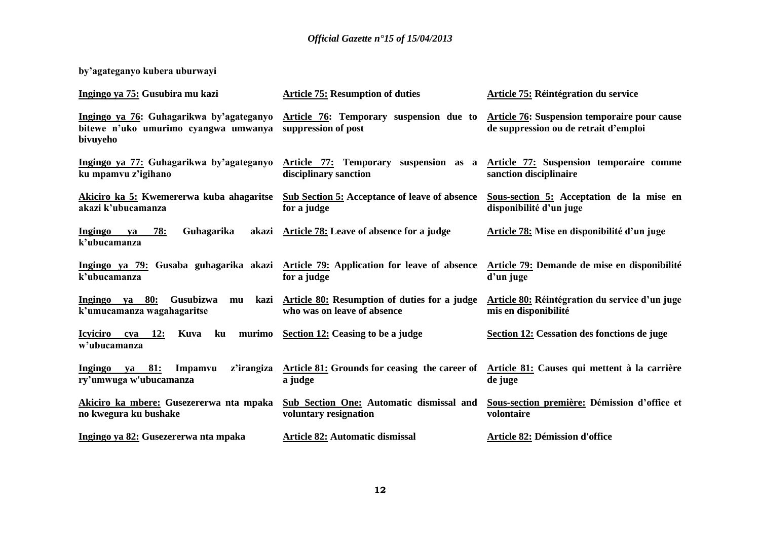**by'agateganyo kubera uburwayi**

| | | |
|---|---|---|
| **Ingingo ya 75: Gusubira mu kazi** | **Article 75: Resumption of duties** | **Article 75: Réintégration du service** |
| **Ingingo ya 76: Guhagarikwa by'agateganyo bitewe n'uko umurimo cyangwa umwanya bivuyeho** | **Article 76: Temporary suspension due to suppression of post** | **Article 76: Suspension temporaire pour cause de suppression ou de retrait d'emploi** |
| **Ingingo ya 77: Guhagarikwa by'agateganyo ku mpamvu z'igihano** | **Article 77: Temporary suspension as a disciplinary sanction** | **Article 77: Suspension temporaire comme sanction disciplinaire** |
| **Akiciro ka 5: Kwemererwa kuba ahagaritse akazi k'ubucamanza** | **Sub Section 5: Acceptance of leave of absence for a judge** | **Sous-section 5: Acceptation de la mise en disponibilité d'un juge** |
| **Ingingo ya 78: Guhagarika akazi k'ubucamanza** | **Article 78: Leave of absence for a judge** | **Article 78: Mise en disponibilité d'un juge** |
| **Ingingo ya 79: Gusaba guhagarika akazi k'ubucamanza** | **Article 79: Application for leave of absence for a judge** | **Article 79: Demande de mise en disponibilité d'un juge** |
| **Ingingo ya 80: Gusubizwa mu kazi k'umucamanza wagahagaritse** | **Article 80: Resumption of duties for a judge who was on leave of absence** | **Article 80: Réintégration du service d'un juge mis en disponibilité** |
| **Icyiciro cya 12: Kuva ku murimo w'ubucamanza** | **Section 12: Ceasing to be a judge** | **Section 12: Cessation des fonctions de juge** |
| **Ingingo ya 81: Impamvu z'irangiza ry'umwuga w'ubucamanza** | **Article 81: Grounds for ceasing the career of a judge** | **Article 81: Causes qui mettent à la carrière de juge** |
| **Akiciro ka mbere: Gusezererwa nta mpaka no kwegura ku bushake** | **Sub Section One: Automatic dismissal and voluntary resignation** | **Sous-section première: Démission d'office et volontaire** |
| **Ingingo ya 82: Gusezererwa nta mpaka** | **Article 82: Automatic dismissal** | **Article 82: Démission d'office** |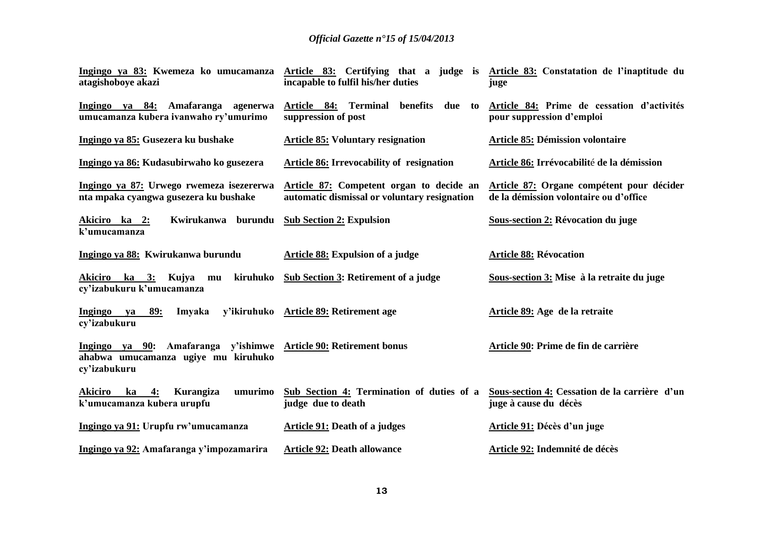| | | |
|---|---|---|
| **<u>Ingingo ya 83:</u> Kwemeza ko umucamanza atagishoboye akazi** | **<u>Article 83:</u> Certifying that a judge is incapable to fulfil his/her duties** | **<u>Article 83:</u> Constatation de l'inaptitude du juge** |
| **<u>Ingingo ya 84:</u> Amafaranga agenerwa umucamanza kubera ivanwaho ry'umurimo** | **<u>Article 84:</u> Terminal benefits due to suppression of post** | **<u>Article 84:</u> Prime de cessation d'activités pour suppression d'emploi** |
| **<u>Ingingo ya 85:</u> Gusezera ku bushake** | **<u>Article 85:</u> Voluntary resignation** | **<u>Article 85:</u> Démission volontaire** |
| **<u>Ingingo ya 86:</u> Kudasubirwaho ko gusezera** | **<u>Article 86:</u> Irrevocability of resignation** | **<u>Article 86:</u> Irrévocabilité de la démission** |
| **<u>Ingingo ya 87:</u> Urwego rwemeza isezererwa nta mpaka cyangwa gusezera ku bushake** | **<u>Article 87:</u> Competent organ to decide an automatic dismissal or voluntary resignation** | **<u>Article 87:</u> Organe compétent pour décider de la démission volontaire ou d'office** |
| **<u>Akiciro ka 2:</u> Kwirukanwa burundu k'umucamanza** | **<u>Sub Section 2:</u> Expulsion** | **<u>Sous-section 2:</u> Révocation du juge** |
| **<u>Ingingo ya 88:</u> Kwirukanwa burundu** | **<u>Article 88:</u> Expulsion of a judge** | **<u>Article 88:</u> Révocation** |
| **<u>Akiciro ka 3:</u> Kujya mu kiruhuko cy'izabukuru k'umucamanza** | **<u>Sub Section 3</u>: Retirement of a judge** | **<u>Sous-section 3:</u> Mise à la retraite du juge** |
| **<u>Ingingo ya 89:</u> Imyaka y'ikiruhuko cy'izabukuru** | **<u>Article 89:</u> Retirement age** | **<u>Article 89:</u> Age de la retraite** |
| **<u>Ingingo ya 90</u>: Amafaranga y'ishimwe ahabwa umucamanza ugiye mu kiruhuko cy'izabukuru** | **<u>Article 90:</u> Retirement bonus** | **<u>Article 90</u>: Prime de fin de carrière** |
| **<u>Akiciro ka 4:</u> Kurangiza umurimo k'umucamanza kubera urupfu** | **<u>Sub Section 4:</u> Termination of duties of a judge due to death** | **<u>Sous-section 4:</u> Cessation de la carrière d'un juge à cause du décès** |
| **<u>Ingingo ya 91:</u> Urupfu rw'umucamanza** | **<u>Article 91:</u> Death of a judges** | **<u>Article 91:</u> Décès d'un juge** |
| **<u>Ingingo ya 92:</u> Amafaranga y'impozamarira** | **<u>Article 92:</u> Death allowance** | **<u>Article 92:</u> Indemnité de décès** |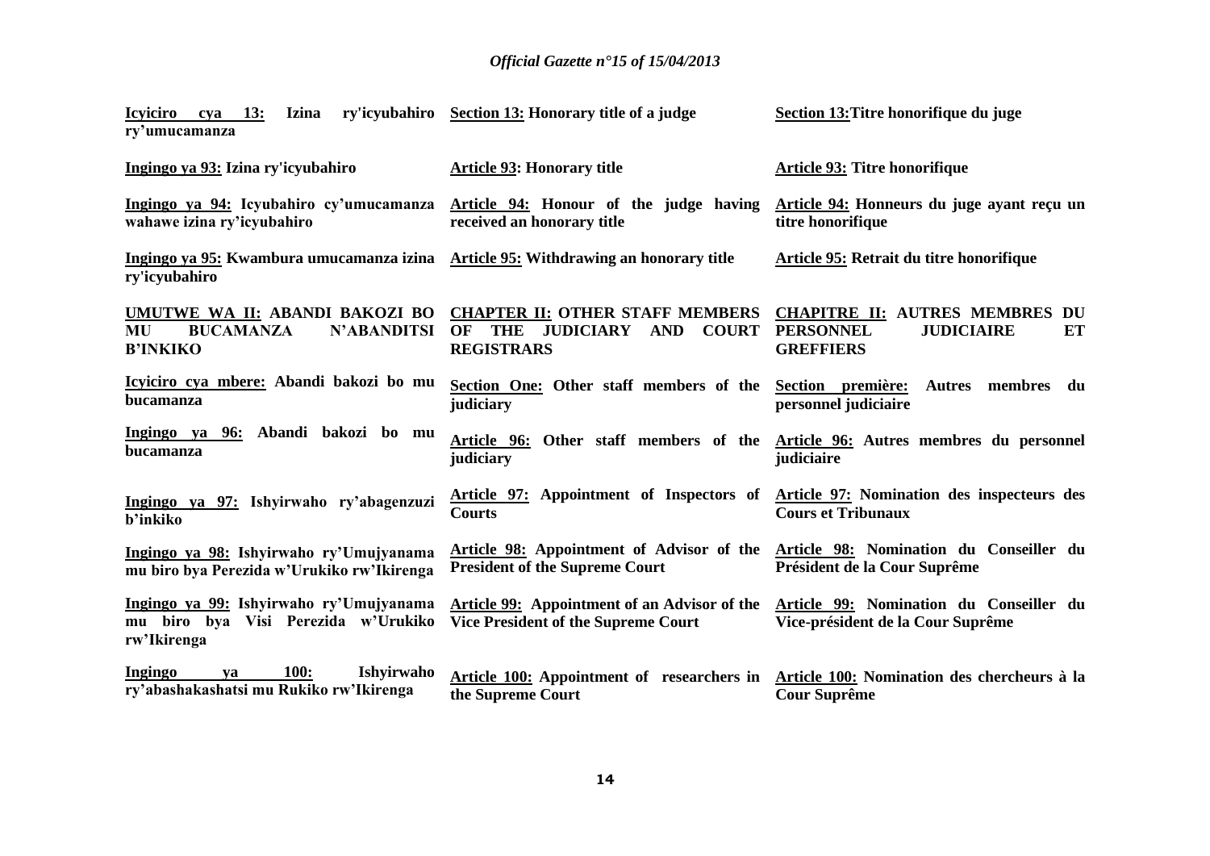| | | |
|---|---|---|
| **Icyiciro cya 13: Izina ry'icyubahiro ry'umucamanza** | **Section 13: Honorary title of a judge** | **Section 13:Titre honorifique du juge** |
| **Ingingo ya 93: Izina ry'icyubahiro** | **Article 93: Honorary title** | **Article 93: Titre honorifique** |
| **Ingingo ya 94: Icyubahiro cy'umucamanza wahawe izina ry'icyubahiro** | **Article 94: Honour of the judge having received an honorary title** | **Article 94: Honneurs du juge ayant reçu un titre honorifique** |
| **Ingingo ya 95: Kwambura umucamanza izina ry'icyubahiro** | **Article 95: Withdrawing an honorary title** | **Article 95: Retrait du titre honorifique** |
| **UMUTWE WA II: ABANDI BAKOZI BO MU BUCAMANZA N'ABANDITSI B'INKIKO** | **CHAPTER II: OTHER STAFF MEMBERS OF THE JUDICIARY AND COURT REGISTRARS** | **CHAPITRE II: AUTRES MEMBRES DU PERSONNEL JUDICIAIRE ET GREFFIERS** |
| **Icyiciro cya mbere: Abandi bakozi bo mu bucamanza** | **Section One: Other staff members of the judiciary** | **Section première: Autres membres du personnel judiciaire** |
| **Ingingo ya 96: Abandi bakozi bo mu bucamanza** | **Article 96: Other staff members of the judiciary** | **Article 96: Autres membres du personnel judiciaire** |
| **Ingingo ya 97: Ishyirwaho ry'abagenzuzi b'inkiko** | **Article 97: Appointment of Inspectors of Courts** | **Article 97: Nomination des inspecteurs des Cours et Tribunaux** |
| **Ingingo ya 98: Ishyirwaho ry'Umujyanama mu biro bya Perezida w'Urukiko rw'Ikirenga** | **Article 98: Appointment of Advisor of the President of the Supreme Court** | **Article 98: Nomination du Conseiller du Président de la Cour Suprême** |
| **Ingingo ya 99: Ishyirwaho ry'Umujyanama mu biro bya Visi Perezida w'Urukiko rw'Ikirenga** | **Article 99: Appointment of an Advisor of the Vice President of the Supreme Court** | **Article 99: Nomination du Conseiller du Vice-président de la Cour Suprême** |
| **Ingingo ya 100: Ishyirwaho ry'abashakashatsi mu Rukiko rw'Ikirenga** | **Article 100: Appointment of researchers in the Supreme Court** | **Article 100: Nomination des chercheurs à la Cour Suprême** |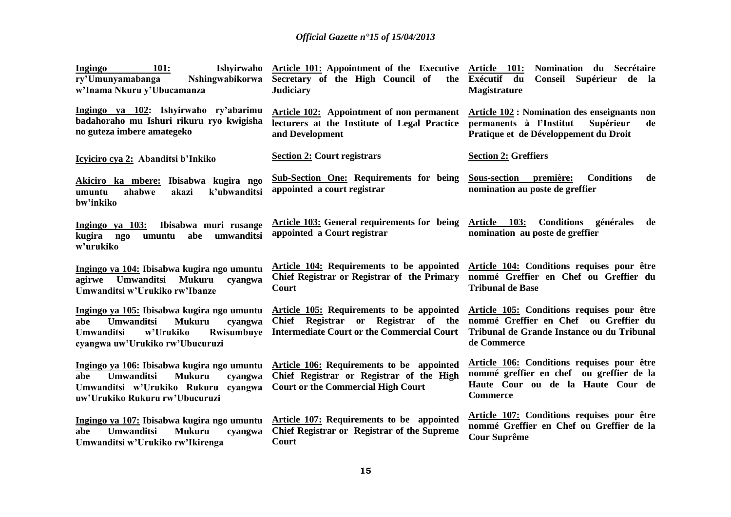| | | |
|---|---|---|
| **Ingingo 101: Ishyirwaho ry'Umunyamabanga Nshingwabikorwa w'Inama Nkuru y'Ubucamanza** | **Article 101: Appointment of the Executive Secretary of the High Council of the Judiciary** | **Article 101: Nomination du Secrétaire Exécutif du Conseil Supérieur de la Magistrature** |
| **Ingingo ya 102: Ishyirwaho ry'abarimu badahoraho mu Ishuri rikuru ryo kwigisha no guteza imbere amategeko** | **Article 102: Appointment of non permanent lecturers at the Institute of Legal Practice and Development** | **Article 102 : Nomination des enseignants non permanents à l'Institut Supérieur de Pratique et de Développement du Droit** |
| **Icyiciro cya 2: Abanditsi b'Inkiko** | **Section 2: Court registrars** | **Section 2: Greffiers** |
| **Akiciro ka mbere: Ibisabwa kugira ngo umuntu ahabwe akazi k'ubwanditsi bw'inkiko** | **Sub-Section One: Requirements for being appointed a court registrar** | **Sous-section première: Conditions de nomination au poste de greffier** |
| **Ingingo ya 103: Ibisabwa muri rusange kugira ngo umuntu abe umwanditsi w'urukiko** | **Article 103: General requirements for being appointed a Court registrar** | **Article 103: Conditions générales de nomination au poste de greffier** |
| **Ingingo ya 104: Ibisabwa kugira ngo umuntu agirwe Umwanditsi Mukuru cyangwa Umwanditsi w'Urukiko rw'Ibanze** | **Article 104: Requirements to be appointed Chief Registrar or Registrar of the Primary Court** | **Article 104: Conditions requises pour être nommé Greffier en Chef ou Greffier du Tribunal de Base** |
| **Ingingo ya 105: Ibisabwa kugira ngo umuntu abe Umwanditsi Mukuru cyangwa Umwanditsi w'Urukiko Rwisumbuye cyangwa uw'Urukiko rw'Ubucuruzi** | **Article 105: Requirements to be appointed Chief Registrar or Registrar of the Intermediate Court or the Commercial Court** | **Article 105: Conditions requises pour être nommé Greffier en Chef ou Greffier du Tribunal de Grande Instance ou du Tribunal de Commerce** |
| **Ingingo ya 106: Ibisabwa kugira ngo umuntu abe Umwanditsi Mukuru cyangwa Umwanditsi w'Urukiko Rukuru cyangwa uw'Urukiko Rukuru rw'Ubucuruzi** | **Article 106: Requirements to be appointed Chief Registrar or Registrar of the High Court or the Commercial High Court** | **Article 106: Conditions requises pour être nommé greffier en chef ou greffier de la Haute Cour ou de la Haute Cour de Commerce** |
| **Ingingo ya 107: Ibisabwa kugira ngo umuntu abe Umwanditsi Mukuru cyangwa Umwanditsi w'Urukiko rw'Ikirenga** | **Article 107: Requirements to be appointed Chief Registrar or Registrar of the Supreme Court** | **Article 107: Conditions requises pour être nommé Greffier en Chef ou Greffier de la Cour Suprême** |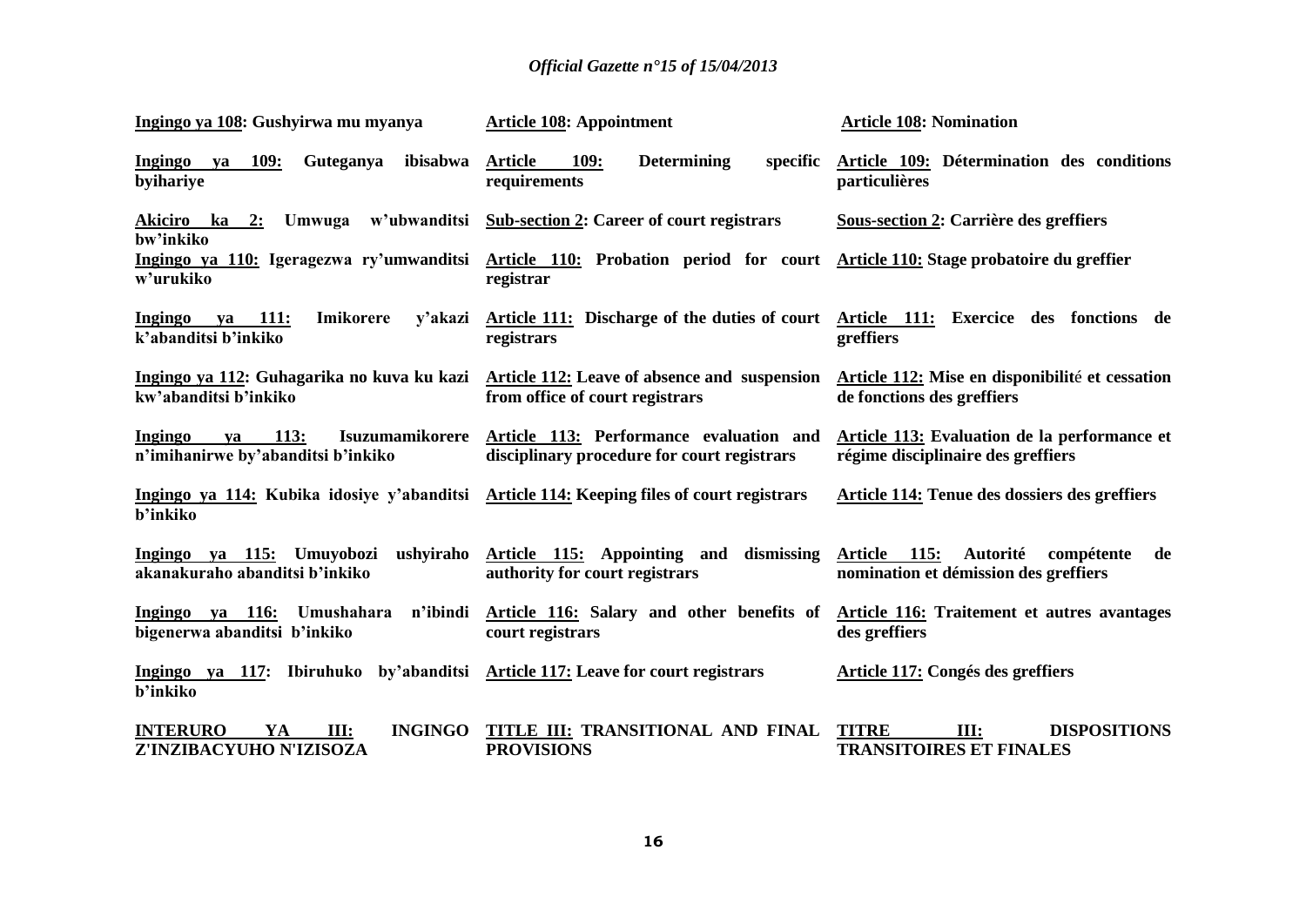| | | |
|---|---|---|
| **Ingingo ya 108: Gushyirwa mu myanya** | **Article 108: Appointment** | **Article 108: Nomination** |
| **Ingingo ya 109: Guteganya ibisabwa byihariye** | **Article 109: Determining specific requirements** | **Article 109: Détermination des conditions particulières** |
| **Akiciro ka 2: Umwuga w'ubwanditsi bw'inkiko** | **Sub-section 2: Career of court registrars** | **Sous-section 2: Carrière des greffiers** |
| **Ingingo ya 110: Igeragezwa ry'umwanditsi w'urukiko** | **Article 110: Probation period for court registrar** | **Article 110: Stage probatoire du greffier** |
| **Ingingo ya 111: Imikorere y'akazi k'abanditsi b'inkiko** | **Article 111: Discharge of the duties of court registrars** | **Article 111: Exercice des fonctions de greffiers** |
| **Ingingo ya 112: Guhagarika no kuva ku kazi kw'abanditsi b'inkiko** | **Article 112: Leave of absence and suspension from office of court registrars** | **Article 112: Mise en disponibilité et cessation de fonctions des greffiers** |
| **Ingingo ya 113: Isuzumamikorere n'imihanirwe by'abanditsi b'inkiko** | **Article 113: Performance evaluation and disciplinary procedure for court registrars** | **Article 113: Evaluation de la performance et régime disciplinaire des greffiers** |
| **Ingingo ya 114: Kubika idosiye y'abanditsi b'inkiko** | **Article 114: Keeping files of court registrars** | **Article 114: Tenue des dossiers des greffiers** |
| **Ingingo ya 115: Umuyobozi ushyiraho akanakuraho abanditsi b'inkiko** | **Article 115: Appointing and dismissing authority for court registrars** | **Article 115: Autorité compétente de nomination et démission des greffiers** |
| **Ingingo ya 116: Umushahara n'ibindi bigenerwa abanditsi b'inkiko** | **Article 116: Salary and other benefits of court registrars** | **Article 116: Traitement et autres avantages des greffiers** |
| **Ingingo ya 117: Ibiruhuko by'abanditsi b'inkiko** | **Article 117: Leave for court registrars** | **Article 117: Congés des greffiers** |
| **INTERURO YA III: INGINGO Z'INZIBACYUHO N'IZISOZA** | **TITLE III: TRANSITIONAL AND FINAL PROVISIONS** | **TITRE III: DISPOSITIONS TRANSITOIRES ET FINALES** |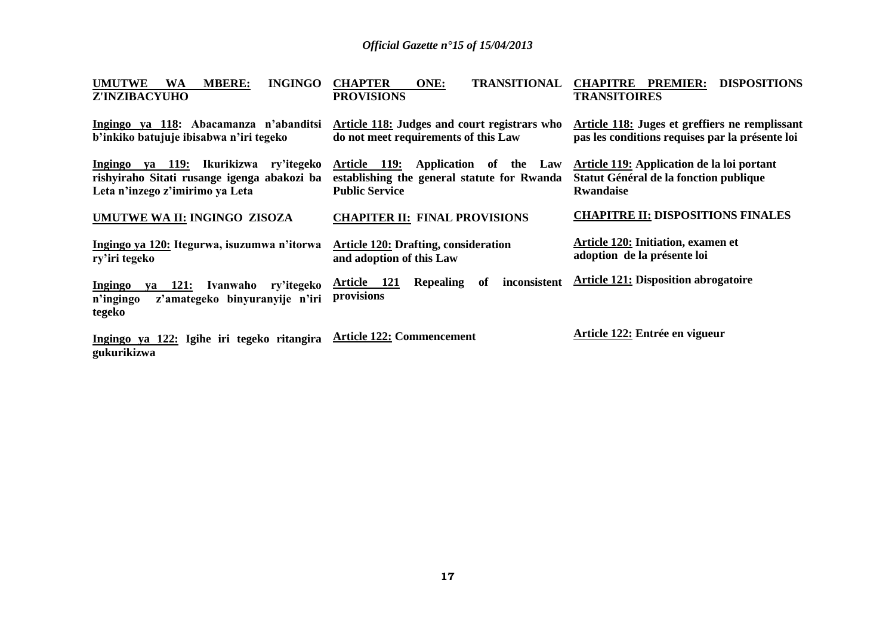**UMUTWE WA MBERE: INGINGO Z'INZIBACYUHO**

**Ingingo ya 118: Abacamanza n'abanditsi b'inkiko batujuje ibisabwa n'iri tegeko**

**Ingingo ya 119: Ikurikizwa ry'itegeko rishyiraho Sitati rusange igenga abakozi ba Leta n'inzego z'imirimo ya Leta**

**UMUTWE WA II: INGINGO ZISOZA**

**Ingingo ya 120: Itegurwa, isuzumwa n'itorwa ry'iri tegeko**

**Ingingo ya 121: Ivanwaho ry'itegeko n'ingingo z'amategeko binyuranyije n'iri tegeko**

**Ingingo ya 122: Igihe iri tegeko ritangira gukurikizwa**

**CHAPTER ONE: TRANSITIONAL PROVISIONS**

**Article 118: Judges and court registrars who do not meet requirements of this Law**

**Article 119: Application of the Law establishing the general statute for Rwanda Public Service**

**CHAPITER II: FINAL PROVISIONS**

**Article 120: Drafting, consideration and adoption of this Law**

**Article 121 Repealing of inconsistent provisions**

**Article 122: Commencement**

**CHAPITRE PREMIER: DISPOSITIONS TRANSITOIRES**

**Article 118: Juges et greffiers ne remplissant pas les conditions requises par la présente loi**

**Article 119: Application de la loi portant Statut Général de la fonction publique Rwandaise**

**CHAPITRE II: DISPOSITIONS FINALES**

**Article 120: Initiation, examen et adoption de la présente loi**

**Article 121: Disposition abrogatoire**

**Article 122: Entrée en vigueur**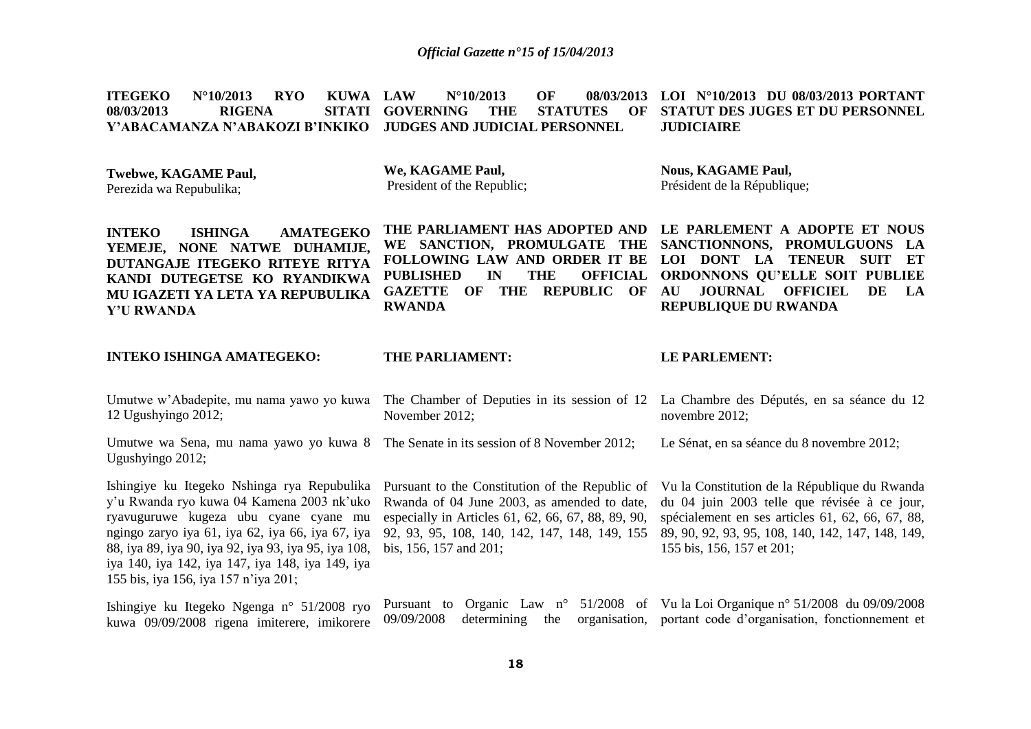**ITEGEKO N°10/2013 RYO KUWA 08/03/2013 RIGENA SITATI Y'ABACAMANZA N'ABAKOZI B'INKIKO**

**Twebwe, KAGAME Paul,**
Perezida wa Repubulika;

**INTEKO ISHINGA AMATEGEKO YEMEJE, NONE NATWE DUHAMIJE, DUTANGAJE ITEGEKO RITEYE RITYA KANDI DUTEGETSE KO RYANDIKWA MU IGAZETI YA LETA YA REPUBULIKA Y'U RWANDA**

**INTEKO ISHINGA AMATEGEKO:**

Umutwe w'Abadepite, mu nama yawo yo kuwa 12 Ugushyingo 2012;

Umutwe wa Sena, mu nama yawo yo kuwa 8 Ugushyingo 2012;

Ishingiye ku Itegeko Nshinga rya Repubulika y'u Rwanda ryo kuwa 04 Kamena 2003 nk'uko ryavuguruwe kugeza ubu cyane cyane mu ngingo zaryo iya 61, iya 62, iya 66, iya 67, iya 88, iya 89, iya 90, iya 92, iya 93, iya 95, iya 108, iya 140, iya 142, iya 147, iya 148, iya 149, iya 155 bis, iya 156, iya 157 n'iya 201;

Ishingiye ku Itegeko Ngenga n° 51/2008 ryo kuwa 09/09/2008 rigena imiterere, imikorere

**LAW N°10/2013 OF 08/03/2013 GOVERNING THE STATUTES OF JUDGES AND JUDICIAL PERSONNEL**

**We, KAGAME Paul,**
President of the Republic;

**THE PARLIAMENT HAS ADOPTED AND WE SANCTION, PROMULGATE THE FOLLOWING LAW AND ORDER IT BE PUBLISHED IN THE OFFICIAL GAZETTE OF THE REPUBLIC OF RWANDA**

**THE PARLIAMENT:**

The Chamber of Deputies in its session of 12 November 2012;

The Senate in its session of 8 November 2012;

Pursuant to the Constitution of the Republic of Rwanda of 04 June 2003, as amended to date, especially in Articles 61, 62, 66, 67, 88, 89, 90, 92, 93, 95, 108, 140, 142, 147, 148, 149, 155 bis, 156, 157 and 201;

Pursuant to Organic Law n° 51/2008 of 09/09/2008 determining the organisation,

**LOI N°10/2013 DU 08/03/2013 PORTANT STATUT DES JUGES ET DU PERSONNEL JUDICIAIRE**

**Nous, KAGAME Paul,**
Président de la République;

**LE PARLEMENT A ADOPTE ET NOUS SANCTIONNONS, PROMULGUONS LA LOI DONT LA TENEUR SUIT ET ORDONNONS QU'ELLE SOIT PUBLIEE AU JOURNAL OFFICIEL DE LA REPUBLIQUE DU RWANDA**

**LE PARLEMENT:**

La Chambre des Députés, en sa séance du 12 novembre 2012;

Le Sénat, en sa séance du 8 novembre 2012;

Vu la Constitution de la République du Rwanda du 04 juin 2003 telle que révisée à ce jour, spécialement en ses articles 61, 62, 66, 67, 88, 89, 90, 92, 93, 95, 108, 140, 142, 147, 148, 149, 155 bis, 156, 157 et 201;

Vu la Loi Organique n° 51/2008 du 09/09/2008 portant code d'organisation, fonctionnement et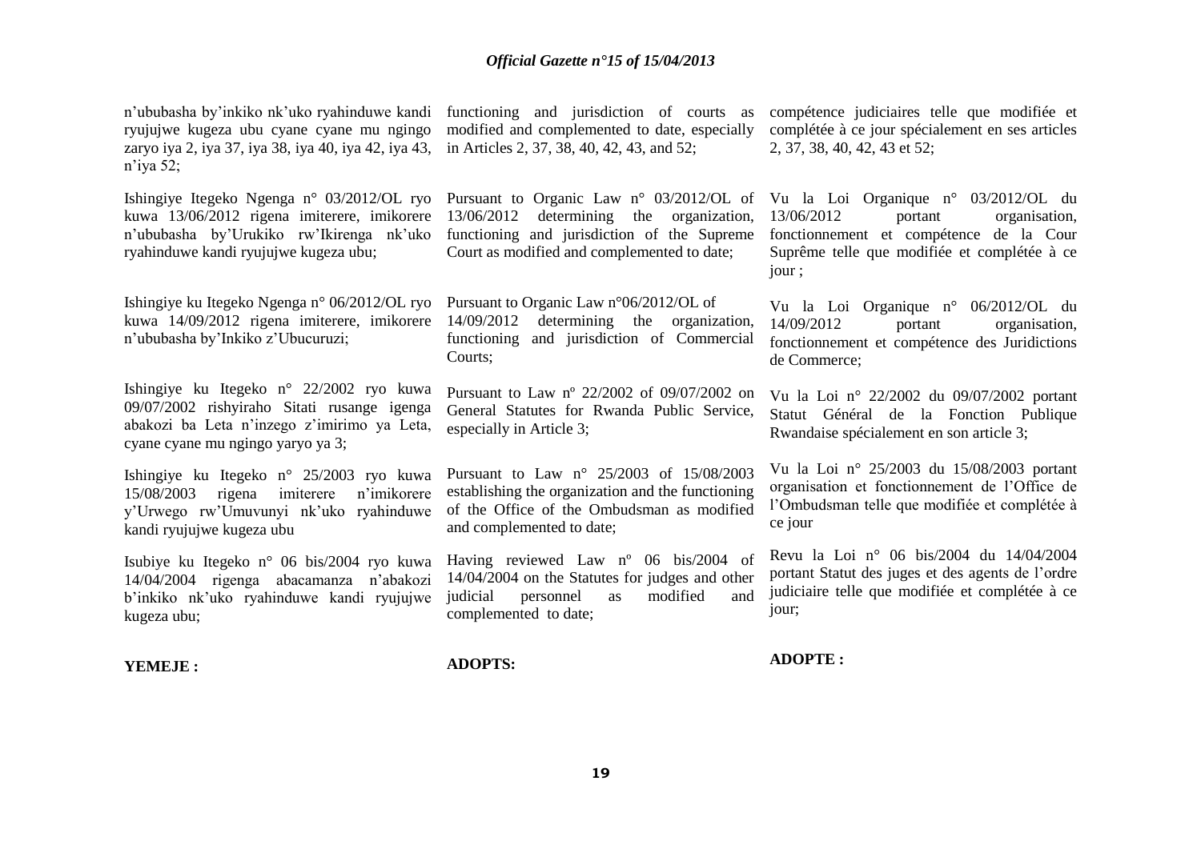n'ububasha by'inkiko nk'uko ryahinduwe kandi ryujujwe kugeza ubu cyane cyane mu ngingo zaryo iya 2, iya 37, iya 38, iya 40, iya 42, iya 43, n'iya 52;

Ishingiye Itegeko Ngenga n° 03/2012/OL ryo kuwa 13/06/2012 rigena imiterere, imikorere n'ububasha by'Urukiko rw'Ikirenga nk'uko ryahinduwe kandi ryujujwe kugeza ubu;

Ishingiye ku Itegeko Ngenga n° 06/2012/OL ryo kuwa 14/09/2012 rigena imiterere, imikorere n'ububasha by'Inkiko z'Ubucuruzi;

Ishingiye ku Itegeko n° 22/2002 ryo kuwa 09/07/2002 rishyiraho Sitati rusange igenga abakozi ba Leta n'inzego z'imirimo ya Leta, cyane cyane mu ngingo yaryo ya 3;

Ishingiye ku Itegeko n° 25/2003 ryo kuwa 15/08/2003 rigena imiterere n'imikorere y'Urwego rw'Umuvunyi nk'uko ryahinduwe kandi ryujujwe kugeza ubu

Isubiye ku Itegeko n° 06 bis/2004 ryo kuwa 14/04/2004 rigenga abacamanza n'abakozi b'inkiko nk'uko ryahinduwe kandi ryujujwe kugeza ubu;

**YEMEJE :**

functioning and jurisdiction of courts as modified and complemented to date, especially in Articles 2, 37, 38, 40, 42, 43, and 52;

Pursuant to Organic Law n° 03/2012/OL of 13/06/2012 determining the organization, functioning and jurisdiction of the Supreme Court as modified and complemented to date;

Pursuant to Organic Law n°06/2012/OL of 14/09/2012 determining the organization, functioning and jurisdiction of Commercial Courts;

Pursuant to Law nº 22/2002 of 09/07/2002 on General Statutes for Rwanda Public Service, especially in Article 3;

Pursuant to Law n° 25/2003 of 15/08/2003 establishing the organization and the functioning of the Office of the Ombudsman as modified and complemented to date;

Having reviewed Law nº 06 bis/2004 of 14/04/2004 on the Statutes for judges and other judicial personnel as modified and complemented to date;

**ADOPTS:**

compétence judiciaires telle que modifiée et complétée à ce jour spécialement en ses articles 2, 37, 38, 40, 42, 43 et 52;

Vu la Loi Organique n° 03/2012/OL du 13/06/2012 portant organisation, fonctionnement et compétence de la Cour Suprême telle que modifiée et complétée à ce jour ;

Vu la Loi Organique n° 06/2012/OL du 14/09/2012 portant organisation, fonctionnement et compétence des Juridictions de Commerce;

Vu la Loi n° 22/2002 du 09/07/2002 portant Statut Général de la Fonction Publique Rwandaise spécialement en son article 3;

Vu la Loi n° 25/2003 du 15/08/2003 portant organisation et fonctionnement de l'Office de l'Ombudsman telle que modifiée et complétée à ce jour

Revu la Loi n° 06 bis/2004 du 14/04/2004 portant Statut des juges et des agents de l'ordre judiciaire telle que modifiée et complétée à ce jour;

**ADOPTE :**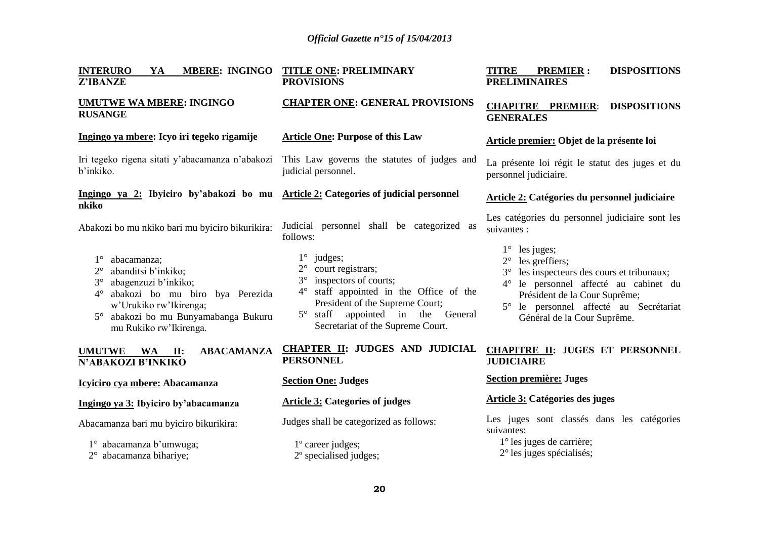**INTERURO YA MBERE: INGINGO Z'IBANZE**

**UMUTWE WA MBERE: INGINGO RUSANGE**

**Ingingo ya mbere: Icyo iri tegeko rigamije**

Iri tegeko rigena sitati y'abacamanza n'abakozi b'inkiko.

**Ingingo ya 2: Ibyiciro by'abakozi bo mu nkiko**

Abakozi bo mu nkiko bari mu byiciro bikurikira:

1° abacamanza;
2° abanditsi b'inkiko;
3° abagenzuzi b'inkiko;
4° abakozi bo mu biro bya Perezida w'Urukiko rw'Ikirenga;
5° abakozi bo mu Bunyamabanga Bukuru mu Rukiko rw'Ikirenga.

**UMUTWE WA II: ABACAMANZA N'ABAKOZI B'INKIKO**

**Icyiciro cya mbere: Abacamanza**

**Ingingo ya 3: Ibyiciro by'abacamanza**

Abacamanza bari mu byiciro bikurikira:

1° abacamanza b'umwuga;
2° abacamanza bihariye;

**TITLE ONE: PRELIMINARY PROVISIONS**

**CHAPTER ONE: GENERAL PROVISIONS**

**Article One: Purpose of this Law**

This Law governs the statutes of judges and judicial personnel.

**Article 2: Categories of judicial personnel**

Judicial personnel shall be categorized as follows:

1° judges;
2° court registrars;
3° inspectors of courts;
4° staff appointed in the Office of the President of the Supreme Court;
5° staff appointed in the General Secretariat of the Supreme Court.

**CHAPTER II: JUDGES AND JUDICIAL PERSONNEL**

**Section One: Judges**

**Article 3: Categories of judges**

Judges shall be categorized as follows:

1º career judges;
2º specialised judges;

**TITRE PREMIER : DISPOSITIONS PRELIMINAIRES**

**CHAPITRE PREMIER: DISPOSITIONS GENERALES**

**Article premier: Objet de la présente loi**

La présente loi régit le statut des juges et du personnel judiciaire.

**Article 2: Catégories du personnel judiciaire**

Les catégories du personnel judiciaire sont les suivantes :

1° les juges;
2° les greffiers;
3° les inspecteurs des cours et tribunaux;
4° le personnel affecté au cabinet du Président de la Cour Suprême;
5° le personnel affecté au Secrétariat Général de la Cour Suprême.

**CHAPITRE II: JUGES ET PERSONNEL JUDICIAIRE**

**Section première: Juges**

**Article 3: Catégories des juges**

Les juges sont classés dans les catégories suivantes:

1° les juges de carrière;
2° les juges spécialisés;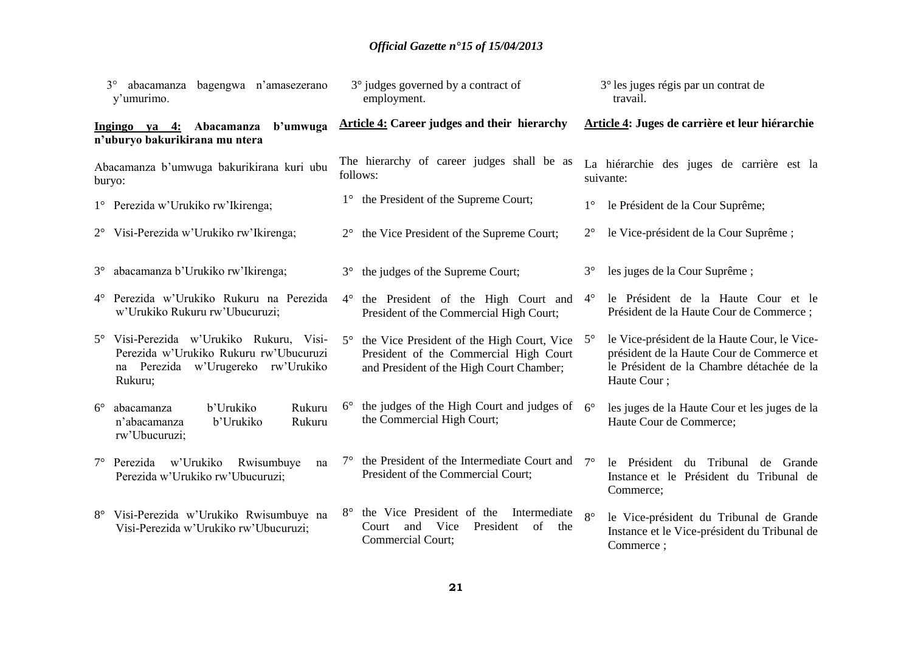3° abacamanza bagengwa n'amasezerano y'umurimo.

**Ingingo ya 4: Abacamanza b'umwuga n'uburyo bakurikirana mu ntera**

Abacamanza b'umwuga bakurikirana kuri ubu buryo:

1° Perezida w'Urukiko rw'Ikirenga;

2° Visi-Perezida w'Urukiko rw'Ikirenga;

3° abacamanza b'Urukiko rw'Ikirenga;

4° Perezida w'Urukiko Rukuru na Perezida w'Urukiko Rukuru rw'Ubucuruzi;

5° Visi-Perezida w'Urukiko Rukuru, Visi-Perezida w'Urukiko Rukuru rw'Ubucuruzi na Perezida w'Urugereko rw'Urukiko Rukuru;

6° abacamanza b'Urukiko Rukuru n'abacamanza b'Urukiko Rukuru rw'Ubucuruzi;

7° Perezida w'Urukiko Rwisumbuye na Perezida w'Urukiko rw'Ubucuruzi;

8° Visi-Perezida w'Urukiko Rwisumbuye na Visi-Perezida w'Urukiko rw'Ubucuruzi;

3° judges governed by a contract of employment.

**Article 4: Career judges and their hierarchy**

The hierarchy of career judges shall be as follows:

1° the President of the Supreme Court;

2° the Vice President of the Supreme Court;

3° the judges of the Supreme Court;

4° the President of the High Court and President of the Commercial High Court;

5° the Vice President of the High Court, Vice President of the Commercial High Court and President of the High Court Chamber;

6° the judges of the High Court and judges of the Commercial High Court;

7° the President of the Intermediate Court and President of the Commercial Court;

8° the Vice President of the Intermediate Court and Vice President of the Commercial Court;

3° les juges régis par un contrat de travail.

**Article 4: Juges de carrière et leur hiérarchie**

La hiérarchie des juges de carrière est la suivante:

1° le Président de la Cour Suprême;

2° le Vice-président de la Cour Suprême ;

3° les juges de la Cour Suprême ;

4° le Président de la Haute Cour et le Président de la Haute Cour de Commerce ;

5° le Vice-président de la Haute Cour, le Vice-président de la Haute Cour de Commerce et le Président de la Chambre détachée de la Haute Cour ;

6° les juges de la Haute Cour et les juges de la Haute Cour de Commerce;

7° le Président du Tribunal de Grande Instance et le Président du Tribunal de Commerce;

8° le Vice-président du Tribunal de Grande Instance et le Vice-président du Tribunal de Commerce ;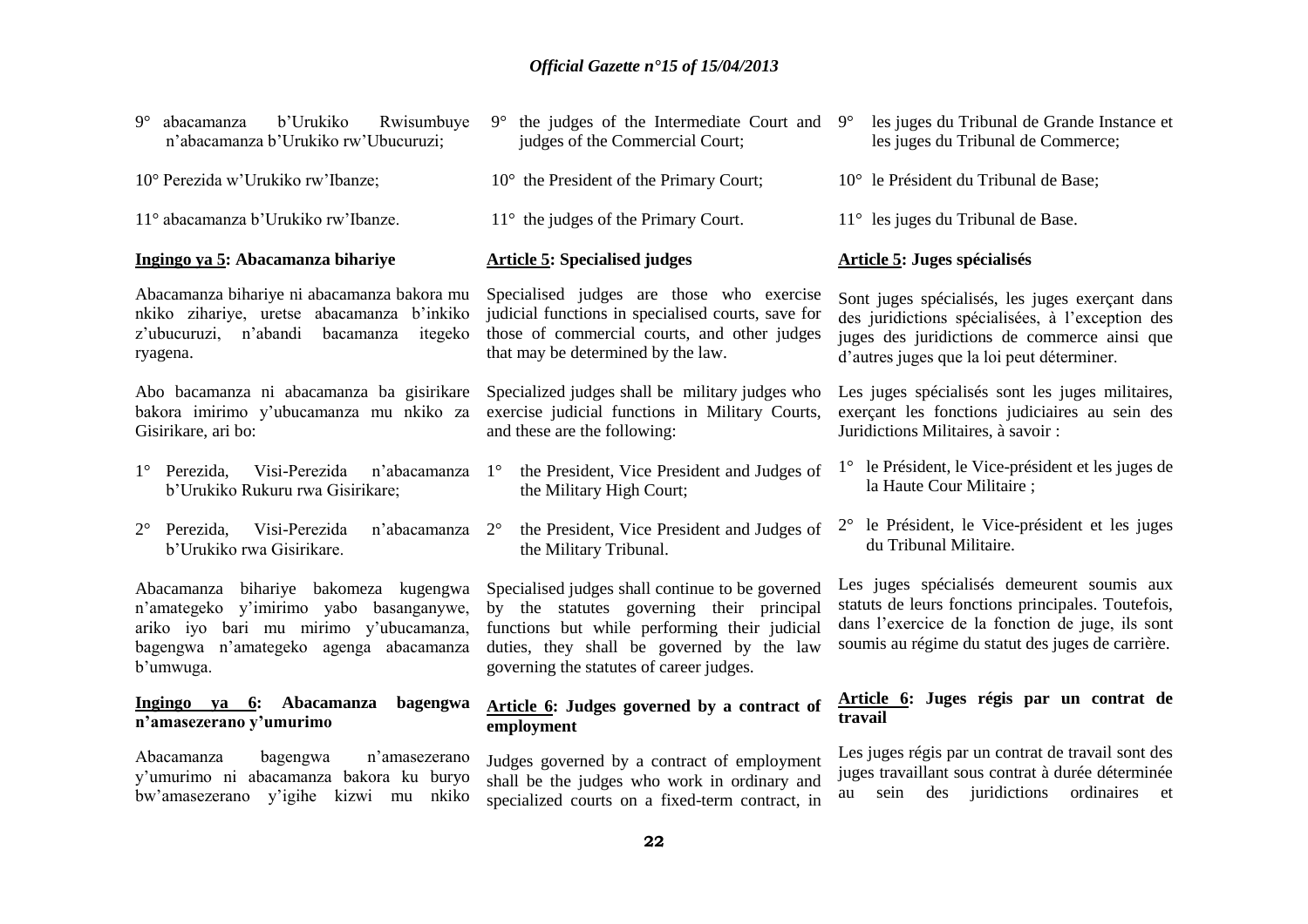9° abacamanza b'Urukiko Rwisumbuye n'abacamanza b'Urukiko rw'Ubucuruzi;

10° Perezida w'Urukiko rw'Ibanze;

11° abacamanza b'Urukiko rw'Ibanze.

**Ingingo ya 5: Abacamanza bihariye**

Abacamanza bihariye ni abacamanza bakora mu nkiko zihariye, uretse abacamanza b'inkiko z'ubucuruzi, n'abandi bacamanza itegeko ryagena.

Abo bacamanza ni abacamanza ba gisirikare bakora imirimo y'ubucamanza mu nkiko za Gisirikare, ari bo:

1° Perezida, Visi-Perezida n'abacamanza b'Urukiko Rukuru rwa Gisirikare;

2° Perezida, Visi-Perezida n'abacamanza b'Urukiko rwa Gisirikare.

Abacamanza bihariye bakomeza kugengwa n'amategeko y'imirimo yabo basanganywe, ariko iyo bari mu mirimo y'ubucamanza, bagengwa n'amategeko agenga abacamanza b'umwuga.

**Ingingo ya 6: Abacamanza bagengwa n'amasezerano y'umurimo**

Abacamanza bagengwa n'amasezerano y'umurimo ni abacamanza bakora ku buryo bw'amasezerano y'igihe kizwi mu nkiko

9° the judges of the Intermediate Court and judges of the Commercial Court;

10° the President of the Primary Court;

11° the judges of the Primary Court.

**Article 5: Specialised judges**

Specialised judges are those who exercise judicial functions in specialised courts, save for those of commercial courts, and other judges that may be determined by the law.

Specialized judges shall be military judges who exercise judicial functions in Military Courts, and these are the following:

1° the President, Vice President and Judges of the Military High Court;

2° the President, Vice President and Judges of the Military Tribunal.

Specialised judges shall continue to be governed by the statutes governing their principal functions but while performing their judicial duties, they shall be governed by the law governing the statutes of career judges.

**Article 6: Judges governed by a contract of employment**

Judges governed by a contract of employment shall be the judges who work in ordinary and specialized courts on a fixed-term contract, in

9° les juges du Tribunal de Grande Instance et les juges du Tribunal de Commerce;

10° le Président du Tribunal de Base;

11° les juges du Tribunal de Base.

**Article 5: Juges spécialisés**

Sont juges spécialisés, les juges exerçant dans des juridictions spécialisées, à l'exception des juges des juridictions de commerce ainsi que d'autres juges que la loi peut déterminer.

Les juges spécialisés sont les juges militaires, exerçant les fonctions judiciaires au sein des Juridictions Militaires, à savoir :

1° le Président, le Vice-président et les juges de la Haute Cour Militaire ;

2° le Président, le Vice-président et les juges du Tribunal Militaire.

Les juges spécialisés demeurent soumis aux statuts de leurs fonctions principales. Toutefois, dans l'exercice de la fonction de juge, ils sont soumis au régime du statut des juges de carrière.

**Article 6: Juges régis par un contrat de travail**

Les juges régis par un contrat de travail sont des juges travaillant sous contrat à durée déterminée au sein des juridictions ordinaires et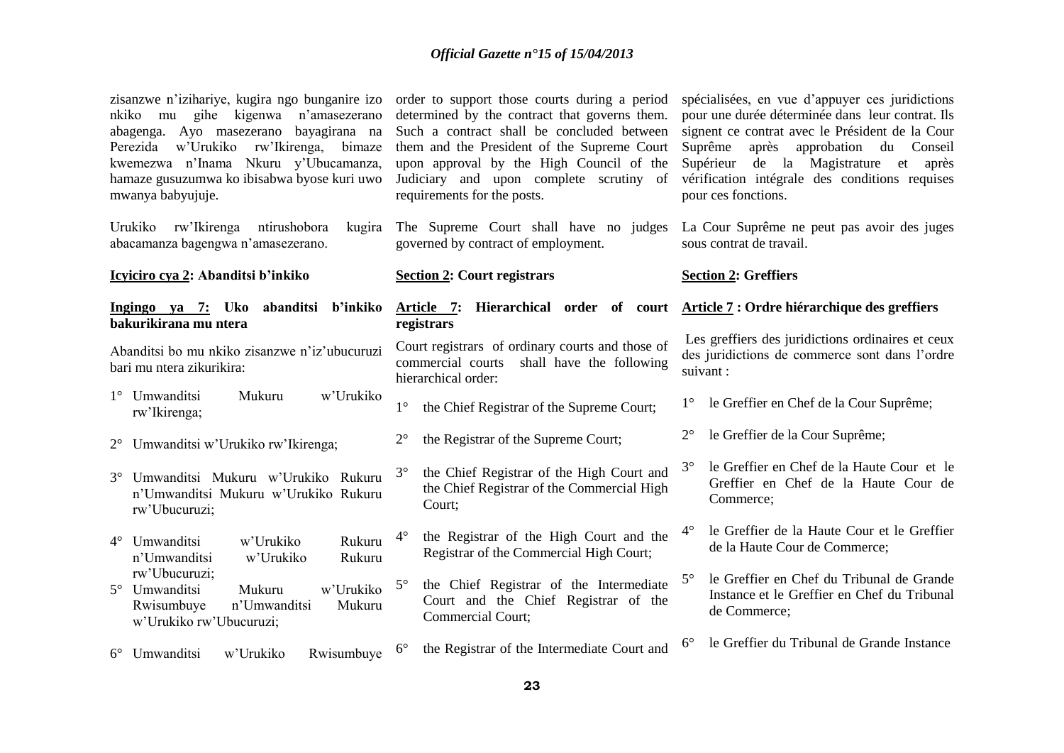zisanzwe n'izihariye, kugira ngo bunganire izo nkiko mu gihe kigenwa n'amasezerano abagenga. Ayo masezerano bayagirana na Perezida w'Urukiko rw'Ikirenga, bimaze kwemezwa n'Inama Nkuru y'Ubucamanza, hamaze gusuzumwa ko ibisabwa byose kuri uwo mwanya babyujuje.

Urukiko rw'Ikirenga ntirushobora kugira abacamanza bagengwa n'amasezerano.

**Icyiciro cya 2: Abanditsi b'inkiko**

**Ingingo ya 7: Uko abanditsi b'inkiko bakurikirana mu ntera**

Abanditsi bo mu nkiko zisanzwe n'iz'ubucuruzi bari mu ntera zikurikira:

1° Umwanditsi Mukuru w'Urukiko rw'Ikirenga;

2° Umwanditsi w'Urukiko rw'Ikirenga;

3° Umwanditsi Mukuru w'Urukiko Rukuru n'Umwanditsi Mukuru w'Urukiko Rukuru rw'Ubucuruzi;

4° Umwanditsi w'Urukiko Rukuru n'Umwanditsi w'Urukiko Rukuru rw'Ubucuruzi;

5° Umwanditsi Mukuru w'Urukiko Rwisumbuye n'Umwanditsi Mukuru w'Urukiko rw'Ubucuruzi;

6° Umwanditsi w'Urukiko Rwisumbuye

order to support those courts during a period determined by the contract that governs them. Such a contract shall be concluded between them and the President of the Supreme Court upon approval by the High Council of the Judiciary and upon complete scrutiny of requirements for the posts.

The Supreme Court shall have no judges governed by contract of employment.

**Section 2: Court registrars**

**Article 7: Hierarchical order of court registrars**

Court registrars of ordinary courts and those of commercial courts shall have the following hierarchical order:

1° the Chief Registrar of the Supreme Court;

2° the Registrar of the Supreme Court;

3° the Chief Registrar of the High Court and the Chief Registrar of the Commercial High Court;

4° the Registrar of the High Court and the Registrar of the Commercial High Court;

5° the Chief Registrar of the Intermediate Court and the Chief Registrar of the Commercial Court;

6° the Registrar of the Intermediate Court and

spécialisées, en vue d'appuyer ces juridictions pour une durée déterminée dans leur contrat. Ils signent ce contrat avec le Président de la Cour Suprême après approbation du Conseil Supérieur de la Magistrature et après vérification intégrale des conditions requises pour ces fonctions.

La Cour Suprême ne peut pas avoir des juges sous contrat de travail.

**Section 2: Greffiers**

**Article 7 : Ordre hiérarchique des greffiers**

Les greffiers des juridictions ordinaires et ceux des juridictions de commerce sont dans l'ordre suivant :

1° le Greffier en Chef de la Cour Suprême;

2° le Greffier de la Cour Suprême;

3° le Greffier en Chef de la Haute Cour et le Greffier en Chef de la Haute Cour de Commerce;

4° le Greffier de la Haute Cour et le Greffier de la Haute Cour de Commerce;

5° le Greffier en Chef du Tribunal de Grande Instance et le Greffier en Chef du Tribunal de Commerce;

6° le Greffier du Tribunal de Grande Instance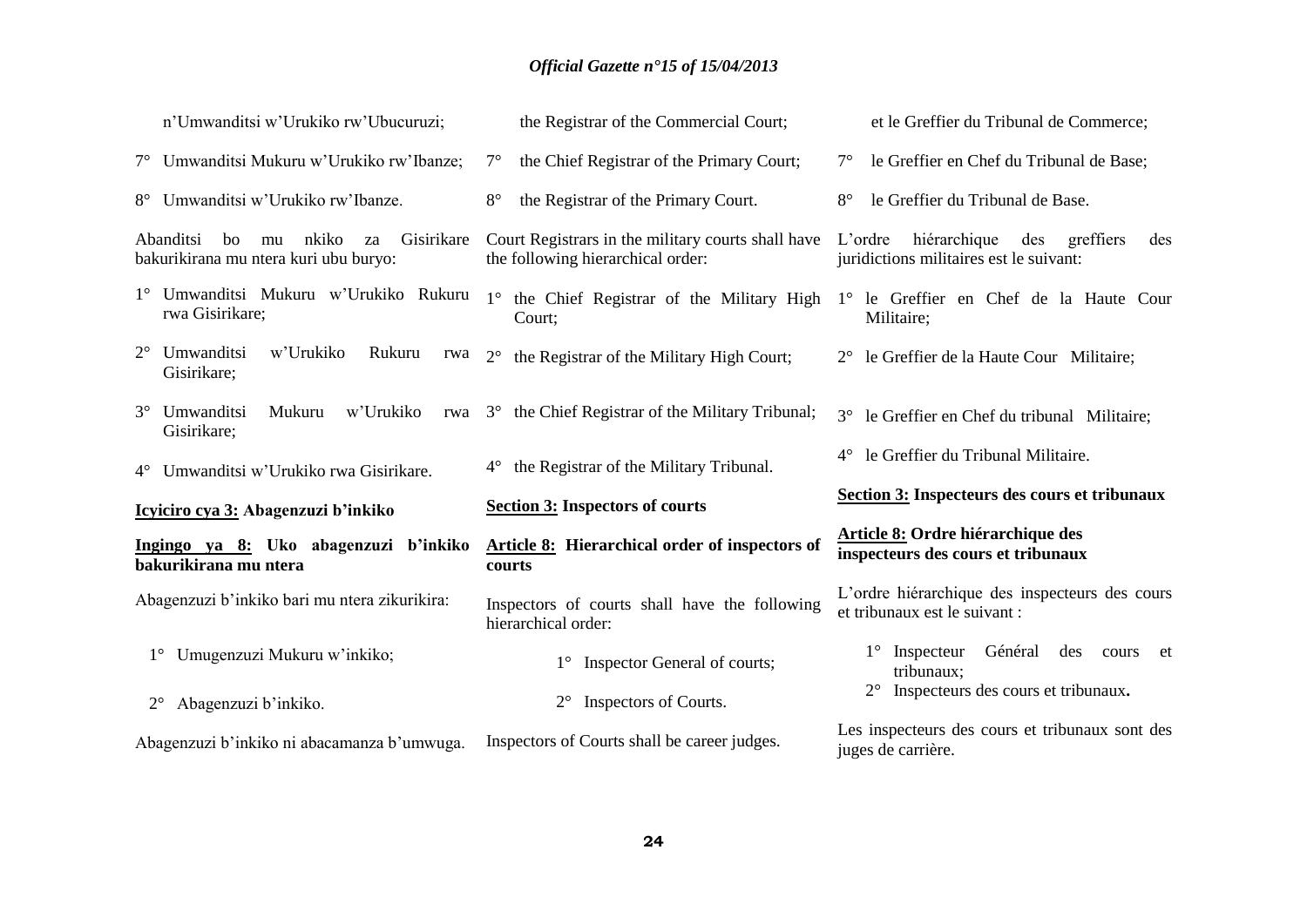n'Umwanditsi w'Urukiko rw'Ubucuruzi;

7° Umwanditsi Mukuru w'Urukiko rw'Ibanze;

8° Umwanditsi w'Urukiko rw'Ibanze.

Abanditsi bo mu nkiko za Gisirikare bakurikirana mu ntera kuri ubu buryo:

1° Umwanditsi Mukuru w'Urukiko Rukuru rwa Gisirikare;

2° Umwanditsi w'Urukiko Rukuru rwa Gisirikare;

3° Umwanditsi Mukuru w'Urukiko rwa Gisirikare;

4° Umwanditsi w'Urukiko rwa Gisirikare.

**Icyiciro cya 3: Abagenzuzi b'inkiko**

**Ingingo ya 8: Uko abagenzuzi b'inkiko bakurikirana mu ntera**

Abagenzuzi b'inkiko bari mu ntera zikurikira:

1° Umugenzuzi Mukuru w'inkiko;

2° Abagenzuzi b'inkiko.

Abagenzuzi b'inkiko ni abacamanza b'umwuga.

the Registrar of the Commercial Court;

7° the Chief Registrar of the Primary Court;

8° the Registrar of the Primary Court.

Court Registrars in the military courts shall have the following hierarchical order:

1° the Chief Registrar of the Military High Court;

2° the Registrar of the Military High Court;

3° the Chief Registrar of the Military Tribunal;

4° the Registrar of the Military Tribunal.

**Section 3: Inspectors of courts**

**Article 8: Hierarchical order of inspectors of courts**

Inspectors of courts shall have the following hierarchical order:

1° Inspector General of courts;

2° Inspectors of Courts.

Inspectors of Courts shall be career judges.

et le Greffier du Tribunal de Commerce;

7° le Greffier en Chef du Tribunal de Base;

8° le Greffier du Tribunal de Base.

L'ordre hiérarchique des greffiers des juridictions militaires est le suivant:

1° le Greffier en Chef de la Haute Cour Militaire;

2° le Greffier de la Haute Cour Militaire;

3° le Greffier en Chef du tribunal Militaire;

4° le Greffier du Tribunal Militaire.

**Section 3: Inspecteurs des cours et tribunaux**

**Article 8: Ordre hiérarchique des inspecteurs des cours et tribunaux**

L'ordre hiérarchique des inspecteurs des cours et tribunaux est le suivant :

1° Inspecteur Général des cours et tribunaux;

2° Inspecteurs des cours et tribunaux**.**

Les inspecteurs des cours et tribunaux sont des juges de carrière.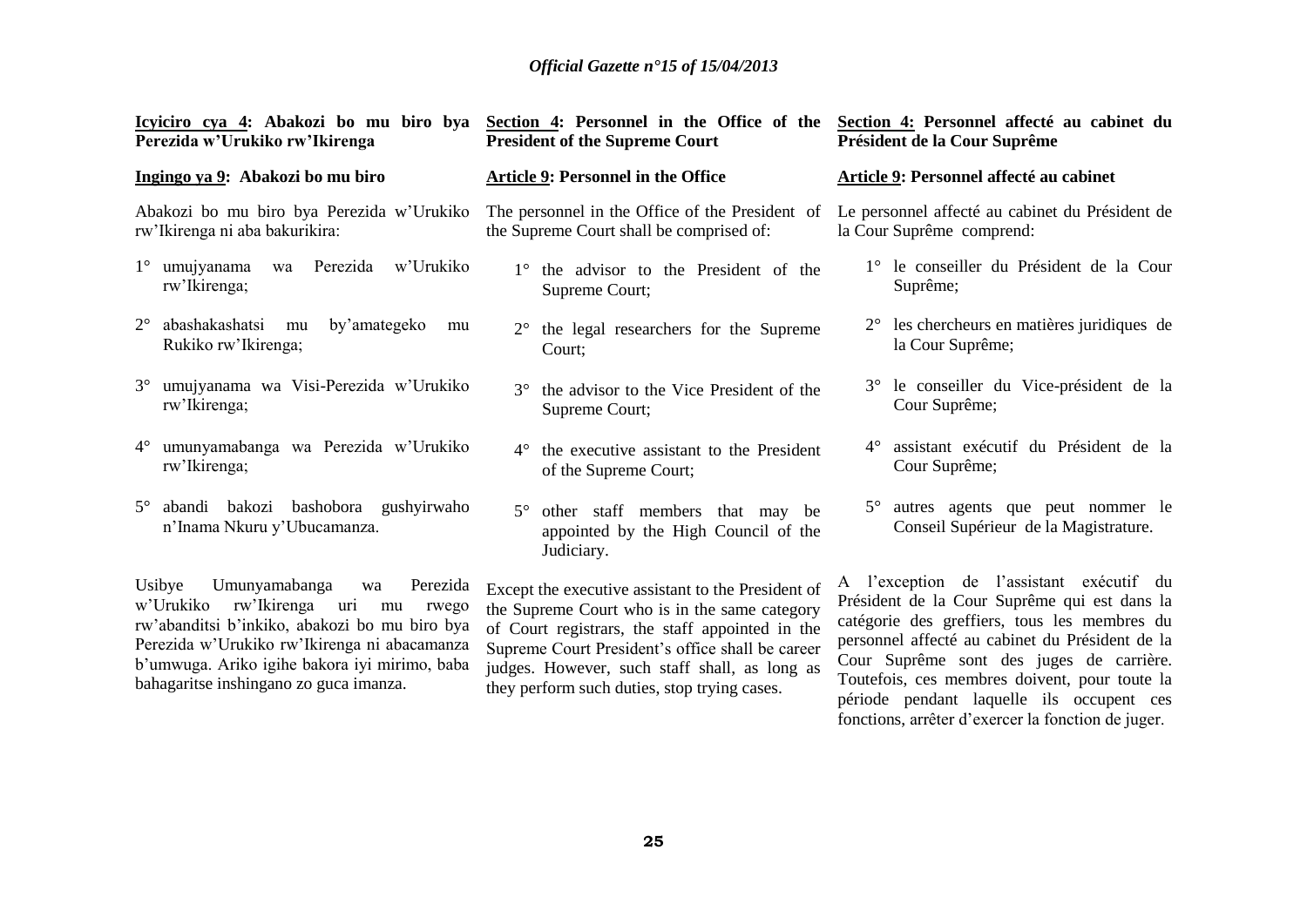**Icyiciro cya 4: Abakozi bo mu biro bya Perezida w'Urukiko rw'Ikirenga**

**Ingingo ya 9: Abakozi bo mu biro**

Abakozi bo mu biro bya Perezida w'Urukiko rw'Ikirenga ni aba bakurikira:

1° umujyanama wa Perezida w'Urukiko rw'Ikirenga;

2° abashakashatsi mu by'amategeko mu Rukiko rw'Ikirenga;

3° umujyanama wa Visi-Perezida w'Urukiko rw'Ikirenga;

4° umunyamabanga wa Perezida w'Urukiko rw'Ikirenga;

5° abandi bakozi bashobora gushyirwaho n'Inama Nkuru y'Ubucamanza.

Usibye Umunyamabanga wa Perezida w'Urukiko rw'Ikirenga uri mu rwego rw'abanditsi b'inkiko, abakozi bo mu biro bya Perezida w'Urukiko rw'Ikirenga ni abacamanza b'umwuga. Ariko igihe bakora iyi mirimo, baba bahagaritse inshingano zo guca imanza.

**Section 4: Personnel in the Office of the President of the Supreme Court**

**Article 9: Personnel in the Office**

The personnel in the Office of the President of the Supreme Court shall be comprised of:

1° the advisor to the President of the Supreme Court;

2° the legal researchers for the Supreme Court;

3° the advisor to the Vice President of the Supreme Court;

4° the executive assistant to the President of the Supreme Court;

5° other staff members that may be appointed by the High Council of the Judiciary.

Except the executive assistant to the President of the Supreme Court who is in the same category of Court registrars, the staff appointed in the Supreme Court President's office shall be career judges. However, such staff shall, as long as they perform such duties, stop trying cases.

**Section 4: Personnel affecté au cabinet du Président de la Cour Suprême**

**Article 9: Personnel affecté au cabinet**

Le personnel affecté au cabinet du Président de la Cour Suprême comprend:

1° le conseiller du Président de la Cour Suprême;

2° les chercheurs en matières juridiques de la Cour Suprême;

3° le conseiller du Vice-président de la Cour Suprême;

4° assistant exécutif du Président de la Cour Suprême;

5° autres agents que peut nommer le Conseil Supérieur de la Magistrature.

A l'exception de l'assistant exécutif du Président de la Cour Suprême qui est dans la catégorie des greffiers, tous les membres du personnel affecté au cabinet du Président de la Cour Suprême sont des juges de carrière. Toutefois, ces membres doivent, pour toute la période pendant laquelle ils occupent ces fonctions, arrêter d'exercer la fonction de juger.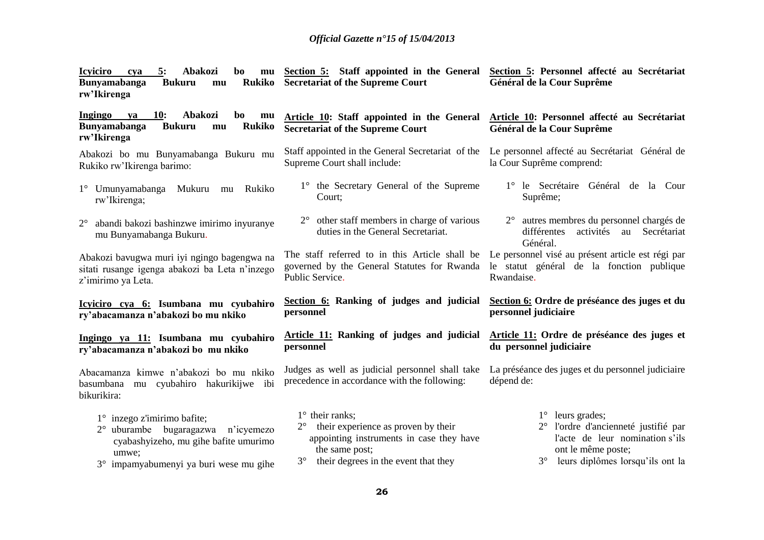**Icyiciro cya 5: Abakozi bo mu Bunyamabanga Bukuru mu Rukiko rw'Ikirenga**

**Ingingo ya 10: Abakozi bo mu Bunyamabanga Bukuru mu Rukiko rw'Ikirenga**

Abakozi bo mu Bunyamabanga Bukuru mu Rukiko rw'Ikirenga barimo:

1° Umunyamabanga Mukuru mu Rukiko rw'Ikirenga;

2° abandi bakozi bashinzwe imirimo inyuranye mu Bunyamabanga Bukuru.

Abakozi bavugwa muri iyi ngingo bagengwa na sitati rusange igenga abakozi ba Leta n'inzego z'imirimo ya Leta.

**Icyiciro cya 6: Isumbana mu cyubahiro ry'abacamanza n'abakozi bo mu nkiko**

**Ingingo ya 11: Isumbana mu cyubahiro ry'abacamanza n'abakozi bo mu nkiko**

Abacamanza kimwe n'abakozi bo mu nkiko basumbana mu cyubahiro hakurikijwe ibi bikurikira:

1° inzego z'imirimo bafite;
2° uburambe bugaragazwa n'icyemezo cyabashyizeho, mu gihe bafite umurimo umwe;
3° impamyabumenyi ya buri wese mu gihe

**Section 5: Staff appointed in the General Secretariat of the Supreme Court**

**Article 10: Staff appointed in the General Secretariat of the Supreme Court**

Staff appointed in the General Secretariat of the Supreme Court shall include:

1° the Secretary General of the Supreme Court;

2° other staff members in charge of various duties in the General Secretariat.

The staff referred to in this Article shall be governed by the General Statutes for Rwanda Public Service.

**Section 6: Ranking of judges and judicial personnel**

**Article 11: Ranking of judges and judicial personnel**

Judges as well as judicial personnel shall take precedence in accordance with the following:

1° their ranks;
2° their experience as proven by their appointing instruments in case they have the same post;
3° their degrees in the event that they

**Section 5: Personnel affecté au Secrétariat Général de la Cour Suprême**

**Article 10: Personnel affecté au Secrétariat Général de la Cour Suprême**

Le personnel affecté au Secrétariat Général de la Cour Suprême comprend:

1° le Secrétaire Général de la Cour Suprême;

2° autres membres du personnel chargés de différentes activités au Secrétariat Général.

Le personnel visé au présent article est régi par le statut général de la fonction publique Rwandaise.

**Section 6: Ordre de préséance des juges et du personnel judiciaire**

**Article 11: Ordre de préséance des juges et du personnel judiciaire**

La préséance des juges et du personnel judiciaire dépend de:

1° leurs grades;
2° l'ordre d'ancienneté justifié par l'acte de leur nomination s'ils ont le même poste;
3° leurs diplômes lorsqu'ils ont la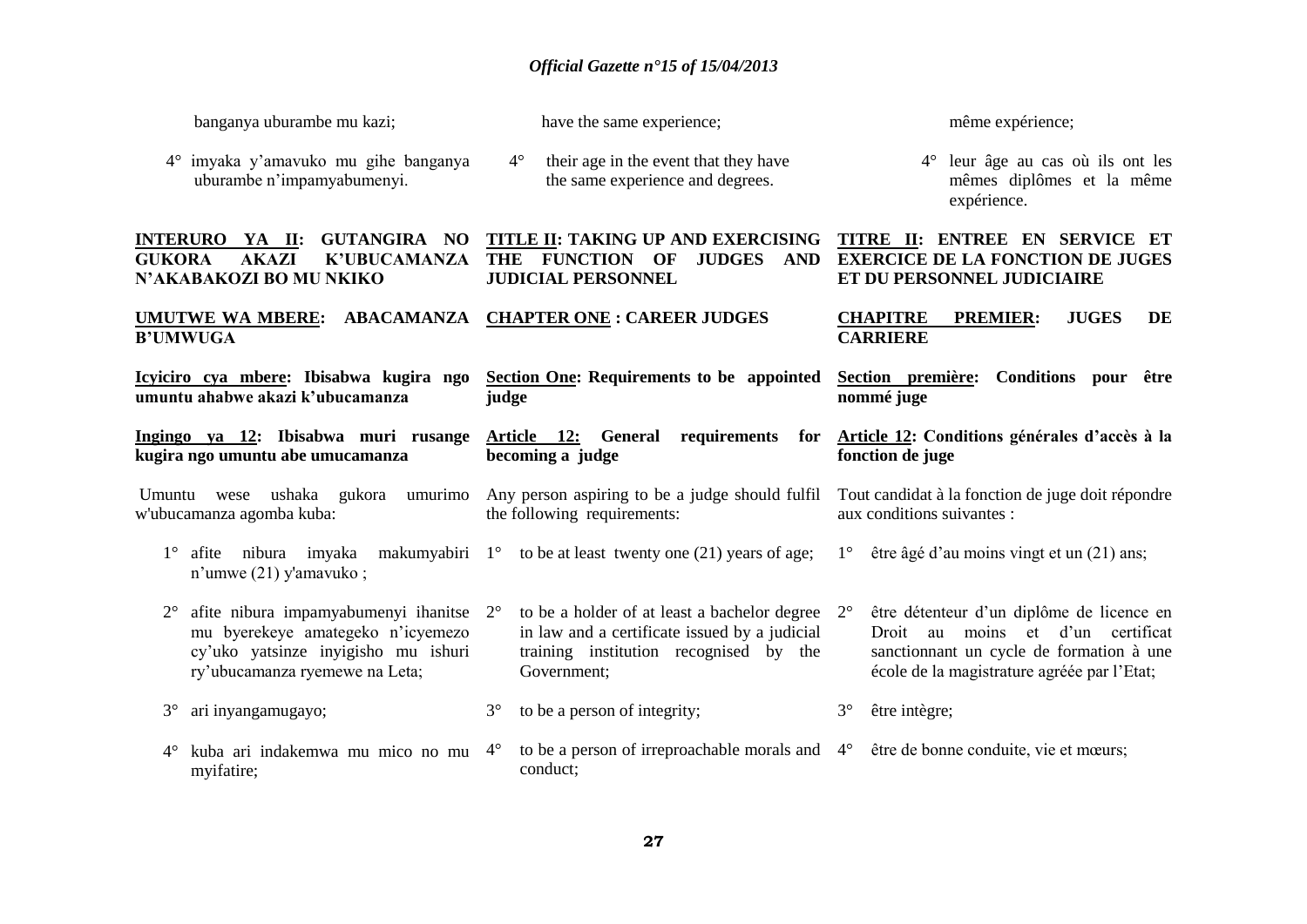banganya uburambe mu kazi;

4° imyaka y'amavuko mu gihe banganya uburambe n'impamyabumenyi.

**INTERURO YA II: GUTANGIRA NO GUKORA AKAZI K'UBUCAMANZA N'AKABAKOZI BO MU NKIKO**

**UMUTWE WA MBERE: ABACAMANZA B'UMWUGA**

**Icyiciro cya mbere: Ibisabwa kugira ngo umuntu ahabwe akazi k'ubucamanza**

**Ingingo ya 12: Ibisabwa muri rusange kugira ngo umuntu abe umucamanza**

Umuntu wese ushaka gukora umurimo w'ubucamanza agomba kuba:

1° afite nibura imyaka makumyabiri n'umwe (21) y'amavuko ;

2° afite nibura impamyabumenyi ihanitse mu byerekeye amategeko n'icyemezo cy'uko yatsinze inyigisho mu ishuri ry'ubucamanza ryemewe na Leta;

3° ari inyangamugayo;

4° kuba ari indakemwa mu mico no mu myifatire;

---

have the same experience;

4° their age in the event that they have the same experience and degrees.

**TITLE II: TAKING UP AND EXERCISING THE FUNCTION OF JUDGES AND JUDICIAL PERSONNEL**

**CHAPTER ONE : CAREER JUDGES**

**Section One: Requirements to be appointed judge**

**Article 12: General requirements for becoming a judge**

Any person aspiring to be a judge should fulfil the following requirements:

1° to be at least twenty one (21) years of age;

2° to be a holder of at least a bachelor degree in law and a certificate issued by a judicial training institution recognised by the Government;

3° to be a person of integrity;

4° to be a person of irreproachable morals and conduct;

---

même expérience;

4° leur âge au cas où ils ont les mêmes diplômes et la même expérience.

**TITRE II: ENTREE EN SERVICE ET EXERCICE DE LA FONCTION DE JUGES ET DU PERSONNEL JUDICIAIRE**

**CHAPITRE PREMIER: JUGES DE CARRIERE**

**Section première: Conditions pour être nommé juge**

**Article 12: Conditions générales d'accès à la fonction de juge**

Tout candidat à la fonction de juge doit répondre aux conditions suivantes :

1° être âgé d'au moins vingt et un (21) ans;

2° être détenteur d'un diplôme de licence en Droit au moins et d'un certificat sanctionnant un cycle de formation à une école de la magistrature agréée par l'Etat;

3° être intègre;

4° être de bonne conduite, vie et mœurs;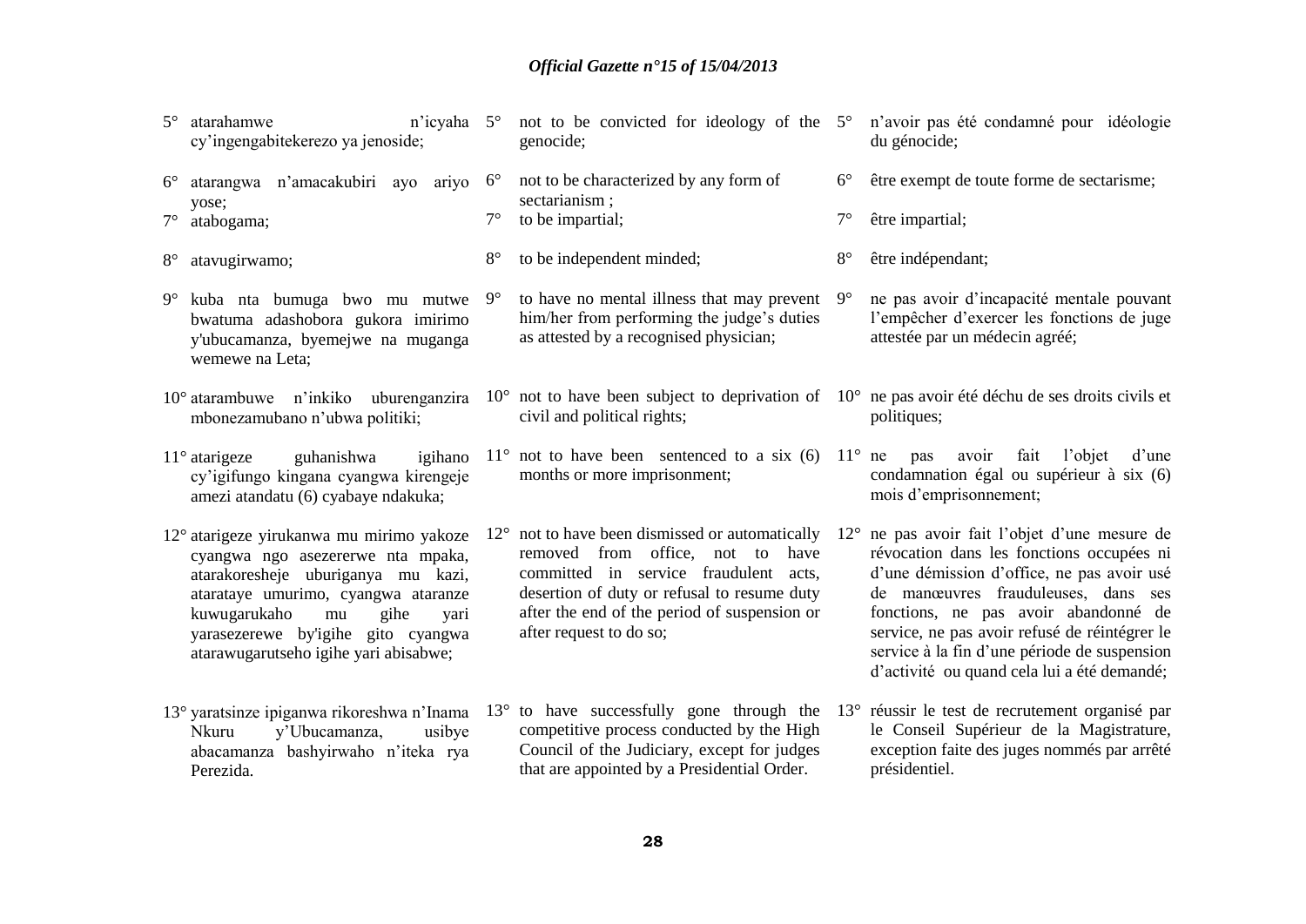5° atarahamwe n'icyaha cy'ingengabitekerezo ya jenoside;

6° atarangwa n'amacakubiri ayo ariyo yose;

7° atabogama;

8° atavugirwamo;

9° kuba nta bumuga bwo mu mutwe bwatuma adashobora gukora imirimo y'ubucamanza, byemejwe na muganga wemewe na Leta;

10° atarambuwe n'inkiko uburenganzira mbonezamubano n'ubwa politiki;

11° atarigeze guhanishwa igihano cy'igifungo kingana cyangwa kirengeje amezi atandatu (6) cyabaye ndakuka;

12° atarigeze yirukanwa mu mirimo yakoze cyangwa ngo asezererwe nta mpaka, atarakoresheje uburiganya mu kazi, atarataye umurimo, cyangwa ataranze kuwugarukaho mu gihe yari yarasezerewe by'igihe gito cyangwa atarawugarutseho igihe yari abisabwe;

13° yaratsinze ipiganwa rikoreshwa n'Inama Nkuru y'Ubucamanza, usibye abacamanza bashyirwaho n'iteka rya Perezida.

5° not to be convicted for ideology of the genocide;

6° not to be characterized by any form of sectarianism ;

7° to be impartial;

8° to be independent minded;

9° to have no mental illness that may prevent him/her from performing the judge's duties as attested by a recognised physician;

10° not to have been subject to deprivation of civil and political rights;

11° not to have been sentenced to a six (6) months or more imprisonment;

12° not to have been dismissed or automatically removed from office, not to have committed in service fraudulent acts, desertion of duty or refusal to resume duty after the end of the period of suspension or after request to do so;

13° to have successfully gone through the competitive process conducted by the High Council of the Judiciary, except for judges that are appointed by a Presidential Order.

5° n'avoir pas été condamné pour idéologie du génocide;

6° être exempt de toute forme de sectarisme;

7° être impartial;

8° être indépendant;

9° ne pas avoir d'incapacité mentale pouvant l'empêcher d'exercer les fonctions de juge attestée par un médecin agréé;

10° ne pas avoir été déchu de ses droits civils et politiques;

11° ne pas avoir fait l'objet d'une condamnation égal ou supérieur à six (6) mois d'emprisonnement;

12° ne pas avoir fait l'objet d'une mesure de révocation dans les fonctions occupées ni d'une démission d'office, ne pas avoir usé de manœuvres frauduleuses, dans ses fonctions, ne pas avoir abandonné de service, ne pas avoir refusé de réintégrer le service à la fin d'une période de suspension d'activité ou quand cela lui a été demandé;

13° réussir le test de recrutement organisé par le Conseil Supérieur de la Magistrature, exception faite des juges nommés par arrêté présidentiel.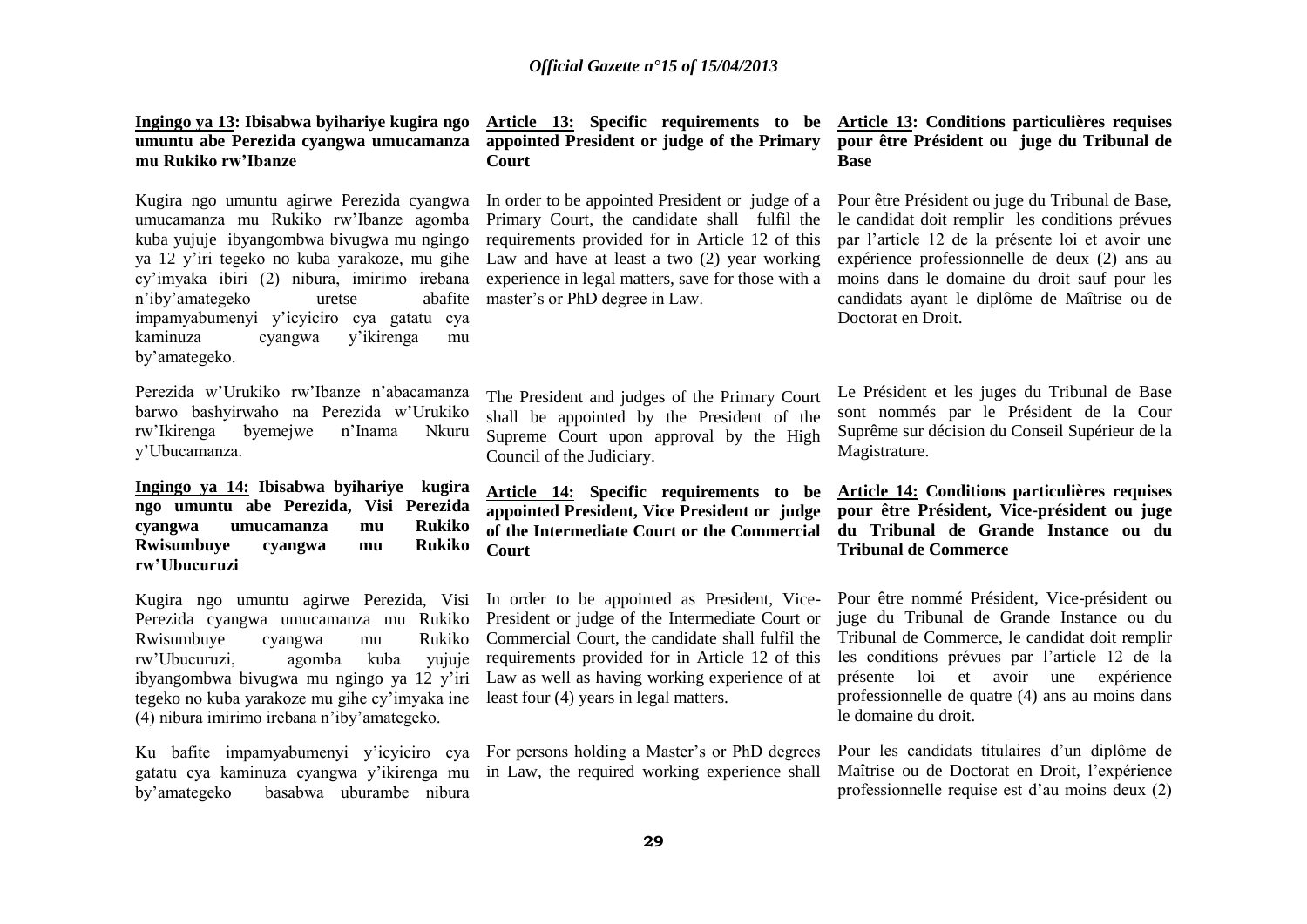**Ingingo ya 13: Ibisabwa byihariye kugira ngo umuntu abe Perezida cyangwa umucamanza mu Rukiko rw'Ibanze**

Kugira ngo umuntu agirwe Perezida cyangwa umucamanza mu Rukiko rw'Ibanze agomba kuba yujuje ibyangombwa bivugwa mu ngingo ya 12 y'iri tegeko no kuba yarakoze, mu gihe cy'imyaka ibiri (2) nibura, imirimo irebana n'iby'amategeko uretse abafite impamyabumenyi y'icyiciro cya gatatu cya kaminuza cyangwa y'ikirenga mu by'amategeko.

Perezida w'Urukiko rw'Ibanze n'abacamanza barwo bashyirwaho na Perezida w'Urukiko rw'Ikirenga byemejwe n'Inama Nkuru y'Ubucamanza.

**Ingingo ya 14: Ibisabwa byihariye kugira ngo umuntu abe Perezida, Visi Perezida cyangwa umucamanza mu Rukiko Rwisumbuye cyangwa mu Rukiko rw'Ubucuruzi**

Kugira ngo umuntu agirwe Perezida, Visi Perezida cyangwa umucamanza mu Rukiko Rwisumbuye cyangwa mu Rukiko rw'Ubucuruzi, agomba kuba yujuje ibyangombwa bivugwa mu ngingo ya 12 y'iri tegeko no kuba yarakoze mu gihe cy'imyaka ine (4) nibura imirimo irebana n'iby'amategeko.

Ku bafite impamyabumenyi y'icyiciro cya gatatu cya kaminuza cyangwa y'ikirenga mu by'amategeko basabwa uburambe nibura

**Article 13: Specific requirements to be appointed President or judge of the Primary Court**

In order to be appointed President or judge of a Primary Court, the candidate shall fulfil the requirements provided for in Article 12 of this Law and have at least a two (2) year working experience in legal matters, save for those with a master's or PhD degree in Law.

The President and judges of the Primary Court shall be appointed by the President of the Supreme Court upon approval by the High Council of the Judiciary.

**Article 14: Specific requirements to be appointed President, Vice President or judge of the Intermediate Court or the Commercial Court**

In order to be appointed as President, Vice-President or judge of the Intermediate Court or Commercial Court, the candidate shall fulfil the requirements provided for in Article 12 of this Law as well as having working experience of at least four (4) years in legal matters.

For persons holding a Master's or PhD degrees in Law, the required working experience shall

**Article 13: Conditions particulières requises pour être Président ou juge du Tribunal de Base**

Pour être Président ou juge du Tribunal de Base, le candidat doit remplir les conditions prévues par l'article 12 de la présente loi et avoir une expérience professionnelle de deux (2) ans au moins dans le domaine du droit sauf pour les candidats ayant le diplôme de Maîtrise ou de Doctorat en Droit.

Le Président et les juges du Tribunal de Base sont nommés par le Président de la Cour Suprême sur décision du Conseil Supérieur de la Magistrature.

**Article 14: Conditions particulières requises pour être Président, Vice-président ou juge du Tribunal de Grande Instance ou du Tribunal de Commerce**

Pour être nommé Président, Vice-président ou juge du Tribunal de Grande Instance ou du Tribunal de Commerce, le candidat doit remplir les conditions prévues par l'article 12 de la présente loi et avoir une expérience professionnelle de quatre (4) ans au moins dans le domaine du droit.

Pour les candidats titulaires d'un diplôme de Maîtrise ou de Doctorat en Droit, l'expérience professionnelle requise est d'au moins deux (2)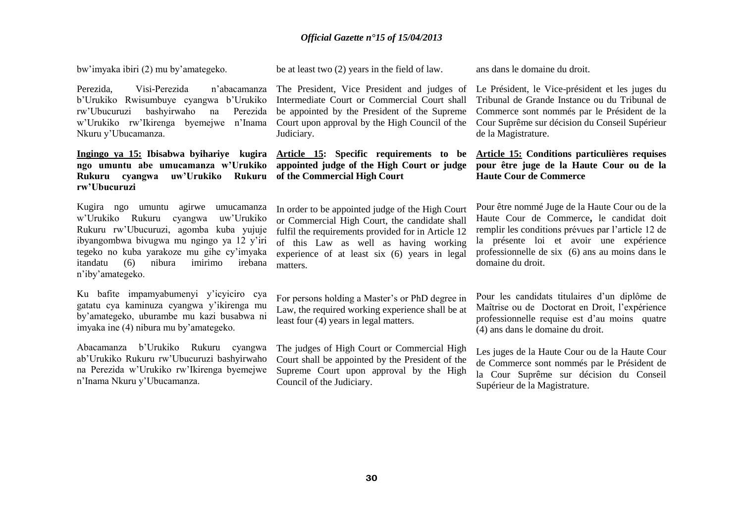bw'imyaka ibiri (2) mu by'amategeko.

Perezida, Visi-Perezida n'abacamanza b'Urukiko Rwisumbuye cyangwa b'Urukiko rw'Ubucuruzi bashyirwaho na Perezida w'Urukiko rw'Ikirenga byemejwe n'Inama Nkuru y'Ubucamanza.

**<u>Ingingo ya 15:</u> Ibisabwa byihariye kugira ngo umuntu abe umucamanza w'Urukiko Rukuru cyangwa uw'Urukiko Rukuru rw'Ubucuruzi**

Kugira ngo umuntu agirwe umucamanza w'Urukiko Rukuru cyangwa uw'Urukiko Rukuru rw'Ubucuruzi, agomba kuba yujuje ibyangombwa bivugwa mu ngingo ya 12 y'iri tegeko no kuba yarakoze mu gihe cy'imyaka itandatu (6) nibura imirimo irebana n'iby'amategeko.

Ku bafite impamyabumenyi y'icyiciro cya gatatu cya kaminuza cyangwa y'ikirenga mu by'amategeko, uburambe mu kazi busabwa ni imyaka ine (4) nibura mu by'amategeko.

Abacamanza b'Urukiko Rukuru cyangwa ab'Urukiko Rukuru rw'Ubucuruzi bashyirwaho na Perezida w'Urukiko rw'Ikirenga byemejwe n'Inama Nkuru y'Ubucamanza.

be at least two (2) years in the field of law.

The President, Vice President and judges of Intermediate Court or Commercial Court shall be appointed by the President of the Supreme Court upon approval by the High Council of the Judiciary.

**<u>Article 15</u>: Specific requirements to be appointed judge of the High Court or judge of the Commercial High Court**

In order to be appointed judge of the High Court or Commercial High Court, the candidate shall fulfil the requirements provided for in Article 12 of this Law as well as having working experience of at least six (6) years in legal matters.

For persons holding a Master's or PhD degree in Law, the required working experience shall be at least four (4) years in legal matters.

The judges of High Court or Commercial High Court shall be appointed by the President of the Supreme Court upon approval by the High Council of the Judiciary.

ans dans le domaine du droit.

Le Président, le Vice-président et les juges du Tribunal de Grande Instance ou du Tribunal de Commerce sont nommés par le Président de la Cour Suprême sur décision du Conseil Supérieur de la Magistrature.

**<u>Article 15:</u> Conditions particulières requises pour être juge de la Haute Cour ou de la Haute Cour de Commerce**

Pour être nommé Juge de la Haute Cour ou de la Haute Cour de Commerce**,** le candidat doit remplir les conditions prévues par l'article 12 de la présente loi et avoir une expérience professionnelle de six (6) ans au moins dans le domaine du droit.

Pour les candidats titulaires d'un diplôme de Maîtrise ou de Doctorat en Droit, l'expérience professionnelle requise est d'au moins quatre (4) ans dans le domaine du droit.

Les juges de la Haute Cour ou de la Haute Cour de Commerce sont nommés par le Président de la Cour Suprême sur décision du Conseil Supérieur de la Magistrature.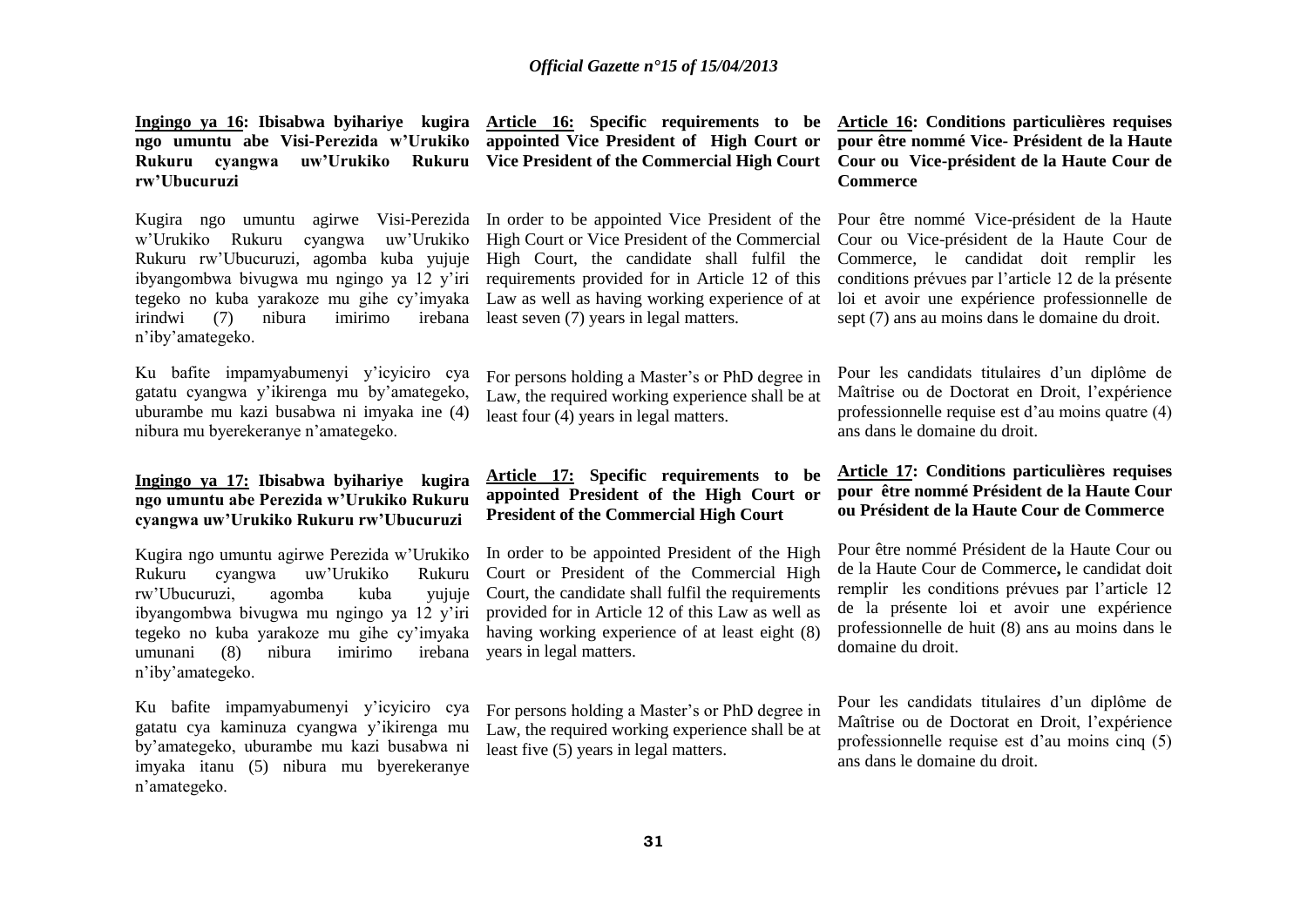**Ingingo ya 16: Ibisabwa byihariye kugira ngo umuntu abe Visi-Perezida w'Urukiko Rukuru cyangwa uw'Urukiko Rukuru rw'Ubucuruzi**

Kugira ngo umuntu agirwe Visi-Perezida w'Urukiko Rukuru cyangwa uw'Urukiko Rukuru rw'Ubucuruzi, agomba kuba yujuje ibyangombwa bivugwa mu ngingo ya 12 y'iri tegeko no kuba yarakoze mu gihe cy'imyaka irindwi (7) nibura imirimo irebana n'iby'amategeko.

Ku bafite impamyabumenyi y'icyiciro cya gatatu cyangwa y'ikirenga mu by'amategeko, uburambe mu kazi busabwa ni imyaka ine (4) nibura mu byerekeranye n'amategeko.

**Ingingo ya 17: Ibisabwa byihariye kugira ngo umuntu abe Perezida w'Urukiko Rukuru cyangwa uw'Urukiko Rukuru rw'Ubucuruzi**

Kugira ngo umuntu agirwe Perezida w'Urukiko Rukuru cyangwa uw'Urukiko Rukuru rw'Ubucuruzi, agomba kuba yujuje ibyangombwa bivugwa mu ngingo ya 12 y'iri tegeko no kuba yarakoze mu gihe cy'imyaka umunani (8) nibura imirimo irebana n'iby'amategeko.

Ku bafite impamyabumenyi y'icyiciro cya gatatu cya kaminuza cyangwa y'ikirenga mu by'amategeko, uburambe mu kazi busabwa ni imyaka itanu (5) nibura mu byerekeranye n'amategeko.

**Article 16: Specific requirements to be appointed Vice President of High Court or Vice President of the Commercial High Court**

In order to be appointed Vice President of the High Court or Vice President of the Commercial High Court, the candidate shall fulfil the requirements provided for in Article 12 of this Law as well as having working experience of at least seven (7) years in legal matters.

For persons holding a Master's or PhD degree in Law, the required working experience shall be at least four (4) years in legal matters.

**Article 17: Specific requirements to be appointed President of the High Court or President of the Commercial High Court**

In order to be appointed President of the High Court or President of the Commercial High Court, the candidate shall fulfil the requirements provided for in Article 12 of this Law as well as having working experience of at least eight (8) years in legal matters.

For persons holding a Master's or PhD degree in Law, the required working experience shall be at least five (5) years in legal matters.

**Article 16: Conditions particulières requises pour être nommé Vice- Président de la Haute Cour ou Vice-président de la Haute Cour de Commerce**

Pour être nommé Vice-président de la Haute Cour ou Vice-président de la Haute Cour de Commerce, le candidat doit remplir les conditions prévues par l'article 12 de la présente loi et avoir une expérience professionnelle de sept (7) ans au moins dans le domaine du droit.

Pour les candidats titulaires d'un diplôme de Maîtrise ou de Doctorat en Droit, l'expérience professionnelle requise est d'au moins quatre (4) ans dans le domaine du droit.

**Article 17: Conditions particulières requises pour être nommé Président de la Haute Cour ou Président de la Haute Cour de Commerce**

Pour être nommé Président de la Haute Cour ou de la Haute Cour de Commerce**,** le candidat doit remplir les conditions prévues par l'article 12 de la présente loi et avoir une expérience professionnelle de huit (8) ans au moins dans le domaine du droit.

Pour les candidats titulaires d'un diplôme de Maîtrise ou de Doctorat en Droit, l'expérience professionnelle requise est d'au moins cinq (5) ans dans le domaine du droit.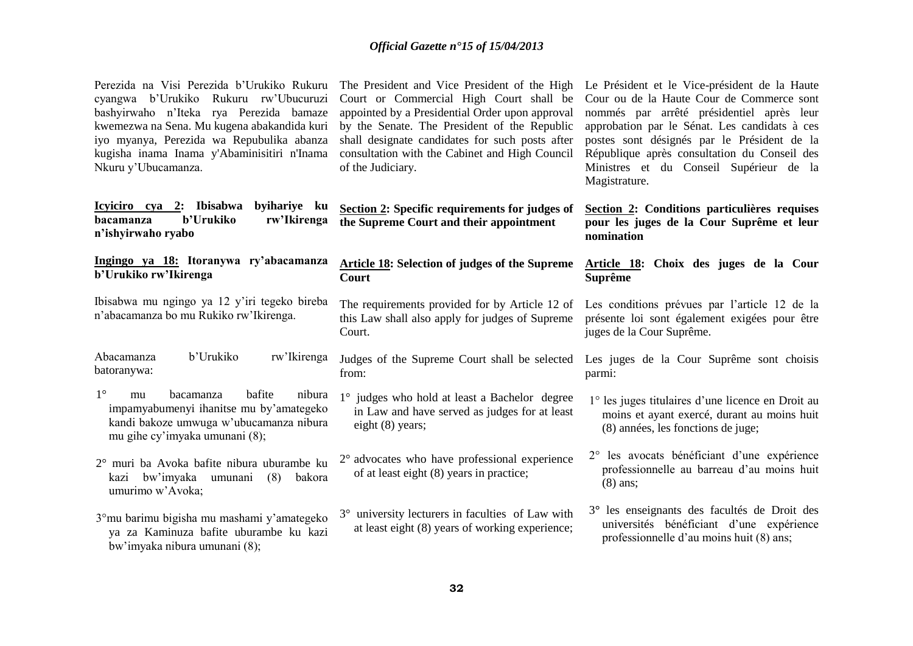Perezida na Visi Perezida b'Urukiko Rukuru cyangwa b'Urukiko Rukuru rw'Ubucuruzi bashyirwaho n'Iteka rya Perezida bamaze kwemezwa na Sena. Mu kugena abakandida kuri iyo myanya, Perezida wa Repubulika abanza kugisha inama Inama y'Abaminisitiri n'Inama Nkuru y'Ubucamanza.

**Icyiciro cya 2: Ibisabwa byihariye ku bacamanza b'Urukiko rw'Ikirenga n'ishyirwaho ryabo**

**Ingingo ya 18: Itoranywa ry'abacamanza b'Urukiko rw'Ikirenga**

Ibisabwa mu ngingo ya 12 y'iri tegeko bireba n'abacamanza bo mu Rukiko rw'Ikirenga.

Abacamanza b'Urukiko rw'Ikirenga batoranywa:

1° mu bacamanza bafite nibura impamyabumenyi ihanitse mu by'amategeko kandi bakoze umwuga w'ubucamanza nibura mu gihe cy'imyaka umunani (8);

2° muri ba Avoka bafite nibura uburambe ku kazi bw'imyaka umunani (8) bakora umurimo w'Avoka;

3° mu barimu bigisha mu mashami y'amategeko ya za Kaminuza bafite uburambe ku kazi bw'imyaka nibura umunani (8);

The President and Vice President of the High Court or Commercial High Court shall be appointed by a Presidential Order upon approval by the Senate. The President of the Republic shall designate candidates for such posts after consultation with the Cabinet and High Council of the Judiciary.

**Section 2: Specific requirements for judges of the Supreme Court and their appointment**

**Article 18: Selection of judges of the Supreme Court**

The requirements provided for by Article 12 of this Law shall also apply for judges of Supreme Court.

Judges of the Supreme Court shall be selected from:

1° judges who hold at least a Bachelor degree in Law and have served as judges for at least eight (8) years;

2° advocates who have professional experience of at least eight (8) years in practice;

3° university lecturers in faculties of Law with at least eight (8) years of working experience;

Le Président et le Vice-président de la Haute Cour ou de la Haute Cour de Commerce sont nommés par arrêté présidentiel après leur approbation par le Sénat. Les candidats à ces postes sont désignés par le Président de la République après consultation du Conseil des Ministres et du Conseil Supérieur de la Magistrature.

**Section 2: Conditions particulières requises pour les juges de la Cour Suprême et leur nomination**

**Article 18: Choix des juges de la Cour Suprême**

Les conditions prévues par l'article 12 de la présente loi sont également exigées pour être juges de la Cour Suprême.

Les juges de la Cour Suprême sont choisis parmi:

1° les juges titulaires d'une licence en Droit au moins et ayant exercé, durant au moins huit (8) années, les fonctions de juge;

2° les avocats bénéficiant d'une expérience professionnelle au barreau d'au moins huit (8) ans;

3° les enseignants des facultés de Droit des universités bénéficiant d'une expérience professionnelle d'au moins huit (8) ans;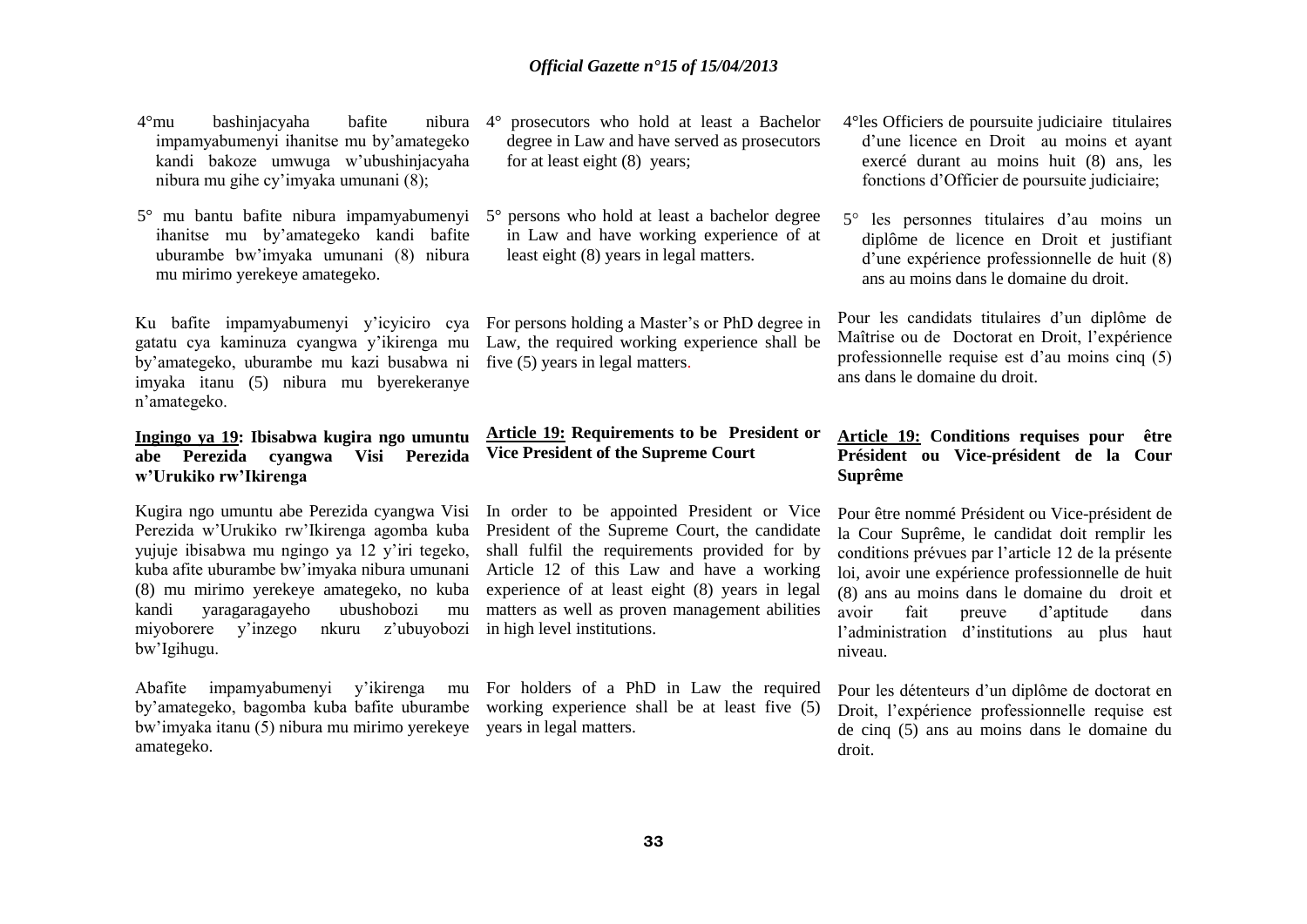4°mu bashinjacyaha bafite nibura impamyabumenyi ihanitse mu by'amategeko kandi bakoze umwuga w'ubushinjacyaha nibura mu gihe cy'imyaka umunani (8);

5° mu bantu bafite nibura impamyabumenyi ihanitse mu by'amategeko kandi bafite uburambe bw'imyaka umunani (8) nibura mu mirimo yerekeye amategeko.

Ku bafite impamyabumenyi y'icyiciro cya gatatu cya kaminuza cyangwa y'ikirenga mu by'amategeko, uburambe mu kazi busabwa ni imyaka itanu (5) nibura mu byerekeranye n'amategeko.

**Ingingo ya 19: Ibisabwa kugira ngo umuntu abe Perezida cyangwa Visi Perezida w'Urukiko rw'Ikirenga**

Kugira ngo umuntu abe Perezida cyangwa Visi Perezida w'Urukiko rw'Ikirenga agomba kuba yujuje ibisabwa mu ngingo ya 12 y'iri tegeko, kuba afite uburambe bw'imyaka nibura umunani (8) mu mirimo yerekeye amategeko, no kuba kandi yaragaragayeho ubushobozi mu miyoborere y'inzego nkuru z'ubuyobozi bw'Igihugu.

Abafite impamyabumenyi y'ikirenga mu by'amategeko, bagomba kuba bafite uburambe bw'imyaka itanu (5) nibura mu mirimo yerekeye amategeko.

4° prosecutors who hold at least a Bachelor degree in Law and have served as prosecutors for at least eight (8) years;

5° persons who hold at least a bachelor degree in Law and have working experience of at least eight (8) years in legal matters.

For persons holding a Master's or PhD degree in Law, the required working experience shall be five (5) years in legal matters.

**Article 19: Requirements to be President or Vice President of the Supreme Court**

In order to be appointed President or Vice President of the Supreme Court, the candidate shall fulfil the requirements provided for by Article 12 of this Law and have a working experience of at least eight (8) years in legal matters as well as proven management abilities in high level institutions.

For holders of a PhD in Law the required working experience shall be at least five (5) years in legal matters.

4°les Officiers de poursuite judiciaire titulaires d'une licence en Droit au moins et ayant exercé durant au moins huit (8) ans, les fonctions d'Officier de poursuite judiciaire;

5° les personnes titulaires d'au moins un diplôme de licence en Droit et justifiant d'une expérience professionnelle de huit (8) ans au moins dans le domaine du droit.

Pour les candidats titulaires d'un diplôme de Maîtrise ou de Doctorat en Droit, l'expérience professionnelle requise est d'au moins cinq (5) ans dans le domaine du droit.

**Article 19: Conditions requises pour être Président ou Vice-président de la Cour Suprême**

Pour être nommé Président ou Vice-président de la Cour Suprême, le candidat doit remplir les conditions prévues par l'article 12 de la présente loi, avoir une expérience professionnelle de huit (8) ans au moins dans le domaine du droit et avoir fait preuve d'aptitude dans l'administration d'institutions au plus haut niveau.

Pour les détenteurs d'un diplôme de doctorat en Droit, l'expérience professionnelle requise est de cinq (5) ans au moins dans le domaine du droit.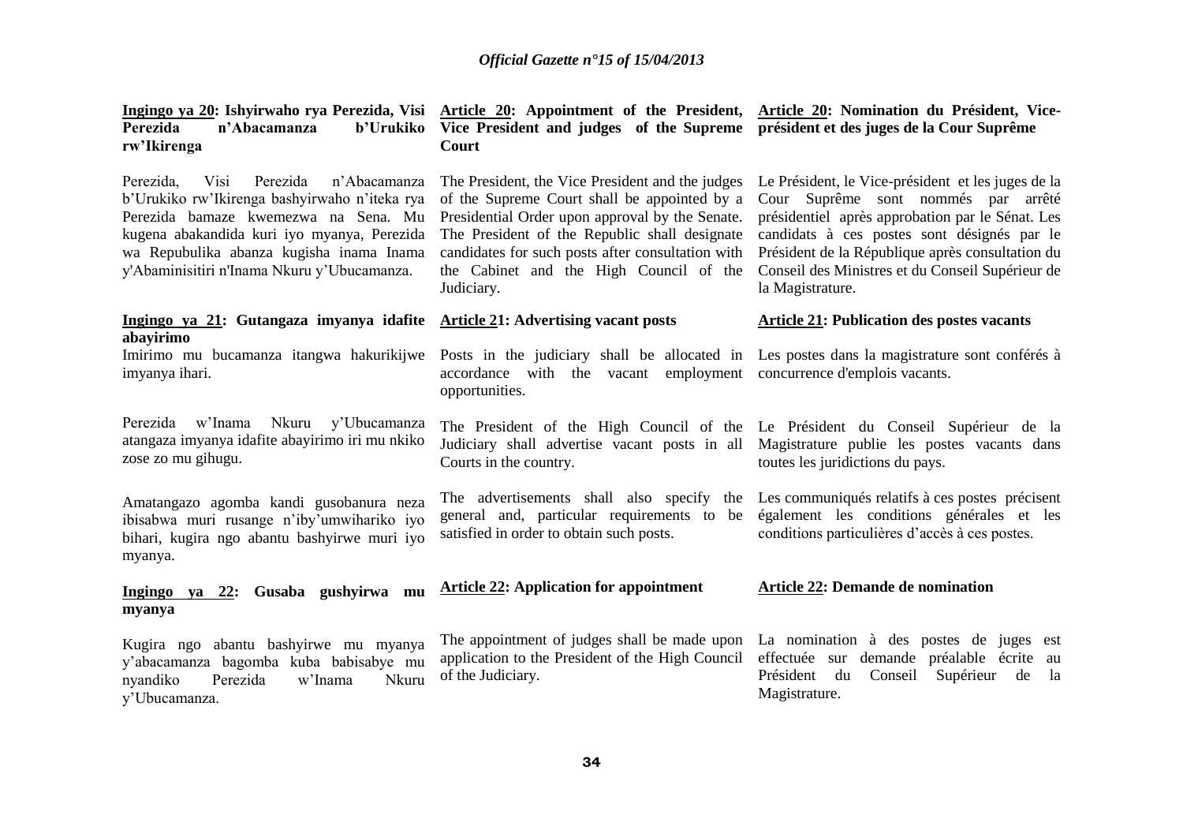**Ingingo ya 20: Ishyirwaho rya Perezida, Visi Perezida n'Abacamanza b'Urukiko rw'Ikirenga**

Perezida, Visi Perezida n'Abacamanza b'Urukiko rw'Ikirenga bashyirwaho n'iteka rya Perezida bamaze kwemezwa na Sena. Mu kugena abakandida kuri iyo myanya, Perezida wa Repubulika abanza kugisha inama Inama y'Abaminisitiri n'Inama Nkuru y'Ubucamanza.

**Ingingo ya 21: Gutangaza imyanya idafite abayirimo**

Imirimo mu bucamanza itangwa hakurikijwe imyanya ihari.

Perezida w'Inama Nkuru y'Ubucamanza atangaza imyanya idafite abayirimo iri mu nkiko zose zo mu gihugu.

Amatangazo agomba kandi gusobanura neza ibisabwa muri rusange n'iby'umwihariko iyo bihari, kugira ngo abantu bashyirwe muri iyo myanya.

**Ingingo ya 22: Gusaba gushyirwa mu myanya**

Kugira ngo abantu bashyirwe mu myanya y'abacamanza bagomba kuba babisabye mu nyandiko Perezida w'Inama Nkuru y'Ubucamanza.

**Article 20: Appointment of the President, Vice President and judges of the Supreme Court**

The President, the Vice President and the judges of the Supreme Court shall be appointed by a Presidential Order upon approval by the Senate. The President of the Republic shall designate candidates for such posts after consultation with the Cabinet and the High Council of the Judiciary.

**Article 21: Advertising vacant posts**

Posts in the judiciary shall be allocated in accordance with the vacant employment opportunities.

The President of the High Council of the Judiciary shall advertise vacant posts in all Courts in the country.

The advertisements shall also specify the general and, particular requirements to be satisfied in order to obtain such posts.

**Article 22: Application for appointment**

The appointment of judges shall be made upon application to the President of the High Council of the Judiciary.

**Article 20: Nomination du Président, Vice-président et des juges de la Cour Suprême**

Le Président, le Vice-président et les juges de la Cour Suprême sont nommés par arrêté présidentiel après approbation par le Sénat. Les candidats à ces postes sont désignés par le Président de la République après consultation du Conseil des Ministres et du Conseil Supérieur de la Magistrature.

**Article 21: Publication des postes vacants**

Les postes dans la magistrature sont conférés à concurrence d'emplois vacants.

Le Président du Conseil Supérieur de la Magistrature publie les postes vacants dans toutes les juridictions du pays.

Les communiqués relatifs à ces postes précisent également les conditions générales et les conditions particulières d'accès à ces postes.

**Article 22: Demande de nomination**

La nomination à des postes de juges est effectuée sur demande préalable écrite au Président du Conseil Supérieur de la Magistrature.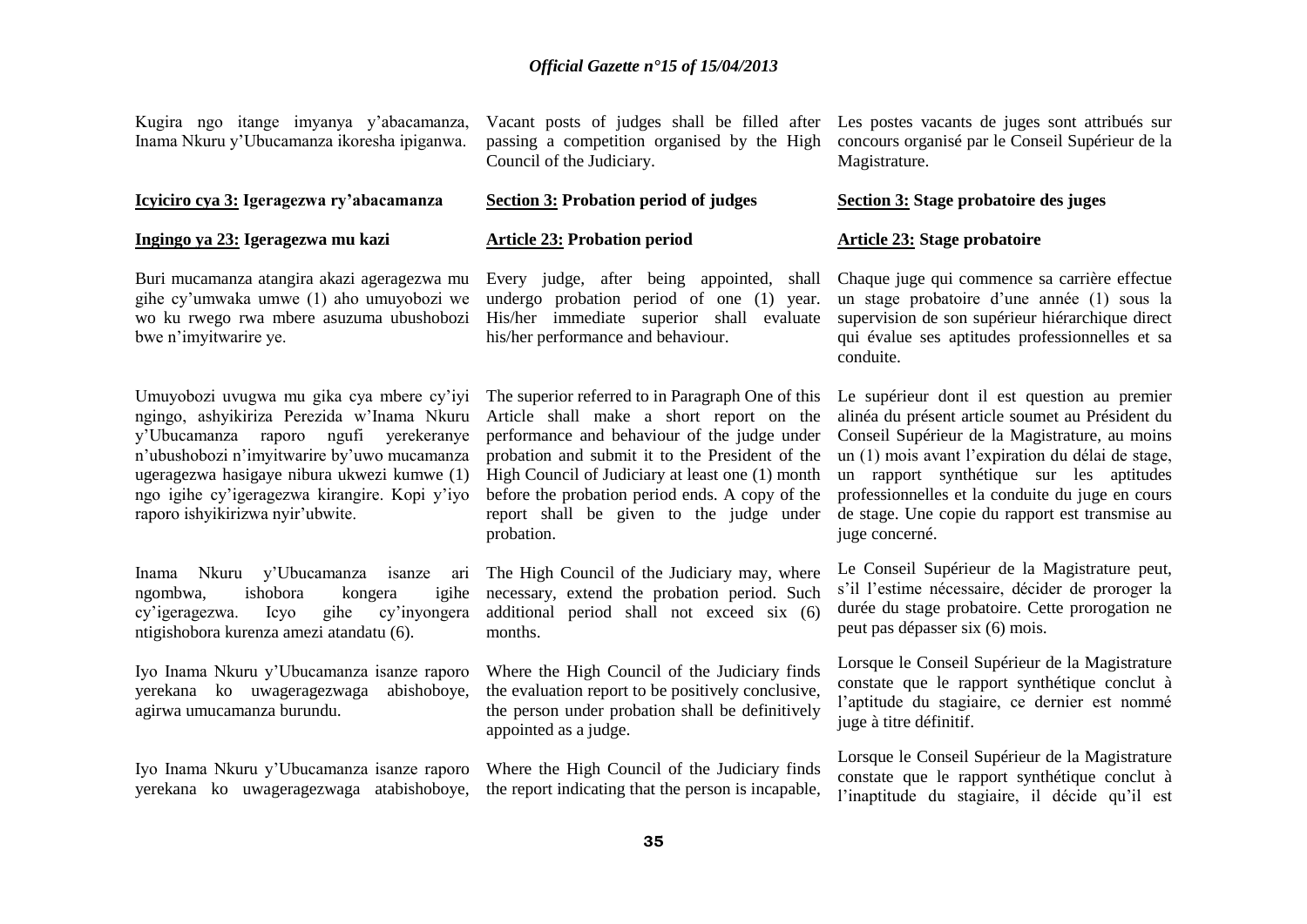Kugira ngo itange imyanya y'abacamanza, Inama Nkuru y'Ubucamanza ikoresha ipiganwa.

**Icyiciro cya 3: Igeragezwa ry'abacamanza**

**Ingingo ya 23: Igeragezwa mu kazi**

Buri mucamanza atangira akazi ageragezwa mu gihe cy'umwaka umwe (1) aho umuyobozi we wo ku rwego rwa mbere asuzuma ubushobozi bwe n'imyitwarire ye.

Umuyobozi uvugwa mu gika cya mbere cy'iyi ngingo, ashyikiriza Perezida w'Inama Nkuru y'Ubucamanza raporo ngufi yerekeranye n'ubushobozi n'imyitwarire by'uwo mucamanza ugeragezwa hasigaye nibura ukwezi kumwe (1) ngo igihe cy'igeragezwa kirangire. Kopi y'iyo raporo ishyikirizwa nyir'ubwite.

Inama Nkuru y'Ubucamanza isanze ari ngombwa, ishobora kongera igihe cy'igeragezwa. Icyo gihe cy'inyongera ntigishobora kurenza amezi atandatu (6).

Iyo Inama Nkuru y'Ubucamanza isanze raporo yerekana ko uwageragezwaga abishoboye, agirwa umucamanza burundu.

Iyo Inama Nkuru y'Ubucamanza isanze raporo yerekana ko uwageragezwaga atabishoboye,

Vacant posts of judges shall be filled after passing a competition organised by the High Council of the Judiciary.

**Section 3: Probation period of judges**

**Article 23: Probation period**

Every judge, after being appointed, shall undergo probation period of one (1) year. His/her immediate superior shall evaluate his/her performance and behaviour.

The superior referred to in Paragraph One of this Article shall make a short report on the performance and behaviour of the judge under probation and submit it to the President of the High Council of Judiciary at least one (1) month before the probation period ends. A copy of the report shall be given to the judge under probation.

The High Council of the Judiciary may, where necessary, extend the probation period. Such additional period shall not exceed six (6) months.

Where the High Council of the Judiciary finds the evaluation report to be positively conclusive, the person under probation shall be definitively appointed as a judge.

Where the High Council of the Judiciary finds the report indicating that the person is incapable,

Les postes vacants de juges sont attribués sur concours organisé par le Conseil Supérieur de la Magistrature.

**Section 3: Stage probatoire des juges**

**Article 23: Stage probatoire**

Chaque juge qui commence sa carrière effectue un stage probatoire d'une année (1) sous la supervision de son supérieur hiérarchique direct qui évalue ses aptitudes professionnelles et sa conduite.

Le supérieur dont il est question au premier alinéa du présent article soumet au Président du Conseil Supérieur de la Magistrature, au moins un (1) mois avant l'expiration du délai de stage, un rapport synthétique sur les aptitudes professionnelles et la conduite du juge en cours de stage. Une copie du rapport est transmise au juge concerné.

Le Conseil Supérieur de la Magistrature peut, s'il l'estime nécessaire, décider de proroger la durée du stage probatoire. Cette prorogation ne peut pas dépasser six (6) mois.

Lorsque le Conseil Supérieur de la Magistrature constate que le rapport synthétique conclut à l'aptitude du stagiaire, ce dernier est nommé juge à titre définitif.

Lorsque le Conseil Supérieur de la Magistrature constate que le rapport synthétique conclut à l'inaptitude du stagiaire, il décide qu'il est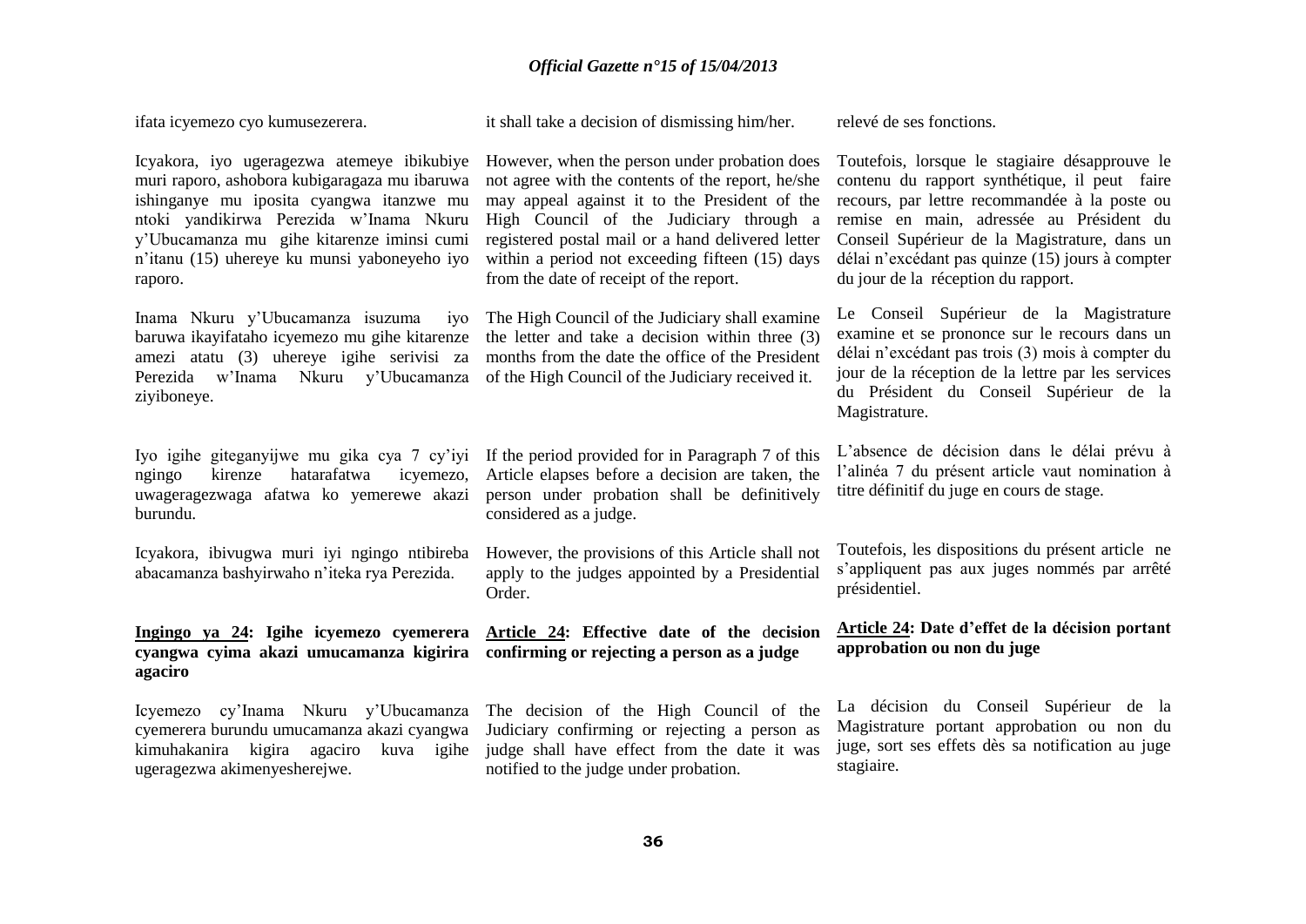ifata icyemezo cyo kumusezerera.

Icyakora, iyo ugeragezwa atemeye ibikubiye muri raporo, ashobora kubigaragaza mu ibaruwa ishinganye mu iposita cyangwa itanzwe mu ntoki yandikirwa Perezida w'Inama Nkuru y'Ubucamanza mu gihe kitarenze iminsi cumi n'itanu (15) uhereye ku munsi yaboneyeho iyo raporo.

Inama Nkuru y'Ubucamanza isuzuma iyo baruwa ikayifataho icyemezo mu gihe kitarenze amezi atatu (3) uhereye igihe serivisi za Perezida w'Inama Nkuru y'Ubucamanza ziyiboneye.

Iyo igihe giteganyijwe mu gika cya 7 cy'iyi ngingo kirenze hatarafatwa icyemezo, uwageragezwaga afatwa ko yemerewe akazi burundu.

Icyakora, ibivugwa muri iyi ngingo ntibireba abacamanza bashyirwaho n'iteka rya Perezida.

**Ingingo ya 24: Igihe icyemezo cyemerera cyangwa cyima akazi umucamanza kigirira agaciro**

Icyemezo cy'Inama Nkuru y'Ubucamanza cyemerera burundu umucamanza akazi cyangwa kimuhakanira kigira agaciro kuva igihe ugeragezwa akimenyesherejwe.

it shall take a decision of dismissing him/her.

However, when the person under probation does not agree with the contents of the report, he/she may appeal against it to the President of the High Council of the Judiciary through a registered postal mail or a hand delivered letter within a period not exceeding fifteen (15) days from the date of receipt of the report.

The High Council of the Judiciary shall examine the letter and take a decision within three (3) months from the date the office of the President of the High Council of the Judiciary received it.

If the period provided for in Paragraph 7 of this Article elapses before a decision are taken, the person under probation shall be definitively considered as a judge.

However, the provisions of this Article shall not apply to the judges appointed by a Presidential Order.

**Article 24: Effective date of the decision confirming or rejecting a person as a judge**

The decision of the High Council of the Judiciary confirming or rejecting a person as judge shall have effect from the date it was notified to the judge under probation.

relevé de ses fonctions.

Toutefois, lorsque le stagiaire désapprouve le contenu du rapport synthétique, il peut faire recours, par lettre recommandée à la poste ou remise en main, adressée au Président du Conseil Supérieur de la Magistrature, dans un délai n'excédant pas quinze (15) jours à compter du jour de la réception du rapport.

Le Conseil Supérieur de la Magistrature examine et se prononce sur le recours dans un délai n'excédant pas trois (3) mois à compter du jour de la réception de la lettre par les services du Président du Conseil Supérieur de la Magistrature.

L'absence de décision dans le délai prévu à l'alinéa 7 du présent article vaut nomination à titre définitif du juge en cours de stage.

Toutefois, les dispositions du présent article ne s'appliquent pas aux juges nommés par arrêté présidentiel.

**Article 24: Date d'effet de la décision portant approbation ou non du juge**

La décision du Conseil Supérieur de la Magistrature portant approbation ou non du juge, sort ses effets dès sa notification au juge stagiaire.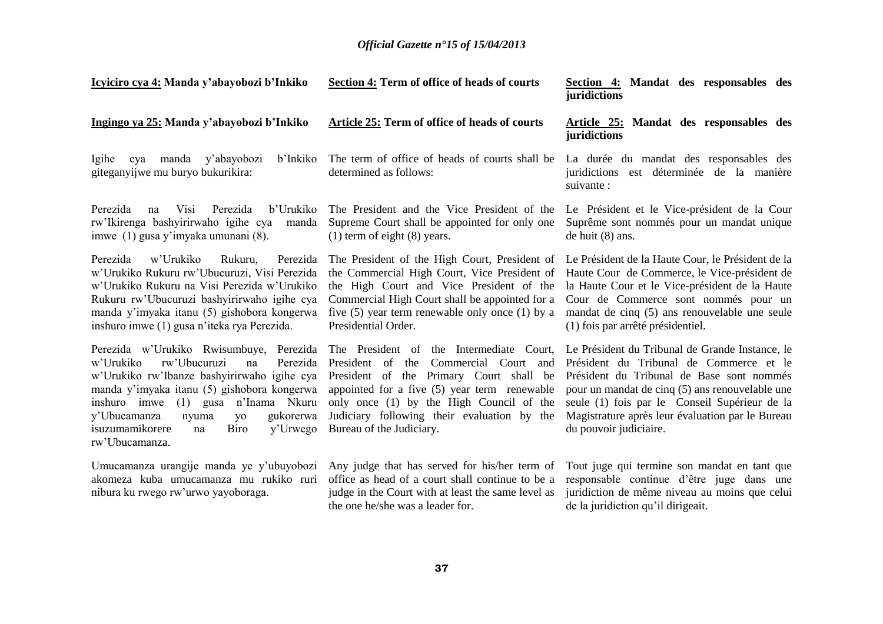**Icyiciro cya 4: Manda y'abayobozi b'Inkiko**

**Ingingo ya 25: Manda y'abayobozi b'Inkiko**

Igihe cya manda y'abayobozi b'Inkiko giteganyijwe mu buryo bukurikira:

Perezida na Visi Perezida b'Urukiko rw'Ikirenga bashyirirwaho igihe cya manda imwe (1) gusa y'imyaka umunani (8).

Perezida w'Urukiko Rukuru, Perezida w'Urukiko Rukuru rw'Ubucuruzi, Visi Perezida w'Urukiko Rukuru na Visi Perezida w'Urukiko Rukuru rw'Ubucuruzi bashyirirwaho igihe cya manda y'imyaka itanu (5) gishobora kongerwa inshuro imwe (1) gusa n'iteka rya Perezida.

Perezida w'Urukiko Rwisumbuye, Perezida w'Urukiko rw'Ubucuruzi na Perezida w'Urukiko rw'Ibanze bashyirirwaho igihe cya manda y'imyaka itanu (5) gishobora kongerwa inshuro imwe (1) gusa n'Inama Nkuru y'Ubucamanza nyuma yo gukorerwa isuzumamikorere na Biro y'Urwego rw'Ubucamanza.

Umucamanza urangije manda ye y'ubuyobozi akomeza kuba umucamanza mu rukiko ruri nibura ku rwego rw'urwo yayoboraga.

**Section 4: Term of office of heads of courts**

**Article 25: Term of office of heads of courts**

The term of office of heads of courts shall be determined as follows:

The President and the Vice President of the Supreme Court shall be appointed for only one (1) term of eight (8) years.

The President of the High Court, President of the Commercial High Court, Vice President of the High Court and Vice President of the Commercial High Court shall be appointed for a five (5) year term renewable only once (1) by a Presidential Order.

The President of the Intermediate Court, President of the Commercial Court and President of the Primary Court shall be appointed for a five (5) year term renewable only once (1) by the High Council of the Judiciary following their evaluation by the Bureau of the Judiciary.

Any judge that has served for his/her term of office as head of a court shall continue to be a judge in the Court with at least the same level as the one he/she was a leader for.

**Section 4: Mandat des responsables des juridictions**

**Article 25: Mandat des responsables des juridictions**

La durée du mandat des responsables des juridictions est déterminée de la manière suivante :

Le Président et le Vice-président de la Cour Suprême sont nommés pour un mandat unique de huit (8) ans.

Le Président de la Haute Cour, le Président de la Haute Cour de Commerce, le Vice-président de la Haute Cour et le Vice-président de la Haute Cour de Commerce sont nommés pour un mandat de cinq (5) ans renouvelable une seule (1) fois par arrêté présidentiel.

Le Président du Tribunal de Grande Instance, le Président du Tribunal de Commerce et le Président du Tribunal de Base sont nommés pour un mandat de cinq (5) ans renouvelable une seule (1) fois par le Conseil Supérieur de la Magistrature après leur évaluation par le Bureau du pouvoir judiciaire.

Tout juge qui termine son mandat en tant que responsable continue d'être juge dans une juridiction de même niveau au moins que celui de la juridiction qu'il dirigeait.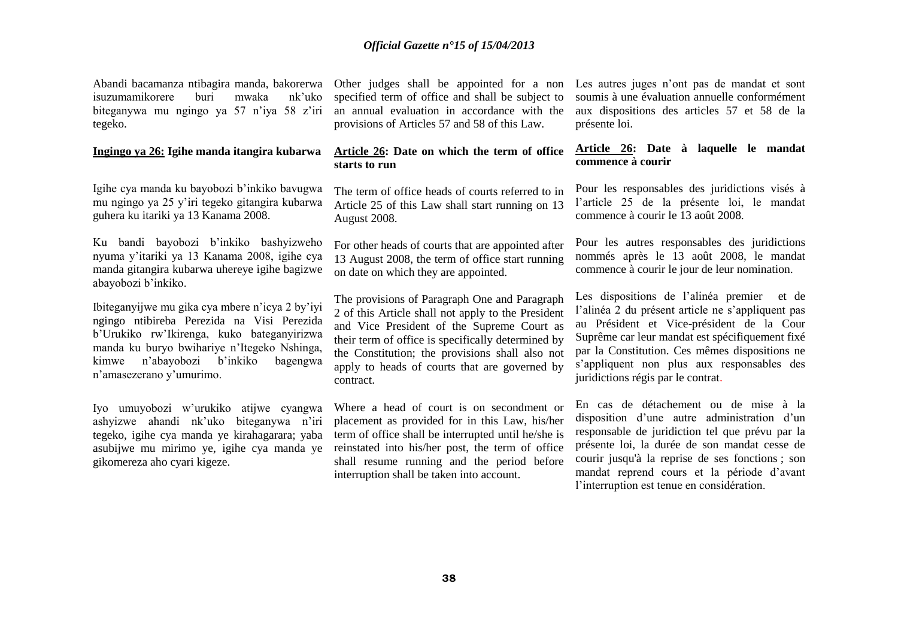Abandi bacamanza ntibagira manda, bakorerwa isuzumamikorere buri mwaka nk'uko biteganywa mu ngingo ya 57 n'iya 58 z'iri tegeko.

**Ingingo ya 26: Igihe manda itangira kubarwa**

Igihe cya manda ku bayobozi b'inkiko bavugwa mu ngingo ya 25 y'iri tegeko gitangira kubarwa guhera ku itariki ya 13 Kanama 2008.

Ku bandi bayobozi b'inkiko bashyizweho nyuma y'itariki ya 13 Kanama 2008, igihe cya manda gitangira kubarwa uhereye igihe bagizwe abayobozi b'inkiko.

Ibiteganyijwe mu gika cya mbere n'icya 2 by'iyi ngingo ntibireba Perezida na Visi Perezida b'Urukiko rw'Ikirenga, kuko bateganyirizwa manda ku buryo bwihariye n'Itegeko Nshinga, kimwe n'abayobozi b'inkiko bagengwa n'amasezerano y'umurimo.

Iyo umuyobozi w'urukiko atijwe cyangwa ashyizwe ahandi nk'uko biteganywa n'iri tegeko, igihe cya manda ye kirahagarara; yaba asubijwe mu mirimo ye, igihe cya manda ye gikomereza aho cyari kigeze.

Other judges shall be appointed for a non specified term of office and shall be subject to an annual evaluation in accordance with the provisions of Articles 57 and 58 of this Law.

**Article 26: Date on which the term of office starts to run**

The term of office heads of courts referred to in Article 25 of this Law shall start running on 13 August 2008.

For other heads of courts that are appointed after 13 August 2008, the term of office start running on date on which they are appointed.

The provisions of Paragraph One and Paragraph 2 of this Article shall not apply to the President and Vice President of the Supreme Court as their term of office is specifically determined by the Constitution; the provisions shall also not apply to heads of courts that are governed by contract.

Where a head of court is on secondment or placement as provided for in this Law, his/her term of office shall be interrupted until he/she is reinstated into his/her post, the term of office shall resume running and the period before interruption shall be taken into account.

Les autres juges n'ont pas de mandat et sont soumis à une évaluation annuelle conformément aux dispositions des articles 57 et 58 de la présente loi.

**Article 26: Date à laquelle le mandat commence à courir**

Pour les responsables des juridictions visés à l'article 25 de la présente loi, le mandat commence à courir le 13 août 2008.

Pour les autres responsables des juridictions nommés après le 13 août 2008, le mandat commence à courir le jour de leur nomination.

Les dispositions de l'alinéa premier et de l'alinéa 2 du présent article ne s'appliquent pas au Président et Vice-président de la Cour Suprême car leur mandat est spécifiquement fixé par la Constitution. Ces mêmes dispositions ne s'appliquent non plus aux responsables des juridictions régis par le contrat.

En cas de détachement ou de mise à la disposition d'une autre administration d'un responsable de juridiction tel que prévu par la présente loi, la durée de son mandat cesse de courir jusqu'à la reprise de ses fonctions ; son mandat reprend cours et la période d'avant l'interruption est tenue en considération.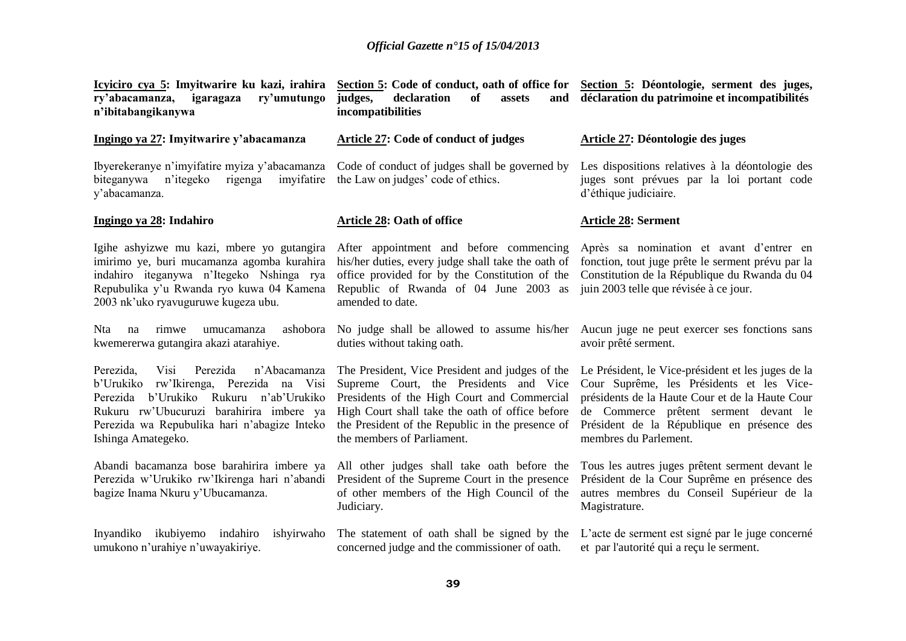**Icyiciro cya 5: Imyitwarire ku kazi, irahira ry'abacamanza, igaragaza ry'umutungo n'ibitabangikanywa**

**Ingingo ya 27: Imyitwarire y'abacamanza**

Ibyerekeranye n'imyifatire myiza y'abacamanza biteganywa n'itegeko rigenga imyifatire y'abacamanza.

**Ingingo ya 28: Indahiro**

Igihe ashyizwe mu kazi, mbere yo gutangira imirimo ye, buri mucamanza agomba kurahira indahiro iteganywa n'Itegeko Nshinga rya Repubulika y'u Rwanda ryo kuwa 04 Kamena 2003 nk'uko ryavuguruwe kugeza ubu.

Nta na rimwe umucamanza ashobora kwemererwa gutangira akazi atarahiye.

Perezida, Visi Perezida n'Abacamanza b'Urukiko rw'Ikirenga, Perezida na Visi Perezida b'Urukiko Rukuru n'ab'Urukiko Rukuru rw'Ubucuruzi barahirira imbere ya Perezida wa Repubulika hari n'abagize Inteko Ishinga Amategeko.

Abandi bacamanza bose barahirira imbere ya Perezida w'Urukiko rw'Ikirenga hari n'abandi bagize Inama Nkuru y'Ubucamanza.

Inyandiko ikubiyemo indahiro ishyirwaho umukono n'urahiye n'uwayakiriye.

**Section 5: Code of conduct, oath of office for judges, declaration of assets and incompatibilities**

**Article 27: Code of conduct of judges**

Code of conduct of judges shall be governed by the Law on judges' code of ethics.

**Article 28: Oath of office**

After appointment and before commencing his/her duties, every judge shall take the oath of office provided for by the Constitution of the Republic of Rwanda of 04 June 2003 as amended to date.

No judge shall be allowed to assume his/her duties without taking oath.

The President, Vice President and judges of the Supreme Court, the Presidents and Vice Presidents of the High Court and Commercial High Court shall take the oath of office before the President of the Republic in the presence of the members of Parliament.

All other judges shall take oath before the President of the Supreme Court in the presence of other members of the High Council of the Judiciary.

The statement of oath shall be signed by the concerned judge and the commissioner of oath.

**Section 5: Déontologie, serment des juges, déclaration du patrimoine et incompatibilités**

**Article 27: Déontologie des juges**

Les dispositions relatives à la déontologie des juges sont prévues par la loi portant code d'éthique judiciaire.

**Article 28: Serment**

Après sa nomination et avant d'entrer en fonction, tout juge prête le serment prévu par la Constitution de la République du Rwanda du 04 juin 2003 telle que révisée à ce jour.

Aucun juge ne peut exercer ses fonctions sans avoir prêté serment.

Le Président, le Vice-président et les juges de la Cour Suprême, les Présidents et les Vice-présidents de la Haute Cour et de la Haute Cour de Commerce prêtent serment devant le Président de la République en présence des membres du Parlement.

Tous les autres juges prêtent serment devant le Président de la Cour Suprême en présence des autres membres du Conseil Supérieur de la Magistrature.

L'acte de serment est signé par le juge concerné et par l'autorité qui a reçu le serment.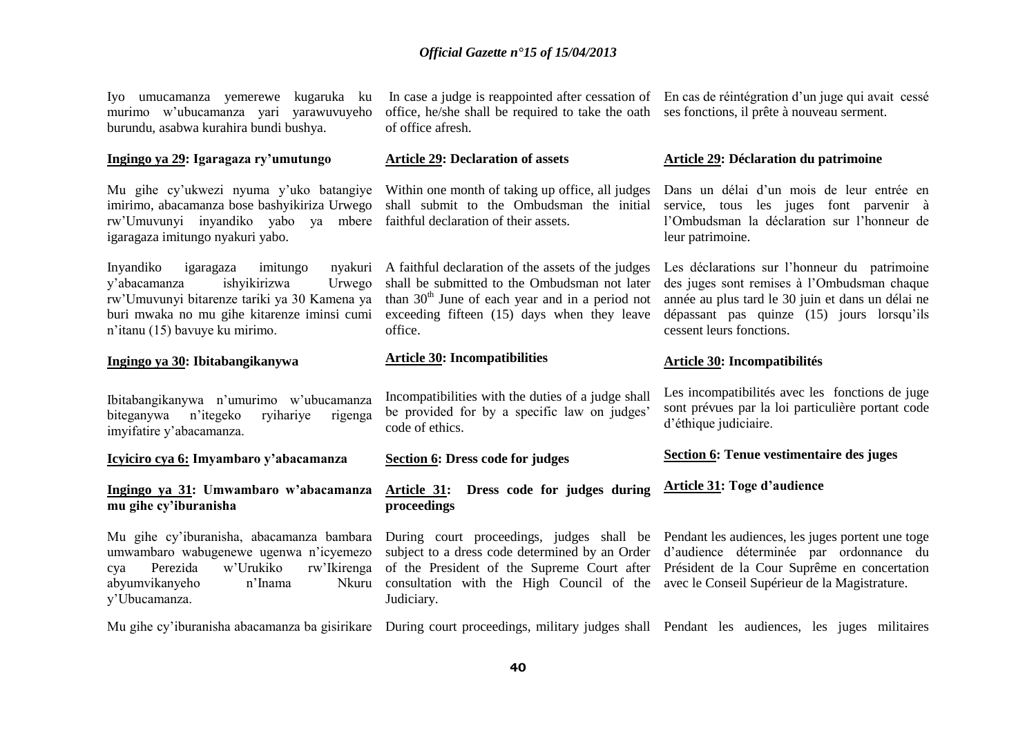Iyo umucamanza yemerewe kugaruka ku murimo w'ubucamanza yari yarawuvuyeho burundu, asabwa kurahira bundi bushya.

In case a judge is reappointed after cessation of office, he/she shall be required to take the oath of office afresh.

En cas de réintégration d'un juge qui avait cessé ses fonctions, il prête à nouveau serment.

**Ingingo ya 29: Igaragaza ry'umutungo**

Mu gihe cy'ukwezi nyuma y'uko batangiye imirimo, abacamanza bose bashyikiriza Urwego rw'Umuvunyi inyandiko yabo ya mbere igaragaza imitungo nyakuri yabo.

Inyandiko igaragaza imitungo nyakuri y'abacamanza ishyikirizwa Urwego rw'Umuvunyi bitarenze tariki ya 30 Kamena ya buri mwaka no mu gihe kitarenze iminsi cumi n'itanu (15) bavuye ku mirimo.

**Article 29: Declaration of assets**

Within one month of taking up office, all judges shall submit to the Ombudsman the initial faithful declaration of their assets.

A faithful declaration of the assets of the judges shall be submitted to the Ombudsman not later than 30th June of each year and in a period not exceeding fifteen (15) days when they leave office.

**Article 29: Déclaration du patrimoine**

Dans un délai d'un mois de leur entrée en service, tous les juges font parvenir à l'Ombudsman la déclaration sur l'honneur de leur patrimoine.

Les déclarations sur l'honneur du patrimoine des juges sont remises à l'Ombudsman chaque année au plus tard le 30 juin et dans un délai ne dépassant pas quinze (15) jours lorsqu'ils cessent leurs fonctions.

**Ingingo ya 30: Ibitabangikanywa**

Ibitabangikanywa n'umurimo w'ubucamanza biteganywa n'itegeko ryihariye rigenga imyifatire y'abacamanza.

**Article 30: Incompatibilities**

Incompatibilities with the duties of a judge shall be provided for by a specific law on judges' code of ethics.

**Article 30: Incompatibilités**

Les incompatibilités avec les fonctions de juge sont prévues par la loi particulière portant code d'éthique judiciaire.

**Icyiciro cya 6: Imyambaro y'abacamanza**

**Ingingo ya 31: Umwambaro w'abacamanza mu gihe cy'iburanisha**

Mu gihe cy'iburanisha, abacamanza bambara umwambaro wabugenewe ugenwa n'icyemezo cya Perezida w'Urukiko rw'Ikirenga abyumvikanyeho n'Inama Nkuru y'Ubucamanza.

Mu gihe cy'iburanisha abacamanza ba gisirikare

**Section 6: Dress code for judges**

**Article 31: Dress code for judges during proceedings**

During court proceedings, judges shall be subject to a dress code determined by an Order of the President of the Supreme Court after consultation with the High Council of the Judiciary.

During court proceedings, military judges shall

**Section 6: Tenue vestimentaire des juges**

**Article 31: Toge d'audience**

Pendant les audiences, les juges portent une toge d'audience déterminée par ordonnance du Président de la Cour Suprême en concertation avec le Conseil Supérieur de la Magistrature.

Pendant les audiences, les juges militaires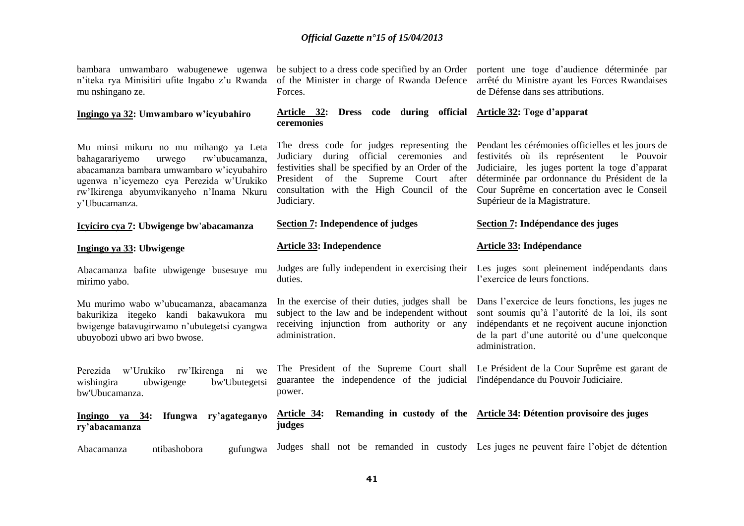bambara umwambaro wabugenewe ugenwa n'iteka rya Minisitiri ufite Ingabo z'u Rwanda mu nshingano ze.

**Ingingo ya 32: Umwambaro w'icyubahiro**

Mu minsi mikuru no mu mihango ya Leta bahagarariyemo urwego rw'ubucamanza, abacamanza bambara umwambaro w'icyubahiro ugenwa n'icyemezo cya Perezida w'Urukiko rw'Ikirenga abyumvikanyeho n'Inama Nkuru y'Ubucamanza.

**Icyiciro cya 7: Ubwigenge bw'abacamanza**

**Ingingo ya 33: Ubwigenge**

Abacamanza bafite ubwigenge busesuye mu mirimo yabo.

Mu murimo wabo w'ubucamanza, abacamanza bakurikiza itegeko kandi bakawukora mu bwigenge batavugirwamo n'ubutegetsi cyangwa ubuyobozi ubwo ari bwo bwose.

Perezida w'Urukiko rw'Ikirenga ni we wishingira ubwigenge bw'Ubutegetsi bw'Ubucamanza.

**Ingingo ya 34: Ifungwa ry'agateganyo ry'abacamanza**

Abacamanza ntibashobora gufungwa

be subject to a dress code specified by an Order of the Minister in charge of Rwanda Defence Forces.

**Article 32: Dress code during official ceremonies**

The dress code for judges representing the Judiciary during official ceremonies and festivities shall be specified by an Order of the President of the Supreme Court after consultation with the High Council of the Judiciary.

**Section 7: Independence of judges**

**Article 33: Independence**

Judges are fully independent in exercising their duties.

In the exercise of their duties, judges shall be subject to the law and be independent without receiving injunction from authority or any administration.

The President of the Supreme Court shall guarantee the independence of the judicial power.

**Article 34: Remanding in custody of the judges**

Judges shall not be remanded in custody

portent une toge d'audience déterminée par arrêté du Ministre ayant les Forces Rwandaises de Défense dans ses attributions.

**Article 32: Toge d'apparat**

Pendant les cérémonies officielles et les jours de festivités où ils représentent le Pouvoir Judiciaire, les juges portent la toge d'apparat déterminée par ordonnance du Président de la Cour Suprême en concertation avec le Conseil Supérieur de la Magistrature.

**Section 7: Indépendance des juges**

**Article 33: Indépendance**

Les juges sont pleinement indépendants dans l'exercice de leurs fonctions.

Dans l'exercice de leurs fonctions, les juges ne sont soumis qu'à l'autorité de la loi, ils sont indépendants et ne reçoivent aucune injonction de la part d'une autorité ou d'une quelconque administration.

Le Président de la Cour Suprême est garant de l'indépendance du Pouvoir Judiciaire.

**Article 34: Détention provisoire des juges**

Les juges ne peuvent faire l'objet de détention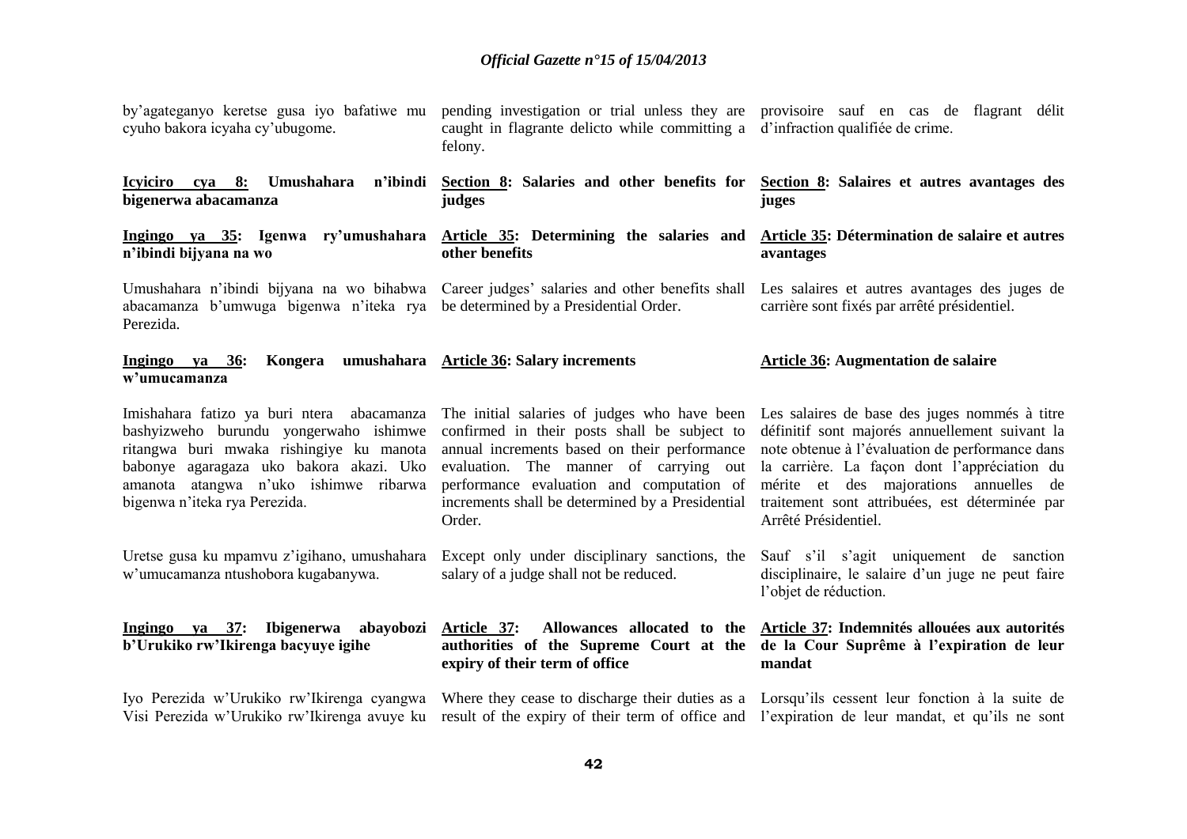by'agateganyo keretse gusa iyo bafatiwe mu cyuho bakora icyaha cy'ubugome.

**Icyiciro cya 8: Umushahara n'ibindi bigenerwa abacamanza**

**Ingingo ya 35: Igenwa ry'umushahara n'ibindi bijyana na wo**

Umushahara n'ibindi bijyana na wo bihabwa abacamanza b'umwuga bigenwa n'iteka rya Perezida.

**Ingingo ya 36: Kongera umushahara w'umucamanza**

Imishahara fatizo ya buri ntera abacamanza bashyizweho burundu yongerwaho ishimwe ritangwa buri mwaka rishingiye ku manota babonye agaragaza uko bakora akazi. Uko amanota atangwa n'uko ishimwe ribarwa bigenwa n'iteka rya Perezida.

Uretse gusa ku mpamvu z'igihano, umushahara w'umucamanza ntushobora kugabanywa.

**Ingingo ya 37: Ibigenerwa abayobozi b'Urukiko rw'Ikirenga bacyuye igihe**

Iyo Perezida w'Urukiko rw'Ikirenga cyangwa Visi Perezida w'Urukiko rw'Ikirenga avuye ku

---

pending investigation or trial unless they are caught in flagrante delicto while committing a felony.

**Section 8: Salaries and other benefits for judges**

**Article 35: Determining the salaries and other benefits**

Career judges' salaries and other benefits shall be determined by a Presidential Order.

**Article 36: Salary increments**

The initial salaries of judges who have been confirmed in their posts shall be subject to annual increments based on their performance evaluation. The manner of carrying out performance evaluation and computation of increments shall be determined by a Presidential Order.

Except only under disciplinary sanctions, the salary of a judge shall not be reduced.

**Article 37: Allowances allocated to the authorities of the Supreme Court at the expiry of their term of office**

Where they cease to discharge their duties as a result of the expiry of their term of office and

---

provisoire sauf en cas de flagrant délit d'infraction qualifiée de crime.

**Section 8: Salaires et autres avantages des juges**

**Article 35: Détermination de salaire et autres avantages**

Les salaires et autres avantages des juges de carrière sont fixés par arrêté présidentiel.

**Article 36: Augmentation de salaire**

Les salaires de base des juges nommés à titre définitif sont majorés annuellement suivant la note obtenue à l'évaluation de performance dans la carrière. La façon dont l'appréciation du mérite et des majorations annuelles de traitement sont attribuées, est déterminée par Arrêté Présidentiel.

Sauf s'il s'agit uniquement de sanction disciplinaire, le salaire d'un juge ne peut faire l'objet de réduction.

**Article 37: Indemnités allouées aux autorités de la Cour Suprême à l'expiration de leur mandat**

Lorsqu'ils cessent leur fonction à la suite de l'expiration de leur mandat, et qu'ils ne sont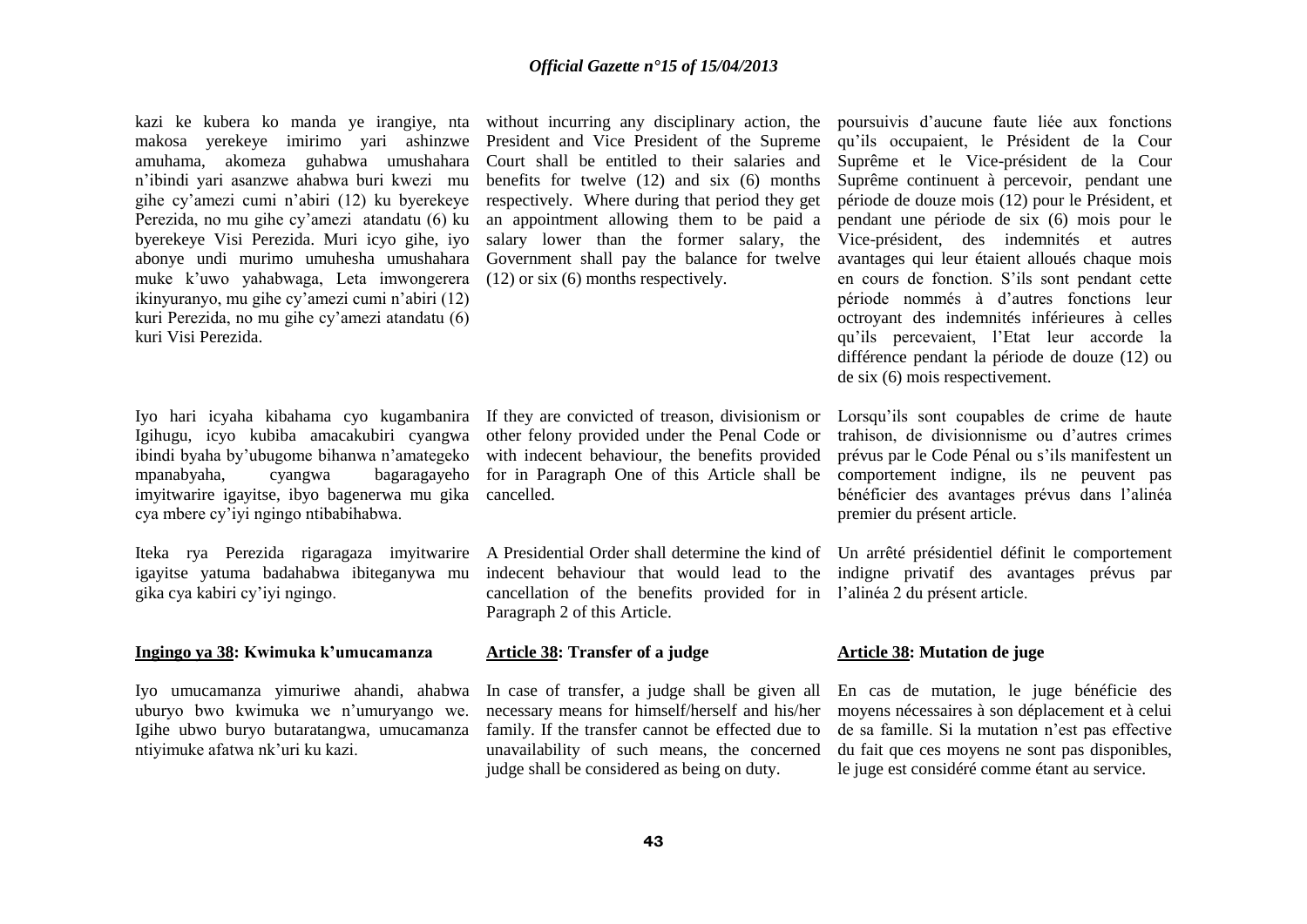kazi ke kubera ko manda ye irangiye, nta makosa yerekeye imirimo yari ashinzwe amuhama, akomeza guhabwa umushahara n'ibindi yari asanzwe ahabwa buri kwezi mu gihe cy'amezi cumi n'abiri (12) ku byerekeye Perezida, no mu gihe cy'amezi atandatu (6) ku byerekeye Visi Perezida. Muri icyo gihe, iyo abonye undi murimo umuhesha umushahara muke k'uwo yahabwaga, Leta imwongerera ikinyuranyo, mu gihe cy'amezi cumi n'abiri (12) kuri Perezida, no mu gihe cy'amezi atandatu (6) kuri Visi Perezida.

Iyo hari icyaha kibahama cyo kugambanira Igihugu, icyo kubiba amacakubiri cyangwa ibindi byaha by'ubugome bihanwa n'amategeko mpanabyaha, cyangwa bagaragayeho imyitwarire igayitse, ibyo bagenerwa mu gika cya mbere cy'iyi ngingo ntibabihabwa.

Iteka rya Perezida rigaragaza imyitwarire igayitse yatuma badahabwa ibiteganywa mu gika cya kabiri cy'iyi ngingo.

**Ingingo ya 38: Kwimuka k'umucamanza**

Iyo umucamanza yimuriwe ahandi, ahabwa uburyo bwo kwimuka we n'umuryango we. Igihe ubwo buryo butaratangwa, umucamanza ntiyimuke afatwa nk'uri ku kazi.

without incurring any disciplinary action, the President and Vice President of the Supreme Court shall be entitled to their salaries and benefits for twelve (12) and six (6) months respectively. Where during that period they get an appointment allowing them to be paid a salary lower than the former salary, the Government shall pay the balance for twelve (12) or six (6) months respectively.

If they are convicted of treason, divisionism or other felony provided under the Penal Code or with indecent behaviour, the benefits provided for in Paragraph One of this Article shall be cancelled.

A Presidential Order shall determine the kind of indecent behaviour that would lead to the cancellation of the benefits provided for in Paragraph 2 of this Article.

**Article 38: Transfer of a judge**

In case of transfer, a judge shall be given all necessary means for himself/herself and his/her family. If the transfer cannot be effected due to unavailability of such means, the concerned judge shall be considered as being on duty.

poursuivis d'aucune faute liée aux fonctions qu'ils occupaient, le Président de la Cour Suprême et le Vice-président de la Cour Suprême continuent à percevoir, pendant une période de douze mois (12) pour le Président, et pendant une période de six (6) mois pour le Vice-président, des indemnités et autres avantages qui leur étaient alloués chaque mois en cours de fonction. S'ils sont pendant cette période nommés à d'autres fonctions leur octroyant des indemnités inférieures à celles qu'ils percevaient, l'Etat leur accorde la différence pendant la période de douze (12) ou de six (6) mois respectivement.

Lorsqu'ils sont coupables de crime de haute trahison, de divisionnisme ou d'autres crimes prévus par le Code Pénal ou s'ils manifestent un comportement indigne, ils ne peuvent pas bénéficier des avantages prévus dans l'alinéa premier du présent article.

Un arrêté présidentiel définit le comportement indigne privatif des avantages prévus par l'alinéa 2 du présent article.

**Article 38: Mutation de juge**

En cas de mutation, le juge bénéficie des moyens nécessaires à son déplacement et à celui de sa famille. Si la mutation n'est pas effective du fait que ces moyens ne sont pas disponibles, le juge est considéré comme étant au service.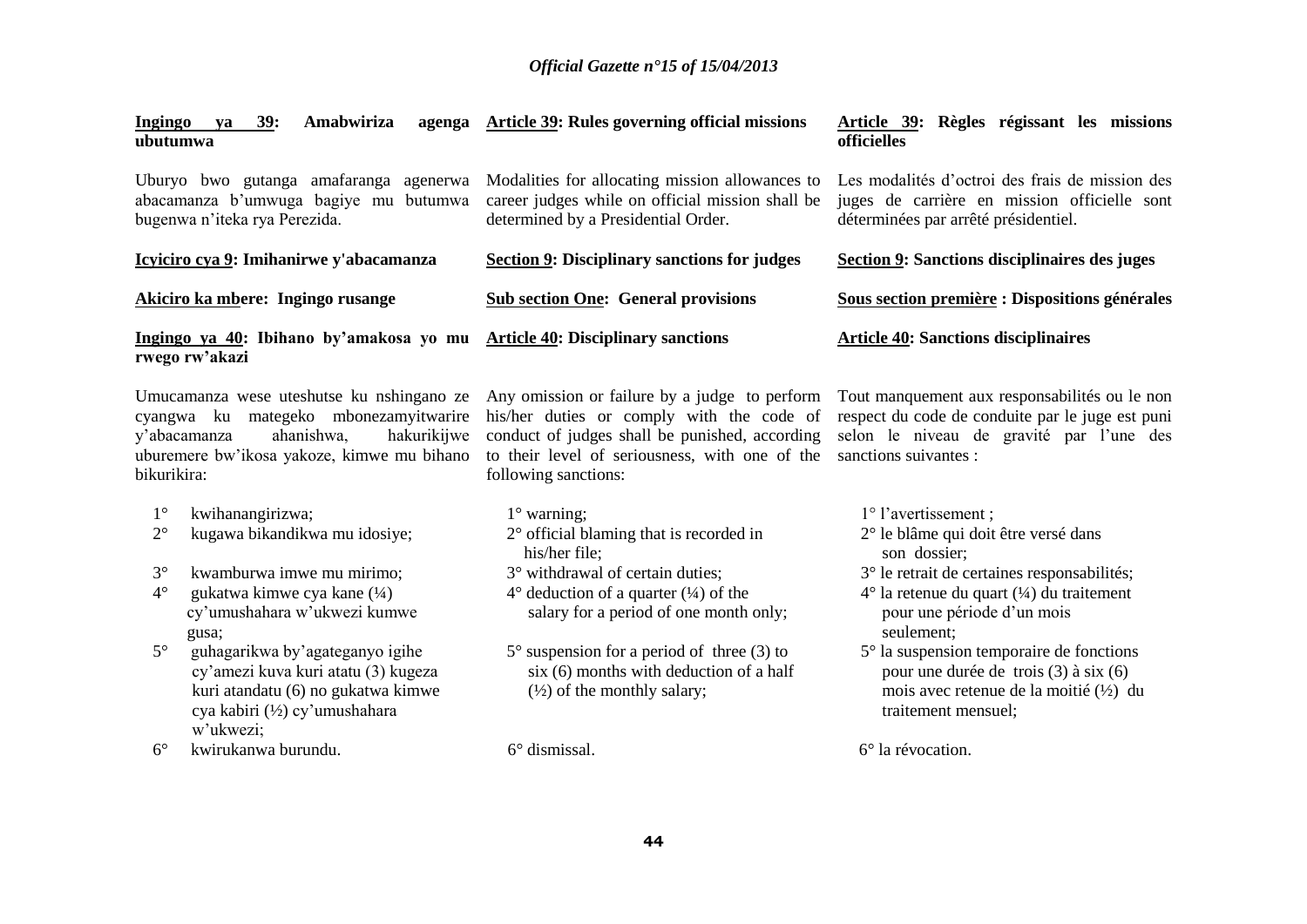**Ingingo ya 39: Amabwiriza agenga ubutumwa**

Uburyo bwo gutanga amafaranga agenerwa abacamanza b'umwuga bagiye mu butumwa bugenwa n'iteka rya Perezida.

**Icyiciro cya 9: Imihanirwe y'abacamanza**

**Akiciro ka mbere: Ingingo rusange**

**Ingingo ya 40: Ibihano by'amakosa yo mu rwego rw'akazi**

Umucamanza wese uteshutse ku nshingano ze cyangwa ku mategeko mbonezamyitwarire y'abacamanza ahanishwa, hakurikijwe uburemere bw'ikosa yakoze, kimwe mu bihano bikurikira:

1° kwihanangirizwa;
2° kugawa bikandikwa mu idosiye;
3° kwamburwa imwe mu mirimo;
4° gukatwa kimwe cya kane (¼) cy'umushahara w'ukwezi kumwe gusa;
5° guhagarikwa by'agateganyo igihe cy'amezi kuva kuri atatu (3) kugeza kuri atandatu (6) no gukatwa kimwe cya kabiri (½) cy'umushahara w'ukwezi;
6° kwirukanwa burundu.

**Article 39: Rules governing official missions**

Modalities for allocating mission allowances to career judges while on official mission shall be determined by a Presidential Order.

**Section 9: Disciplinary sanctions for judges**

**Sub section One: General provisions**

**Article 40: Disciplinary sanctions**

Any omission or failure by a judge to perform his/her duties or comply with the code of conduct of judges shall be punished, according to their level of seriousness, with one of the following sanctions:

1° warning;
2° official blaming that is recorded in his/her file;
3° withdrawal of certain duties;
4° deduction of a quarter (¼) of the salary for a period of one month only;
5° suspension for a period of three (3) to six (6) months with deduction of a half (½) of the monthly salary;
6° dismissal.

**Article 39: Règles régissant les missions officielles**

Les modalités d'octroi des frais de mission des juges de carrière en mission officielle sont déterminées par arrêté présidentiel.

**Section 9: Sanctions disciplinaires des juges**

**Sous section première : Dispositions générales**

**Article 40: Sanctions disciplinaires**

Tout manquement aux responsabilités ou le non respect du code de conduite par le juge est puni selon le niveau de gravité par l'une des sanctions suivantes :

1° l'avertissement ;
2° le blâme qui doit être versé dans son dossier;
3° le retrait de certaines responsabilités;
4° la retenue du quart (¼) du traitement pour une période d'un mois seulement;
5° la suspension temporaire de fonctions pour une durée de trois (3) à six (6) mois avec retenue de la moitié (½) du traitement mensuel;
6° la révocation.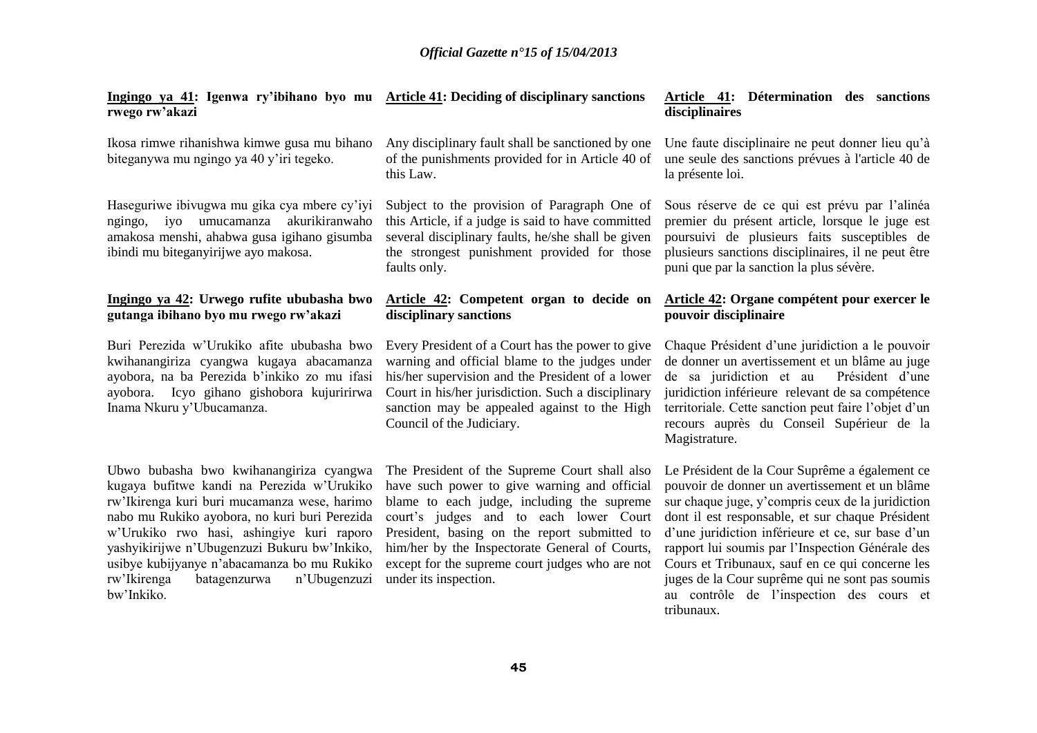**Ingingo ya 41: Igenwa ry'ibihano byo mu rwego rw'akazi**

Ikosa rimwe rihanishwa kimwe gusa mu bihano biteganywa mu ngingo ya 40 y'iri tegeko.

Haseguriwe ibivugwa mu gika cya mbere cy'iyi ngingo, iyo umucamanza akurikiranwaho amakosa menshi, ahabwa gusa igihano gisumba ibindi mu biteganyirijwe ayo makosa.

**Ingingo ya 42: Urwego rufite ububasha bwo gutanga ibihano byo mu rwego rw'akazi**

Buri Perezida w'Urukiko afite ububasha bwo kwihanangiriza cyangwa kugaya abacamanza ayobora, na ba Perezida b'inkiko zo mu ifasi ayobora. Icyo gihano gishobora kujuririrwa Inama Nkuru y'Ubucamanza.

Ubwo bubasha bwo kwihanangiriza cyangwa kugaya bufitwe kandi na Perezida w'Urukiko rw'Ikirenga kuri buri mucamanza wese, harimo nabo mu Rukiko ayobora, no kuri buri Perezida w'Urukiko rwo hasi, ashingiye kuri raporo yashyikirijwe n'Ubugenzuzi Bukuru bw'Inkiko, usibye kubijyanye n'abacamanza bo mu Rukiko rw'Ikirenga batagenzurwa n'Ubugenzuzi bw'Inkiko.

**Article 41: Deciding of disciplinary sanctions**

Any disciplinary fault shall be sanctioned by one of the punishments provided for in Article 40 of this Law.

Subject to the provision of Paragraph One of this Article, if a judge is said to have committed several disciplinary faults, he/she shall be given the strongest punishment provided for those faults only.

**Article 42: Competent organ to decide on disciplinary sanctions**

Every President of a Court has the power to give warning and official blame to the judges under his/her supervision and the President of a lower Court in his/her jurisdiction. Such a disciplinary sanction may be appealed against to the High Council of the Judiciary.

The President of the Supreme Court shall also have such power to give warning and official blame to each judge, including the supreme court's judges and to each lower Court President, basing on the report submitted to him/her by the Inspectorate General of Courts, except for the supreme court judges who are not under its inspection.

**Article 41: Détermination des sanctions disciplinaires**

Une faute disciplinaire ne peut donner lieu qu'à une seule des sanctions prévues à l'article 40 de la présente loi.

Sous réserve de ce qui est prévu par l'alinéa premier du présent article, lorsque le juge est poursuivi de plusieurs faits susceptibles de plusieurs sanctions disciplinaires, il ne peut être puni que par la sanction la plus sévère.

**Article 42: Organe compétent pour exercer le pouvoir disciplinaire**

Chaque Président d'une juridiction a le pouvoir de donner un avertissement et un blâme au juge de sa juridiction et au Président d'une juridiction inférieure relevant de sa compétence territoriale. Cette sanction peut faire l'objet d'un recours auprès du Conseil Supérieur de la Magistrature.

Le Président de la Cour Suprême a également ce pouvoir de donner un avertissement et un blâme sur chaque juge, y'compris ceux de la juridiction dont il est responsable, et sur chaque Président d'une juridiction inférieure et ce, sur base d'un rapport lui soumis par l'Inspection Générale des Cours et Tribunaux, sauf en ce qui concerne les juges de la Cour suprême qui ne sont pas soumis au contrôle de l'inspection des cours et tribunaux.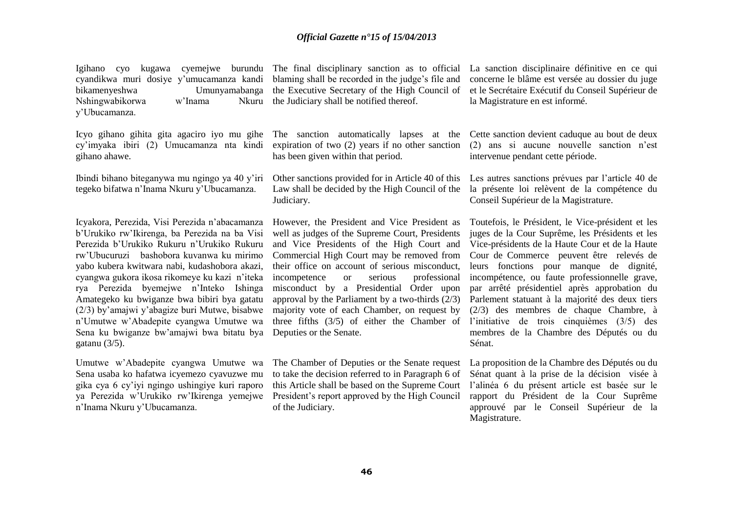Igihano cyo kugawa cyemejwe burundu cyandikwa muri dosiye y'umucamanza kandi bikamenyeshwa Umunyamabanga Nshingwabikorwa w'Inama Nkuru y'Ubucamanza.

Icyo gihano gihita gita agaciro iyo mu gihe cy'imyaka ibiri (2) Umucamanza nta kindi gihano ahawe.

Ibindi bihano biteganywa mu ngingo ya 40 y'iri tegeko bifatwa n'Inama Nkuru y'Ubucamanza.

Icyakora, Perezida, Visi Perezida n'abacamanza b'Urukiko rw'Ikirenga, ba Perezida na ba Visi Perezida b'Urukiko Rukuru n'Urukiko Rukuru rw'Ubucuruzi bashobora kuvanwa ku mirimo yabo kubera kwitwara nabi, kudashobora akazi, cyangwa gukora ikosa rikomeye ku kazi n'iteka rya Perezida byemejwe n'Inteko Ishinga Amategeko ku bwiganze bwa bibiri bya gatatu (2/3) by'amajwi y'abagize buri Mutwe, bisabwe n'Umutwe w'Abadepite cyangwa Umutwe wa Sena ku bwiganze bw'amajwi bwa bitatu bya gatanu (3/5).

Umutwe w'Abadepite cyangwa Umutwe wa Sena usaba ko hafatwa icyemezo cyavuzwe mu gika cya 6 cy'iyi ngingo ushingiye kuri raporo ya Perezida w'Urukiko rw'Ikirenga yemejwe n'Inama Nkuru y'Ubucamanza.

The final disciplinary sanction as to official blaming shall be recorded in the judge's file and the Executive Secretary of the High Council of the Judiciary shall be notified thereof.

The sanction automatically lapses at the expiration of two (2) years if no other sanction has been given within that period.

Other sanctions provided for in Article 40 of this Law shall be decided by the High Council of the Judiciary.

However, the President and Vice President as well as judges of the Supreme Court, Presidents and Vice Presidents of the High Court and Commercial High Court may be removed from their office on account of serious misconduct, incompetence or serious professional misconduct by a Presidential Order upon approval by the Parliament by a two-thirds (2/3) majority vote of each Chamber, on request by three fifths (3/5) of either the Chamber of Deputies or the Senate.

The Chamber of Deputies or the Senate request to take the decision referred to in Paragraph 6 of this Article shall be based on the Supreme Court President's report approved by the High Council of the Judiciary.

La sanction disciplinaire définitive en ce qui concerne le blâme est versée au dossier du juge et le Secrétaire Exécutif du Conseil Supérieur de la Magistrature en est informé.

Cette sanction devient caduque au bout de deux (2) ans si aucune nouvelle sanction n'est intervenue pendant cette période.

Les autres sanctions prévues par l'article 40 de la présente loi relèvent de la compétence du Conseil Supérieur de la Magistrature.

Toutefois, le Président, le Vice-président et les juges de la Cour Suprême, les Présidents et les Vice-présidents de la Haute Cour et de la Haute Cour de Commerce peuvent être relevés de leurs fonctions pour manque de dignité, incompétence, ou faute professionnelle grave, par arrêté présidentiel après approbation du Parlement statuant à la majorité des deux tiers (2/3) des membres de chaque Chambre, à l'initiative de trois cinquièmes (3/5) des membres de la Chambre des Députés ou du Sénat.

La proposition de la Chambre des Députés ou du Sénat quant à la prise de la décision visée à l'alinéa 6 du présent article est basée sur le rapport du Président de la Cour Suprême approuvé par le Conseil Supérieur de la Magistrature.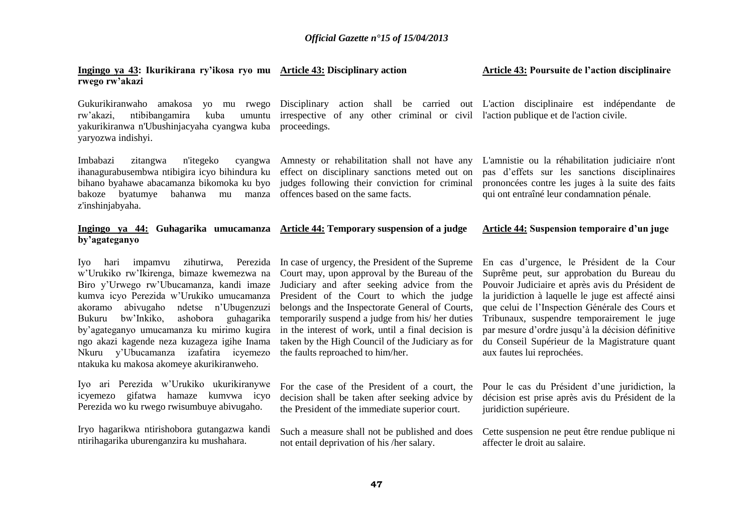**Ingingo ya 43: Ikurikirana ry'ikosa ryo mu rwego rw'akazi**

Gukurikiranwaho amakosa yo mu rwego rw'akazi, ntibibangamira kuba umuntu yakurikiranwa n'Ubushinjacyaha cyangwa kuba yaryozwa indishyi.

Imbabazi zitangwa n'itegeko cyangwa ihanagurabusembwa ntibigira icyo bihindura ku bihano byahawe abacamanza bikomoka ku byo bakoze byatumye bahanwa mu manza z'inshinjabyaha.

**Ingingo ya 44: Guhagarika umucamanza by'agateganyo**

Iyo hari impamvu zihutirwa, Perezida w'Urukiko rw'Ikirenga, bimaze kwemezwa na Biro y'Urwego rw'Ubucamanza, kandi imaze kumva icyo Perezida w'Urukiko umucamanza akoramo abivugaho ndetse n'Ubugenzuzi Bukuru bw'Inkiko, ashobora guhagarika by'agateganyo umucamanza ku mirimo kugira ngo akazi kagende neza kuzageza igihe Inama Nkuru y'Ubucamanza izafatira icyemezo ntakuka ku makosa akomeye akurikiranweho.

Iyo ari Perezida w'Urukiko ukurikiranywe icyemezo gifatwa hamaze kumvwa icyo Perezida wo ku rwego rwisumbuye abivugaho.

Iryo hagarikwa ntirishobora gutangazwa kandi ntirihagarika uburenganzira ku mushahara.

**Article 43: Disciplinary action**

Disciplinary action shall be carried out irrespective of any other criminal or civil proceedings.

Amnesty or rehabilitation shall not have any effect on disciplinary sanctions meted out on judges following their conviction for criminal offences based on the same facts.

**Article 44: Temporary suspension of a judge**

In case of urgency, the President of the Supreme Court may, upon approval by the Bureau of the Judiciary and after seeking advice from the President of the Court to which the judge belongs and the Inspectorate General of Courts, temporarily suspend a judge from his/ her duties in the interest of work, until a final decision is taken by the High Council of the Judiciary as for the faults reproached to him/her.

For the case of the President of a court, the decision shall be taken after seeking advice by the President of the immediate superior court.

Such a measure shall not be published and does not entail deprivation of his /her salary.

**Article 43: Poursuite de l'action disciplinaire**

L'action disciplinaire est indépendante de l'action publique et de l'action civile.

L'amnistie ou la réhabilitation judiciaire n'ont pas d'effets sur les sanctions disciplinaires prononcées contre les juges à la suite des faits qui ont entraîné leur condamnation pénale.

**Article 44: Suspension temporaire d'un juge**

En cas d'urgence, le Président de la Cour Suprême peut, sur approbation du Bureau du Pouvoir Judiciaire et après avis du Président de la juridiction à laquelle le juge est affecté ainsi que celui de l'Inspection Générale des Cours et Tribunaux, suspendre temporairement le juge par mesure d'ordre jusqu'à la décision définitive du Conseil Supérieur de la Magistrature quant aux fautes lui reprochées.

Pour le cas du Président d'une juridiction, la décision est prise après avis du Président de la juridiction supérieure.

Cette suspension ne peut être rendue publique ni affecter le droit au salaire.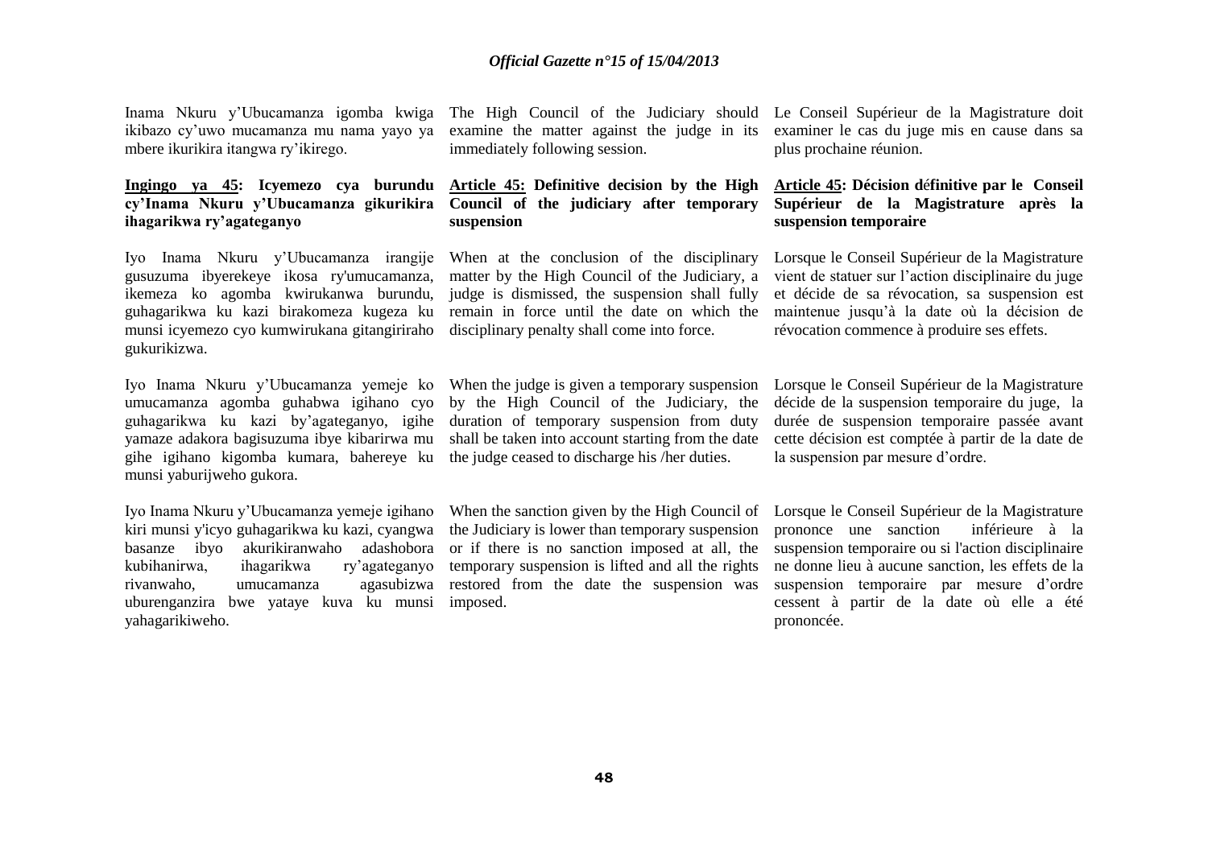Inama Nkuru y'Ubucamanza igomba kwiga ikibazo cy'uwo mucamanza mu nama yayo ya mbere ikurikira itangwa ry'ikirego.

**Ingingo ya 45: Icyemezo cya burundu cy'Inama Nkuru y'Ubucamanza gikurikira ihagarikwa ry'agateganyo**

Iyo Inama Nkuru y'Ubucamanza irangije gusuzuma ibyerekeye ikosa ry'umucamanza, ikemeza ko agomba kwirukanwa burundu, guhagarikwa ku kazi birakomeza kugeza ku munsi icyemezo cyo kumwirukana gitangiriraho gukurikizwa.

Iyo Inama Nkuru y'Ubucamanza yemeje ko umucamanza agomba guhabwa igihano cyo guhagarikwa ku kazi by'agateganyo, igihe yamaze adakora bagisuzuma ibye kibarirwa mu gihe igihano kigomba kumara, bahereye ku munsi yaburijweho gukora.

Iyo Inama Nkuru y'Ubucamanza yemeje igihano kiri munsi y'icyo guhagarikwa ku kazi, cyangwa basanze ibyo akurikiranwaho adashobora kubihanirwa, ihagarikwa ry'agateganyo rivanwaho, umucamanza agasubizwa uburenganzira bwe yataye kuva ku munsi yahagarikiweho.

The High Council of the Judiciary should examine the matter against the judge in its immediately following session.

**Article 45: Definitive decision by the High Council of the judiciary after temporary suspension**

When at the conclusion of the disciplinary matter by the High Council of the Judiciary, a judge is dismissed, the suspension shall fully remain in force until the date on which the disciplinary penalty shall come into force.

When the judge is given a temporary suspension by the High Council of the Judiciary, the duration of temporary suspension from duty shall be taken into account starting from the date the judge ceased to discharge his /her duties.

When the sanction given by the High Council of the Judiciary is lower than temporary suspension or if there is no sanction imposed at all, the temporary suspension is lifted and all the rights restored from the date the suspension was imposed.

Le Conseil Supérieur de la Magistrature doit examiner le cas du juge mis en cause dans sa plus prochaine réunion.

**Article 45: Décision définitive par le Conseil Supérieur de la Magistrature après la suspension temporaire**

Lorsque le Conseil Supérieur de la Magistrature vient de statuer sur l'action disciplinaire du juge et décide de sa révocation, sa suspension est maintenue jusqu'à la date où la décision de révocation commence à produire ses effets.

Lorsque le Conseil Supérieur de la Magistrature décide de la suspension temporaire du juge, la durée de suspension temporaire passée avant cette décision est comptée à partir de la date de la suspension par mesure d'ordre.

Lorsque le Conseil Supérieur de la Magistrature prononce une sanction inférieure à la suspension temporaire ou si l'action disciplinaire ne donne lieu à aucune sanction, les effets de la suspension temporaire par mesure d'ordre cessent à partir de la date où elle a été prononcée.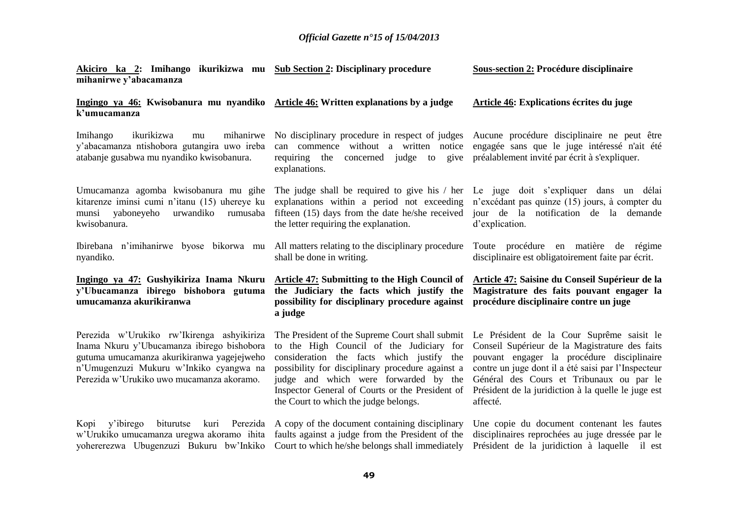**Akiciro ka 2: Imihango ikurikizwa mu mihanirwe y'abacamanza**

**Ingingo ya 46: Kwisobanura mu nyandiko k'umucamanza**

Imihango ikurikizwa mu mihanirwe y'abacamanza ntishobora gutangira uwo ireba atabanje gusabwa mu nyandiko kwisobanura.

Umucamanza agomba kwisobanura mu gihe kitarenze iminsi cumi n'itanu (15) uhereye ku munsi yaboneyeho urwandiko rumusaba kwisobanura.

Ibirebana n'imihanirwe byose bikorwa mu nyandiko.

**Ingingo ya 47: Gushyikiriza Inama Nkuru y'Ubucamanza ibirego bishobora gutuma umucamanza akurikiranwa**

Perezida w'Urukiko rw'Ikirenga ashyikiriza Inama Nkuru y'Ubucamanza ibirego bishobora gutuma umucamanza akurikiranwa yagejejweho n'Umugenzuzi Mukuru w'Inkiko cyangwa na Perezida w'Urukiko uwo mucamanza akoramo.

Kopi y'ibirego biturutse kuri Perezida w'Urukiko umucamanza uregwa akoramo ihita yohererezwa Ubugenzuzi Bukuru bw'Inkiko

**Sub Section 2: Disciplinary procedure**

**Article 46: Written explanations by a judge**

No disciplinary procedure in respect of judges can commence without a written notice requiring the concerned judge to give explanations.

The judge shall be required to give his / her explanations within a period not exceeding fifteen (15) days from the date he/she received the letter requiring the explanation.

All matters relating to the disciplinary procedure shall be done in writing.

**Article 47: Submitting to the High Council of the Judiciary the facts which justify the possibility for disciplinary procedure against a judge**

The President of the Supreme Court shall submit to the High Council of the Judiciary for consideration the facts which justify the possibility for disciplinary procedure against a judge and which were forwarded by the Inspector General of Courts or the President of the Court to which the judge belongs.

A copy of the document containing disciplinary faults against a judge from the President of the Court to which he/she belongs shall immediately

**Sous-section 2: Procédure disciplinaire**

**Article 46: Explications écrites du juge**

Aucune procédure disciplinaire ne peut être engagée sans que le juge intéressé n'ait été préalablement invité par écrit à s'expliquer.

Le juge doit s'expliquer dans un délai n'excédant pas quinze (15) jours, à compter du jour de la notification de la demande d'explication.

Toute procédure en matière de régime disciplinaire est obligatoirement faite par écrit.

**Article 47: Saisine du Conseil Supérieur de la Magistrature des faits pouvant engager la procédure disciplinaire contre un juge**

Le Président de la Cour Suprême saisit le Conseil Supérieur de la Magistrature des faits pouvant engager la procédure disciplinaire contre un juge dont il a été saisi par l'Inspecteur Général des Cours et Tribunaux ou par le Président de la juridiction à la quelle le juge est affecté.

Une copie du document contenant les fautes disciplinaires reprochées au juge dressée par le Président de la juridiction à laquelle il est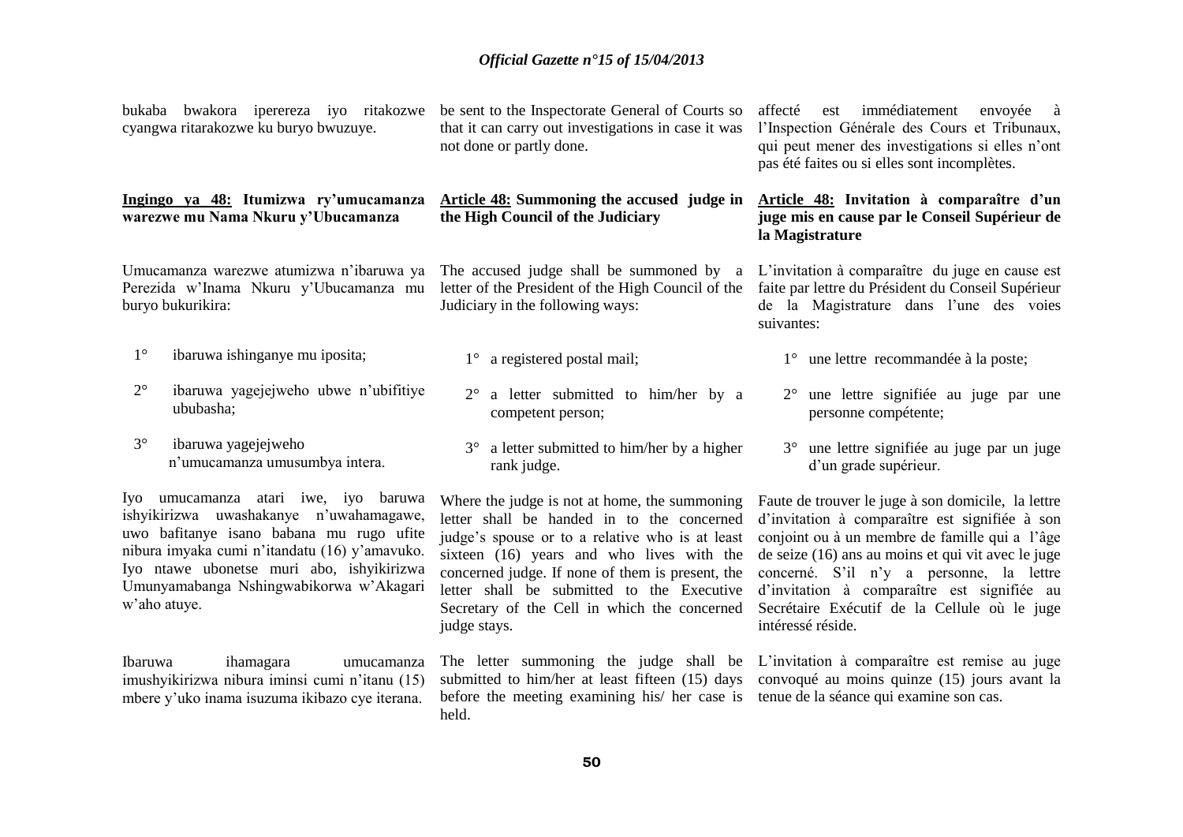bukaba bwakora iperereza iyo ritakozwe cyangwa ritarakozwe ku buryo bwuzuye.

**Ingingo ya 48: Itumizwa ry'umucamanza warezwe mu Nama Nkuru y'Ubucamanza**

Umucamanza warezwe atumizwa n'ibaruwa ya Perezida w'Inama Nkuru y'Ubucamanza mu buryo bukurikira:

1° ibaruwa ishinganye mu iposita;

2° ibaruwa yagejejweho ubwe n'ubifitiye ububasha;

3° ibaruwa yagejejweho n'umucamanza umusumbya intera.

Iyo umucamanza atari iwe, iyo baruwa ishyikirizwa uwashakanye n'uwahamagawe, uwo bafitanye isano babana mu rugo ufite nibura imyaka cumi n'itandatu (16) y'amavuko. Iyo ntawe ubonetse muri abo, ishyikirizwa Umunyamabanga Nshingwabikorwa w'Akagari w'aho atuye.

Ibaruwa ihamagara umucamanza imushyikirizwa nibura iminsi cumi n'itanu (15) mbere y'uko inama isuzuma ikibazo cye iterana.

be sent to the Inspectorate General of Courts so that it can carry out investigations in case it was not done or partly done.

**Article 48: Summoning the accused judge in the High Council of the Judiciary**

The accused judge shall be summoned by a letter of the President of the High Council of the Judiciary in the following ways:

1° a registered postal mail;

2° a letter submitted to him/her by a competent person;

3° a letter submitted to him/her by a higher rank judge.

Where the judge is not at home, the summoning letter shall be handed in to the concerned judge's spouse or to a relative who is at least sixteen (16) years and who lives with the concerned judge. If none of them is present, the letter shall be submitted to the Executive Secretary of the Cell in which the concerned judge stays.

The letter summoning the judge shall be submitted to him/her at least fifteen (15) days before the meeting examining his/ her case is held.

affecté est immédiatement envoyée à l'Inspection Générale des Cours et Tribunaux, qui peut mener des investigations si elles n'ont pas été faites ou si elles sont incomplètes.

**Article 48: Invitation à comparaître d'un juge mis en cause par le Conseil Supérieur de la Magistrature**

L'invitation à comparaître du juge en cause est faite par lettre du Président du Conseil Supérieur de la Magistrature dans l'une des voies suivantes:

1° une lettre recommandée à la poste;

2° une lettre signifiée au juge par une personne compétente;

3° une lettre signifiée au juge par un juge d'un grade supérieur.

Faute de trouver le juge à son domicile, la lettre d'invitation à comparaître est signifiée à son conjoint ou à un membre de famille qui a l'âge de seize (16) ans au moins et qui vit avec le juge concerné. S'il n'y a personne, la lettre d'invitation à comparaître est signifiée au Secrétaire Exécutif de la Cellule où le juge intéressé réside.

L'invitation à comparaître est remise au juge convoqué au moins quinze (15) jours avant la tenue de la séance qui examine son cas.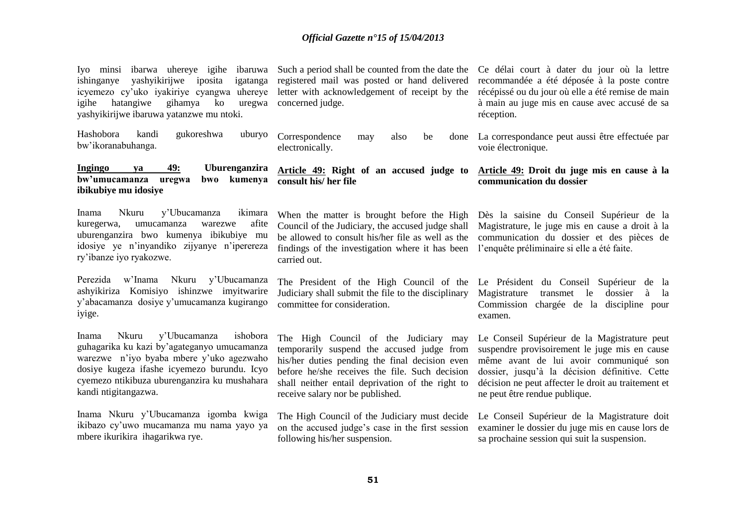Iyo minsi ibarwa uhereye igihe ibaruwa ishinganye yashyikirijwe iposita igatanga icyemezo cy'uko iyakiriye cyangwa uhereye igihe hatangiwe gihamya ko uregwa yashyikirijwe ibaruwa yatanzwe mu ntoki.

Hashobora kandi gukoreshwa uburyo bw'ikoranabuhanga.

**Ingingo ya 49: Uburenganzira bw'umucamanza uregwa bwo kumenya ibikubiye mu idosiye**

Inama Nkuru y'Ubucamanza ikimara kuregerwa, umucamanza warezwe afite uburenganzira bwo kumenya ibikubiye mu idosiye ye n'inyandiko zijyanye n'iperereza ry'ibanze iyo ryakozwe.

Perezida w'Inama Nkuru y'Ubucamanza ashyikiriza Komisiyo ishinzwe imyitwarire y'abacamanza dosiye y'umucamanza kugirango iyige.

Inama Nkuru y'Ubucamanza ishobora guhagarika ku kazi by'agateganyo umucamanza warezwe n'iyo byaba mbere y'uko agezwaho dosiye kugeza ifashe icyemezo burundu. Icyo cyemezo ntikibuza uburenganzira ku mushahara kandi ntigitangazwa.

Inama Nkuru y'Ubucamanza igomba kwiga ikibazo cy'uwo mucamanza mu nama yayo ya mbere ikurikira ihagarikwa rye.

Such a period shall be counted from the date the registered mail was posted or hand delivered letter with acknowledgement of receipt by the concerned judge.

Correspondence may also be done electronically.

**Article 49: Right of an accused judge to consult his/ her file**

When the matter is brought before the High Council of the Judiciary, the accused judge shall be allowed to consult his/her file as well as the findings of the investigation where it has been carried out.

The President of the High Council of the Judiciary shall submit the file to the disciplinary committee for consideration.

The High Council of the Judiciary may temporarily suspend the accused judge from his/her duties pending the final decision even before he/she receives the file. Such decision shall neither entail deprivation of the right to receive salary nor be published.

The High Council of the Judiciary must decide on the accused judge's case in the first session following his/her suspension.

Ce délai court à dater du jour où la lettre recommandée a été déposée à la poste contre récépissé ou du jour où elle a été remise de main à main au juge mis en cause avec accusé de sa réception.

La correspondance peut aussi être effectuée par voie électronique.

**Article 49: Droit du juge mis en cause à la communication du dossier**

Dès la saisine du Conseil Supérieur de la Magistrature, le juge mis en cause a droit à la communication du dossier et des pièces de l'enquête préliminaire si elle a été faite.

Le Président du Conseil Supérieur de la Magistrature transmet le dossier à la Commission chargée de la discipline pour examen.

Le Conseil Supérieur de la Magistrature peut suspendre provisoirement le juge mis en cause même avant de lui avoir communiqué son dossier, jusqu'à la décision définitive. Cette décision ne peut affecter le droit au traitement et ne peut être rendue publique.

Le Conseil Supérieur de la Magistrature doit examiner le dossier du juge mis en cause lors de sa prochaine session qui suit la suspension.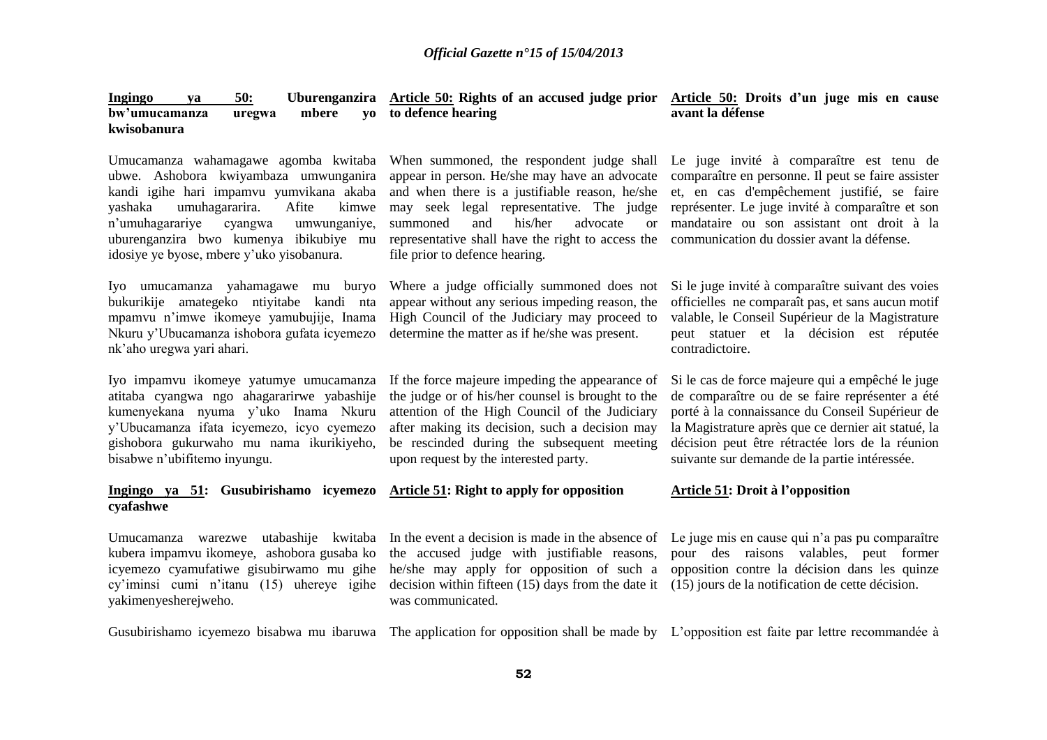**Ingingo ya 50: Uburenganzira bw'umucamanza uregwa mbere yo kwisobanura**

Umucamanza wahamagawe agomba kwitaba ubwe. Ashobora kwiyambaza umwunganira kandi igihe hari impamvu yumvikana akaba yashaka umuhagararira. Afite kimwe n'umuhagarariye cyangwa umwunganiye, uburenganzira bwo kumenya ibikubiye mu idosiye ye byose, mbere y'uko yisobanura.

Iyo umucamanza yahamagawe mu buryo bukurikije amategeko ntiyitabe kandi nta mpamvu n'imwe ikomeye yamubujije, Inama Nkuru y'Ubucamanza ishobora gufata icyemezo nk'aho uregwa yari ahari.

Iyo impamvu ikomeye yatumye umucamanza atitaba cyangwa ngo ahagararirwe yabashije kumenyekana nyuma y'uko Inama Nkuru y'Ubucamanza ifata icyemezo, icyo cyemezo gishobora gukurwaho mu nama ikurikiyeho, bisabwe n'ubifitemo inyungu.

**Ingingo ya 51: Gusubirishamo icyemezo cyafashwe**

Umucamanza warezwe utabashije kwitaba kubera impamvu ikomeye, ashobora gusaba ko icyemezo cyamufatiwe gisubirwamo mu gihe cy'iminsi cumi n'itanu (15) uhereye igihe yakimenyesherejweho.

Gusubirishamo icyemezo bisabwa mu ibaruwa

**Article 50: Rights of an accused judge prior to defence hearing**

When summoned, the respondent judge shall appear in person. He/she may have an advocate and when there is a justifiable reason, he/she may seek legal representative. The judge summoned and his/her advocate or representative shall have the right to access the file prior to defence hearing.

Where a judge officially summoned does not appear without any serious impeding reason, the High Council of the Judiciary may proceed to determine the matter as if he/she was present.

If the force majeure impeding the appearance of the judge or of his/her counsel is brought to the attention of the High Council of the Judiciary after making its decision, such a decision may be rescinded during the subsequent meeting upon request by the interested party.

**Article 51: Right to apply for opposition**

In the event a decision is made in the absence of the accused judge with justifiable reasons, he/she may apply for opposition of such a decision within fifteen (15) days from the date it was communicated.

The application for opposition shall be made by

**Article 50: Droits d'un juge mis en cause avant la défense**

Le juge invité à comparaître est tenu de comparaître en personne. Il peut se faire assister et, en cas d'empêchement justifié, se faire représenter. Le juge invité à comparaître et son mandataire ou son assistant ont droit à la communication du dossier avant la défense.

Si le juge invité à comparaître suivant des voies officielles ne comparaît pas, et sans aucun motif valable, le Conseil Supérieur de la Magistrature peut statuer et la décision est réputée contradictoire.

Si le cas de force majeure qui a empêché le juge de comparaître ou de se faire représenter a été porté à la connaissance du Conseil Supérieur de la Magistrature après que ce dernier ait statué, la décision peut être rétractée lors de la réunion suivante sur demande de la partie intéressée.

**Article 51: Droit à l'opposition**

Le juge mis en cause qui n'a pas pu comparaître pour des raisons valables, peut former opposition contre la décision dans les quinze (15) jours de la notification de cette décision.

L'opposition est faite par lettre recommandée à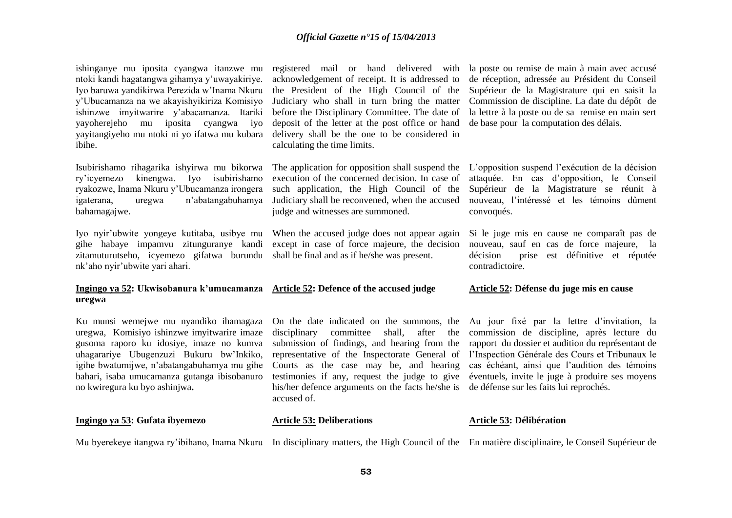ishinganye mu iposita cyangwa itanzwe mu ntoki kandi hagatangwa gihamya y'uwayakiriye. Iyo baruwa yandikirwa Perezida w'Inama Nkuru y'Ubucamanza na we akayishyikiriza Komisiyo ishinzwe imyitwarire y'abacamanza. Itariki yayoherejeho mu iposita cyangwa iyo yayitangiyeho mu ntoki ni yo ifatwa mu kubara ibihe.

Isubirishamo rihagarika ishyirwa mu bikorwa ry'icyemezo kinengwa. Iyo isubirishamo ryakozwe, Inama Nkuru y'Ubucamanza irongera igaterana, uregwa n'abatangabuhamya bahamagajwe.

Iyo nyir'ubwite yongeye kutitaba, usibye mu gihe habaye impamvu zitunguranye kandi zitamuturutseho, icyemezo gifatwa burundu nk'aho nyir'ubwite yari ahari.

**Ingingo ya 52: Ukwisobanura k'umucamanza uregwa**

Ku munsi wemejwe mu nyandiko ihamagaza uregwa, Komisiyo ishinzwe imyitwarire imaze gusoma raporo ku idosiye, imaze no kumva uhagarariye Ubugenzuzi Bukuru bw'Inkiko, igihe bwatumijwe, n'abatangabuhamya mu gihe bahari, isaba umucamanza gutanga ibisobanuro no kwiregura ku byo ashinjwa**.**

**Ingingo ya 53: Gufata ibyemezo**

Mu byerekeye itangwa ry'ibihano, Inama Nkuru

registered mail or hand delivered with acknowledgement of receipt. It is addressed to the President of the High Council of the Judiciary who shall in turn bring the matter before the Disciplinary Committee. The date of deposit of the letter at the post office or hand delivery shall be the one to be considered in calculating the time limits.

The application for opposition shall suspend the execution of the concerned decision. In case of such application, the High Council of the Judiciary shall be reconvened, when the accused judge and witnesses are summoned.

When the accused judge does not appear again except in case of force majeure, the decision shall be final and as if he/she was present.

**Article 52: Defence of the accused judge**

On the date indicated on the summons, the disciplinary committee shall, after the submission of findings, and hearing from the representative of the Inspectorate General of Courts as the case may be, and hearing testimonies if any, request the judge to give his/her defence arguments on the facts he/she is accused of.

**Article 53: Deliberations**

In disciplinary matters, the High Council of the

la poste ou remise de main à main avec accusé de réception, adressée au Président du Conseil Supérieur de la Magistrature qui en saisit la Commission de discipline. La date du dépôt de la lettre à la poste ou de sa remise en main sert de base pour la computation des délais.

L'opposition suspend l'exécution de la décision attaquée. En cas d'opposition, le Conseil Supérieur de la Magistrature se réunit à nouveau, l'intéressé et les témoins dûment convoqués.

Si le juge mis en cause ne comparaît pas de nouveau, sauf en cas de force majeure, la décision prise est définitive et réputée contradictoire.

**Article 52: Défense du juge mis en cause**

Au jour fixé par la lettre d'invitation, la commission de discipline, après lecture du rapport du dossier et audition du représentant de l'Inspection Générale des Cours et Tribunaux le cas échéant, ainsi que l'audition des témoins éventuels, invite le juge à produire ses moyens de défense sur les faits lui reprochés.

**Article 53: Délibération**

En matière disciplinaire, le Conseil Supérieur de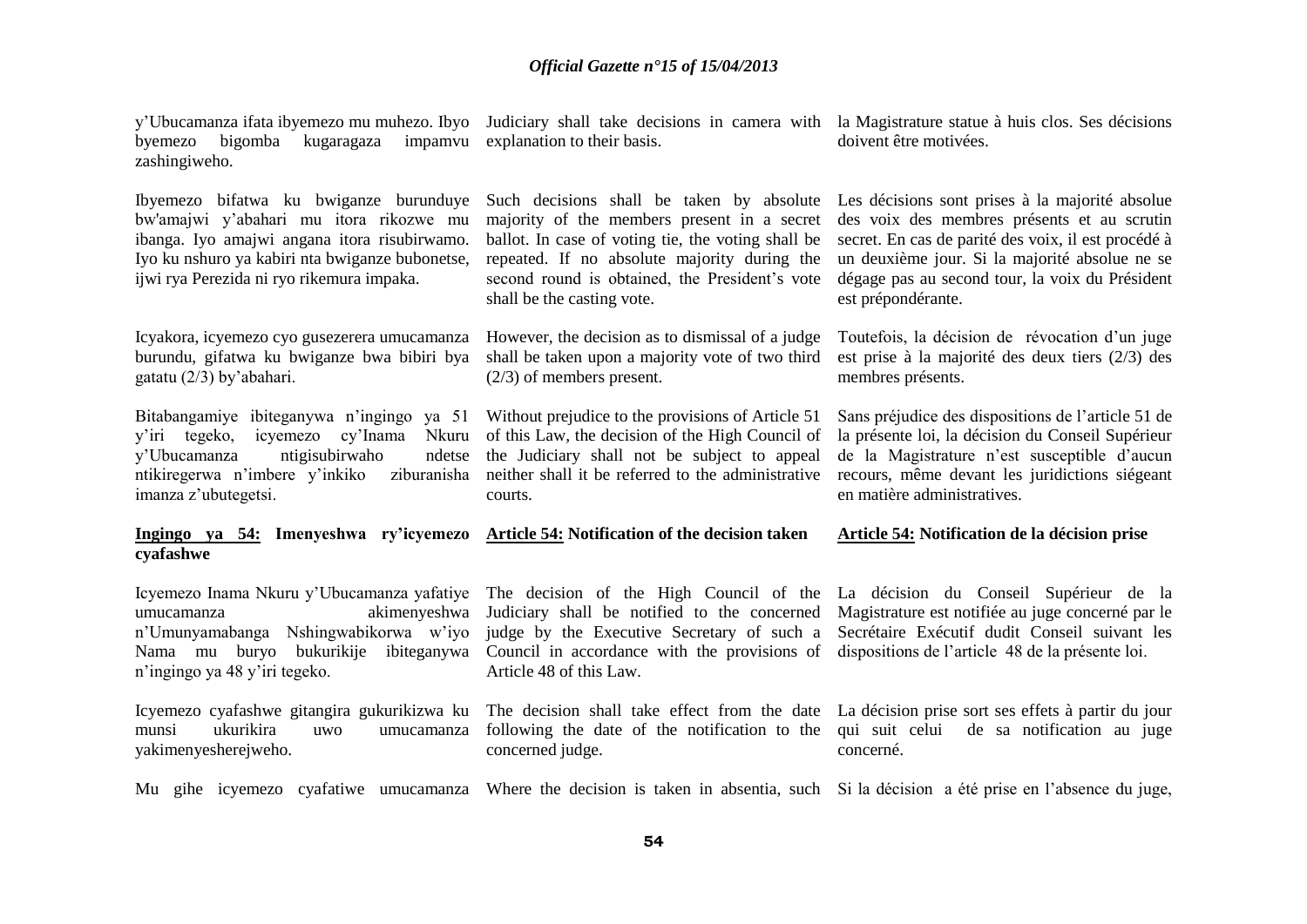y'Ubucamanza ifata ibyemezo mu muhezo. Ibyo byemezo bigomba kugaragaza impamvu zashingiweho.

Judiciary shall take decisions in camera with explanation to their basis.

la Magistrature statue à huis clos. Ses décisions doivent être motivées.

Ibyemezo bifatwa ku bwiganze burunduye bw'amajwi y'abahari mu itora rikozwe mu ibanga. Iyo amajwi angana itora risubirwamo. Iyo ku nshuro ya kabiri nta bwiganze bubonetse, ijwi rya Perezida ni ryo rikemura impaka.

Such decisions shall be taken by absolute majority of the members present in a secret ballot. In case of voting tie, the voting shall be repeated. If no absolute majority during the second round is obtained, the President's vote shall be the casting vote.

Les décisions sont prises à la majorité absolue des voix des membres présents et au scrutin secret. En cas de parité des voix, il est procédé à un deuxième jour. Si la majorité absolue ne se dégage pas au second tour, la voix du Président est prépondérante.

Icyakora, icyemezo cyo gusezerera umucamanza burundu, gifatwa ku bwiganze bwa bibiri bya gatatu (2/3) by'abahari.

However, the decision as to dismissal of a judge shall be taken upon a majority vote of two third (2/3) of members present.

Toutefois, la décision de révocation d'un juge est prise à la majorité des deux tiers (2/3) des membres présents.

Bitabangamiye ibiteganywa n'ingingo ya 51 y'iri tegeko, icyemezo cy'Inama Nkuru y'Ubucamanza ntigisubirwaho ndetse ntikiregerwa n'imbere y'inkiko ziburanisha imanza z'ubutegetsi.

Without prejudice to the provisions of Article 51 of this Law, the decision of the High Council of the Judiciary shall not be subject to appeal neither shall it be referred to the administrative courts.

Sans préjudice des dispositions de l'article 51 de la présente loi, la décision du Conseil Supérieur de la Magistrature n'est susceptible d'aucun recours, même devant les juridictions siégeant en matière administratives.

**<u>Ingingo ya 54:</u> Imenyeshwa ry'icyemezo cyafashwe**

**<u>Article 54:</u> Notification of the decision taken**

**<u>Article 54:</u> Notification de la décision prise**

Icyemezo Inama Nkuru y'Ubucamanza yafatiye umucamanza akimenyeshwa n'Umunyamabanga Nshingwabikorwa w'iyo Nama mu buryo bukurikije ibiteganywa n'ingingo ya 48 y'iri tegeko.

The decision of the High Council of the Judiciary shall be notified to the concerned judge by the Executive Secretary of such a Council in accordance with the provisions of Article 48 of this Law.

La décision du Conseil Supérieur de la Magistrature est notifiée au juge concerné par le Secrétaire Exécutif dudit Conseil suivant les dispositions de l'article 48 de la présente loi.

Icyemezo cyafashwe gitangira gukurikizwa ku munsi ukurikira uwo umucamanza yakimenyesherejweho.

The decision shall take effect from the date following the date of the notification to the concerned judge.

La décision prise sort ses effets à partir du jour qui suit celui de sa notification au juge concerné.

Mu gihe icyemezo cyafatiwe umucamanza

Where the decision is taken in absentia, such

Si la décision a été prise en l'absence du juge,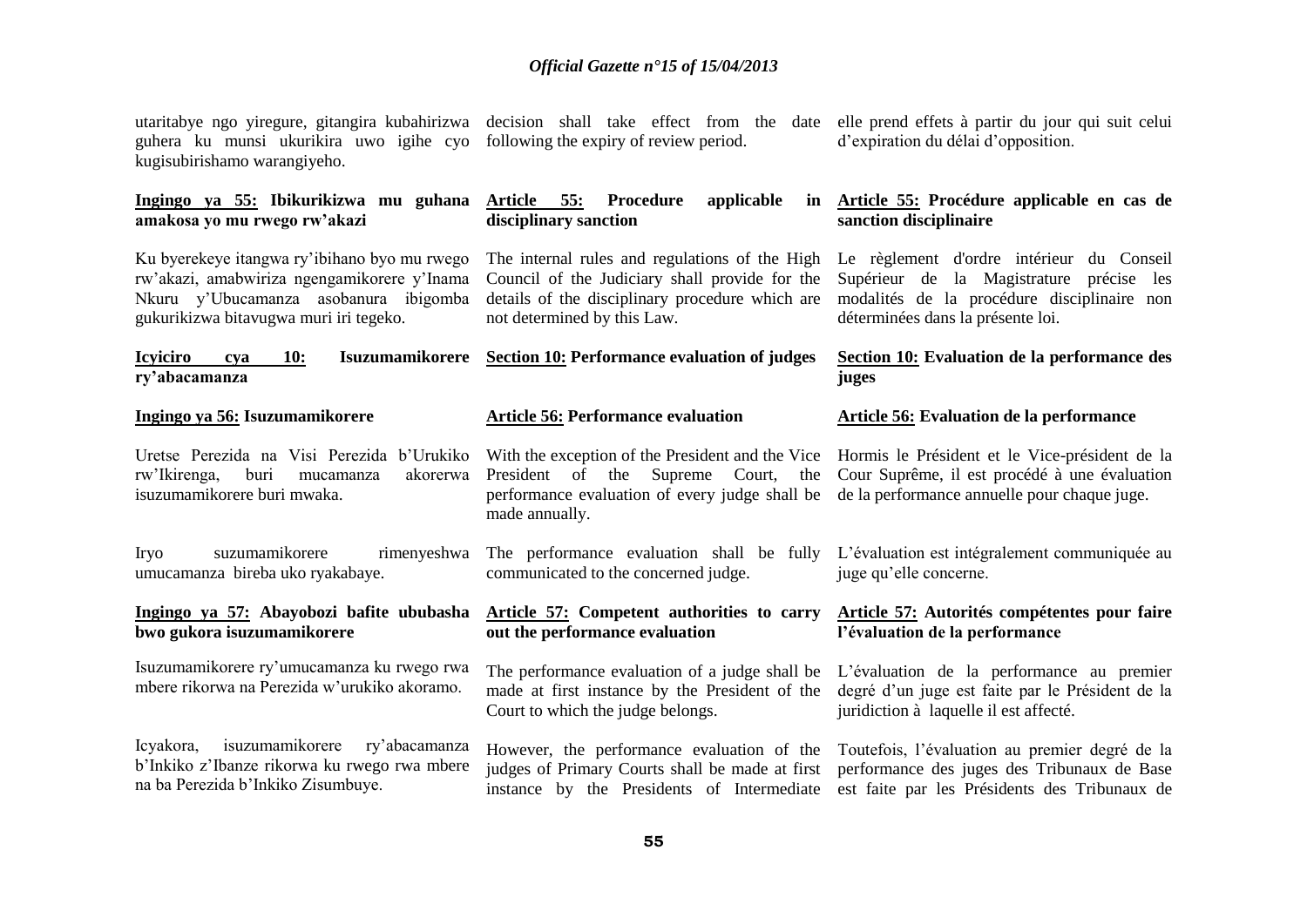utaritabye ngo yiregure, gitangira kubahirizwa guhera ku munsi ukurikira uwo igihe cyo kugisubirishamo warangiyeho.

decision shall take effect from the date following the expiry of review period.

elle prend effets à partir du jour qui suit celui d'expiration du délai d'opposition.

**Ingingo ya 55: Ibikurikizwa mu guhana amakosa yo mu rwego rw'akazi**

Ku byerekeye itangwa ry'ibihano byo mu rwego rw'akazi, amabwiriza ngengamikorere y'Inama Nkuru y'Ubucamanza asobanura ibigomba gukurikizwa bitavugwa muri iri tegeko.

**Article 55: Procedure applicable in disciplinary sanction**

The internal rules and regulations of the High Council of the Judiciary shall provide for the details of the disciplinary procedure which are not determined by this Law.

**Article 55: Procédure applicable en cas de sanction disciplinaire**

Le règlement d'ordre intérieur du Conseil Supérieur de la Magistrature précise les modalités de la procédure disciplinaire non déterminées dans la présente loi.

**Icyiciro cya 10: Isuzumamikorere ry'abacamanza**

**Ingingo ya 56: Isuzumamikorere**

Uretse Perezida na Visi Perezida b'Urukiko rw'Ikirenga, buri mucamanza akorerwa isuzumamikorere buri mwaka.

Iryo suzumamikorere rimenyeshwa umucamanza bireba uko ryakabaye.

**Section 10: Performance evaluation of judges**

**Article 56: Performance evaluation**

With the exception of the President and the Vice President of the Supreme Court, the performance evaluation of every judge shall be made annually.

The performance evaluation shall be fully communicated to the concerned judge.

**Section 10: Evaluation de la performance des juges**

**Article 56: Evaluation de la performance**

Hormis le Président et le Vice-président de la Cour Suprême, il est procédé à une évaluation de la performance annuelle pour chaque juge.

L'évaluation est intégralement communiquée au juge qu'elle concerne.

**Ingingo ya 57: Abayobozi bafite ububasha bwo gukora isuzumamikorere**

Isuzumamikorere ry'umucamanza ku rwego rwa mbere rikorwa na Perezida w'urukiko akoramo.

Icyakora, isuzumamikorere ry'abacamanza b'Inkiko z'Ibanze rikorwa ku rwego rwa mbere na ba Perezida b'Inkiko Zisumbuye.

**Article 57: Competent authorities to carry out the performance evaluation**

The performance evaluation of a judge shall be made at first instance by the President of the Court to which the judge belongs.

However, the performance evaluation of the judges of Primary Courts shall be made at first instance by the Presidents of Intermediate

**Article 57: Autorités compétentes pour faire l'évaluation de la performance**

L'évaluation de la performance au premier degré d'un juge est faite par le Président de la juridiction à laquelle il est affecté.

Toutefois, l'évaluation au premier degré de la performance des juges des Tribunaux de Base est faite par les Présidents des Tribunaux de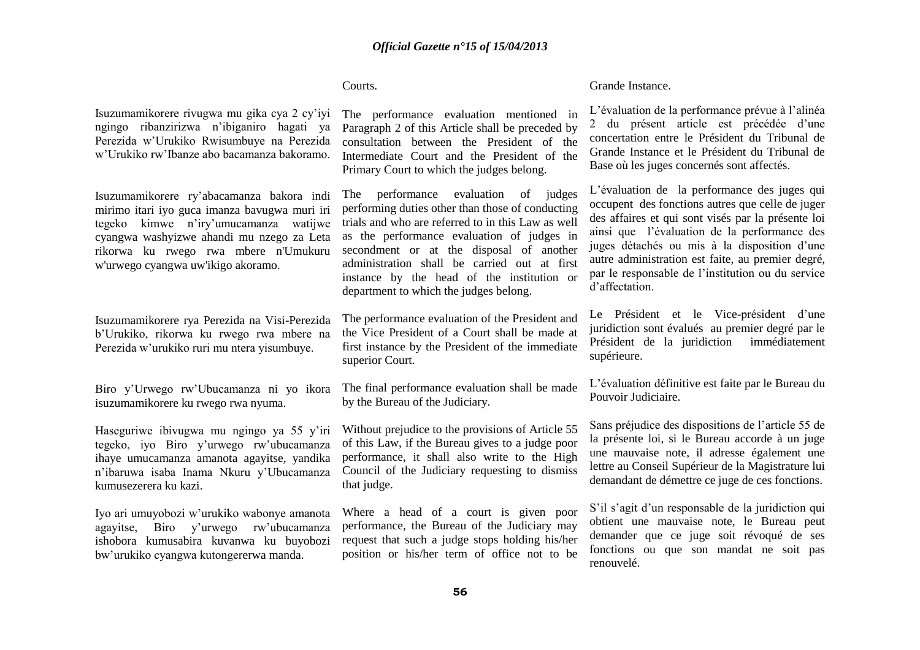Courts.

Grande Instance.

Isuzumamikorere rivugwa mu gika cya 2 cy'iyi ngingo ribanzirizwa n'ibiganiro hagati ya Perezida w'Urukiko Rwisumbuye na Perezida w'Urukiko rw'Ibanze abo bacamanza bakoramo.

The performance evaluation mentioned in Paragraph 2 of this Article shall be preceded by consultation between the President of the Intermediate Court and the President of the Primary Court to which the judges belong.

L'évaluation de la performance prévue à l'alinéa 2 du présent article est précédée d'une concertation entre le Président du Tribunal de Grande Instance et le Président du Tribunal de Base où les juges concernés sont affectés.

Isuzumamikorere ry'abacamanza bakora indi mirimo itari iyo guca imanza bavugwa muri iri tegeko kimwe n'iry'umucamanza watijwe cyangwa washyizwe ahandi mu nzego za Leta rikorwa ku rwego rwa mbere n'Umukuru w'urwego cyangwa uw'ikigo akoramo.

The performance evaluation of judges performing duties other than those of conducting trials and who are referred to in this Law as well as the performance evaluation of judges in secondment or at the disposal of another administration shall be carried out at first instance by the head of the institution or department to which the judges belong.

L'évaluation de la performance des juges qui occupent des fonctions autres que celle de juger des affaires et qui sont visés par la présente loi ainsi que l'évaluation de la performance des juges détachés ou mis à la disposition d'une autre administration est faite, au premier degré, par le responsable de l'institution ou du service d'affectation.

Isuzumamikorere rya Perezida na Visi-Perezida b'Urukiko, rikorwa ku rwego rwa mbere na Perezida w'urukiko ruri mu ntera yisumbuye.

The performance evaluation of the President and the Vice President of a Court shall be made at first instance by the President of the immediate superior Court.

Le Président et le Vice-président d'une juridiction sont évalués au premier degré par le Président de la juridiction immédiatement supérieure.

Biro y'Urwego rw'Ubucamanza ni yo ikora isuzumamikorere ku rwego rwa nyuma.

The final performance evaluation shall be made by the Bureau of the Judiciary.

L'évaluation définitive est faite par le Bureau du Pouvoir Judiciaire.

Haseguriwe ibivugwa mu ngingo ya 55 y'iri tegeko, iyo Biro y'urwego rw'ubucamanza ihaye umucamanza amanota agayitse, yandika n'ibaruwa isaba Inama Nkuru y'Ubucamanza kumusezerera ku kazi.

Without prejudice to the provisions of Article 55 of this Law, if the Bureau gives to a judge poor performance, it shall also write to the High Council of the Judiciary requesting to dismiss that judge.

Sans préjudice des dispositions de l'article 55 de la présente loi, si le Bureau accorde à un juge une mauvaise note, il adresse également une lettre au Conseil Supérieur de la Magistrature lui demandant de démettre ce juge de ces fonctions.

Iyo ari umuyobozi w'urukiko wabonye amanota agayitse, Biro y'urwego rw'ubucamanza ishobora kumusabira kuvanwa ku buyobozi bw'urukiko cyangwa kutongererwa manda.

Where a head of a court is given poor performance, the Bureau of the Judiciary may request that such a judge stops holding his/her position or his/her term of office not to be

S'il s'agit d'un responsable de la juridiction qui obtient une mauvaise note, le Bureau peut demander que ce juge soit révoqué de ses fonctions ou que son mandat ne soit pas renouvelé.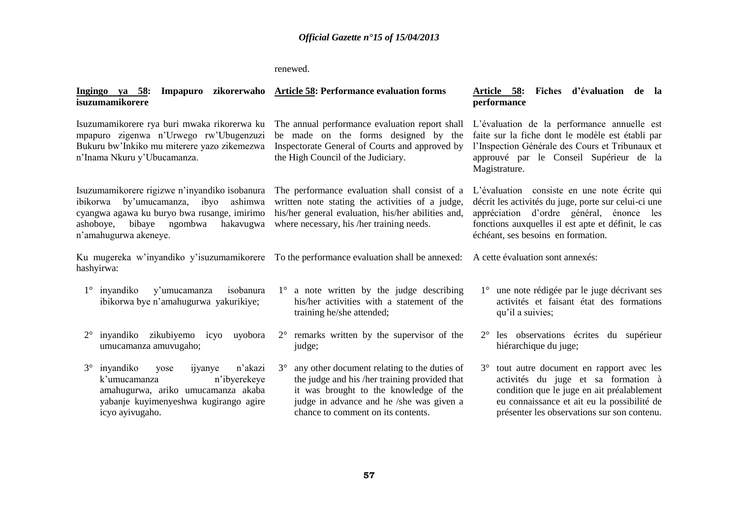renewed.

**Ingingo ya 58: Impapuro zikorerwaho isuzumamikorere**

Isuzumamikorere rya buri mwaka rikorerwa ku mpapuro zigenwa n'Urwego rw'Ubugenzuzi Bukuru bw'Inkiko mu miterere yazo zikemezwa n'Inama Nkuru y'Ubucamanza.

Isuzumamikorere rigizwe n'inyandiko isobanura ibikorwa by'umucamanza, ibyo ashimwa cyangwa agawa ku buryo bwa rusange, imirimo ashoboye, bibaye ngombwa hakavugwa n'amahugurwa akeneye.

Ku mugereka w'inyandiko y'isuzumamikorere hashyirwa:

1° inyandiko y'umucamanza isobanura ibikorwa bye n'amahugurwa yakurikiye;

2° inyandiko zikubiyemo icyo uyobora umucamanza amuvugaho;

3° inyandiko yose ijyanye n'akazi k'umucamanza n'ibyerekeye amahugurwa, ariko umucamanza akaba yabanje kuyimenyeshwa kugirango agire icyo ayivugaho.

**Article 58: Performance evaluation forms**

The annual performance evaluation report shall be made on the forms designed by the Inspectorate General of Courts and approved by the High Council of the Judiciary.

The performance evaluation shall consist of a written note stating the activities of a judge, his/her general evaluation, his/her abilities and, where necessary, his /her training needs.

To the performance evaluation shall be annexed:

1° a note written by the judge describing his/her activities with a statement of the training he/she attended;

2° remarks written by the supervisor of the judge;

3° any other document relating to the duties of the judge and his /her training provided that it was brought to the knowledge of the judge in advance and he /she was given a chance to comment on its contents.

**Article 58: Fiches d'évaluation de la performance**

L'évaluation de la performance annuelle est faite sur la fiche dont le modèle est établi par l'Inspection Générale des Cours et Tribunaux et approuvé par le Conseil Supérieur de la Magistrature.

L'évaluation consiste en une note écrite qui décrit les activités du juge, porte sur celui-ci une appréciation d'ordre général, énonce les fonctions auxquelles il est apte et définit, le cas échéant, ses besoins en formation.

A cette évaluation sont annexés:

1° une note rédigée par le juge décrivant ses activités et faisant état des formations qu'il a suivies;

2° les observations écrites du supérieur hiérarchique du juge;

3° tout autre document en rapport avec les activités du juge et sa formation à condition que le juge en ait préalablement eu connaissance et ait eu la possibilité de présenter les observations sur son contenu.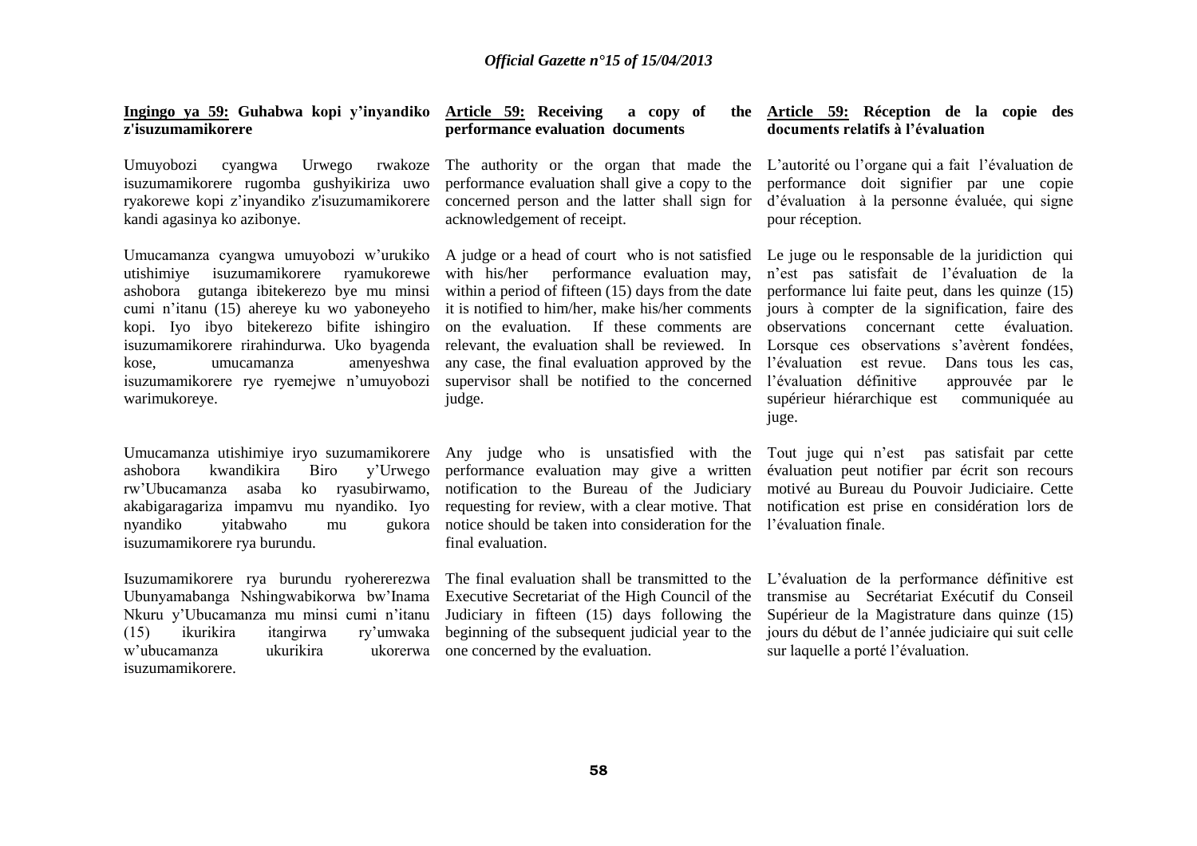**Ingingo ya 59: Guhabwa kopi y'inyandiko z'isuzumamikorere**

Umuyobozi cyangwa Urwego rwakoze isuzumamikorere rugomba gushyikiriza uwo ryakorewe kopi z'inyandiko z'isuzumamikorere kandi agasinya ko azibonye.

Umucamanza cyangwa umuyobozi w'urukiko utishimiye isuzumamikorere ryamukorewe ashobora gutanga ibitekerezo bye mu minsi cumi n'itanu (15) ahereye ku wo yaboneyeho kopi. Iyo ibyo bitekerezo bifite ishingiro isuzumamikorere rirahindurwa. Uko byagenda kose, umucamanza amenyeshwa isuzumamikorere rye ryemejwe n'umuyobozi warimukoreye.

Umucamanza utishimiye iryo suzumamikorere ashobora kwandikira Biro y'Urwego rw'Ubucamanza asaba ko ryasubirwamo, akabigaragariza impamvu mu nyandiko. Iyo nyandiko yitabwaho mu gukora isuzumamikorere rya burundu.

Isuzumamikorere rya burundu ryohererezwa Ubunyamabanga Nshingwabikorwa bw'Inama Nkuru y'Ubucamanza mu minsi cumi n'itanu (15) ikurikira itangirwa ry'umwaka w'ubucamanza ukurikira ukorerwa isuzumamikorere.

**Article 59: Receiving a copy of the performance evaluation documents**

The authority or the organ that made the performance evaluation shall give a copy to the concerned person and the latter shall sign for acknowledgement of receipt.

A judge or a head of court who is not satisfied with his/her performance evaluation may, within a period of fifteen (15) days from the date it is notified to him/her, make his/her comments on the evaluation. If these comments are relevant, the evaluation shall be reviewed. In any case, the final evaluation approved by the supervisor shall be notified to the concerned judge.

Any judge who is unsatisfied with the performance evaluation may give a written notification to the Bureau of the Judiciary requesting for review, with a clear motive. That notice should be taken into consideration for the final evaluation.

The final evaluation shall be transmitted to the Executive Secretariat of the High Council of the Judiciary in fifteen (15) days following the beginning of the subsequent judicial year to the one concerned by the evaluation.

**Article 59: Réception de la copie des documents relatifs à l'évaluation**

L'autorité ou l'organe qui a fait l'évaluation de performance doit signifier par une copie d'évaluation à la personne évaluée, qui signe pour réception.

Le juge ou le responsable de la juridiction qui n'est pas satisfait de l'évaluation de la performance lui faite peut, dans les quinze (15) jours à compter de la signification, faire des observations concernant cette évaluation. Lorsque ces observations s'avèrent fondées, l'évaluation est revue. Dans tous les cas, l'évaluation définitive approuvée par le supérieur hiérarchique est communiquée au juge.

Tout juge qui n'est pas satisfait par cette évaluation peut notifier par écrit son recours motivé au Bureau du Pouvoir Judiciaire. Cette notification est prise en considération lors de l'évaluation finale.

L'évaluation de la performance définitive est transmise au Secrétariat Exécutif du Conseil Supérieur de la Magistrature dans quinze (15) jours du début de l'année judiciaire qui suit celle sur laquelle a porté l'évaluation.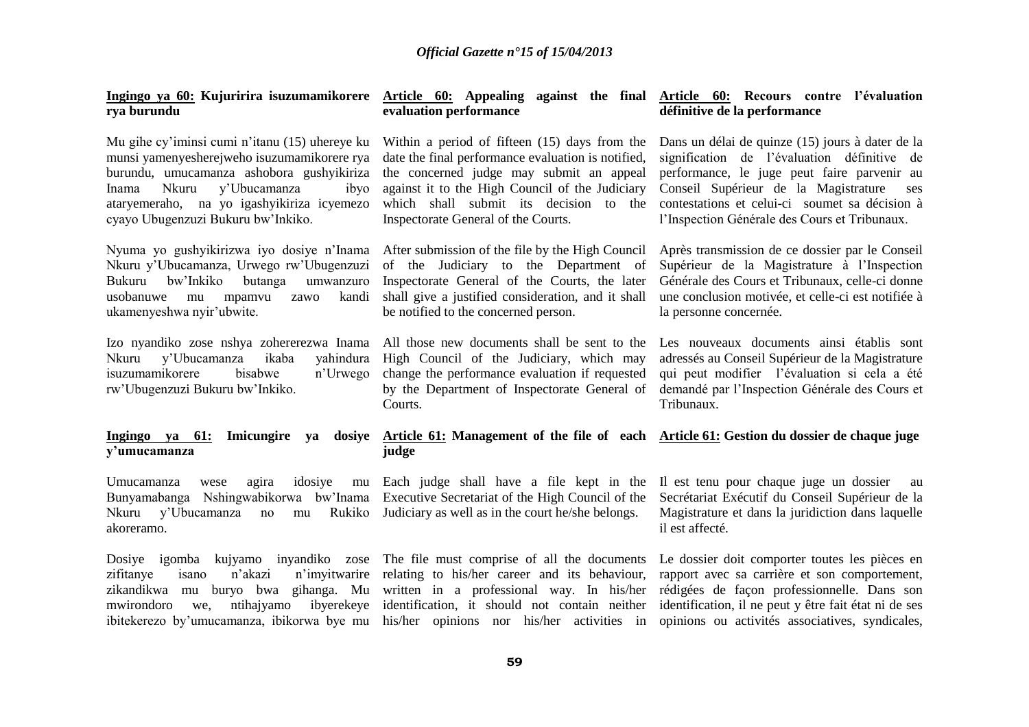**Ingingo ya 60: Kujuririra isuzumamikorere rya burundu**

Mu gihe cy'iminsi cumi n'itanu (15) uhereye ku munsi yamenyesherejweho isuzumamikorere rya burundu, umucamanza ashobora gushyikiriza Inama Nkuru y'Ubucamanza ibyo ataryemeraho, na yo igashyikiriza icyemezo cyayo Ubugenzuzi Bukuru bw'Inkiko.

Nyuma yo gushyikirizwa iyo dosiye n'Inama Nkuru y'Ubucamanza, Urwego rw'Ubugenzuzi Bukuru bw'Inkiko butanga umwanzuro usobanuwe mu mpamvu zawo kandi ukamenyeshwa nyir'ubwite.

Izo nyandiko zose nshya zohererezwa Inama Nkuru y'Ubucamanza ikaba yahindura isuzumamikorere bisabwe n'Urwego rw'Ubugenzuzi Bukuru bw'Inkiko.

**Ingingo ya 61: Imicungire ya dosiye y'umucamanza**

Umucamanza wese agira idosiye mu Bunyamabanga Nshingwabikorwa bw'Inama Nkuru y'Ubucamanza no mu Rukiko akoreramo.

Dosiye igomba kujyamo inyandiko zose zifitanye isano n'akazi n'imyitwarire zikandikwa mu buryo bwa gihanga. Mu mwirondoro we, ntihajyamo ibyerekeye ibitekerezo by'umucamanza, ibikorwa bye mu

**Article 60: Appealing against the final evaluation performance**

Within a period of fifteen (15) days from the date the final performance evaluation is notified, the concerned judge may submit an appeal against it to the High Council of the Judiciary which shall submit its decision to the Inspectorate General of the Courts.

After submission of the file by the High Council of the Judiciary to the Department of Inspectorate General of the Courts, the later shall give a justified consideration, and it shall be notified to the concerned person.

All those new documents shall be sent to the High Council of the Judiciary, which may change the performance evaluation if requested by the Department of Inspectorate General of Courts.

**Article 61: Management of the file of each judge**

Each judge shall have a file kept in the Executive Secretariat of the High Council of the Judiciary as well as in the court he/she belongs.

The file must comprise of all the documents relating to his/her career and its behaviour, written in a professional way. In his/her identification, it should not contain neither his/her opinions nor his/her activities in

**Article 60: Recours contre l'évaluation définitive de la performance**

Dans un délai de quinze (15) jours à dater de la signification de l'évaluation définitive de performance, le juge peut faire parvenir au Conseil Supérieur de la Magistrature ses contestations et celui-ci soumet sa décision à l'Inspection Générale des Cours et Tribunaux.

Après transmission de ce dossier par le Conseil Supérieur de la Magistrature à l'Inspection Générale des Cours et Tribunaux, celle-ci donne une conclusion motivée, et celle-ci est notifiée à la personne concernée.

Les nouveaux documents ainsi établis sont adressés au Conseil Supérieur de la Magistrature qui peut modifier l'évaluation si cela a été demandé par l'Inspection Générale des Cours et Tribunaux.

**Article 61: Gestion du dossier de chaque juge**

Il est tenu pour chaque juge un dossier au Secrétariat Exécutif du Conseil Supérieur de la Magistrature et dans la juridiction dans laquelle il est affecté.

Le dossier doit comporter toutes les pièces en rapport avec sa carrière et son comportement, rédigées de façon professionnelle. Dans son identification, il ne peut y être fait état ni de ses opinions ou activités associatives, syndicales,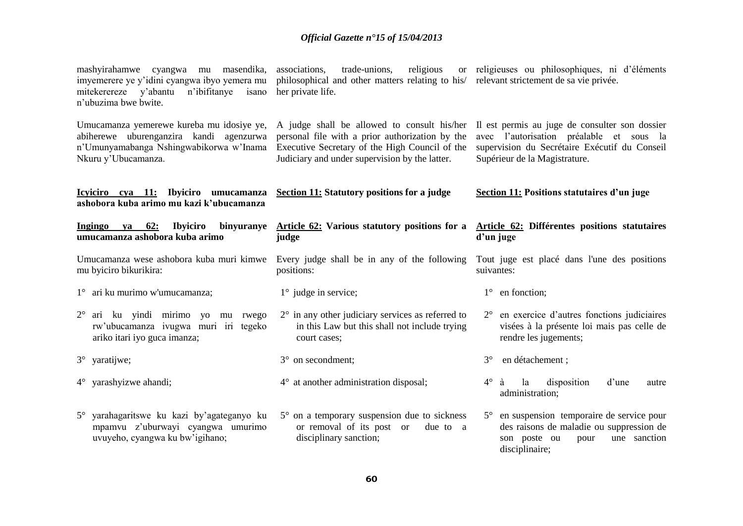mashyirahamwe cyangwa mu masendika, imyemerere ye y'idini cyangwa ibyo yemera mu mitekerereze y'abantu n'ibifitanye isano n'ubuzima bwe bwite.

associations, trade-unions, religious or philosophical and other matters relating to his/ her private life.

religieuses ou philosophiques, ni d'éléments relevant strictement de sa vie privée.

Umucamanza yemerewe kureba mu idosiye ye, abiherewe uburenganzira kandi agenzurwa n'Umunyamabanga Nshingwabikorwa w'Inama Nkuru y'Ubucamanza.

A judge shall be allowed to consult his/her personal file with a prior authorization by the Executive Secretary of the High Council of the Judiciary and under supervision by the latter.

Il est permis au juge de consulter son dossier avec l'autorisation préalable et sous la supervision du Secrétaire Exécutif du Conseil Supérieur de la Magistrature.

**Icyiciro cya 11: Ibyiciro umucamanza ashobora kuba arimo mu kazi k'ubucamanza**

**Section 11: Statutory positions for a judge**

**Section 11: Positions statutaires d'un juge**

**Ingingo ya 62: Ibyiciro binyuranye umucamanza ashobora kuba arimo**

Umucamanza wese ashobora kuba muri kimwe mu byiciro bikurikira:

1° ari ku murimo w'umucamanza;

2° ari ku yindi mirimo yo mu rwego rw'ubucamanza ivugwa muri iri tegeko ariko itari iyo guca imanza;

3° yaratijwe;

4° yarashyizwe ahandi;

5° yarahagaritswe ku kazi by'agateganyo ku mpamvu z'uburwayi cyangwa umurimo uvuyeho, cyangwa ku bw'igihano;

**Article 62: Various statutory positions for a judge**

Every judge shall be in any of the following positions:

1° judge in service;

2° in any other judiciary services as referred to in this Law but this shall not include trying court cases;

3° on secondment;

4° at another administration disposal;

5° on a temporary suspension due to sickness or removal of its post or due to a disciplinary sanction;

**Article 62: Différentes positions statutaires d'un juge**

Tout juge est placé dans l'une des positions suivantes:

1° en fonction;

2° en exercice d'autres fonctions judiciaires visées à la présente loi mais pas celle de rendre les jugements;

3° en détachement ;

4° à la disposition d'une autre administration;

5° en suspension temporaire de service pour des raisons de maladie ou suppression de son poste ou pour une sanction disciplinaire;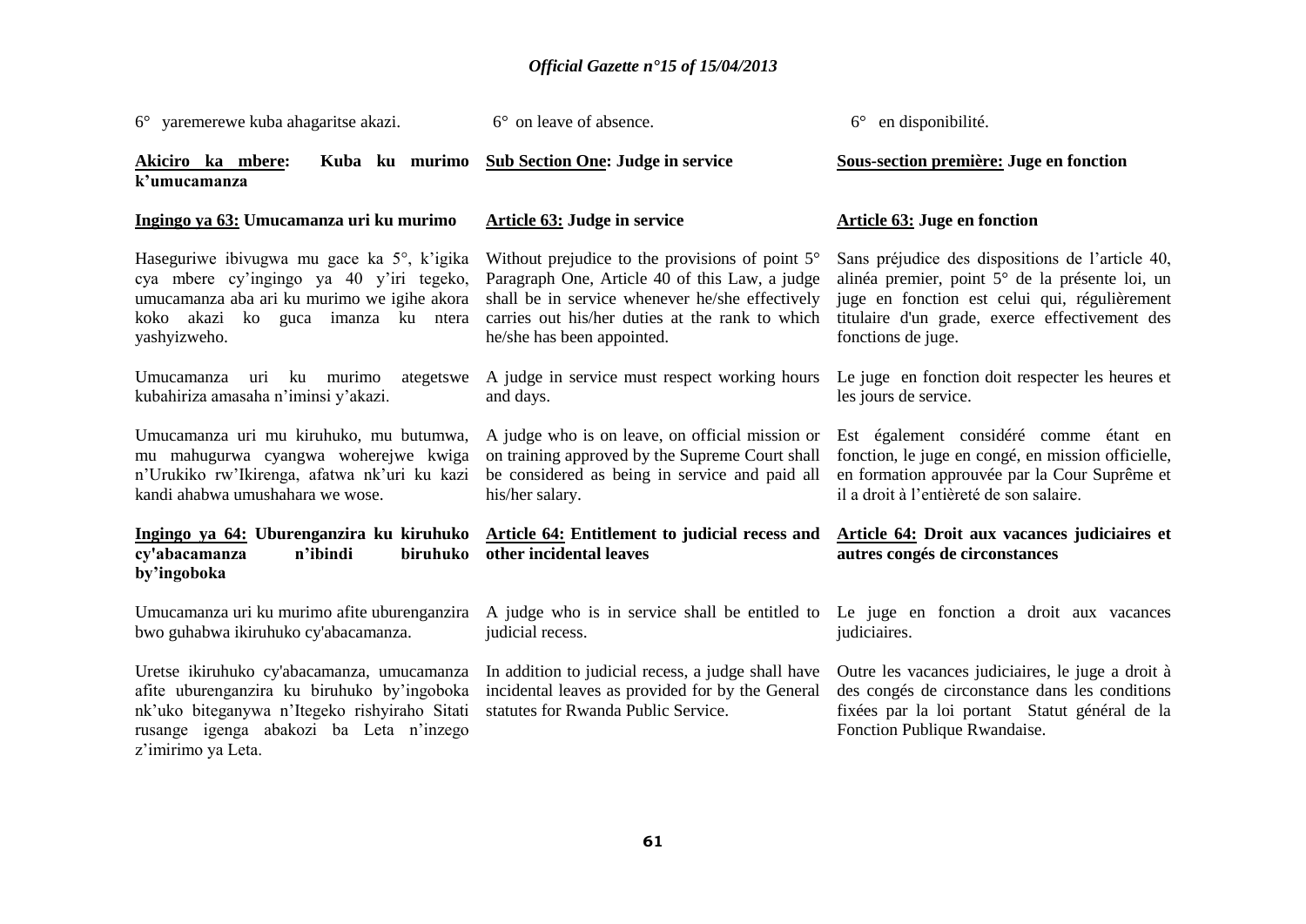6° yaremerewe kuba ahagaritse akazi.

**Akiciro ka mbere: Kuba ku murimo k'umucamanza**

**Ingingo ya 63: Umucamanza uri ku murimo**

Haseguriwe ibivugwa mu gace ka 5°, k'igika cya mbere cy'ingingo ya 40 y'iri tegeko, umucamanza aba ari ku murimo we igihe akora koko akazi ko guca imanza ku ntera yashyizweho.

Umucamanza uri ku murimo ategetswe kubahiriza amasaha n'iminsi y'akazi.

Umucamanza uri mu kiruhuko, mu butumwa, mu mahugurwa cyangwa woherejwe kwiga n'Urukiko rw'Ikirenga, afatwa nk'uri ku kazi kandi ahabwa umushahara we wose.

**Ingingo ya 64: Uburenganzira ku kiruhuko cy'abacamanza n'ibindi biruhuko by'ingoboka**

Umucamanza uri ku murimo afite uburenganzira bwo guhabwa ikiruhuko cy'abacamanza.

Uretse ikiruhuko cy'abacamanza, umucamanza afite uburenganzira ku biruhuko by'ingoboka nk'uko biteganywa n'Itegeko rishyiraho Sitati rusange igenga abakozi ba Leta n'inzego z'imirimo ya Leta.

6° on leave of absence.

**Sub Section One: Judge in service**

**Article 63: Judge in service**

Without prejudice to the provisions of point 5° Paragraph One, Article 40 of this Law, a judge shall be in service whenever he/she effectively carries out his/her duties at the rank to which he/she has been appointed.

A judge in service must respect working hours and days.

A judge who is on leave, on official mission or on training approved by the Supreme Court shall be considered as being in service and paid all his/her salary.

**Article 64: Entitlement to judicial recess and other incidental leaves**

A judge who is in service shall be entitled to judicial recess.

In addition to judicial recess, a judge shall have incidental leaves as provided for by the General statutes for Rwanda Public Service.

6° en disponibilité.

**Sous-section première: Juge en fonction**

**Article 63: Juge en fonction**

Sans préjudice des dispositions de l'article 40, alinéa premier, point 5° de la présente loi, un juge en fonction est celui qui, régulièrement titulaire d'un grade, exerce effectivement des fonctions de juge.

Le juge en fonction doit respecter les heures et les jours de service.

Est également considéré comme étant en fonction, le juge en congé, en mission officielle, en formation approuvée par la Cour Suprême et il a droit à l'entièreté de son salaire.

**Article 64: Droit aux vacances judiciaires et autres congés de circonstances**

Le juge en fonction a droit aux vacances judiciaires.

Outre les vacances judiciaires, le juge a droit à des congés de circonstance dans les conditions fixées par la loi portant Statut général de la Fonction Publique Rwandaise.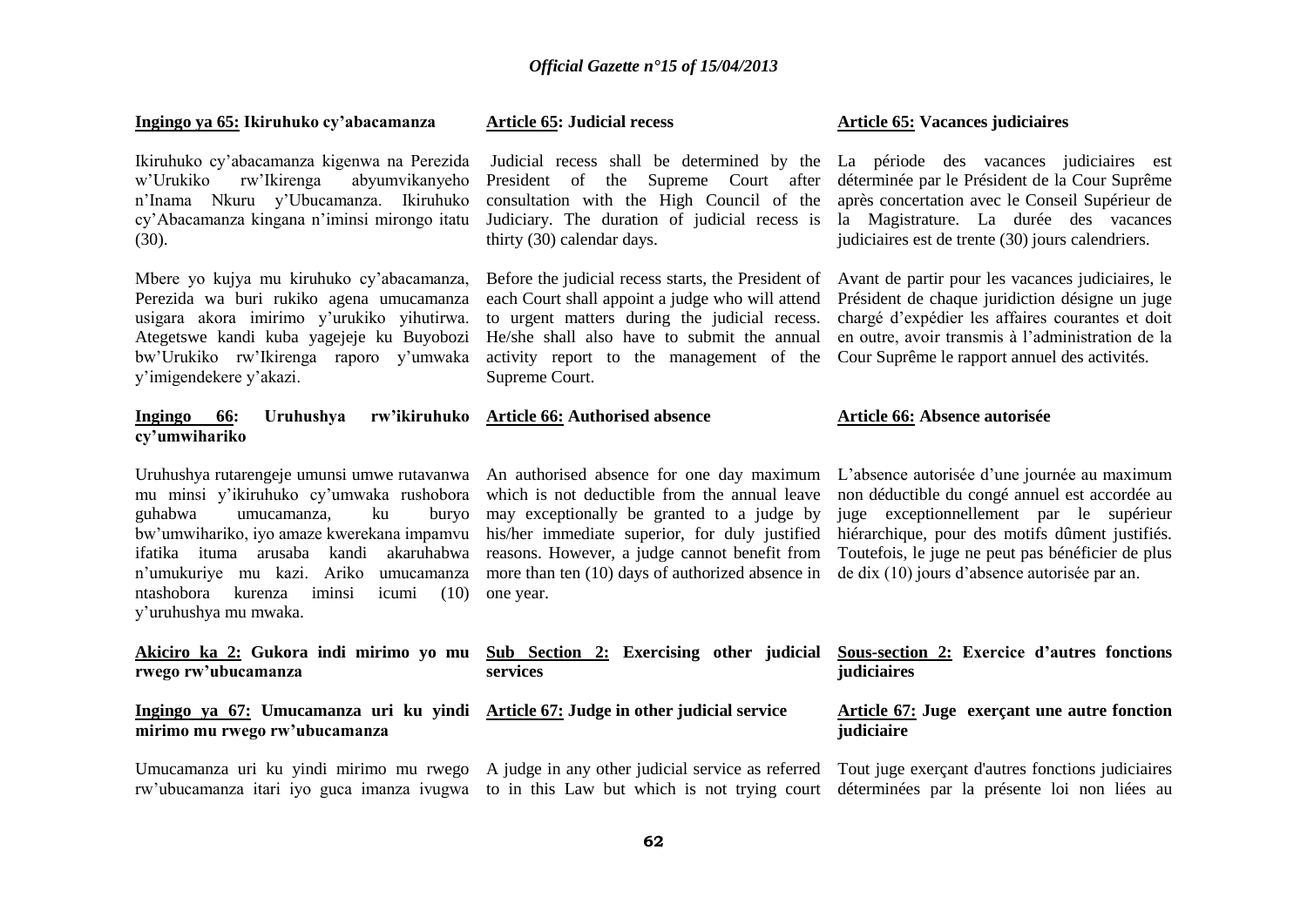**Ingingo ya 65: Ikiruhuko cy'abacamanza**

Ikiruhuko cy'abacamanza kigenwa na Perezida w'Urukiko rw'Ikirenga abyumvikanyeho n'Inama Nkuru y'Ubucamanza. Ikiruhuko cy'Abacamanza kingana n'iminsi mirongo itatu (30).

Mbere yo kujya mu kiruhuko cy'abacamanza, Perezida wa buri rukiko agena umucamanza usigara akora imirimo y'urukiko yihutirwa. Ategetswe kandi kuba yagejeje ku Buyobozi bw'Urukiko rw'Ikirenga raporo y'umwaka y'imigendekere y'akazi.

**Ingingo 66: Uruhushya rw'ikiruhuko cy'umwihariko**

Uruhushya rutarengeje umunsi umwe rutavanwa mu minsi y'ikiruhuko cy'umwaka rushobora guhabwa umucamanza, ku buryo bw'umwihariko, iyo amaze kwerekana impamvu ifatika ituma arusaba kandi akaruhabwa n'umukuriye mu kazi. Ariko umucamanza ntashobora kurenza iminsi icumi (10) y'uruhushya mu mwaka.

**Akiciro ka 2: Gukora indi mirimo yo mu rwego rw'ubucamanza**

**Ingingo ya 67: Umucamanza uri ku yindi mirimo mu rwego rw'ubucamanza**

Umucamanza uri ku yindi mirimo mu rwego rw'ubucamanza itari iyo guca imanza ivugwa

**Article 65: Judicial recess**

Judicial recess shall be determined by the President of the Supreme Court after consultation with the High Council of the Judiciary. The duration of judicial recess is thirty (30) calendar days.

Before the judicial recess starts, the President of each Court shall appoint a judge who will attend to urgent matters during the judicial recess. He/she shall also have to submit the annual activity report to the management of the Supreme Court.

**Article 66: Authorised absence**

An authorised absence for one day maximum which is not deductible from the annual leave may exceptionally be granted to a judge by his/her immediate superior, for duly justified reasons. However, a judge cannot benefit from more than ten (10) days of authorized absence in one year.

**Sub Section 2: Exercising other judicial services**

**Article 67: Judge in other judicial service**

A judge in any other judicial service as referred to in this Law but which is not trying court

**Article 65: Vacances judiciaires**

La période des vacances judiciaires est déterminée par le Président de la Cour Suprême après concertation avec le Conseil Supérieur de la Magistrature. La durée des vacances judiciaires est de trente (30) jours calendriers.

Avant de partir pour les vacances judiciaires, le Président de chaque juridiction désigne un juge chargé d'expédier les affaires courantes et doit en outre, avoir transmis à l'administration de la Cour Suprême le rapport annuel des activités.

**Article 66: Absence autorisée**

L'absence autorisée d'une journée au maximum non déductible du congé annuel est accordée au juge exceptionnellement par le supérieur hiérarchique, pour des motifs dûment justifiés. Toutefois, le juge ne peut pas bénéficier de plus de dix (10) jours d'absence autorisée par an.

**Sous-section 2: Exercice d'autres fonctions judiciaires**

**Article 67: Juge exerçant une autre fonction judiciaire**

Tout juge exerçant d'autres fonctions judiciaires déterminées par la présente loi non liées au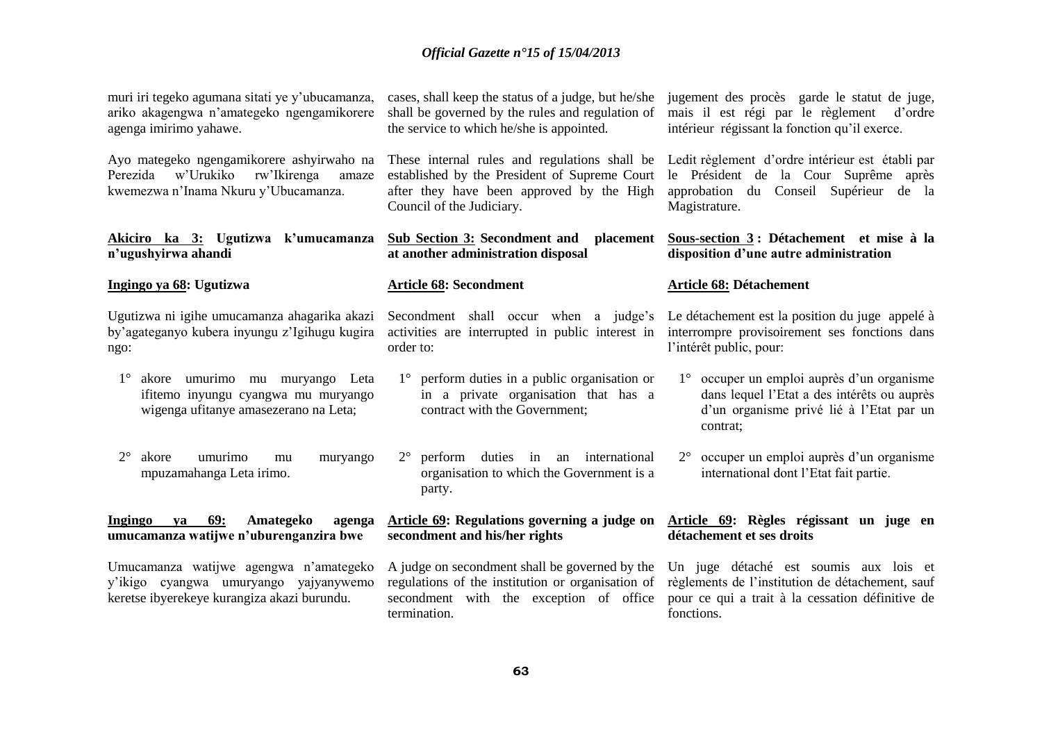muri iri tegeko agumana sitati ye y'ubucamanza, ariko akagengwa n'amategeko ngengamikorere agenga imirimo yahawe.

Ayo mategeko ngengamikorere ashyirwaho na Perezida w'Urukiko rw'Ikirenga amaze kwemezwa n'Inama Nkuru y'Ubucamanza.

**Akiciro ka 3: Ugutizwa k'umucamanza n'ugushyirwa ahandi**

**Ingingo ya 68: Ugutizwa**

Ugutizwa ni igihe umucamanza ahagarika akazi by'agateganyo kubera inyungu z'Igihugu kugira ngo:

1° akore umurimo mu muryango Leta ifitemo inyungu cyangwa mu muryango wigenga ufitanye amasezerano na Leta;

2° akore umurimo mu muryango mpuzamahanga Leta irimo.

**Ingingo ya 69: Amategeko agenga umucamanza watijwe n'uburenganzira bwe**

Umucamanza watijwe agengwa n'amategeko y'ikigo cyangwa umuryango yajyanywemo keretse ibyerekeye kurangiza akazi burundu.

cases, shall keep the status of a judge, but he/she shall be governed by the rules and regulation of the service to which he/she is appointed.

These internal rules and regulations shall be established by the President of Supreme Court after they have been approved by the High Council of the Judiciary.

**Sub Section 3: Secondment and placement at another administration disposal**

**Article 68: Secondment**

Secondment shall occur when a judge's activities are interrupted in public interest in order to:

1° perform duties in a public organisation or in a private organisation that has a contract with the Government;

2° perform duties in an international organisation to which the Government is a party.

**Article 69: Regulations governing a judge on secondment and his/her rights**

A judge on secondment shall be governed by the regulations of the institution or organisation of secondment with the exception of office termination.

jugement des procès garde le statut de juge, mais il est régi par le règlement d'ordre intérieur régissant la fonction qu'il exerce.

Ledit règlement d'ordre intérieur est établi par le Président de la Cour Suprême après approbation du Conseil Supérieur de la Magistrature.

**Sous-section 3 : Détachement et mise à la disposition d'une autre administration**

**Article 68: Détachement**

Le détachement est la position du juge appelé à interrompre provisoirement ses fonctions dans l'intérêt public, pour:

1° occuper un emploi auprès d'un organisme dans lequel l'Etat a des intérêts ou auprès d'un organisme privé lié à l'Etat par un contrat;

2° occuper un emploi auprès d'un organisme international dont l'Etat fait partie.

**Article 69: Règles régissant un juge en détachement et ses droits**

Un juge détaché est soumis aux lois et règlements de l'institution de détachement, sauf pour ce qui a trait à la cessation définitive de fonctions.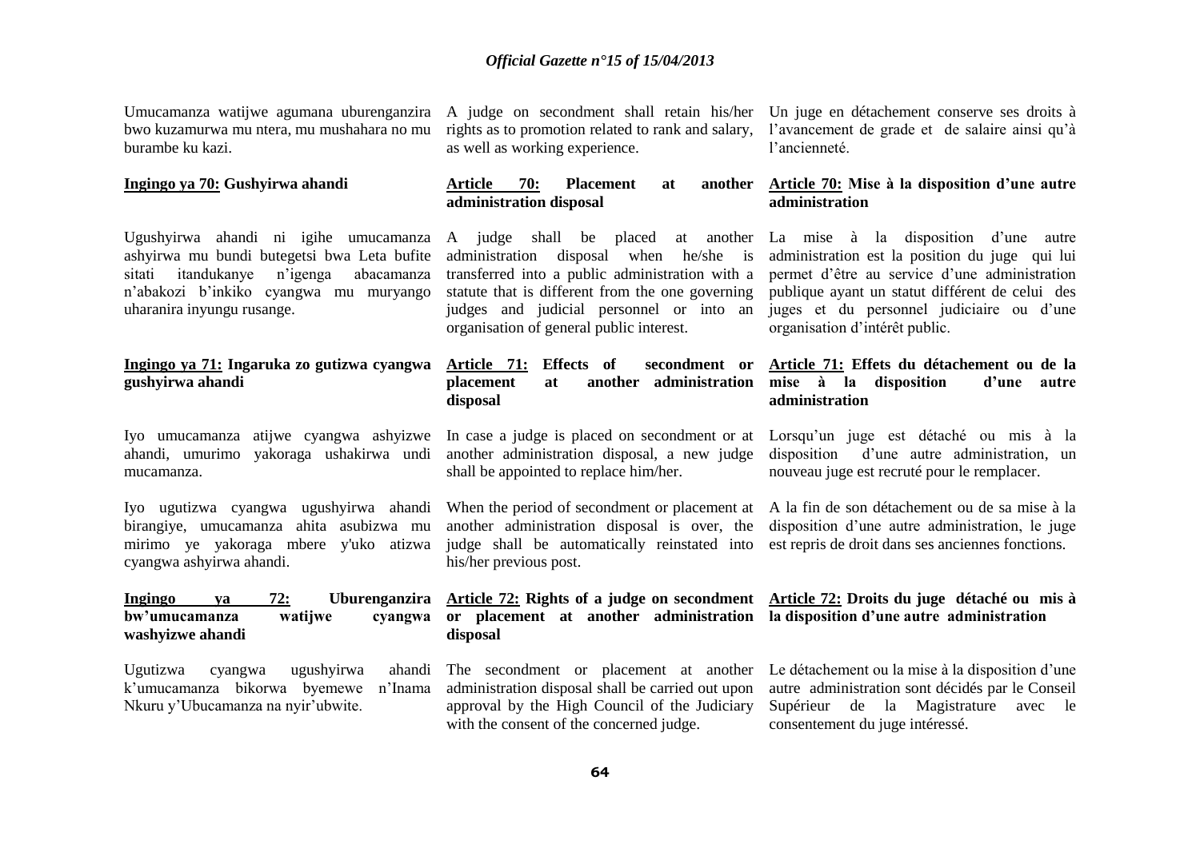Umucamanza watijwe agumana uburenganzira bwo kuzamurwa mu ntera, mu mushahara no mu burambe ku kazi.

A judge on secondment shall retain his/her rights as to promotion related to rank and salary, as well as working experience.

Un juge en détachement conserve ses droits à l'avancement de grade et de salaire ainsi qu'à l'ancienneté.

**Ingingo ya 70: Gushyirwa ahandi**

Ugushyirwa ahandi ni igihe umucamanza ashyirwa mu bundi butegetsi bwa Leta bufite sitati itandukanye n'igenga abacamanza n'abakozi b'inkiko cyangwa mu muryango uharanira inyungu rusange.

**Article 70: Placement at another administration disposal**

A judge shall be placed at another administration disposal when he/she is transferred into a public administration with a statute that is different from the one governing judges and judicial personnel or into an organisation of general public interest.

**Article 70: Mise à la disposition d'une autre administration**

La mise à la disposition d'une autre administration est la position du juge qui lui permet d'être au service d'une administration publique ayant un statut différent de celui des juges et du personnel judiciaire ou d'une organisation d'intérêt public.

**Ingingo ya 71: Ingaruka zo gutizwa cyangwa gushyirwa ahandi**

Iyo umucamanza atijwe cyangwa ashyizwe ahandi, umurimo yakoraga ushakirwa undi mucamanza.

Iyo ugutizwa cyangwa ugushyirwa ahandi birangiye, umucamanza ahita asubizwa mu mirimo ye yakoraga mbere y'uko atizwa cyangwa ashyirwa ahandi.

**Article 71: Effects of secondment or placement at another administration disposal**

In case a judge is placed on secondment or at another administration disposal, a new judge shall be appointed to replace him/her.

When the period of secondment or placement at another administration disposal is over, the judge shall be automatically reinstated into his/her previous post.

**Article 71: Effets du détachement ou de la mise à la disposition d'une autre administration**

Lorsqu'un juge est détaché ou mis à la disposition d'une autre administration, un nouveau juge est recruté pour le remplacer.

A la fin de son détachement ou de sa mise à la disposition d'une autre administration, le juge est repris de droit dans ses anciennes fonctions.

**Ingingo ya 72: Uburenganzira bw'umucamanza watijwe cyangwa washyizwe ahandi**

Ugutizwa cyangwa ugushyirwa ahandi k'umucamanza bikorwa byemewe n'Inama Nkuru y'Ubucamanza na nyir'ubwite.

**Article 72: Rights of a judge on secondment or placement at another administration disposal**

The secondment or placement at another administration disposal shall be carried out upon approval by the High Council of the Judiciary with the consent of the concerned judge.

**Article 72: Droits du juge détaché ou mis à la disposition d'une autre administration**

Le détachement ou la mise à la disposition d'une autre administration sont décidés par le Conseil Supérieur de la Magistrature avec le consentement du juge intéressé.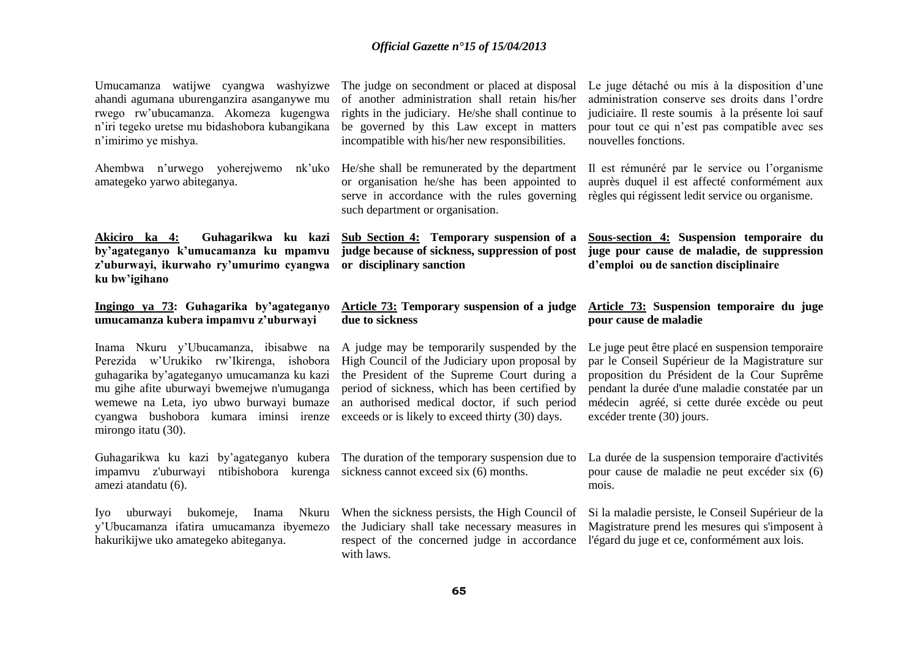Umucamanza watijwe cyangwa washyizwe ahandi agumana uburenganzira asanganywe mu rwego rw'ubucamanza. Akomeza kugengwa n'iri tegeko uretse mu bidashobora kubangikana n'imirimo ye mishya.

Ahembwa n'urwego yoherejwemo nk'uko amategeko yarwo abiteganya.

**Akiciro ka 4: Guhagarikwa ku kazi by'agateganyo k'umucamanza ku mpamvu z'uburwayi, ikurwaho ry'umurimo cyangwa ku bw'igihano**

**Ingingo ya 73: Guhagarika by'agateganyo umucamanza kubera impamvu z'uburwayi**

Inama Nkuru y'Ubucamanza, ibisabwe na Perezida w'Urukiko rw'Ikirenga, ishobora guhagarika by'agateganyo umucamanza ku kazi mu gihe afite uburwayi bwemejwe n'umuganga wemewe na Leta, iyo ubwo burwayi bumaze cyangwa bushobora kumara iminsi irenze mirongo itatu (30).

Guhagarikwa ku kazi by'agateganyo kubera impamvu z'uburwayi ntibishobora kurenga amezi atandatu (6).

Iyo uburwayi bukomeje, Inama Nkuru y'Ubucamanza ifatira umucamanza ibyemezo hakurikijwe uko amategeko abiteganya.

The judge on secondment or placed at disposal of another administration shall retain his/her rights in the judiciary. He/she shall continue to be governed by this Law except in matters incompatible with his/her new responsibilities.

He/she shall be remunerated by the department or organisation he/she has been appointed to serve in accordance with the rules governing such department or organisation.

**Sub Section 4: Temporary suspension of a judge because of sickness, suppression of post or disciplinary sanction**

**Article 73: Temporary suspension of a judge due to sickness**

A judge may be temporarily suspended by the High Council of the Judiciary upon proposal by the President of the Supreme Court during a period of sickness, which has been certified by an authorised medical doctor, if such period exceeds or is likely to exceed thirty (30) days.

The duration of the temporary suspension due to sickness cannot exceed six (6) months.

When the sickness persists, the High Council of the Judiciary shall take necessary measures in respect of the concerned judge in accordance with laws.

Le juge détaché ou mis à la disposition d'une administration conserve ses droits dans l'ordre judiciaire. Il reste soumis à la présente loi sauf pour tout ce qui n'est pas compatible avec ses nouvelles fonctions.

Il est rémunéré par le service ou l'organisme auprès duquel il est affecté conformément aux règles qui régissent ledit service ou organisme.

**Sous-section 4: Suspension temporaire du juge pour cause de maladie, de suppression d'emploi ou de sanction disciplinaire**

**Article 73: Suspension temporaire du juge pour cause de maladie**

Le juge peut être placé en suspension temporaire par le Conseil Supérieur de la Magistrature sur proposition du Président de la Cour Suprême pendant la durée d'une maladie constatée par un médecin agréé, si cette durée excède ou peut excéder trente (30) jours.

La durée de la suspension temporaire d'activités pour cause de maladie ne peut excéder six (6) mois.

Si la maladie persiste, le Conseil Supérieur de la Magistrature prend les mesures qui s'imposent à l'égard du juge et ce, conformément aux lois.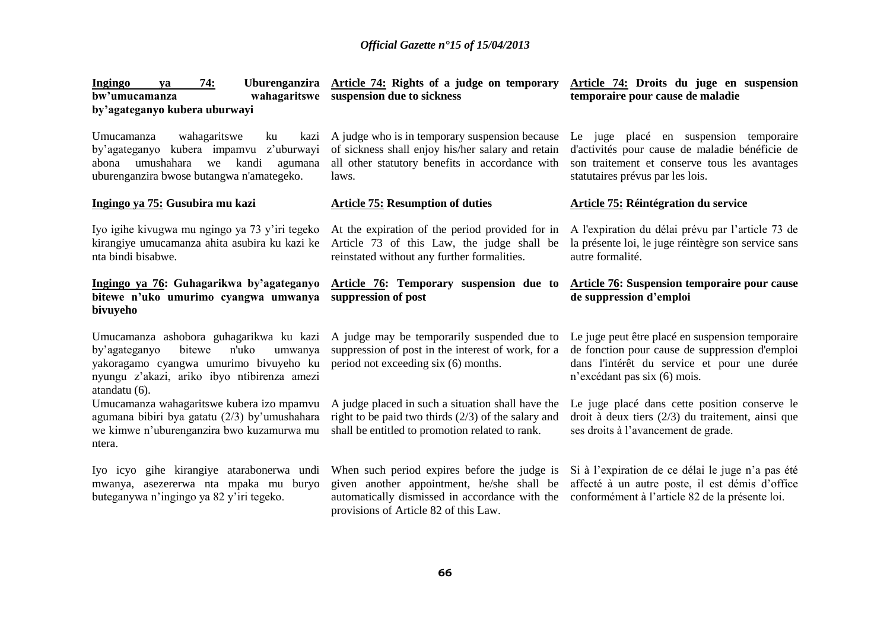**Ingingo ya 74: Uburenganzira bw'umucamanza wahagaritswe by'agateganyo kubera uburwayi**

Umucamanza wahagaritswe ku kazi by'agateganyo kubera impamvu z'uburwayi abona umushahara we kandi agumana uburenganzira bwose butangwa n'amategeko.

**Ingingo ya 75: Gusubira mu kazi**

Iyo igihe kivugwa mu ngingo ya 73 y'iri tegeko kirangiye umucamanza ahita asubira ku kazi ke nta bindi bisabwe.

**Ingingo ya 76: Guhagarikwa by'agateganyo bitewe n'uko umurimo cyangwa umwanya bivuyeho**

Umucamanza ashobora guhagarikwa ku kazi by'agateganyo bitewe n'uko umwanya yakoragamo cyangwa umurimo bivuyeho ku nyungu z'akazi, ariko ibyo ntibirenza amezi atandatu (6).

Umucamanza wahagaritswe kubera izo mpamvu agumana bibiri bya gatatu (2/3) by'umushahara we kimwe n'uburenganzira bwo kuzamurwa mu ntera.

Iyo icyo gihe kirangiye atarabonerwa undi mwanya, asezererwa nta mpaka mu buryo buteganywa n'ingingo ya 82 y'iri tegeko.

**Article 74: Rights of a judge on temporary suspension due to sickness**

A judge who is in temporary suspension because of sickness shall enjoy his/her salary and retain all other statutory benefits in accordance with laws.

**Article 75: Resumption of duties**

At the expiration of the period provided for in Article 73 of this Law, the judge shall be reinstated without any further formalities.

**Article 76: Temporary suspension due to suppression of post**

A judge may be temporarily suspended due to suppression of post in the interest of work, for a period not exceeding six (6) months.

A judge placed in such a situation shall have the right to be paid two thirds (2/3) of the salary and shall be entitled to promotion related to rank.

When such period expires before the judge is given another appointment, he/she shall be automatically dismissed in accordance with the provisions of Article 82 of this Law.

**Article 74: Droits du juge en suspension temporaire pour cause de maladie**

Le juge placé en suspension temporaire d'activités pour cause de maladie bénéficie de son traitement et conserve tous les avantages statutaires prévus par les lois.

**Article 75: Réintégration du service**

A l'expiration du délai prévu par l'article 73 de la présente loi, le juge réintègre son service sans autre formalité.

**Article 76: Suspension temporaire pour cause de suppression d'emploi**

Le juge peut être placé en suspension temporaire de fonction pour cause de suppression d'emploi dans l'intérêt du service et pour une durée n'excédant pas six (6) mois.

Le juge placé dans cette position conserve le droit à deux tiers (2/3) du traitement, ainsi que ses droits à l'avancement de grade.

Si à l'expiration de ce délai le juge n'a pas été affecté à un autre poste, il est démis d'office conformément à l'article 82 de la présente loi.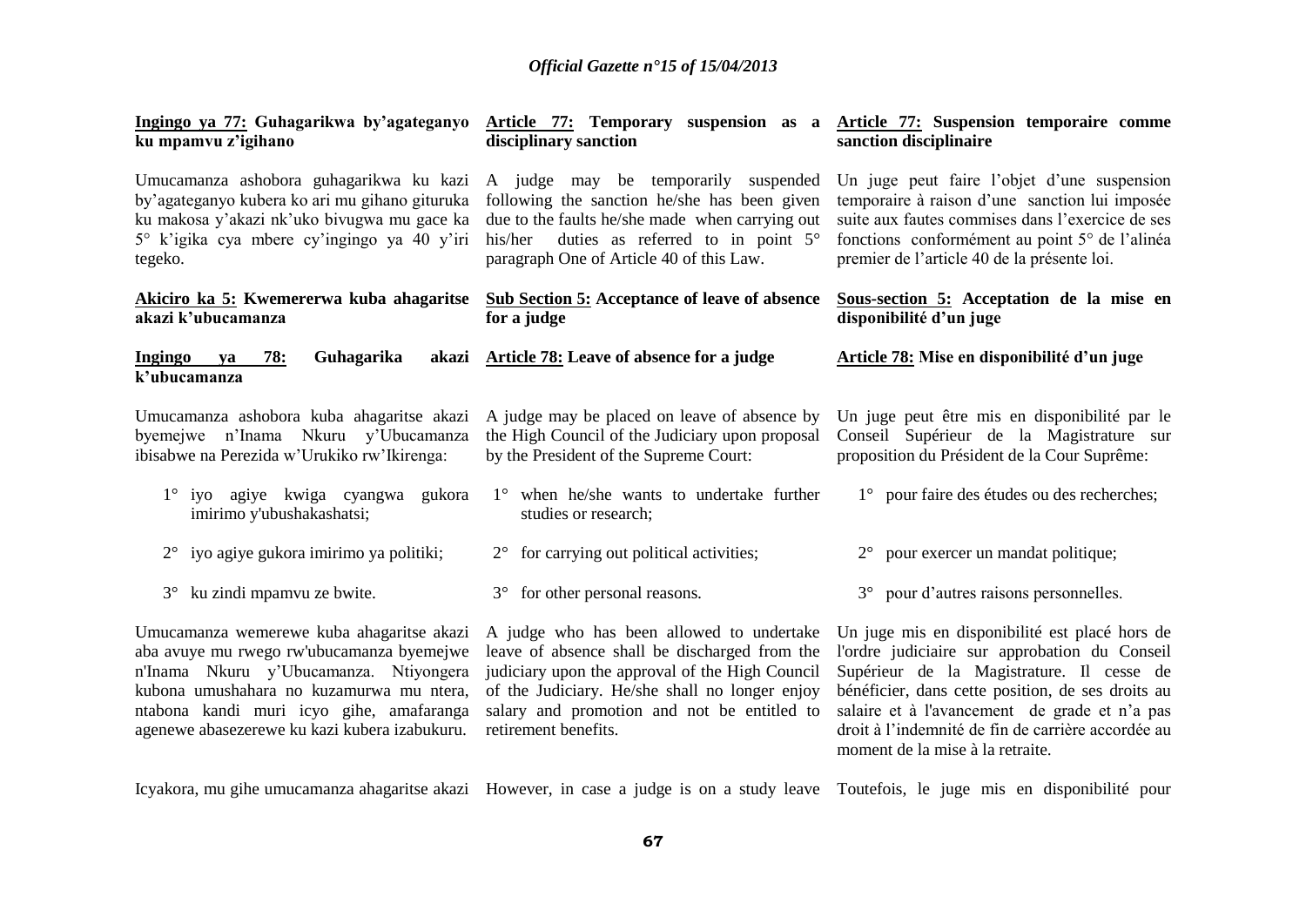**Ingingo ya 77: Guhagarikwa by'agateganyo ku mpamvu z'igihano**

Umucamanza ashobora guhagarikwa ku kazi by'agateganyo kubera ko ari mu gihano gituruka ku makosa y'akazi nk'uko bivugwa mu gace ka 5° k'igika cya mbere cy'ingingo ya 40 y'iri tegeko.

**Akiciro ka 5: Kwemererwa kuba ahagaritse akazi k'ubucamanza**

**Ingingo ya 78: Guhagarika akazi k'ubucamanza**

Umucamanza ashobora kuba ahagaritse akazi byemejwe n'Inama Nkuru y'Ubucamanza ibisabwe na Perezida w'Urukiko rw'Ikirenga:

1° iyo agiye kwiga cyangwa gukora imirimo y'ubushakashatsi;

2° iyo agiye gukora imirimo ya politiki;

3° ku zindi mpamvu ze bwite.

Umucamanza wemerewe kuba ahagaritse akazi aba avuye mu rwego rw'ubucamanza byemejwe n'Inama Nkuru y'Ubucamanza. Ntiyongera kubona umushahara no kuzamurwa mu ntera, ntabona kandi muri icyo gihe, amafaranga agenewe abasezerewe ku kazi kubera izabukuru.

Icyakora, mu gihe umucamanza ahagaritse akazi

**Article 77: Temporary suspension as a disciplinary sanction**

A judge may be temporarily suspended following the sanction he/she has been given due to the faults he/she made when carrying out his/her duties as referred to in point 5° paragraph One of Article 40 of this Law.

**Sub Section 5: Acceptance of leave of absence for a judge**

**Article 78: Leave of absence for a judge**

A judge may be placed on leave of absence by the High Council of the Judiciary upon proposal by the President of the Supreme Court:

1° when he/she wants to undertake further studies or research;

2° for carrying out political activities;

3° for other personal reasons.

A judge who has been allowed to undertake leave of absence shall be discharged from the judiciary upon the approval of the High Council of the Judiciary. He/she shall no longer enjoy salary and promotion and not be entitled to retirement benefits.

However, in case a judge is on a study leave

**Article 77: Suspension temporaire comme sanction disciplinaire**

Un juge peut faire l'objet d'une suspension temporaire à raison d'une sanction lui imposée suite aux fautes commises dans l'exercice de ses fonctions conformément au point 5° de l'alinéa premier de l'article 40 de la présente loi.

**Sous-section 5: Acceptation de la mise en disponibilité d'un juge**

**Article 78: Mise en disponibilité d'un juge**

Un juge peut être mis en disponibilité par le Conseil Supérieur de la Magistrature sur proposition du Président de la Cour Suprême:

1° pour faire des études ou des recherches;

2° pour exercer un mandat politique;

3° pour d'autres raisons personnelles.

Un juge mis en disponibilité est placé hors de l'ordre judiciaire sur approbation du Conseil Supérieur de la Magistrature. Il cesse de bénéficier, dans cette position, de ses droits au salaire et à l'avancement de grade et n'a pas droit à l'indemnité de fin de carrière accordée au moment de la mise à la retraite.

Toutefois, le juge mis en disponibilité pour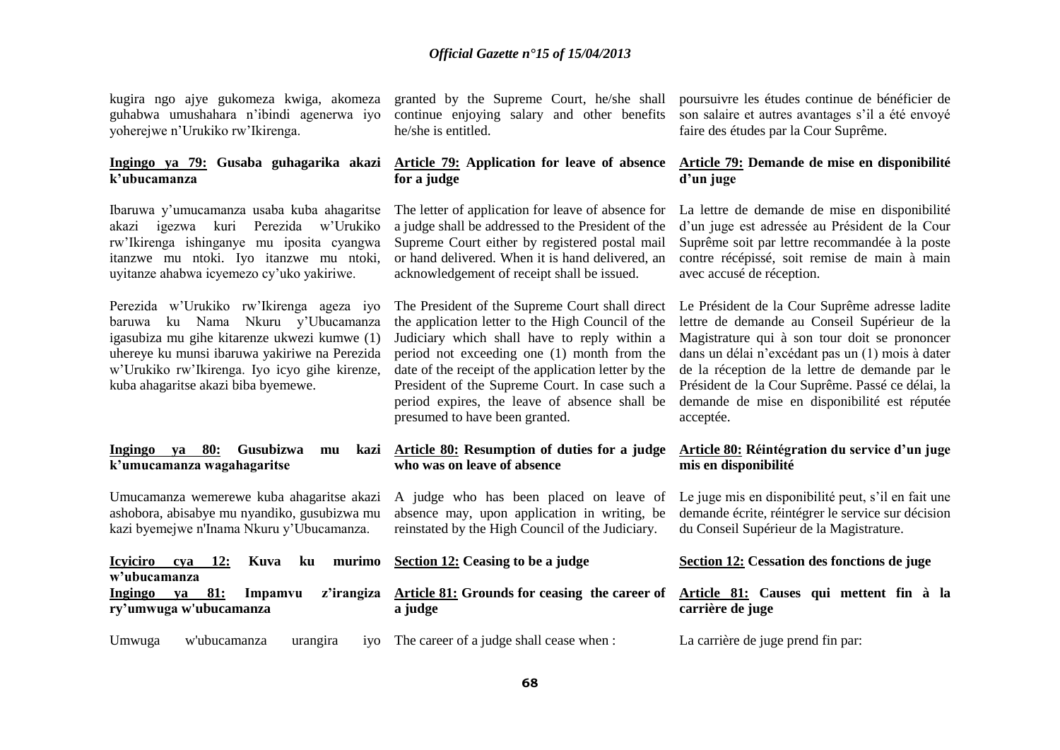kugira ngo ajye gukomeza kwiga, akomeza guhabwa umushahara n'ibindi agenerwa iyo yoherejwe n'Urukiko rw'Ikirenga.

**Ingingo ya 79: Gusaba guhagarika akazi k'ubucamanza**

Ibaruwa y'umucamanza usaba kuba ahagaritse akazi igezwa kuri Perezida w'Urukiko rw'Ikirenga ishinganye mu iposita cyangwa itanzwe mu ntoki. Iyo itanzwe mu ntoki, uyitanze ahabwa icyemezo cy'uko yakiriwe.

Perezida w'Urukiko rw'Ikirenga ageza iyo baruwa ku Nama Nkuru y'Ubucamanza igasubiza mu gihe kitarenze ukwezi kumwe (1) uhereye ku munsi ibaruwa yakiriwe na Perezida w'Urukiko rw'Ikirenga. Iyo icyo gihe kirenze, kuba ahagaritse akazi biba byemewe.

**Ingingo ya 80: Gusubizwa mu kazi k'umucamanza wagahagaritse**

Umucamanza wemerewe kuba ahagaritse akazi ashobora, abisabye mu nyandiko, gusubizwa mu kazi byemejwe n'Inama Nkuru y'Ubucamanza.

**Icyiciro cya 12: Kuva ku murimo w'ubucamanza**

**Ingingo ya 81: Impamvu z'irangiza ry'umwuga w'ubucamanza**

Umwuga w'ubucamanza urangira iyo

granted by the Supreme Court, he/she shall continue enjoying salary and other benefits he/she is entitled.

**Article 79: Application for leave of absence for a judge**

The letter of application for leave of absence for a judge shall be addressed to the President of the Supreme Court either by registered postal mail or hand delivered. When it is hand delivered, an acknowledgement of receipt shall be issued.

The President of the Supreme Court shall direct the application letter to the High Council of the Judiciary which shall have to reply within a period not exceeding one (1) month from the date of the receipt of the application letter by the President of the Supreme Court. In case such a period expires, the leave of absence shall be presumed to have been granted.

**Article 80: Resumption of duties for a judge who was on leave of absence**

A judge who has been placed on leave of absence may, upon application in writing, be reinstated by the High Council of the Judiciary.

**Section 12: Ceasing to be a judge**

**Article 81: Grounds for ceasing the career of a judge**

The career of a judge shall cease when :

poursuivre les études continue de bénéficier de son salaire et autres avantages s'il a été envoyé faire des études par la Cour Suprême.

**Article 79: Demande de mise en disponibilité d'un juge**

La lettre de demande de mise en disponibilité d'un juge est adressée au Président de la Cour Suprême soit par lettre recommandée à la poste contre récépissé, soit remise de main à main avec accusé de réception.

Le Président de la Cour Suprême adresse ladite lettre de demande au Conseil Supérieur de la Magistrature qui à son tour doit se prononcer dans un délai n'excédant pas un (1) mois à dater de la réception de la lettre de demande par le Président de la Cour Suprême. Passé ce délai, la demande de mise en disponibilité est réputée acceptée.

**Article 80: Réintégration du service d'un juge mis en disponibilité**

Le juge mis en disponibilité peut, s'il en fait une demande écrite, réintégrer le service sur décision du Conseil Supérieur de la Magistrature.

**Section 12: Cessation des fonctions de juge**

**Article 81: Causes qui mettent fin à la carrière de juge**

La carrière de juge prend fin par: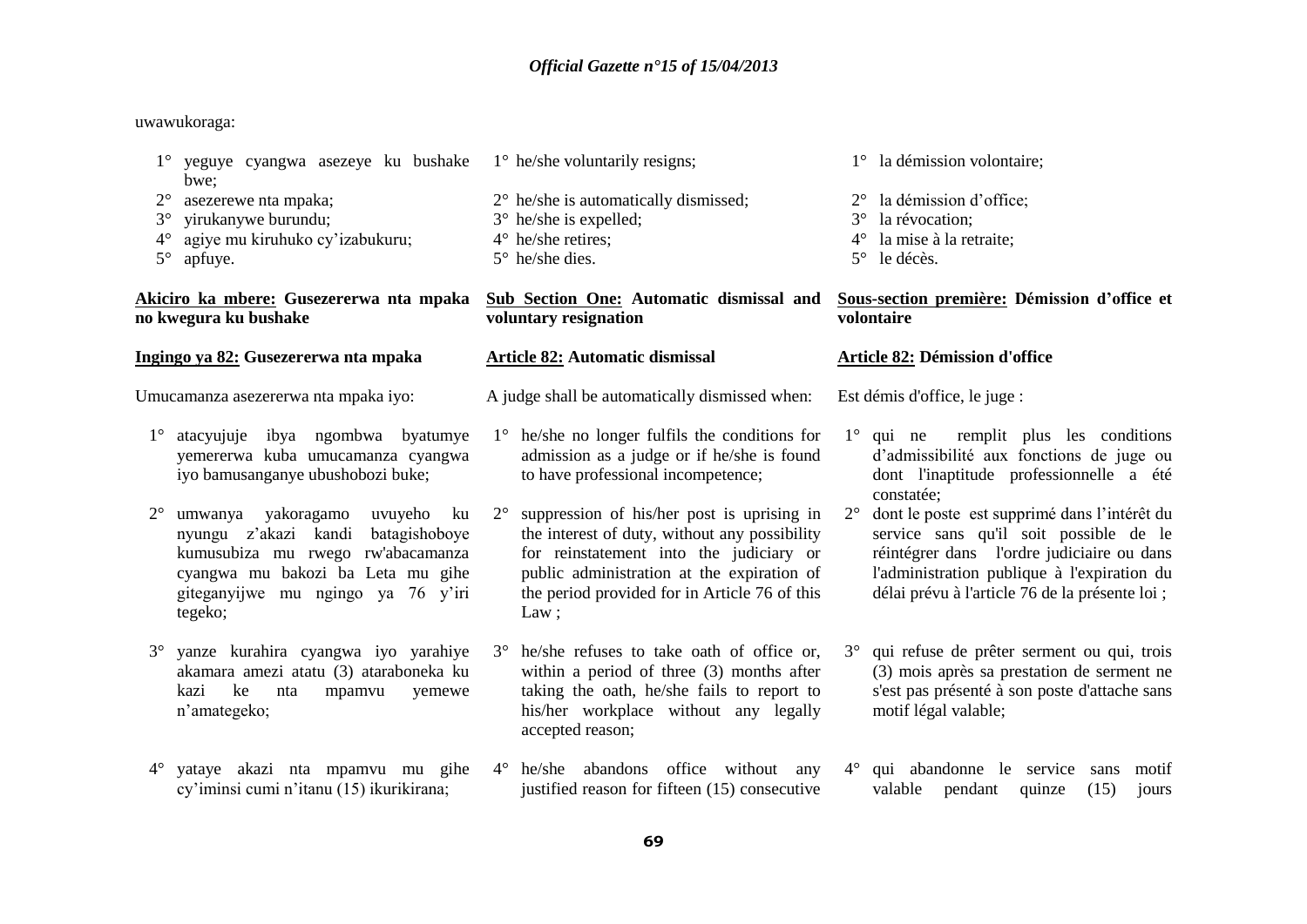uwawukoraga:

1° yeguye cyangwa asezeye ku bushake bwe;
2° asezerewe nta mpaka;
3° yirukanywe burundu;
4° agiye mu kiruhuko cy'izabukuru;
5° apfuye.

**Akiciro ka mbere: Gusezererwa nta mpaka no kwegura ku bushake**

**Ingingo ya 82: Gusezererwa nta mpaka**

Umucamanza asezererwa nta mpaka iyo:

1° atacyujuje ibya ngombwa byatumye yemererwa kuba umucamanza cyangwa iyo bamusanganye ubushobozi buke;

2° umwanya yakoragamo uvuyeho ku nyungu z'akazi kandi batagishoboye kumusubiza mu rwego rw'abacamanza cyangwa mu bakozi ba Leta mu gihe giteganyijwe mu ngingo ya 76 y'iri tegeko;

3° yanze kurahira cyangwa iyo yarahiye akamara amezi atatu (3) ataraboneka ku kazi ke nta mpamvu yemewe n'amategeko;

4° yataye akazi nta mpamvu mu gihe cy'iminsi cumi n'itanu (15) ikurikirana;

1° he/she voluntarily resigns;
2° he/she is automatically dismissed;
3° he/she is expelled;
4° he/she retires;
5° he/she dies.

**Sub Section One: Automatic dismissal and voluntary resignation**

**Article 82: Automatic dismissal**

A judge shall be automatically dismissed when:

1° he/she no longer fulfils the conditions for admission as a judge or if he/she is found to have professional incompetence;

2° suppression of his/her post is uprising in the interest of duty, without any possibility for reinstatement into the judiciary or public administration at the expiration of the period provided for in Article 76 of this Law ;

3° he/she refuses to take oath of office or, within a period of three (3) months after taking the oath, he/she fails to report to his/her workplace without any legally accepted reason;

4° he/she abandons office without any justified reason for fifteen (15) consecutive

1° la démission volontaire;
2° la démission d'office;
3° la révocation;
4° la mise à la retraite;
5° le décès.

**Sous-section première: Démission d'office et volontaire**

**Article 82: Démission d'office**

Est démis d'office, le juge :

1° qui ne remplit plus les conditions d'admissibilité aux fonctions de juge ou dont l'inaptitude professionnelle a été constatée;

2° dont le poste est supprimé dans l'intérêt du service sans qu'il soit possible de le réintégrer dans l'ordre judiciaire ou dans l'administration publique à l'expiration du délai prévu à l'article 76 de la présente loi ;

3° qui refuse de prêter serment ou qui, trois (3) mois après sa prestation de serment ne s'est pas présenté à son poste d'attache sans motif légal valable;

4° qui abandonne le service sans motif valable pendant quinze (15) jours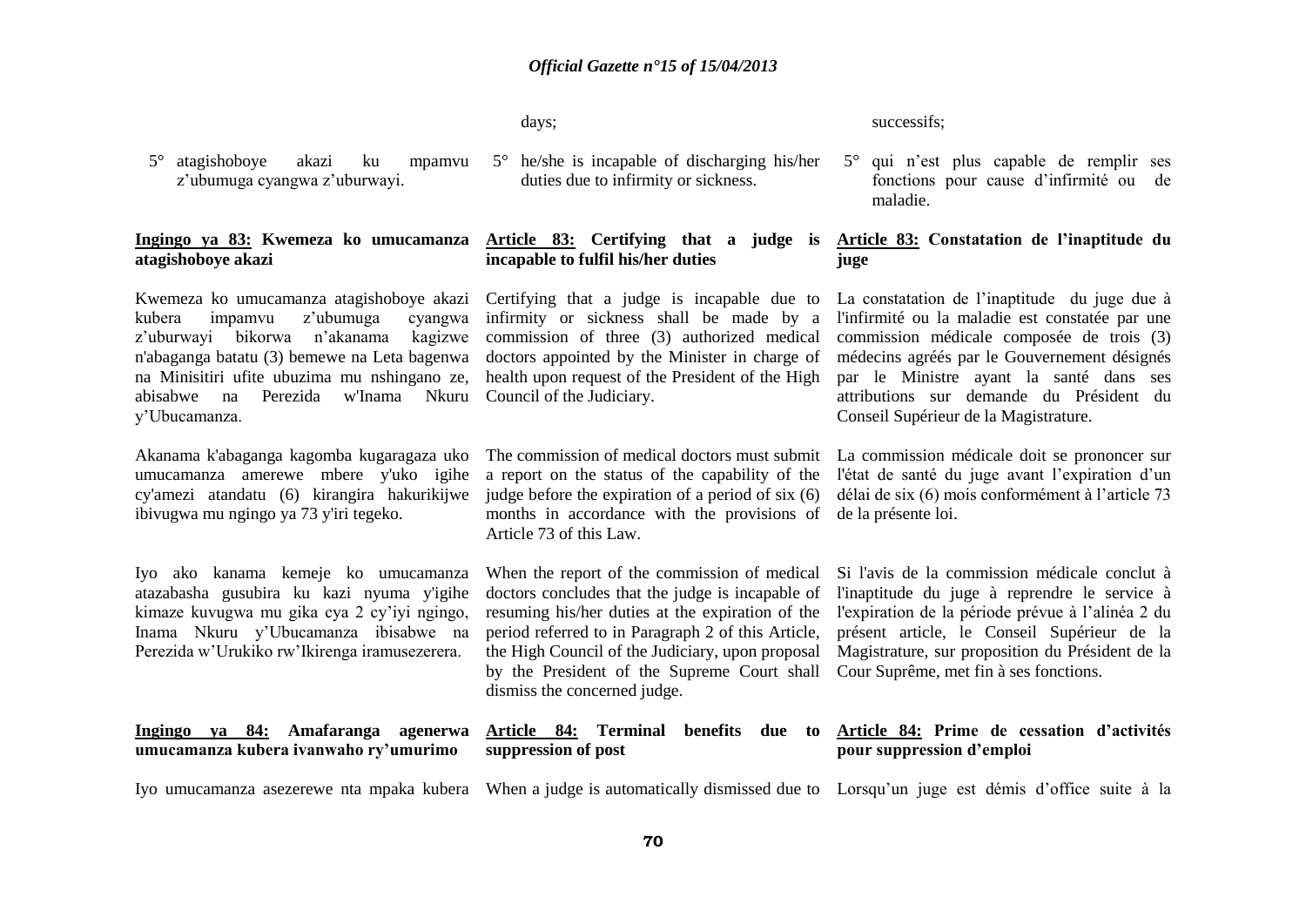days;

successifs;

5° atagishoboye akazi ku mpamvu z'ubumuga cyangwa z'uburwayi.

5° he/she is incapable of discharging his/her duties due to infirmity or sickness.

5° qui n'est plus capable de remplir ses fonctions pour cause d'infirmité ou de maladie.

**Ingingo ya 83: Kwemeza ko umucamanza atagishoboye akazi**

Kwemeza ko umucamanza atagishoboye akazi kubera impamvu z'ubumuga cyangwa z'uburwayi bikorwa n'akanama kagizwe n'abaganga batatu (3) bemewe na Leta bagenwa na Minisitiri ufite ubuzima mu nshingano ze, abisabwe na Perezida w'Inama Nkuru y'Ubucamanza.

Akanama k'abaganga kagomba kugaragaza uko umucamanza amerewe mbere y'uko igihe cy'amezi atandatu (6) kirangira hakurikijwe ibivugwa mu ngingo ya 73 y'iri tegeko.

Iyo ako kanama kemeje ko umucamanza atazabasha gusubira ku kazi nyuma y'igihe kimaze kuvugwa mu gika cya 2 cy'iyi ngingo, Inama Nkuru y'Ubucamanza ibisabwe na Perezida w'Urukiko rw'Ikirenga iramusezerera.

**Article 83: Certifying that a judge is incapable to fulfil his/her duties**

Certifying that a judge is incapable due to infirmity or sickness shall be made by a commission of three (3) authorized medical doctors appointed by the Minister in charge of health upon request of the President of the High Council of the Judiciary.

The commission of medical doctors must submit a report on the status of the capability of the judge before the expiration of a period of six (6) months in accordance with the provisions of Article 73 of this Law.

When the report of the commission of medical doctors concludes that the judge is incapable of resuming his/her duties at the expiration of the period referred to in Paragraph 2 of this Article, the High Council of the Judiciary, upon proposal by the President of the Supreme Court shall dismiss the concerned judge.

**Article 83: Constatation de l'inaptitude du juge**

La constatation de l'inaptitude du juge due à l'infirmité ou la maladie est constatée par une commission médicale composée de trois (3) médecins agréés par le Gouvernement désignés par le Ministre ayant la santé dans ses attributions sur demande du Président du Conseil Supérieur de la Magistrature.

La commission médicale doit se prononcer sur l'état de santé du juge avant l'expiration d'un délai de six (6) mois conformément à l'article 73 de la présente loi.

Si l'avis de la commission médicale conclut à l'inaptitude du juge à reprendre le service à l'expiration de la période prévue à l'alinéa 2 du présent article, le Conseil Supérieur de la Magistrature, sur proposition du Président de la Cour Suprême, met fin à ses fonctions.

**Ingingo ya 84: Amafaranga agenerwa umucamanza kubera ivanwaho ry'umurimo**

Iyo umucamanza asezerewe nta mpaka kubera

**Article 84: Terminal benefits due to suppression of post**

When a judge is automatically dismissed due to

**Article 84: Prime de cessation d'activités pour suppression d'emploi**

Lorsqu'un juge est démis d'office suite à la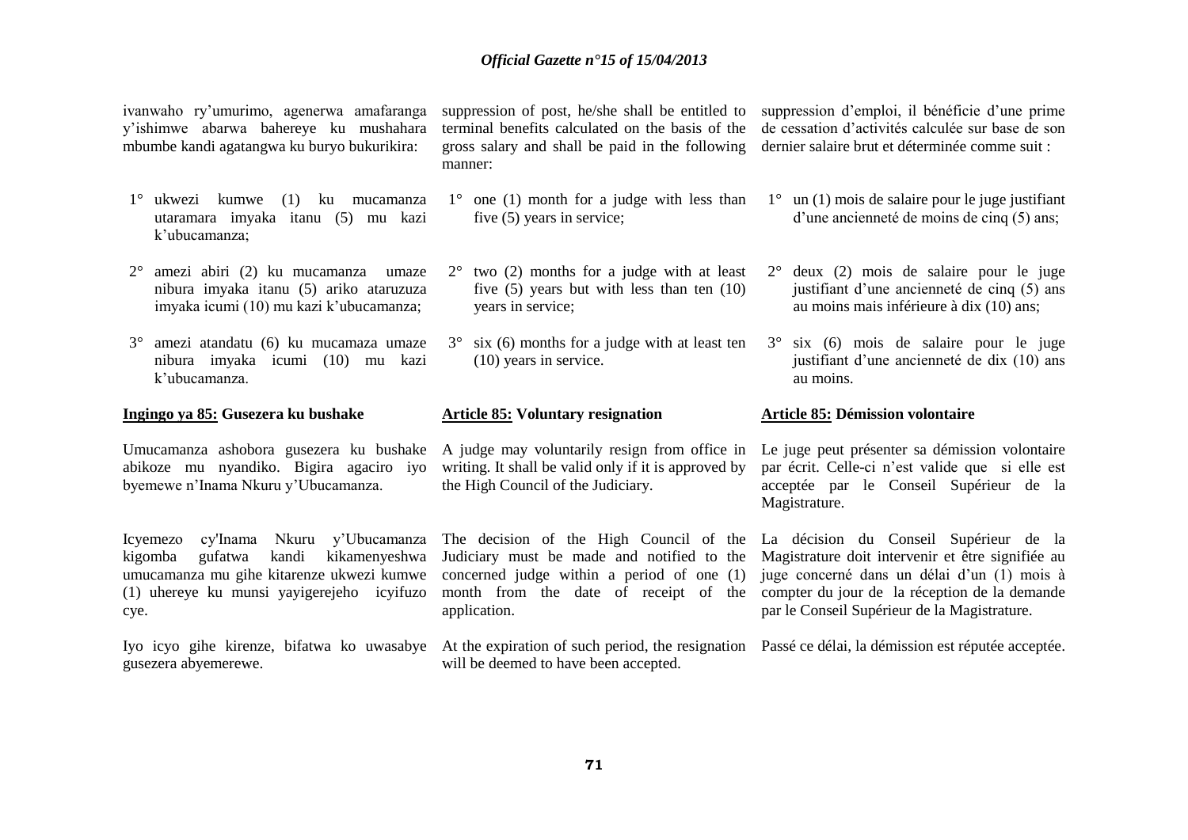ivanwaho ry'umurimo, agenerwa amafaranga y'ishimwe abarwa bahereye ku mushahara mbumbe kandi agatangwa ku buryo bukurikira:

1° ukwezi kumwe (1) ku mucamanza utaramara imyaka itanu (5) mu kazi k'ubucamanza;

2° amezi abiri (2) ku mucamanza umaze nibura imyaka itanu (5) ariko ataruzuza imyaka icumi (10) mu kazi k'ubucamanza;

3° amezi atandatu (6) ku mucamaza umaze nibura imyaka icumi (10) mu kazi k'ubucamanza.

**Ingingo ya 85: Gusezera ku bushake**

Umucamanza ashobora gusezera ku bushake abikoze mu nyandiko. Bigira agaciro iyo byemewe n'Inama Nkuru y'Ubucamanza.

Icyemezo cy'Inama Nkuru y'Ubucamanza kigomba gufatwa kandi kikamenyeshwa umucamanza mu gihe kitarenze ukwezi kumwe (1) uhereye ku munsi yayigerejeho icyifuzo cye.

Iyo icyo gihe kirenze, bifatwa ko uwasabye gusezera abyemerewe.

suppression of post, he/she shall be entitled to terminal benefits calculated on the basis of the gross salary and shall be paid in the following manner:

1° one (1) month for a judge with less than five (5) years in service;

2° two (2) months for a judge with at least five (5) years but with less than ten (10) years in service;

3° six (6) months for a judge with at least ten (10) years in service.

**Article 85: Voluntary resignation**

A judge may voluntarily resign from office in writing. It shall be valid only if it is approved by the High Council of the Judiciary.

The decision of the High Council of the Judiciary must be made and notified to the concerned judge within a period of one (1) month from the date of receipt of the application.

At the expiration of such period, the resignation will be deemed to have been accepted.

suppression d'emploi, il bénéficie d'une prime de cessation d'activités calculée sur base de son dernier salaire brut et déterminée comme suit :

1° un (1) mois de salaire pour le juge justifiant d'une ancienneté de moins de cinq (5) ans;

2° deux (2) mois de salaire pour le juge justifiant d'une ancienneté de cinq (5) ans au moins mais inférieure à dix (10) ans;

3° six (6) mois de salaire pour le juge justifiant d'une ancienneté de dix (10) ans au moins.

**Article 85: Démission volontaire**

Le juge peut présenter sa démission volontaire par écrit. Celle-ci n'est valide que si elle est acceptée par le Conseil Supérieur de la Magistrature.

La décision du Conseil Supérieur de la Magistrature doit intervenir et être signifiée au juge concerné dans un délai d'un (1) mois à compter du jour de la réception de la demande par le Conseil Supérieur de la Magistrature.

Passé ce délai, la démission est réputée acceptée.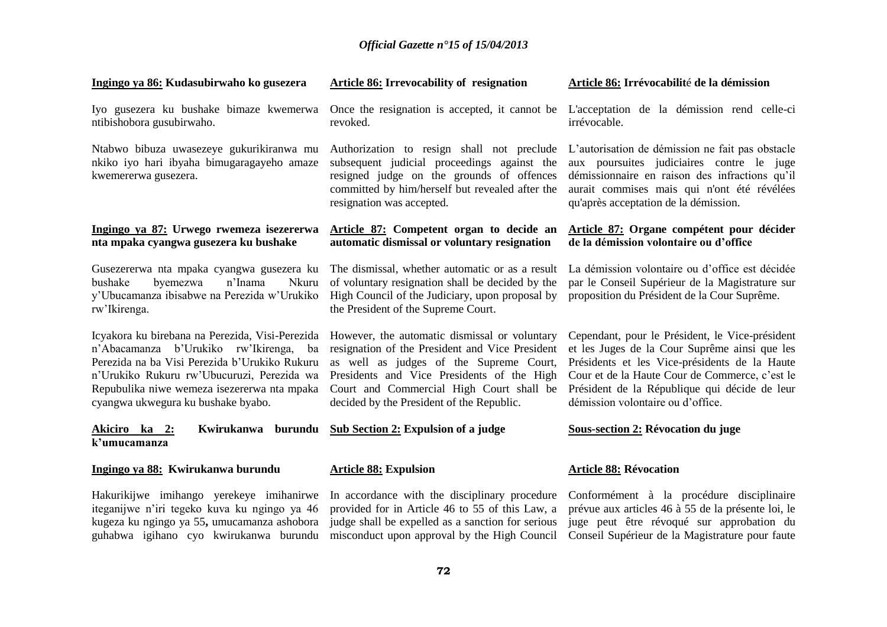**Ingingo ya 86: Kudasubirwaho ko gusezera**

Iyo gusezera ku bushake bimaze kwemerwa ntibishobora gusubirwaho.

Ntabwo bibuza uwasezeye gukurikiranwa mu nkiko iyo hari ibyaha bimugaragayeho amaze kwemererwa gusezera.

**Ingingo ya 87: Urwego rwemeza isezererwa nta mpaka cyangwa gusezera ku bushake**

Gusezererwa nta mpaka cyangwa gusezera ku bushake byemezwa n'Inama Nkuru y'Ubucamanza ibisabwe na Perezida w'Urukiko rw'Ikirenga.

Icyakora ku birebana na Perezida, Visi-Perezida n'Abacamanza b'Urukiko rw'Ikirenga, ba Perezida na ba Visi Perezida b'Urukiko Rukuru n'Urukiko Rukuru rw'Ubucuruzi, Perezida wa Repubulika niwe wemeza isezererwa nta mpaka cyangwa ukwegura ku bushake byabo.

**Akiciro ka 2: Kwirukanwa burundu k'umucamanza**

**Ingingo ya 88: Kwirukanwa burundu**

Hakurikijwe imihango yerekeye imihanirwe iteganijwe n'iri tegeko kuva ku ngingo ya 46 kugeza ku ngingo ya 55**,** umucamanza ashobora guhabwa igihano cyo kwirukanwa burundu

**Article 86: Irrevocability of resignation**

Once the resignation is accepted, it cannot be revoked.

Authorization to resign shall not preclude subsequent judicial proceedings against the resigned judge on the grounds of offences committed by him/herself but revealed after the resignation was accepted.

**Article 87: Competent organ to decide an automatic dismissal or voluntary resignation**

The dismissal, whether automatic or as a result of voluntary resignation shall be decided by the High Council of the Judiciary, upon proposal by the President of the Supreme Court.

However, the automatic dismissal or voluntary resignation of the President and Vice President as well as judges of the Supreme Court, Presidents and Vice Presidents of the High Court and Commercial High Court shall be decided by the President of the Republic.

**Sub Section 2: Expulsion of a judge**

**Article 88: Expulsion**

In accordance with the disciplinary procedure provided for in Article 46 to 55 of this Law, a judge shall be expelled as a sanction for serious misconduct upon approval by the High Council

**Article 86: Irrévocabilité de la démission**

L'acceptation de la démission rend celle-ci irrévocable.

L'autorisation de démission ne fait pas obstacle aux poursuites judiciaires contre le juge démissionnaire en raison des infractions qu'il aurait commises mais qui n'ont été révélées qu'après acceptation de la démission.

**Article 87: Organe compétent pour décider de la démission volontaire ou d'office**

La démission volontaire ou d'office est décidée par le Conseil Supérieur de la Magistrature sur proposition du Président de la Cour Suprême.

Cependant, pour le Président, le Vice-président et les Juges de la Cour Suprême ainsi que les Présidents et les Vice-présidents de la Haute Cour et de la Haute Cour de Commerce, c'est le Président de la République qui décide de leur démission volontaire ou d'office.

**Sous-section 2: Révocation du juge**

**Article 88: Révocation**

Conformément à la procédure disciplinaire prévue aux articles 46 à 55 de la présente loi, le juge peut être révoqué sur approbation du Conseil Supérieur de la Magistrature pour faute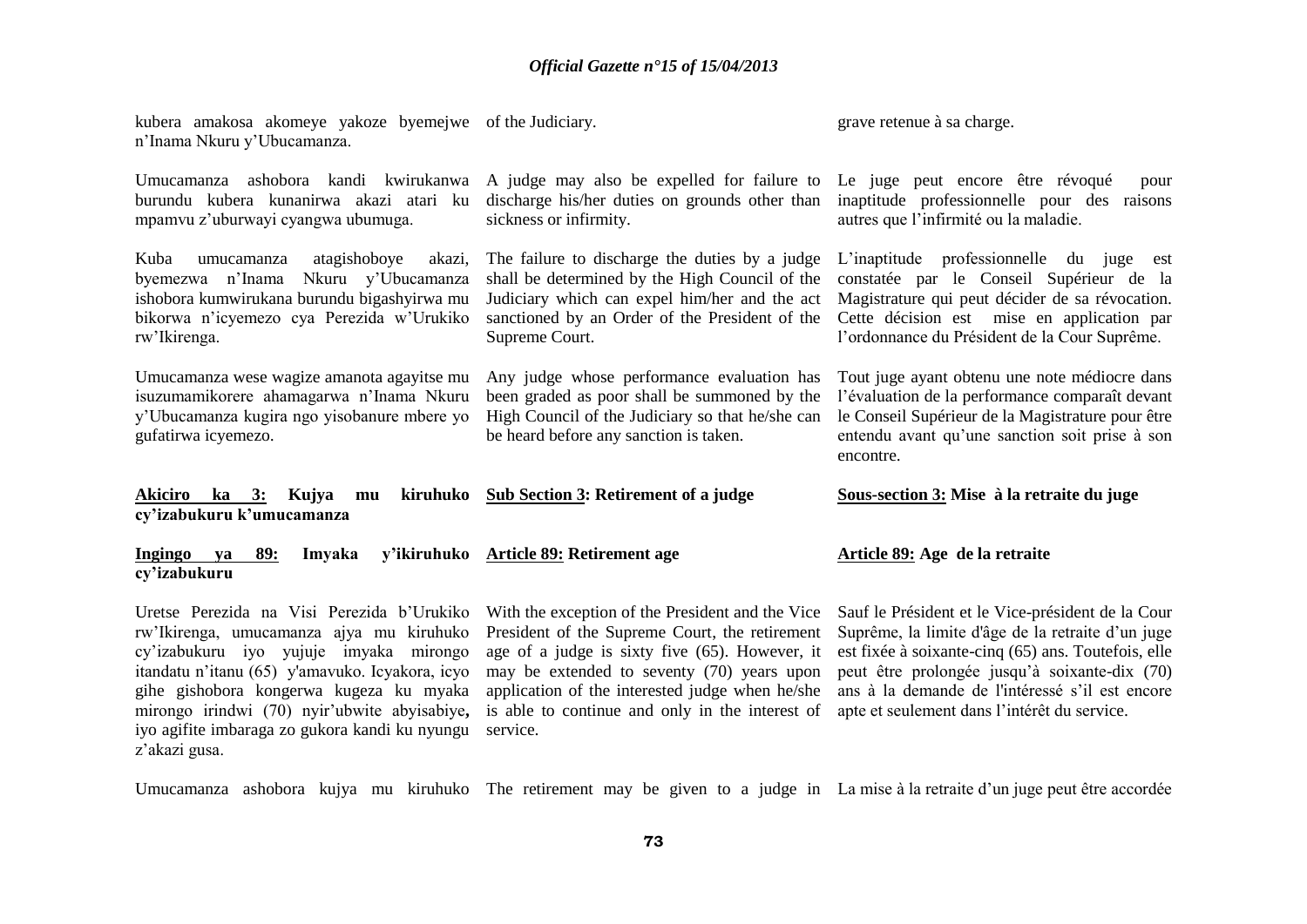kubera amakosa akomeye yakoze byemejwe n'Inama Nkuru y'Ubucamanza.

Umucamanza ashobora kandi kwirukanwa burundu kubera kunanirwa akazi atari ku mpamvu z'uburwayi cyangwa ubumuga.

Kuba umucamanza atagishoboye akazi, byemezwa n'Inama Nkuru y'Ubucamanza ishobora kumwirukana burundu bigashyirwa mu bikorwa n'icyemezo cya Perezida w'Urukiko rw'Ikirenga.

Umucamanza wese wagize amanota agayitse mu isuzumamikorere ahamagarwa n'Inama Nkuru y'Ubucamanza kugira ngo yisobanure mbere yo gufatirwa icyemezo.

**Akiciro ka 3: Kujya mu kiruhuko cy'izabukuru k'umucamanza**

**Ingingo ya 89: Imyaka y'ikiruhuko cy'izabukuru**

Uretse Perezida na Visi Perezida b'Urukiko rw'Ikirenga, umucamanza ajya mu kiruhuko cy'izabukuru iyo yujuje imyaka mirongo itandatu n'itanu (65) y'amavuko. Icyakora, icyo gihe gishobora kongerwa kugeza ku myaka mirongo irindwi (70) nyir'ubwite abyisabiye**,** iyo agifite imbaraga zo gukora kandi ku nyungu z'akazi gusa.

Umucamanza ashobora kujya mu kiruhuko

of the Judiciary.

A judge may also be expelled for failure to discharge his/her duties on grounds other than sickness or infirmity.

The failure to discharge the duties by a judge shall be determined by the High Council of the Judiciary which can expel him/her and the act sanctioned by an Order of the President of the Supreme Court.

Any judge whose performance evaluation has been graded as poor shall be summoned by the High Council of the Judiciary so that he/she can be heard before any sanction is taken.

**Sub Section 3: Retirement of a judge**

**Article 89: Retirement age**

With the exception of the President and the Vice President of the Supreme Court, the retirement age of a judge is sixty five (65). However, it may be extended to seventy (70) years upon application of the interested judge when he/she is able to continue and only in the interest of service.

The retirement may be given to a judge in

grave retenue à sa charge.

Le juge peut encore être révoqué pour inaptitude professionnelle pour des raisons autres que l'infirmité ou la maladie.

L'inaptitude professionnelle du juge est constatée par le Conseil Supérieur de la Magistrature qui peut décider de sa révocation. Cette décision est mise en application par l'ordonnance du Président de la Cour Suprême.

Tout juge ayant obtenu une note médiocre dans l'évaluation de la performance comparaît devant le Conseil Supérieur de la Magistrature pour être entendu avant qu'une sanction soit prise à son encontre.

**Sous-section 3: Mise à la retraite du juge**

**Article 89: Age de la retraite**

Sauf le Président et le Vice-président de la Cour Suprême, la limite d'âge de la retraite d'un juge est fixée à soixante-cinq (65) ans. Toutefois, elle peut être prolongée jusqu'à soixante-dix (70) ans à la demande de l'intéressé s'il est encore apte et seulement dans l'intérêt du service.

La mise à la retraite d'un juge peut être accordée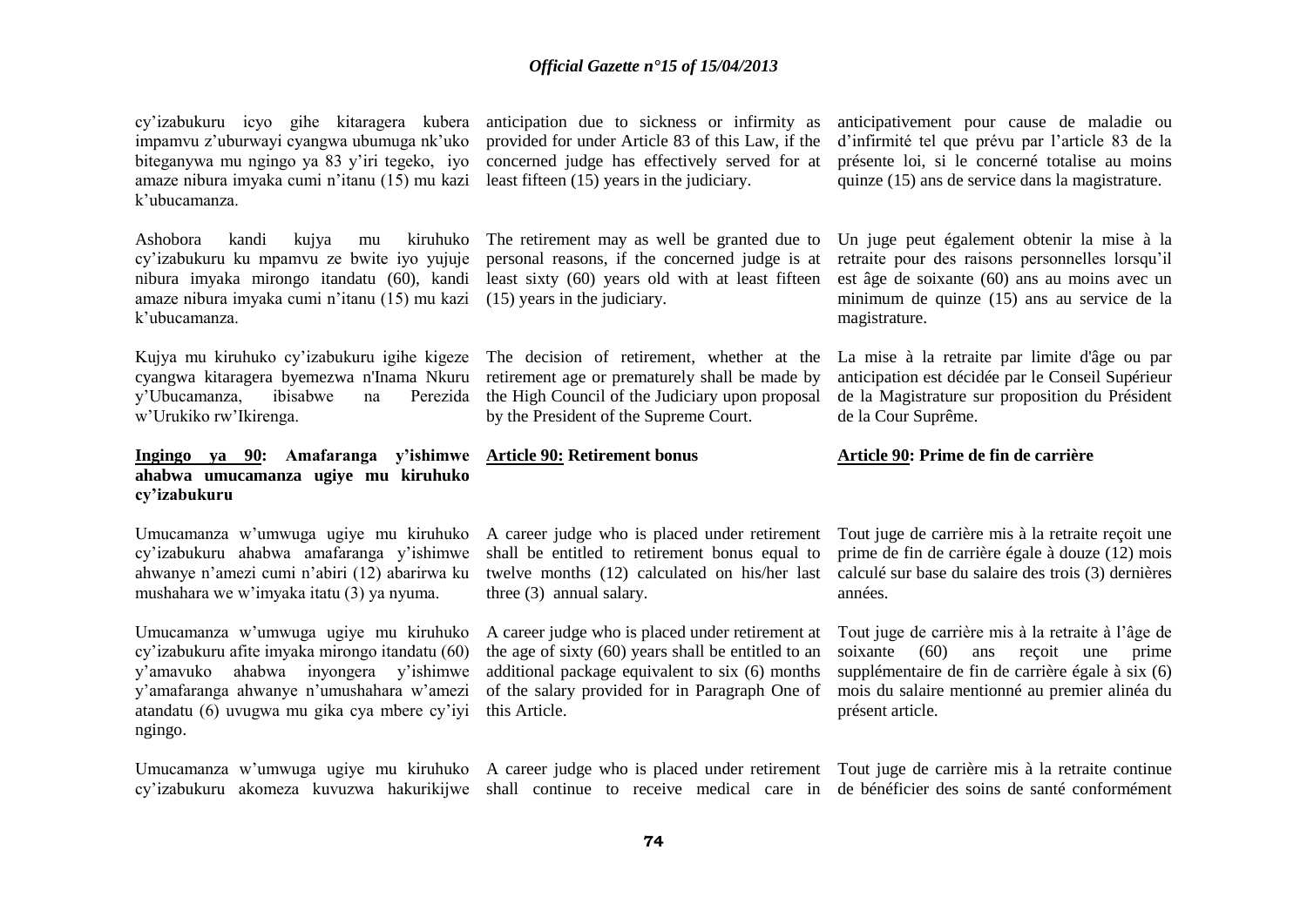cy'izabukuru icyo gihe kitaragera kubera impamvu z'uburwayi cyangwa ubumuga nk'uko biteganywa mu ngingo ya 83 y'iri tegeko, iyo amaze nibura imyaka cumi n'itanu (15) mu kazi k'ubucamanza.

Ashobora kandi kujya mu kiruhuko cy'izabukuru ku mpamvu ze bwite iyo yujuje nibura imyaka mirongo itandatu (60), kandi amaze nibura imyaka cumi n'itanu (15) mu kazi k'ubucamanza.

Kujya mu kiruhuko cy'izabukuru igihe kigeze cyangwa kitaragera byemezwa n'Inama Nkuru y'Ubucamanza, ibisabwe na Perezida w'Urukiko rw'Ikirenga.

**Ingingo ya 90: Amafaranga y'ishimwe ahabwa umucamanza ugiye mu kiruhuko cy'izabukuru**

Umucamanza w'umwuga ugiye mu kiruhuko cy'izabukuru ahabwa amafaranga y'ishimwe ahwanye n'amezi cumi n'abiri (12) abarirwa ku mushahara we w'imyaka itatu (3) ya nyuma.

Umucamanza w'umwuga ugiye mu kiruhuko cy'izabukuru afite imyaka mirongo itandatu (60) y'amavuko ahabwa inyongera y'ishimwe y'amafaranga ahwanye n'umushahara w'amezi atandatu (6) uvugwa mu gika cya mbere cy'iyi ngingo.

Umucamanza w'umwuga ugiye mu kiruhuko cy'izabukuru akomeza kuvuzwa hakurikijwe

anticipation due to sickness or infirmity as provided for under Article 83 of this Law, if the concerned judge has effectively served for at least fifteen (15) years in the judiciary.

The retirement may as well be granted due to personal reasons, if the concerned judge is at least sixty (60) years old with at least fifteen (15) years in the judiciary.

The decision of retirement, whether at the retirement age or prematurely shall be made by the High Council of the Judiciary upon proposal by the President of the Supreme Court.

**Article 90: Retirement bonus**

A career judge who is placed under retirement shall be entitled to retirement bonus equal to twelve months (12) calculated on his/her last three (3) annual salary.

A career judge who is placed under retirement at the age of sixty (60) years shall be entitled to an additional package equivalent to six (6) months of the salary provided for in Paragraph One of this Article.

A career judge who is placed under retirement shall continue to receive medical care in

anticipativement pour cause de maladie ou d'infirmité tel que prévu par l'article 83 de la présente loi, si le concerné totalise au moins quinze (15) ans de service dans la magistrature.

Un juge peut également obtenir la mise à la retraite pour des raisons personnelles lorsqu'il est âge de soixante (60) ans au moins avec un minimum de quinze (15) ans au service de la magistrature.

La mise à la retraite par limite d'âge ou par anticipation est décidée par le Conseil Supérieur de la Magistrature sur proposition du Président de la Cour Suprême.

**Article 90: Prime de fin de carrière**

Tout juge de carrière mis à la retraite reçoit une prime de fin de carrière égale à douze (12) mois calculé sur base du salaire des trois (3) dernières années.

Tout juge de carrière mis à la retraite à l'âge de soixante (60) ans reçoit une prime supplémentaire de fin de carrière égale à six (6) mois du salaire mentionné au premier alinéa du présent article.

Tout juge de carrière mis à la retraite continue de bénéficier des soins de santé conformément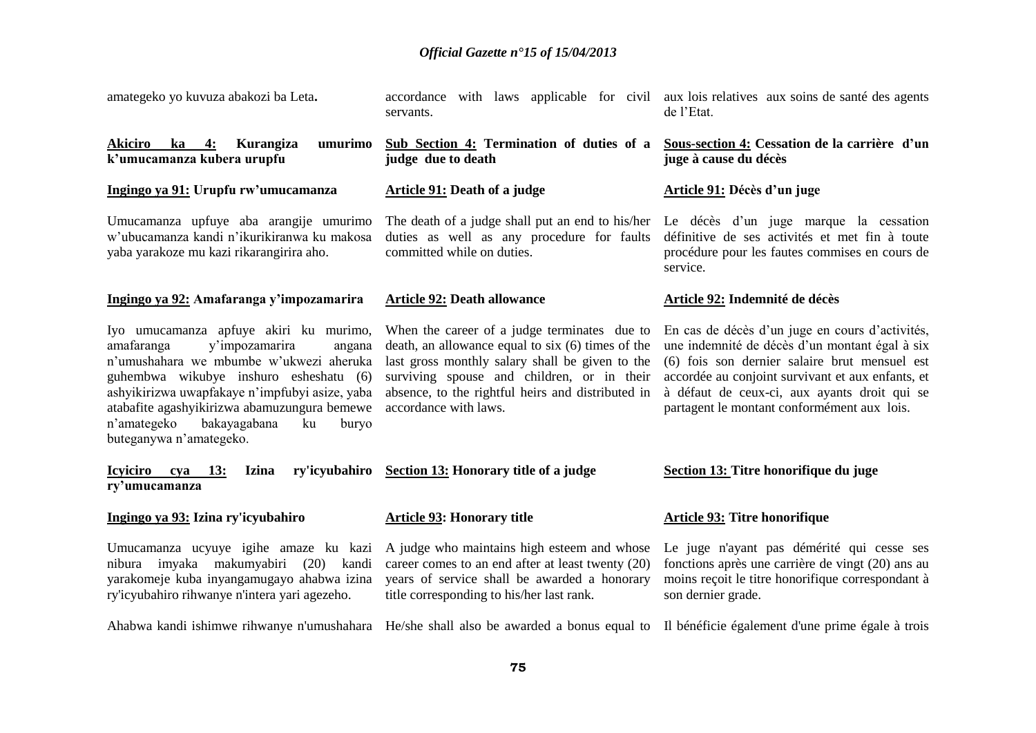amategeko yo kuvuza abakozi ba Leta**.**

accordance with laws applicable for civil servants.

aux lois relatives aux soins de santé des agents de l'Etat.

**Akiciro ka 4: Kurangiza umurimo k'umucamanza kubera urupfu**

**Sub Section 4: Termination of duties of a judge due to death**

**Sous-section 4: Cessation de la carrière d'un juge à cause du décès**

**Ingingo ya 91: Urupfu rw'umucamanza**

Umucamanza upfuye aba arangije umurimo w'ubucamanza kandi n'ikurikiranwa ku makosa yaba yarakoze mu kazi rikarangirira aho.

**Article 91: Death of a judge**

The death of a judge shall put an end to his/her duties as well as any procedure for faults committed while on duties.

**Article 91: Décès d'un juge**

Le décès d'un juge marque la cessation définitive de ses activités et met fin à toute procédure pour les fautes commises en cours de service.

**Ingingo ya 92: Amafaranga y'impozamarira**

Iyo umucamanza apfuye akiri ku murimo, amafaranga y'impozamarira angana n'umushahara we mbumbe w'ukwezi aheruka guhembwa wikubye inshuro esheshatu (6) ashyikirizwa uwapfakaye n'impfubyi asize, yaba atabafite agashyikirizwa abamuzungura bemewe n'amategeko bakayagabana ku buryo buteganywa n'amategeko.

**Article 92: Death allowance**

When the career of a judge terminates due to death, an allowance equal to six (6) times of the last gross monthly salary shall be given to the surviving spouse and children, or in their absence, to the rightful heirs and distributed in accordance with laws.

**Article 92: Indemnité de décès**

En cas de décès d'un juge en cours d'activités, une indemnité de décès d'un montant égal à six (6) fois son dernier salaire brut mensuel est accordée au conjoint survivant et aux enfants, et à défaut de ceux-ci, aux ayants droit qui se partagent le montant conformément aux lois.

**Icyiciro cya 13: Izina ry'icyubahiro ry'umucamanza**

**Section 13: Honorary title of a judge**

**Section 13: Titre honorifique du juge**

**Ingingo ya 93: Izina ry'icyubahiro**

Umucamanza ucyuye igihe amaze ku kazi nibura imyaka makumyabiri (20) kandi yarakomeje kuba inyangamugayo ahabwa izina ry'icyubahiro rihwanye n'intera yari agezeho.

Ahabwa kandi ishimwe rihwanye n'umushahara

**Article 93: Honorary title**

A judge who maintains high esteem and whose career comes to an end after at least twenty (20) years of service shall be awarded a honorary title corresponding to his/her last rank.

He/she shall also be awarded a bonus equal to

**Article 93: Titre honorifique**

Le juge n'ayant pas démérité qui cesse ses fonctions après une carrière de vingt (20) ans au moins reçoit le titre honorifique correspondant à son dernier grade.

Il bénéficie également d'une prime égale à trois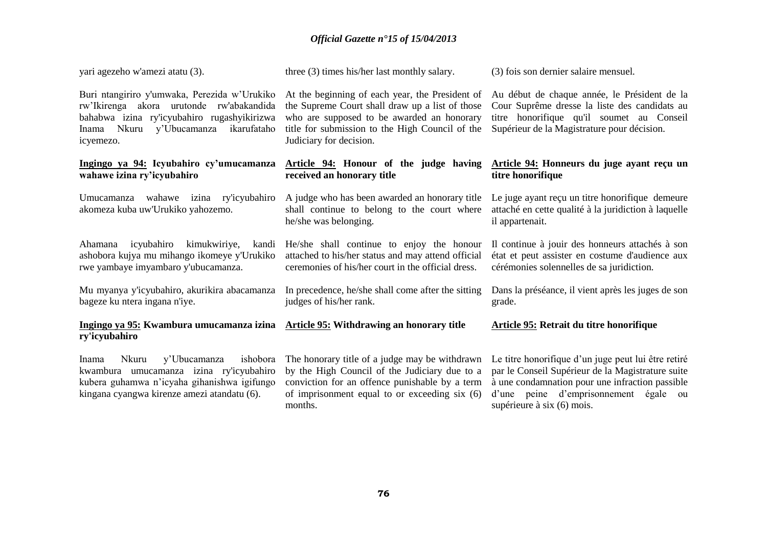yari agezeho w'amezi atatu (3).

Buri ntangiriro y'umwaka, Perezida w'Urukiko rw'Ikirenga akora urutonde rw'abakandida bahabwa izina ry'icyubahiro rugashyikirizwa Inama Nkuru y'Ubucamanza ikarufataho icyemezo.

**Ingingo ya 94: Icyubahiro cy'umucamanza wahawe izina ry'icyubahiro**

Umucamanza wahawe izina ry'icyubahiro akomeza kuba uw'Urukiko yahozemo.

Ahamana icyubahiro kimukwiriye, kandi ashobora kujya mu mihango ikomeye y'Urukiko rwe yambaye imyambaro y'ubucamanza.

Mu myanya y'icyubahiro, akurikira abacamanza bageze ku ntera ingana n'iye.

**Ingingo ya 95: Kwambura umucamanza izina ry'icyubahiro**

Inama Nkuru y'Ubucamanza ishobora kwambura umucamanza izina ry'icyubahiro kubera guhamwa n'icyaha gihanishwa igifungo kingana cyangwa kirenze amezi atandatu (6).

three (3) times his/her last monthly salary.

At the beginning of each year, the President of the Supreme Court shall draw up a list of those who are supposed to be awarded an honorary title for submission to the High Council of the Judiciary for decision.

**Article 94: Honour of the judge having received an honorary title**

A judge who has been awarded an honorary title shall continue to belong to the court where he/she was belonging.

He/she shall continue to enjoy the honour attached to his/her status and may attend official ceremonies of his/her court in the official dress.

In precedence, he/she shall come after the sitting judges of his/her rank.

**Article 95: Withdrawing an honorary title**

The honorary title of a judge may be withdrawn by the High Council of the Judiciary due to a conviction for an offence punishable by a term of imprisonment equal to or exceeding six (6) months.

(3) fois son dernier salaire mensuel.

Au début de chaque année, le Président de la Cour Suprême dresse la liste des candidats au titre honorifique qu'il soumet au Conseil Supérieur de la Magistrature pour décision.

**Article 94: Honneurs du juge ayant reçu un titre honorifique**

Le juge ayant reçu un titre honorifique demeure attaché en cette qualité à la juridiction à laquelle il appartenait.

Il continue à jouir des honneurs attachés à son état et peut assister en costume d'audience aux cérémonies solennelles de sa juridiction.

Dans la préséance, il vient après les juges de son grade.

**Article 95: Retrait du titre honorifique**

Le titre honorifique d'un juge peut lui être retiré par le Conseil Supérieur de la Magistrature suite à une condamnation pour une infraction passible d'une peine d'emprisonnement égale ou supérieure à six (6) mois.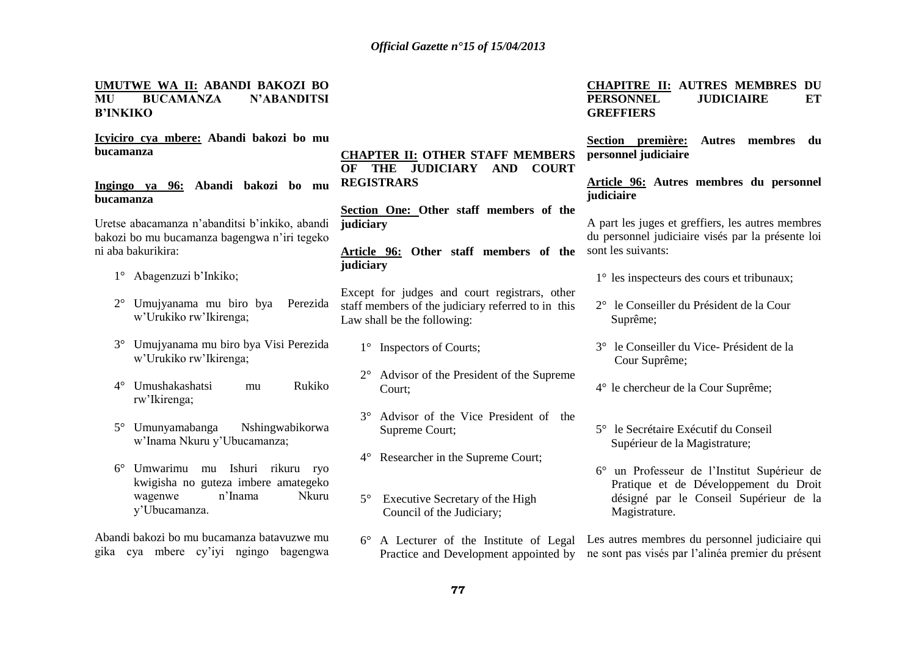**UMUTWE WA II: ABANDI BAKOZI BO MU BUCAMANZA N'ABANDITSI B'INKIKO**

**Icyiciro cya mbere: Abandi bakozi bo mu bucamanza**

**Ingingo ya 96: Abandi bakozi bo mu bucamanza**

Uretse abacamanza n'abanditsi b'inkiko, abandi bakozi bo mu bucamanza bagengwa n'iri tegeko ni aba bakurikira:

1° Abagenzuzi b'Inkiko;

2° Umujyanama mu biro bya Perezida w'Urukiko rw'Ikirenga;

3° Umujyanama mu biro bya Visi Perezida w'Urukiko rw'Ikirenga;

4° Umushakashatsi mu Rukiko rw'Ikirenga;

5° Umunyamabanga Nshingwabikorwa w'Inama Nkuru y'Ubucamanza;

6° Umwarimu mu Ishuri rikuru ryo kwigisha no guteza imbere amategeko wagenwe n'Inama Nkuru y'Ubucamanza.

Abandi bakozi bo mu bucamanza batavuzwe mu gika cya mbere cy'iyi ngingo bagengwa

**CHAPTER II: OTHER STAFF MEMBERS OF THE JUDICIARY AND COURT REGISTRARS**

**Section One: Other staff members of the judiciary**

**Article 96: Other staff members of the judiciary**

Except for judges and court registrars, other staff members of the judiciary referred to in this Law shall be the following:

1° Inspectors of Courts;

2° Advisor of the President of the Supreme Court;

3° Advisor of the Vice President of the Supreme Court;

4° Researcher in the Supreme Court;

5° Executive Secretary of the High Council of the Judiciary;

6° A Lecturer of the Institute of Legal Practice and Development appointed by

**CHAPITRE II: AUTRES MEMBRES DU PERSONNEL JUDICIAIRE ET GREFFIERS**

**Section première: Autres membres du personnel judiciaire**

**Article 96: Autres membres du personnel judiciaire**

A part les juges et greffiers, les autres membres du personnel judiciaire visés par la présente loi sont les suivants:

1° les inspecteurs des cours et tribunaux;

2° le Conseiller du Président de la Cour Suprême;

3° le Conseiller du Vice- Président de la Cour Suprême;

4° le chercheur de la Cour Suprême;

5° le Secrétaire Exécutif du Conseil Supérieur de la Magistrature;

6° un Professeur de l'Institut Supérieur de Pratique et de Développement du Droit désigné par le Conseil Supérieur de la Magistrature.

Les autres membres du personnel judiciaire qui ne sont pas visés par l'alinéa premier du présent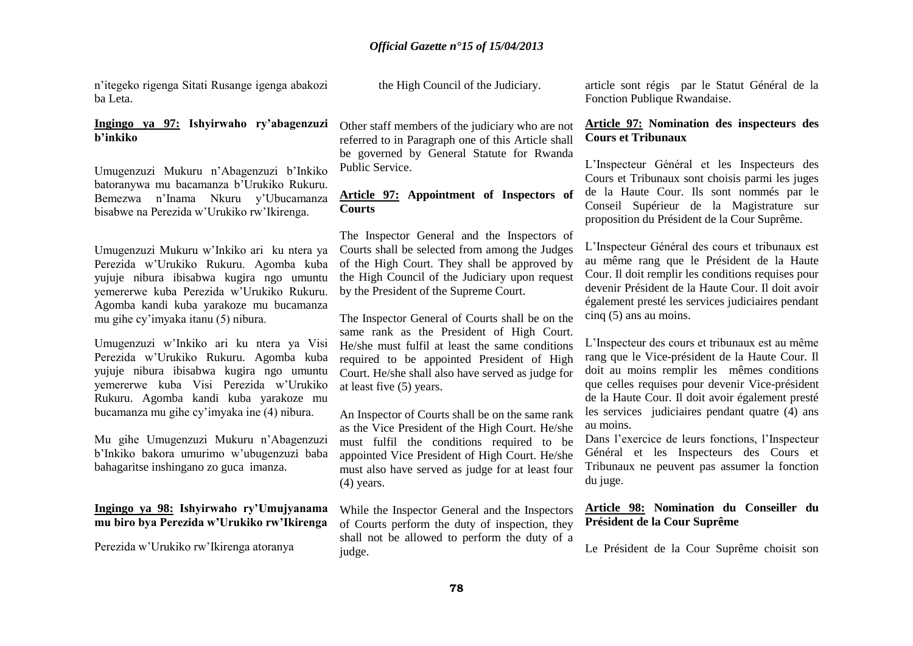n'itegeko rigenga Sitati Rusange igenga abakozi ba Leta.

**Ingingo ya 97: Ishyirwaho ry'abagenzuzi b'inkiko**

Umugenzuzi Mukuru n'Abagenzuzi b'Inkiko batoranywa mu bacamanza b'Urukiko Rukuru. Bemezwa n'Inama Nkuru y'Ubucamanza bisabwe na Perezida w'Urukiko rw'Ikirenga.

Umugenzuzi Mukuru w'Inkiko ari ku ntera ya Perezida w'Urukiko Rukuru. Agomba kuba yujuje nibura ibisabwa kugira ngo umuntu yemererwe kuba Perezida w'Urukiko Rukuru. Agomba kandi kuba yarakoze mu bucamanza mu gihe cy'imyaka itanu (5) nibura.

Umugenzuzi w'Inkiko ari ku ntera ya Visi Perezida w'Urukiko Rukuru. Agomba kuba yujuje nibura ibisabwa kugira ngo umuntu yemererwe kuba Visi Perezida w'Urukiko Rukuru. Agomba kandi kuba yarakoze mu bucamanza mu gihe cy'imyaka ine (4) nibura.

Mu gihe Umugenzuzi Mukuru n'Abagenzuzi b'Inkiko bakora umurimo w'ubugenzuzi baba bahagaritse inshingano zo guca imanza.

**Ingingo ya 98: Ishyirwaho ry'Umujyanama mu biro bya Perezida w'Urukiko rw'Ikirenga**

Perezida w'Urukiko rw'Ikirenga atoranya

the High Council of the Judiciary.

Other staff members of the judiciary who are not referred to in Paragraph one of this Article shall be governed by General Statute for Rwanda Public Service.

**Article 97: Appointment of Inspectors of Courts**

The Inspector General and the Inspectors of Courts shall be selected from among the Judges of the High Court. They shall be approved by the High Council of the Judiciary upon request by the President of the Supreme Court.

The Inspector General of Courts shall be on the same rank as the President of High Court. He/she must fulfil at least the same conditions required to be appointed President of High Court. He/she shall also have served as judge for at least five (5) years.

An Inspector of Courts shall be on the same rank as the Vice President of the High Court. He/she must fulfil the conditions required to be appointed Vice President of High Court. He/she must also have served as judge for at least four (4) years.

While the Inspector General and the Inspectors of Courts perform the duty of inspection, they shall not be allowed to perform the duty of a judge.

article sont régis par le Statut Général de la Fonction Publique Rwandaise.

**Article 97: Nomination des inspecteurs des Cours et Tribunaux**

L'Inspecteur Général et les Inspecteurs des Cours et Tribunaux sont choisis parmi les juges de la Haute Cour. Ils sont nommés par le Conseil Supérieur de la Magistrature sur proposition du Président de la Cour Suprême.

L'Inspecteur Général des cours et tribunaux est au même rang que le Président de la Haute Cour. Il doit remplir les conditions requises pour devenir Président de la Haute Cour. Il doit avoir également presté les services judiciaires pendant cinq (5) ans au moins.

L'Inspecteur des cours et tribunaux est au même rang que le Vice-président de la Haute Cour. Il doit au moins remplir les mêmes conditions que celles requises pour devenir Vice-président de la Haute Cour. Il doit avoir également presté les services judiciaires pendant quatre (4) ans au moins.

Dans l'exercice de leurs fonctions, l'Inspecteur Général et les Inspecteurs des Cours et Tribunaux ne peuvent pas assumer la fonction du juge.

**Article 98: Nomination du Conseiller du Président de la Cour Suprême**

Le Président de la Cour Suprême choisit son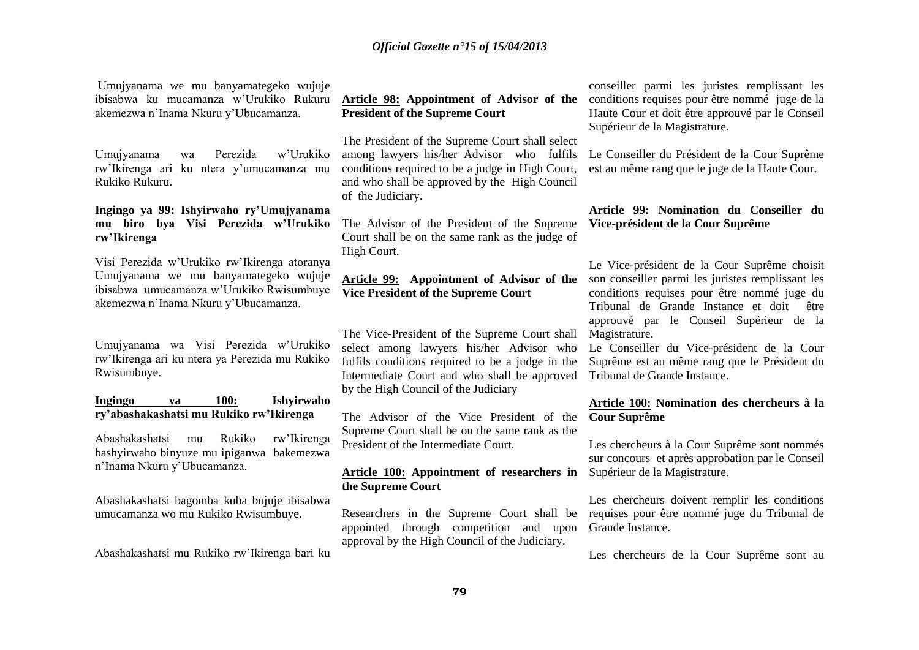Umujyanama we mu banyamategeko wujuje ibisabwa ku mucamanza w'Urukiko Rukuru akemezwa n'Inama Nkuru y'Ubucamanza.

Umujyanama wa Perezida w'Urukiko rw'Ikirenga ari ku ntera y'umucamanza mu Rukiko Rukuru.

**Ingingo ya 99: Ishyirwaho ry'Umujyanama mu biro bya Visi Perezida w'Urukiko rw'Ikirenga**

Visi Perezida w'Urukiko rw'Ikirenga atoranya Umujyanama we mu banyamategeko wujuje ibisabwa umucamanza w'Urukiko Rwisumbuye akemezwa n'Inama Nkuru y'Ubucamanza.

Umujyanama wa Visi Perezida w'Urukiko rw'Ikirenga ari ku ntera ya Perezida mu Rukiko Rwisumbuye.

**Ingingo ya 100: Ishyirwaho ry'abashakashatsi mu Rukiko rw'Ikirenga**

Abashakashatsi mu Rukiko rw'Ikirenga bashyirwaho binyuze mu ipiganwa bakemezwa n'Inama Nkuru y'Ubucamanza.

Abashakashatsi bagomba kuba bujuje ibisabwa umucamanza wo mu Rukiko Rwisumbuye.

Abashakashatsi mu Rukiko rw'Ikirenga bari ku

**Article 98: Appointment of Advisor of the President of the Supreme Court**

The President of the Supreme Court shall select among lawyers his/her Advisor who fulfils conditions required to be a judge in High Court, and who shall be approved by the High Council of the Judiciary.

The Advisor of the President of the Supreme Court shall be on the same rank as the judge of High Court.

**Article 99: Appointment of Advisor of the Vice President of the Supreme Court**

The Vice-President of the Supreme Court shall select among lawyers his/her Advisor who fulfils conditions required to be a judge in the Intermediate Court and who shall be approved by the High Council of the Judiciary

The Advisor of the Vice President of the Supreme Court shall be on the same rank as the President of the Intermediate Court.

**Article 100: Appointment of researchers in the Supreme Court**

Researchers in the Supreme Court shall be appointed through competition and upon approval by the High Council of the Judiciary.

conseiller parmi les juristes remplissant les conditions requises pour être nommé juge de la Haute Cour et doit être approuvé par le Conseil Supérieur de la Magistrature.

Le Conseiller du Président de la Cour Suprême est au même rang que le juge de la Haute Cour.

**Article 99: Nomination du Conseiller du Vice-président de la Cour Suprême**

Le Vice-président de la Cour Suprême choisit son conseiller parmi les juristes remplissant les conditions requises pour être nommé juge du Tribunal de Grande Instance et doit être approuvé par le Conseil Supérieur de la Magistrature.

Le Conseiller du Vice-président de la Cour Suprême est au même rang que le Président du Tribunal de Grande Instance.

**Article 100: Nomination des chercheurs à la Cour Suprême**

Les chercheurs à la Cour Suprême sont nommés sur concours et après approbation par le Conseil Supérieur de la Magistrature.

Les chercheurs doivent remplir les conditions requises pour être nommé juge du Tribunal de Grande Instance.

Les chercheurs de la Cour Suprême sont au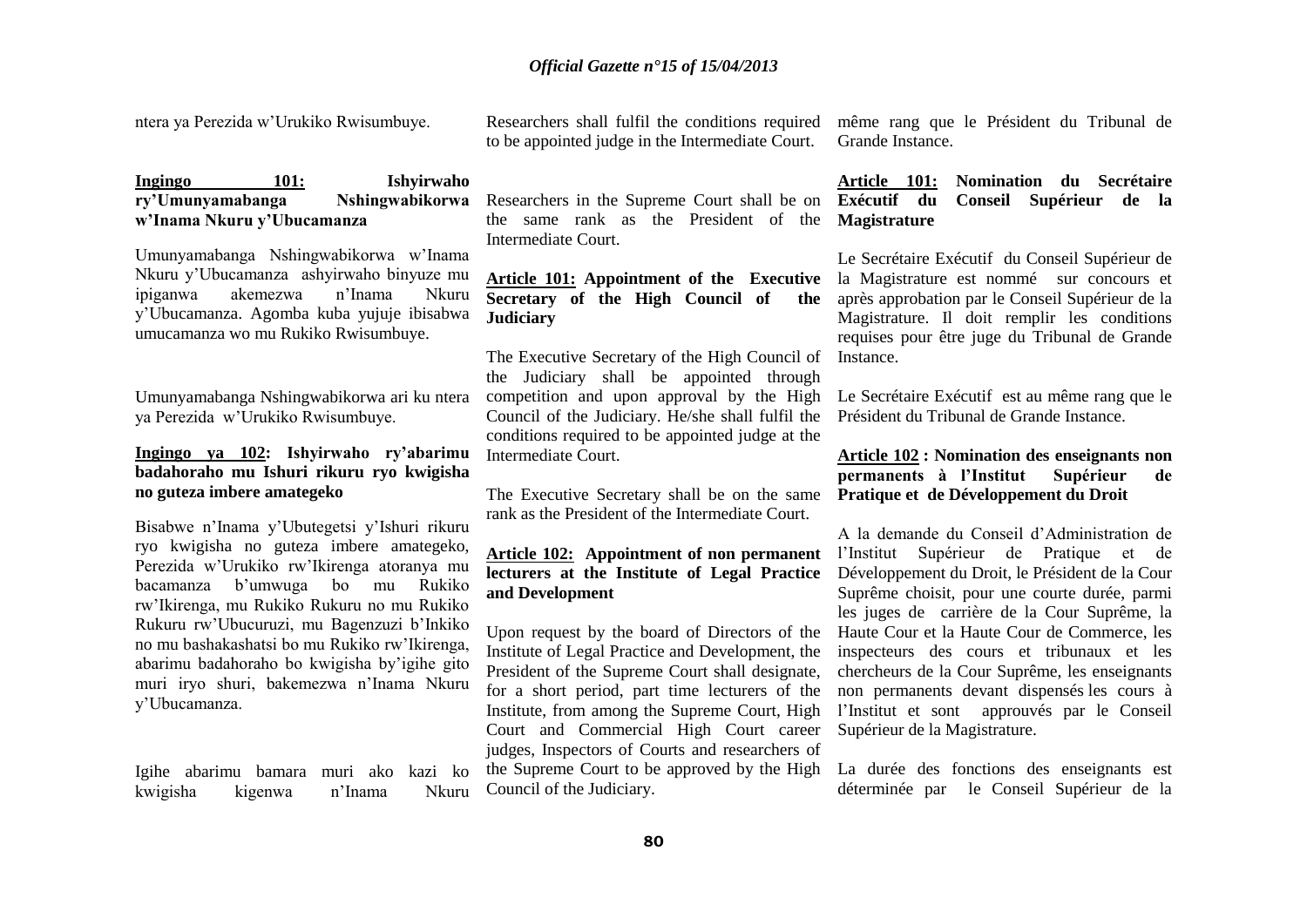ntera ya Perezida w'Urukiko Rwisumbuye.

**Ingingo 101: Ishyirwaho ry'Umunyamabanga Nshingwabikorwa w'Inama Nkuru y'Ubucamanza**

Umunyamabanga Nshingwabikorwa w'Inama Nkuru y'Ubucamanza ashyirwaho binyuze mu ipiganwa akemezwa n'Inama Nkuru y'Ubucamanza. Agomba kuba yujuje ibisabwa umucamanza wo mu Rukiko Rwisumbuye.

Umunyamabanga Nshingwabikorwa ari ku ntera ya Perezida w'Urukiko Rwisumbuye.

**Ingingo ya 102: Ishyirwaho ry'abarimu badahoraho mu Ishuri rikuru ryo kwigisha no guteza imbere amategeko**

Bisabwe n'Inama y'Ubutegetsi y'Ishuri rikuru ryo kwigisha no guteza imbere amategeko, Perezida w'Urukiko rw'Ikirenga atoranya mu bacamanza b'umwuga bo mu Rukiko rw'Ikirenga, mu Rukiko Rukuru no mu Rukiko Rukuru rw'Ubucuruzi, mu Bagenzuzi b'Inkiko no mu bashakashatsi bo mu Rukiko rw'Ikirenga, abarimu badahoraho bo kwigisha by'igihe gito muri iryo shuri, bakemezwa n'Inama Nkuru y'Ubucamanza.

Igihe abarimu bamara muri ako kazi ko kwigisha kigenwa n'Inama Nkuru

Researchers shall fulfil the conditions required to be appointed judge in the Intermediate Court.

Researchers in the Supreme Court shall be on the same rank as the President of the Intermediate Court.

**Article 101: Appointment of the Executive Secretary of the High Council of the Judiciary**

The Executive Secretary of the High Council of the Judiciary shall be appointed through competition and upon approval by the High Council of the Judiciary. He/she shall fulfil the conditions required to be appointed judge at the Intermediate Court.

The Executive Secretary shall be on the same rank as the President of the Intermediate Court.

**Article 102: Appointment of non permanent lecturers at the Institute of Legal Practice and Development**

Upon request by the board of Directors of the Institute of Legal Practice and Development, the President of the Supreme Court shall designate, for a short period, part time lecturers of the Institute, from among the Supreme Court, High Court and Commercial High Court career judges, Inspectors of Courts and researchers of the Supreme Court to be approved by the High Council of the Judiciary.

même rang que le Président du Tribunal de Grande Instance.

**Article 101: Nomination du Secrétaire Exécutif du Conseil Supérieur de la Magistrature**

Le Secrétaire Exécutif du Conseil Supérieur de la Magistrature est nommé sur concours et après approbation par le Conseil Supérieur de la Magistrature. Il doit remplir les conditions requises pour être juge du Tribunal de Grande Instance.

Le Secrétaire Exécutif est au même rang que le Président du Tribunal de Grande Instance.

**Article 102 : Nomination des enseignants non permanents à l'Institut Supérieur de Pratique et de Développement du Droit**

A la demande du Conseil d'Administration de l'Institut Supérieur de Pratique et de Développement du Droit, le Président de la Cour Suprême choisit, pour une courte durée, parmi les juges de carrière de la Cour Suprême, la Haute Cour et la Haute Cour de Commerce, les inspecteurs des cours et tribunaux et les chercheurs de la Cour Suprême, les enseignants non permanents devant dispensés les cours à l'Institut et sont approuvés par le Conseil Supérieur de la Magistrature.

La durée des fonctions des enseignants est déterminée par le Conseil Supérieur de la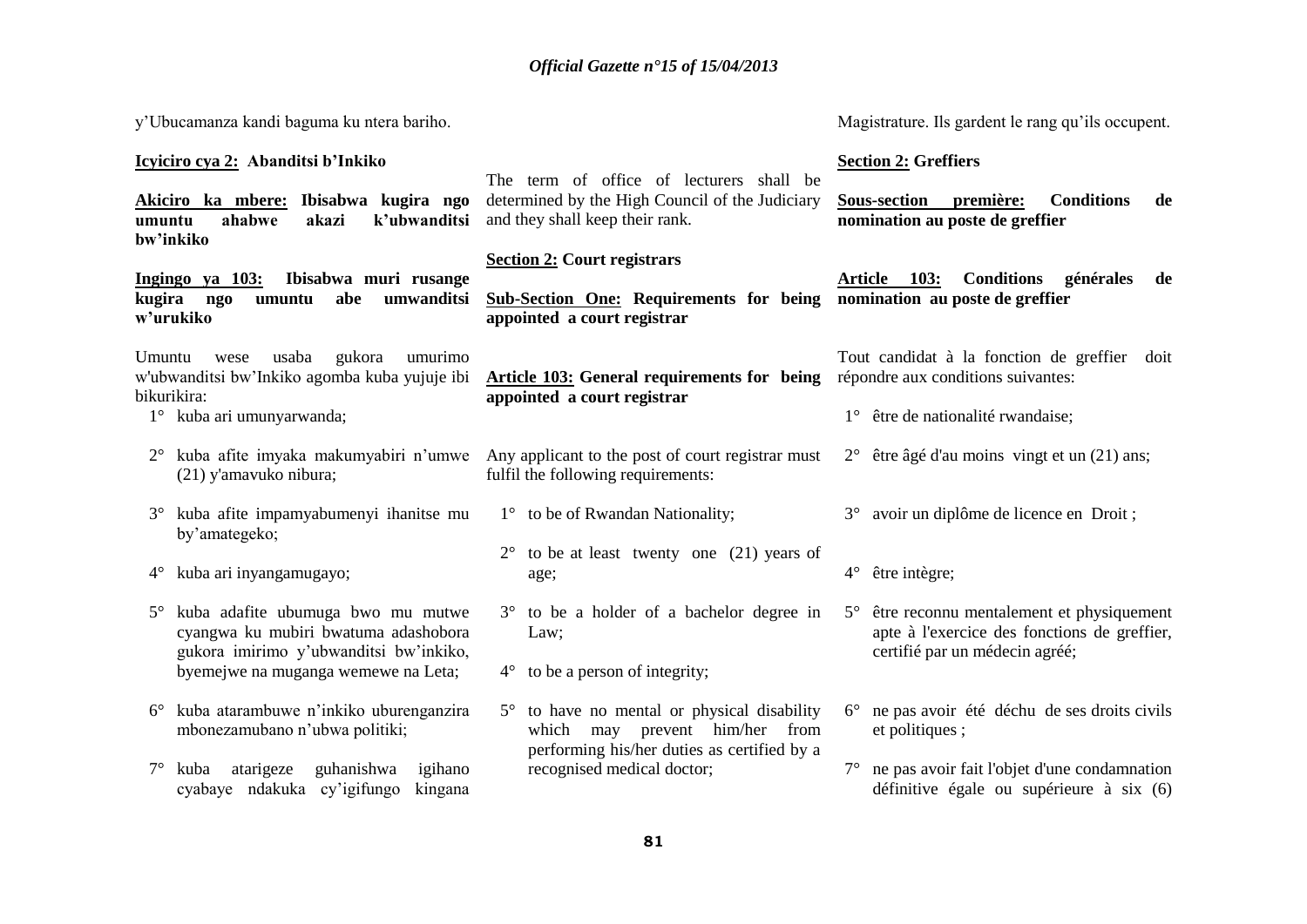y'Ubucamanza kandi baguma ku ntera bariho.

**Icyiciro cya 2: Abanditsi b'Inkiko**

**Akiciro ka mbere: Ibisabwa kugira ngo umuntu ahabwe akazi k'ubwanditsi bw'inkiko**

**Ingingo ya 103: Ibisabwa muri rusange kugira ngo umuntu abe umwanditsi w'urukiko**

Umuntu wese usaba gukora umurimo w'ubwanditsi bw'Inkiko agomba kuba yujuje ibi bikurikira:

1° kuba ari umunyarwanda;

2° kuba afite imyaka makumyabiri n'umwe (21) y'amavuko nibura;

3° kuba afite impamyabumenyi ihanitse mu by'amategeko;

4° kuba ari inyangamugayo;

5° kuba adafite ubumuga bwo mu mutwe cyangwa ku mubiri bwatuma adashobora gukora imirimo y'ubwanditsi bw'inkiko, byemejwe na muganga wemewe na Leta;

6° kuba atarambuwe n'inkiko uburenganzira mbonezamubano n'ubwa politiki;

7° kuba atarigeze guhanishwa igihano cyabaye ndakuka cy'igifungo kingana

The term of office of lecturers shall be determined by the High Council of the Judiciary and they shall keep their rank.

**Section 2: Court registrars**

**Sub-Section One: Requirements for being appointed a court registrar**

**Article 103: General requirements for being appointed a court registrar**

Any applicant to the post of court registrar must fulfil the following requirements:

1° to be of Rwandan Nationality;

2° to be at least twenty one (21) years of age;

3° to be a holder of a bachelor degree in Law;

4° to be a person of integrity;

5° to have no mental or physical disability which may prevent him/her from performing his/her duties as certified by a recognised medical doctor;

Magistrature. Ils gardent le rang qu'ils occupent.

**Section 2: Greffiers**

**Sous-section première: Conditions de nomination au poste de greffier**

**Article 103: Conditions générales de nomination au poste de greffier**

Tout candidat à la fonction de greffier doit répondre aux conditions suivantes:

1° être de nationalité rwandaise;

2° être âgé d'au moins vingt et un (21) ans;

3° avoir un diplôme de licence en Droit ;

4° être intègre;

5° être reconnu mentalement et physiquement apte à l'exercice des fonctions de greffier, certifié par un médecin agréé;

6° ne pas avoir été déchu de ses droits civils et politiques ;

7° ne pas avoir fait l'objet d'une condamnation définitive égale ou supérieure à six (6)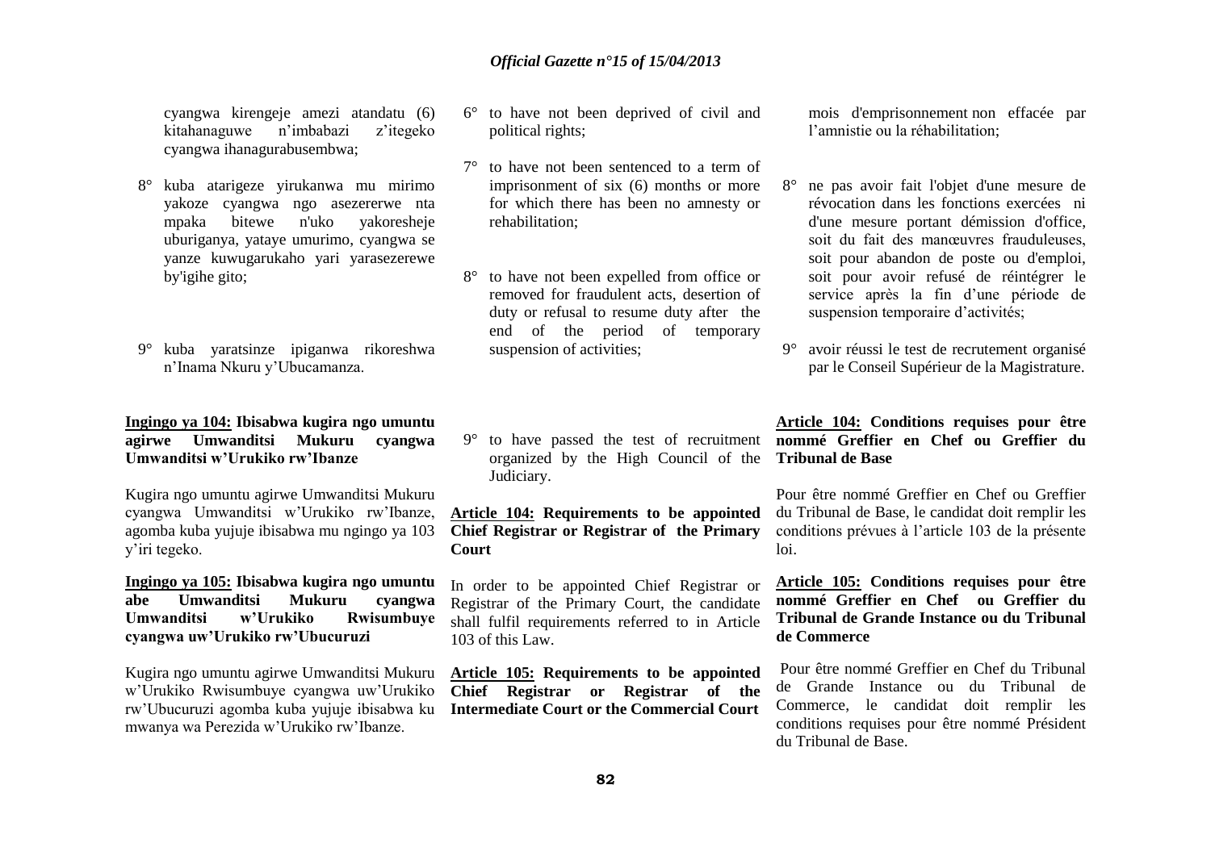cyangwa kirengeje amezi atandatu (6) kitahanaguwe n'imbabazi z'itegeko cyangwa ihanagurabusembwa;

8° kuba atarigeze yirukanwa mu mirimo yakoze cyangwa ngo asezererwe nta mpaka bitewe n'uko yakoresheje uburiganya, yataye umurimo, cyangwa se yanze kuwugarukaho yari yarasezerewe by'igihe gito;

9° kuba yaratsinze ipiganwa rikoreshwa n'Inama Nkuru y'Ubucamanza.

**Ingingo ya 104: Ibisabwa kugira ngo umuntu agirwe Umwanditsi Mukuru cyangwa Umwanditsi w'Urukiko rw'Ibanze**

Kugira ngo umuntu agirwe Umwanditsi Mukuru cyangwa Umwanditsi w'Urukiko rw'Ibanze, agomba kuba yujuje ibisabwa mu ngingo ya 103 y'iri tegeko.

**Ingingo ya 105: Ibisabwa kugira ngo umuntu abe Umwanditsi Mukuru cyangwa Umwanditsi w'Urukiko Rwisumbuye cyangwa uw'Urukiko rw'Ubucuruzi**

Kugira ngo umuntu agirwe Umwanditsi Mukuru w'Urukiko Rwisumbuye cyangwa uw'Urukiko rw'Ubucuruzi agomba kuba yujuje ibisabwa ku mwanya wa Perezida w'Urukiko rw'Ibanze.

6° to have not been deprived of civil and political rights;

7° to have not been sentenced to a term of imprisonment of six (6) months or more for which there has been no amnesty or rehabilitation;

8° to have not been expelled from office or removed for fraudulent acts, desertion of duty or refusal to resume duty after the end of the period of temporary suspension of activities;

9° to have passed the test of recruitment organized by the High Council of the Judiciary.

**Article 104: Requirements to be appointed Chief Registrar or Registrar of the Primary Court**

In order to be appointed Chief Registrar or Registrar of the Primary Court, the candidate shall fulfil requirements referred to in Article 103 of this Law.

**Article 105: Requirements to be appointed Chief Registrar or Registrar of the Intermediate Court or the Commercial Court**

mois d'emprisonnement non effacée par l'amnistie ou la réhabilitation;

8° ne pas avoir fait l'objet d'une mesure de révocation dans les fonctions exercées ni d'une mesure portant démission d'office, soit du fait des manœuvres frauduleuses, soit pour abandon de poste ou d'emploi, soit pour avoir refusé de réintégrer le service après la fin d'une période de suspension temporaire d'activités;

9° avoir réussi le test de recrutement organisé par le Conseil Supérieur de la Magistrature.

**Article 104: Conditions requises pour être nommé Greffier en Chef ou Greffier du Tribunal de Base**

Pour être nommé Greffier en Chef ou Greffier du Tribunal de Base, le candidat doit remplir les conditions prévues à l'article 103 de la présente loi.

**Article 105: Conditions requises pour être nommé Greffier en Chef ou Greffier du Tribunal de Grande Instance ou du Tribunal de Commerce**

Pour être nommé Greffier en Chef du Tribunal de Grande Instance ou du Tribunal de Commerce, le candidat doit remplir les conditions requises pour être nommé Président du Tribunal de Base.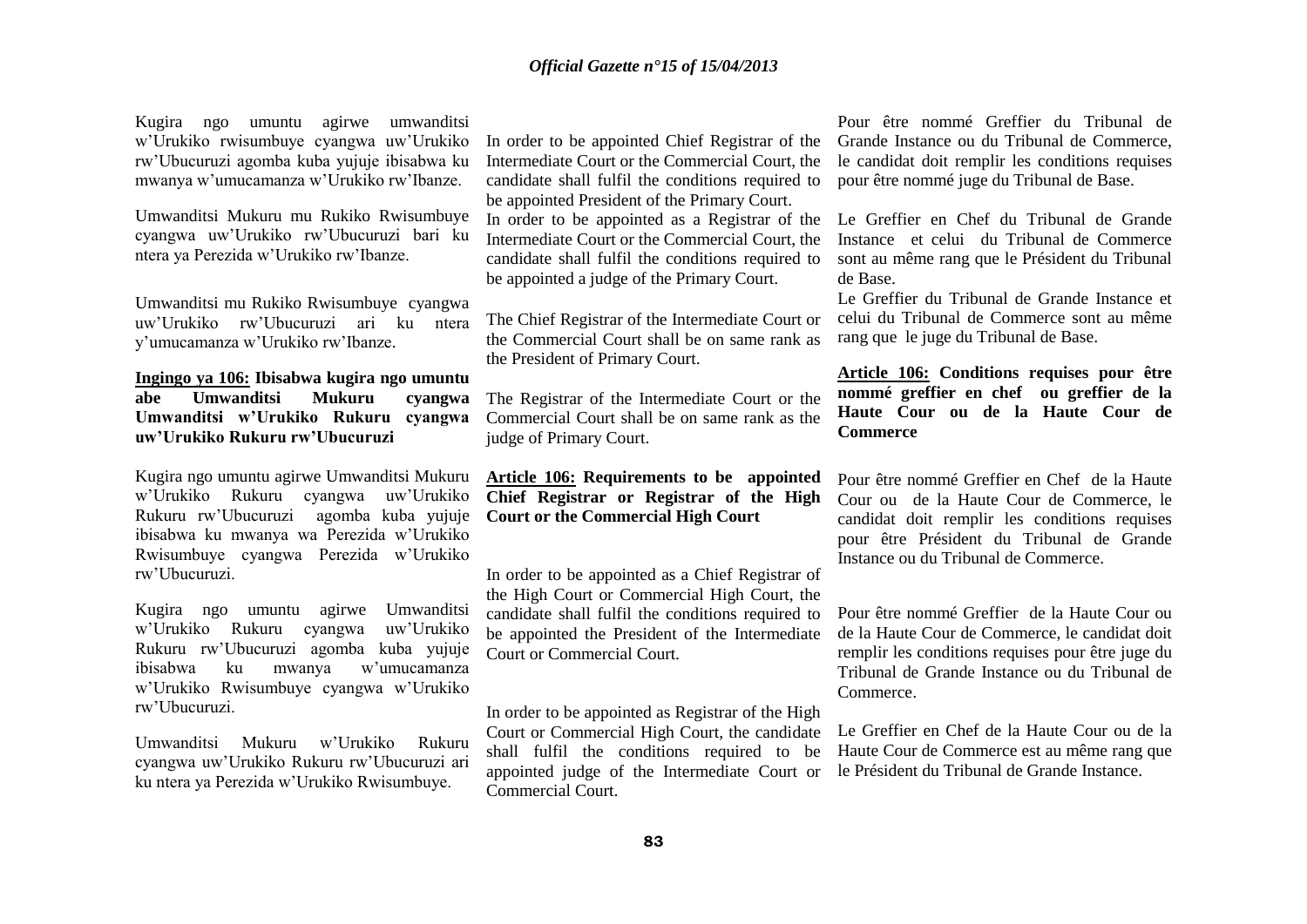Kugira ngo umuntu agirwe umwanditsi w'Urukiko rwisumbuye cyangwa uw'Urukiko rw'Ubucuruzi agomba kuba yujuje ibisabwa ku mwanya w'umucamanza w'Urukiko rw'Ibanze.

Umwanditsi Mukuru mu Rukiko Rwisumbuye cyangwa uw'Urukiko rw'Ubucuruzi bari ku ntera ya Perezida w'Urukiko rw'Ibanze.

Umwanditsi mu Rukiko Rwisumbuye cyangwa uw'Urukiko rw'Ubucuruzi ari ku ntera y'umucamanza w'Urukiko rw'Ibanze.

**Ingingo ya 106: Ibisabwa kugira ngo umuntu abe Umwanditsi Mukuru cyangwa Umwanditsi w'Urukiko Rukuru cyangwa uw'Urukiko Rukuru rw'Ubucuruzi**

Kugira ngo umuntu agirwe Umwanditsi Mukuru w'Urukiko Rukuru cyangwa uw'Urukiko Rukuru rw'Ubucuruzi agomba kuba yujuje ibisabwa ku mwanya wa Perezida w'Urukiko Rwisumbuye cyangwa Perezida w'Urukiko rw'Ubucuruzi.

Kugira ngo umuntu agirwe Umwanditsi w'Urukiko Rukuru cyangwa uw'Urukiko Rukuru rw'Ubucuruzi agomba kuba yujuje ibisabwa ku mwanya w'umucamanza w'Urukiko Rwisumbuye cyangwa w'Urukiko rw'Ubucuruzi.

Umwanditsi Mukuru w'Urukiko Rukuru cyangwa uw'Urukiko Rukuru rw'Ubucuruzi ari ku ntera ya Perezida w'Urukiko Rwisumbuye.

In order to be appointed Chief Registrar of the Intermediate Court or the Commercial Court, the candidate shall fulfil the conditions required to be appointed President of the Primary Court.

In order to be appointed as a Registrar of the Intermediate Court or the Commercial Court, the candidate shall fulfil the conditions required to be appointed a judge of the Primary Court.

The Chief Registrar of the Intermediate Court or the Commercial Court shall be on same rank as the President of Primary Court.

The Registrar of the Intermediate Court or the Commercial Court shall be on same rank as the judge of Primary Court.

**Article 106: Requirements to be appointed Chief Registrar or Registrar of the High Court or the Commercial High Court**

In order to be appointed as a Chief Registrar of the High Court or Commercial High Court, the candidate shall fulfil the conditions required to be appointed the President of the Intermediate Court or Commercial Court.

In order to be appointed as Registrar of the High Court or Commercial High Court, the candidate shall fulfil the conditions required to be appointed judge of the Intermediate Court or Commercial Court.

Pour être nommé Greffier du Tribunal de Grande Instance ou du Tribunal de Commerce, le candidat doit remplir les conditions requises pour être nommé juge du Tribunal de Base.

Le Greffier en Chef du Tribunal de Grande Instance et celui du Tribunal de Commerce sont au même rang que le Président du Tribunal de Base.

Le Greffier du Tribunal de Grande Instance et celui du Tribunal de Commerce sont au même rang que le juge du Tribunal de Base.

**Article 106: Conditions requises pour être nommé greffier en chef ou greffier de la Haute Cour ou de la Haute Cour de Commerce**

Pour être nommé Greffier en Chef de la Haute Cour ou de la Haute Cour de Commerce, le candidat doit remplir les conditions requises pour être Président du Tribunal de Grande Instance ou du Tribunal de Commerce.

Pour être nommé Greffier de la Haute Cour ou de la Haute Cour de Commerce, le candidat doit remplir les conditions requises pour être juge du Tribunal de Grande Instance ou du Tribunal de Commerce.

Le Greffier en Chef de la Haute Cour ou de la Haute Cour de Commerce est au même rang que le Président du Tribunal de Grande Instance.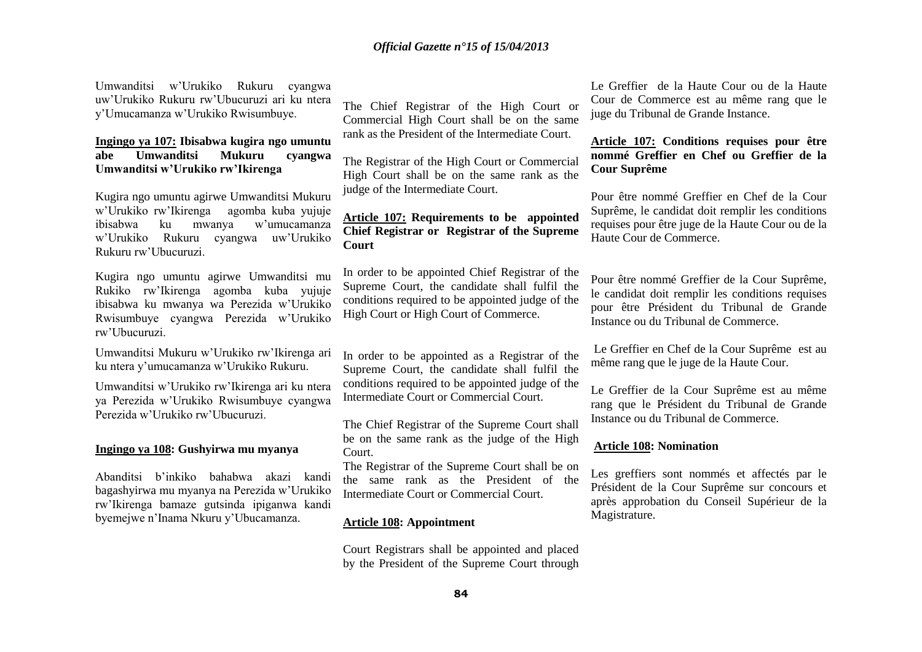Umwanditsi w'Urukiko Rukuru cyangwa uw'Urukiko Rukuru rw'Ubucuruzi ari ku ntera y'Umucamanza w'Urukiko Rwisumbuye.

**Ingingo ya 107: Ibisabwa kugira ngo umuntu abe Umwanditsi Mukuru cyangwa Umwanditsi w'Urukiko rw'Ikirenga**

Kugira ngo umuntu agirwe Umwanditsi Mukuru w'Urukiko rw'Ikirenga agomba kuba yujuje ibisabwa ku mwanya w'umucamanza w'Urukiko Rukuru cyangwa uw'Urukiko Rukuru rw'Ubucuruzi.

Kugira ngo umuntu agirwe Umwanditsi mu Rukiko rw'Ikirenga agomba kuba yujuje ibisabwa ku mwanya wa Perezida w'Urukiko Rwisumbuye cyangwa Perezida w'Urukiko rw'Ubucuruzi.

Umwanditsi Mukuru w'Urukiko rw'Ikirenga ari ku ntera y'umucamanza w'Urukiko Rukuru.

Umwanditsi w'Urukiko rw'Ikirenga ari ku ntera ya Perezida w'Urukiko Rwisumbuye cyangwa Perezida w'Urukiko rw'Ubucuruzi.

**Ingingo ya 108: Gushyirwa mu myanya**

Abanditsi b'inkiko bahabwa akazi kandi bagashyirwa mu myanya na Perezida w'Urukiko rw'Ikirenga bamaze gutsinda ipiganwa kandi byemejwe n'Inama Nkuru y'Ubucamanza.

The Chief Registrar of the High Court or Commercial High Court shall be on the same rank as the President of the Intermediate Court.

The Registrar of the High Court or Commercial High Court shall be on the same rank as the judge of the Intermediate Court.

**Article 107: Requirements to be appointed Chief Registrar or Registrar of the Supreme Court**

In order to be appointed Chief Registrar of the Supreme Court, the candidate shall fulfil the conditions required to be appointed judge of the High Court or High Court of Commerce.

In order to be appointed as a Registrar of the Supreme Court, the candidate shall fulfil the conditions required to be appointed judge of the Intermediate Court or Commercial Court.

The Chief Registrar of the Supreme Court shall be on the same rank as the judge of the High Court.

The Registrar of the Supreme Court shall be on the same rank as the President of the Intermediate Court or Commercial Court.

**Article 108: Appointment**

Court Registrars shall be appointed and placed by the President of the Supreme Court through

Le Greffier de la Haute Cour ou de la Haute Cour de Commerce est au même rang que le juge du Tribunal de Grande Instance.

**Article 107: Conditions requises pour être nommé Greffier en Chef ou Greffier de la Cour Suprême**

Pour être nommé Greffier en Chef de la Cour Suprême, le candidat doit remplir les conditions requises pour être juge de la Haute Cour ou de la Haute Cour de Commerce.

Pour être nommé Greffier de la Cour Suprême, le candidat doit remplir les conditions requises pour être Président du Tribunal de Grande Instance ou du Tribunal de Commerce.

Le Greffier en Chef de la Cour Suprême est au même rang que le juge de la Haute Cour.

Le Greffier de la Cour Suprême est au même rang que le Président du Tribunal de Grande Instance ou du Tribunal de Commerce.

**Article 108: Nomination**

Les greffiers sont nommés et affectés par le Président de la Cour Suprême sur concours et après approbation du Conseil Supérieur de la Magistrature.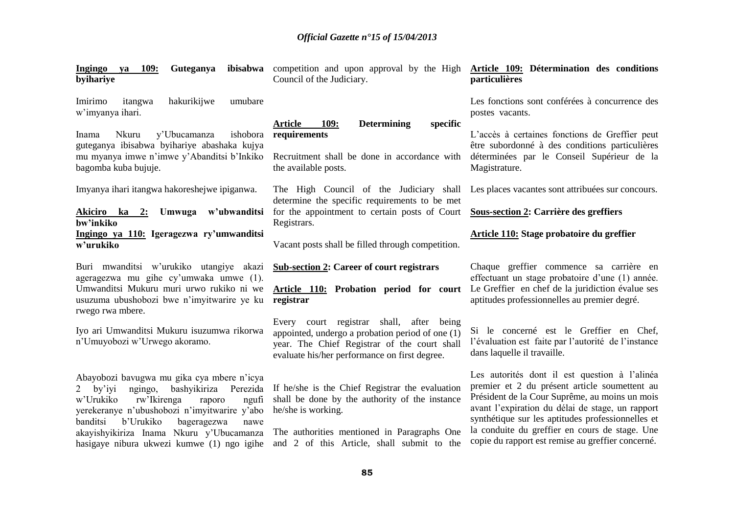**Ingingo ya 109: Guteganya ibisabwa byihariye**

Imirimo itangwa hakurikijwe umubare w'imyanya ihari.

Inama Nkuru y'Ubucamanza ishobora guteganya ibisabwa byihariye abashaka kujya mu myanya imwe n'imwe y'Abanditsi b'Inkiko bagomba kuba bujuje.

Imyanya ihari itangwa hakoreshejwe ipiganwa.

**Akiciro ka 2: Umwuga w'ubwanditsi bw'inkiko**

**Ingingo ya 110: Igeragezwa ry'umwanditsi w'urukiko**

Buri mwanditsi w'urukiko utangiye akazi ageragezwa mu gihe cy'umwaka umwe (1). Umwanditsi Mukuru muri urwo rukiko ni we usuzuma ubushobozi bwe n'imyitwarire ye ku rwego rwa mbere.

Iyo ari Umwanditsi Mukuru isuzumwa rikorwa n'Umuyobozi w'Urwego akoramo.

Abayobozi bavugwa mu gika cya mbere n'icya 2 by'iyi ngingo, bashyikiriza Perezida w'Urukiko rw'Ikirenga raporo ngufi yerekeranye n'ubushobozi n'imyitwarire y'abo banditsi b'Urukiko bageragezwa nawe akayishyikiriza Inama Nkuru y'Ubucamanza hasigaye nibura ukwezi kumwe (1) ngo igihe

competition and upon approval by the High Council of the Judiciary.

**Article 109: Determining specific requirements**

Recruitment shall be done in accordance with the available posts.

The High Council of the Judiciary shall determine the specific requirements to be met for the appointment to certain posts of Court Registrars.

Vacant posts shall be filled through competition.

**Sub-section 2: Career of court registrars**

**Article 110: Probation period for court registrar**

Every court registrar shall, after being appointed, undergo a probation period of one (1) year. The Chief Registrar of the court shall evaluate his/her performance on first degree.

If he/she is the Chief Registrar the evaluation shall be done by the authority of the instance he/she is working.

The authorities mentioned in Paragraphs One and 2 of this Article, shall submit to the

**Article 109: Détermination des conditions particulières**

Les fonctions sont conférées à concurrence des postes vacants.

L'accès à certaines fonctions de Greffier peut être subordonné à des conditions particulières déterminées par le Conseil Supérieur de la Magistrature.

Les places vacantes sont attribuées sur concours.

**Sous-section 2: Carrière des greffiers**

**Article 110: Stage probatoire du greffier**

Chaque greffier commence sa carrière en effectuant un stage probatoire d'une (1) année. Le Greffier en chef de la juridiction évalue ses aptitudes professionnelles au premier degré.

Si le concerné est le Greffier en Chef, l'évaluation est faite par l'autorité de l'instance dans laquelle il travaille.

Les autorités dont il est question à l'alinéa premier et 2 du présent article soumettent au Président de la Cour Suprême, au moins un mois avant l'expiration du délai de stage, un rapport synthétique sur les aptitudes professionnelles et la conduite du greffier en cours de stage. Une copie du rapport est remise au greffier concerné.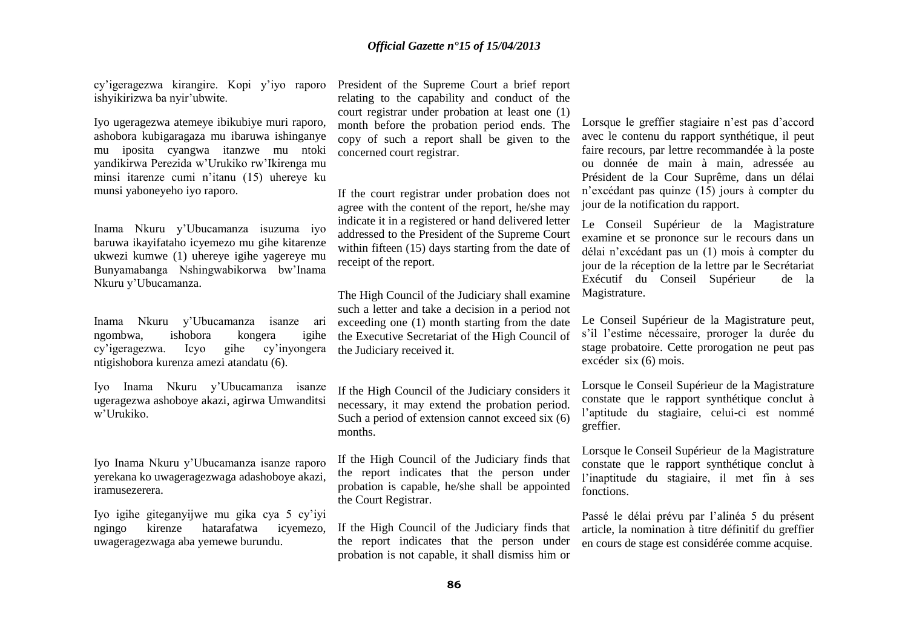cy'igeragezwa kirangire. Kopi y'iyo raporo ishyikirizwa ba nyir'ubwite.

Iyo ugeragezwa atemeye ibikubiye muri raporo, ashobora kubigaragaza mu ibaruwa ishinganye mu iposita cyangwa itanzwe mu ntoki yandikirwa Perezida w'Urukiko rw'Ikirenga mu minsi itarenze cumi n'itanu (15) uhereye ku munsi yaboneyeho iyo raporo.

Inama Nkuru y'Ubucamanza isuzuma iyo baruwa ikayifataho icyemezo mu gihe kitarenze ukwezi kumwe (1) uhereye igihe yagereye mu Bunyamabanga Nshingwabikorwa bw'Inama Nkuru y'Ubucamanza.

Inama Nkuru y'Ubucamanza isanze ari ngombwa, ishobora kongera igihe cy'igeragezwa. Icyo gihe cy'inyongera ntigishobora kurenza amezi atandatu (6).

Iyo Inama Nkuru y'Ubucamanza isanze ugeragezwa ashoboye akazi, agirwa Umwanditsi w'Urukiko.

Iyo Inama Nkuru y'Ubucamanza isanze raporo yerekana ko uwageragezwaga adashoboye akazi, iramusezerera.

Iyo igihe giteganyijwe mu gika cya 5 cy'iyi ngingo kirenze hatarafatwa icyemezo, uwageragezwaga aba yemewe burundu.

President of the Supreme Court a brief report relating to the capability and conduct of the court registrar under probation at least one (1) month before the probation period ends. The copy of such a report shall be given to the concerned court registrar.

If the court registrar under probation does not agree with the content of the report, he/she may indicate it in a registered or hand delivered letter addressed to the President of the Supreme Court within fifteen (15) days starting from the date of receipt of the report.

The High Council of the Judiciary shall examine such a letter and take a decision in a period not exceeding one (1) month starting from the date the Executive Secretariat of the High Council of the Judiciary received it.

If the High Council of the Judiciary considers it necessary, it may extend the probation period. Such a period of extension cannot exceed six (6) months.

If the High Council of the Judiciary finds that the report indicates that the person under probation is capable, he/she shall be appointed the Court Registrar.

If the High Council of the Judiciary finds that the report indicates that the person under probation is not capable, it shall dismiss him or

Lorsque le greffier stagiaire n'est pas d'accord avec le contenu du rapport synthétique, il peut faire recours, par lettre recommandée à la poste ou donnée de main à main, adressée au Président de la Cour Suprême, dans un délai n'excédant pas quinze (15) jours à compter du jour de la notification du rapport.

Le Conseil Supérieur de la Magistrature examine et se prononce sur le recours dans un délai n'excédant pas un (1) mois à compter du jour de la réception de la lettre par le Secrétariat Exécutif du Conseil Supérieur de la Magistrature.

Le Conseil Supérieur de la Magistrature peut, s'il l'estime nécessaire, proroger la durée du stage probatoire. Cette prorogation ne peut pas excéder six (6) mois.

Lorsque le Conseil Supérieur de la Magistrature constate que le rapport synthétique conclut à l'aptitude du stagiaire, celui-ci est nommé greffier.

Lorsque le Conseil Supérieur de la Magistrature constate que le rapport synthétique conclut à l'inaptitude du stagiaire, il met fin à ses fonctions.

Passé le délai prévu par l'alinéa 5 du présent article, la nomination à titre définitif du greffier en cours de stage est considérée comme acquise.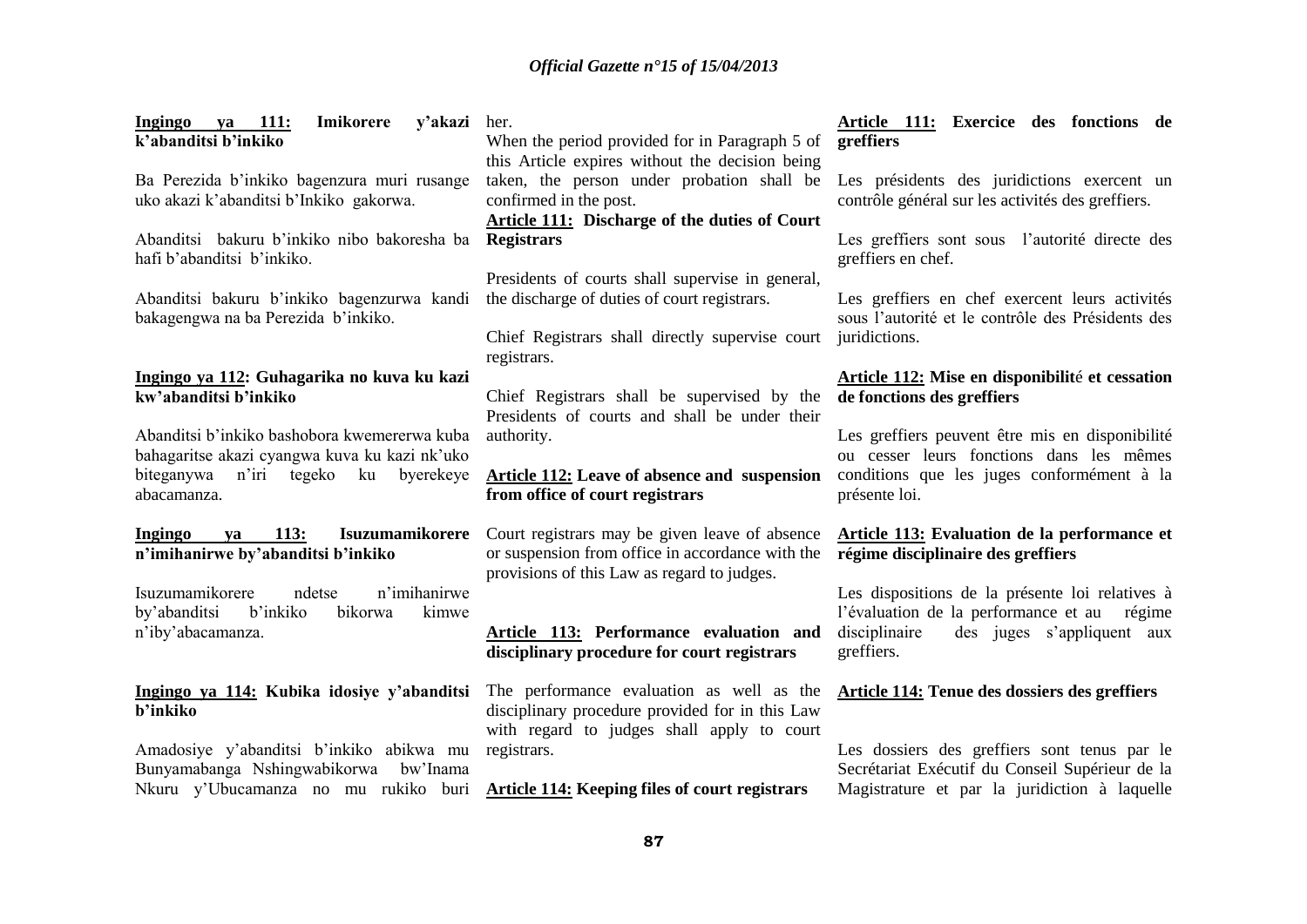**Ingingo ya 111: Imikorere y'akazi k'abanditsi b'inkiko**

Ba Perezida b'inkiko bagenzura muri rusange uko akazi k'abanditsi b'Inkiko gakorwa.

Abanditsi bakuru b'inkiko nibo bakoresha ba hafi b'abanditsi b'inkiko.

Abanditsi bakuru b'inkiko bagenzurwa kandi bakagengwa na ba Perezida b'inkiko.

**Ingingo ya 112: Guhagarika no kuva ku kazi kw'abanditsi b'inkiko**

Abanditsi b'inkiko bashobora kwemererwa kuba bahagaritse akazi cyangwa kuva ku kazi nk'uko biteganywa n'iri tegeko ku byerekeye abacamanza.

**Ingingo ya 113: Isuzumamikorere n'imihanirwe by'abanditsi b'inkiko**

Isuzumamikorere ndetse n'imihanirwe by'abanditsi b'inkiko bikorwa kimwe n'iby'abacamanza.

**Ingingo ya 114: Kubika idosiye y'abanditsi b'inkiko**

Amadosiye y'abanditsi b'inkiko abikwa mu Bunyamabanga Nshingwabikorwa bw'Inama Nkuru y'Ubucamanza no mu rukiko buri

her.

When the period provided for in Paragraph 5 of this Article expires without the decision being taken, the person under probation shall be confirmed in the post.

**Article 111: Discharge of the duties of Court Registrars**

Presidents of courts shall supervise in general, the discharge of duties of court registrars.

Chief Registrars shall directly supervise court registrars.

Chief Registrars shall be supervised by the Presidents of courts and shall be under their authority.

**Article 112: Leave of absence and suspension from office of court registrars**

Court registrars may be given leave of absence or suspension from office in accordance with the provisions of this Law as regard to judges.

**Article 113: Performance evaluation and disciplinary procedure for court registrars**

The performance evaluation as well as the disciplinary procedure provided for in this Law with regard to judges shall apply to court registrars.

**Article 114: Keeping files of court registrars**

**Article 111: Exercice des fonctions de greffiers**

Les présidents des juridictions exercent un contrôle général sur les activités des greffiers.

Les greffiers sont sous l'autorité directe des greffiers en chef.

Les greffiers en chef exercent leurs activités sous l'autorité et le contrôle des Présidents des juridictions.

**Article 112: Mise en disponibilité et cessation de fonctions des greffiers**

Les greffiers peuvent être mis en disponibilité ou cesser leurs fonctions dans les mêmes conditions que les juges conformément à la présente loi.

**Article 113: Evaluation de la performance et régime disciplinaire des greffiers**

Les dispositions de la présente loi relatives à l'évaluation de la performance et au régime disciplinaire des juges s'appliquent aux greffiers.

**Article 114: Tenue des dossiers des greffiers**

Les dossiers des greffiers sont tenus par le Secrétariat Exécutif du Conseil Supérieur de la Magistrature et par la juridiction à laquelle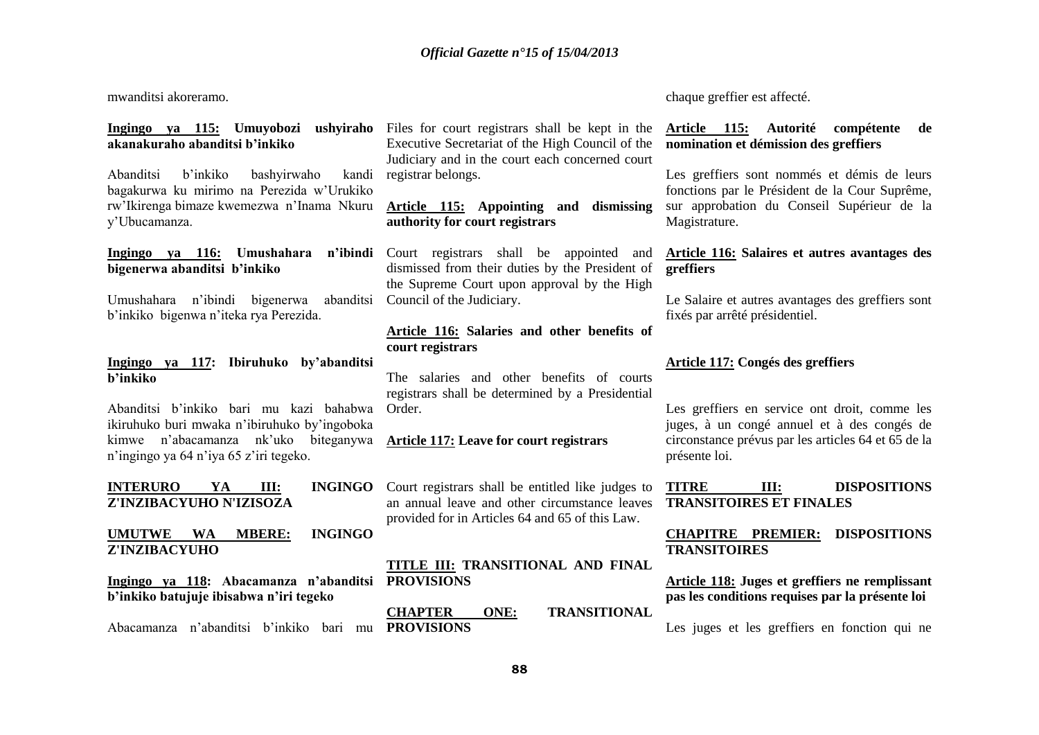mwanditsi akoreramo.

**Ingingo ya 115: Umuyobozi ushyiraho akanakuraho abanditsi b'inkiko**

Abanditsi b'inkiko bashyirwaho kandi bagakurwa ku mirimo na Perezida w'Urukiko rw'Ikirenga bimaze kwemezwa n'Inama Nkuru y'Ubucamanza.

**Ingingo ya 116: Umushahara n'ibindi bigenerwa abanditsi b'inkiko**

Umushahara n'ibindi bigenerwa abanditsi b'inkiko bigenwa n'iteka rya Perezida.

**Ingingo ya 117: Ibiruhuko by'abanditsi b'inkiko**

Abanditsi b'inkiko bari mu kazi bahabwa ikiruhuko buri mwaka n'ibiruhuko by'ingoboka kimwe n'abacamanza nk'uko biteganywa n'ingingo ya 64 n'iya 65 z'iri tegeko.

**INTERURO YA III: INGINGO Z'INZIBACYUHO N'IZISOZA**

**UMUTWE WA MBERE: INGINGO Z'INZIBACYUHO**

**Ingingo ya 118: Abacamanza n'abanditsi b'inkiko batujuje ibisabwa n'iri tegeko**

Abacamanza n'abanditsi b'inkiko bari mu

Files for court registrars shall be kept in the Executive Secretariat of the High Council of the Judiciary and in the court each concerned court registrar belongs.

**Article 115: Appointing and dismissing authority for court registrars**

Court registrars shall be appointed and dismissed from their duties by the President of the Supreme Court upon approval by the High Council of the Judiciary.

**Article 116: Salaries and other benefits of court registrars**

The salaries and other benefits of courts registrars shall be determined by a Presidential Order.

**Article 117: Leave for court registrars**

Court registrars shall be entitled like judges to an annual leave and other circumstance leaves provided for in Articles 64 and 65 of this Law.

**TITLE III: TRANSITIONAL AND FINAL PROVISIONS**

**CHAPTER ONE: TRANSITIONAL PROVISIONS**

chaque greffier est affecté.

**Article 115: Autorité compétente de nomination et démission des greffiers**

Les greffiers sont nommés et démis de leurs fonctions par le Président de la Cour Suprême, sur approbation du Conseil Supérieur de la Magistrature.

**Article 116: Salaires et autres avantages des greffiers**

Le Salaire et autres avantages des greffiers sont fixés par arrêté présidentiel.

**Article 117: Congés des greffiers**

Les greffiers en service ont droit, comme les juges, à un congé annuel et à des congés de circonstance prévus par les articles 64 et 65 de la présente loi.

**TITRE III: DISPOSITIONS TRANSITOIRES ET FINALES**

**CHAPITRE PREMIER: DISPOSITIONS TRANSITOIRES**

**Article 118: Juges et greffiers ne remplissant pas les conditions requises par la présente loi**

Les juges et les greffiers en fonction qui ne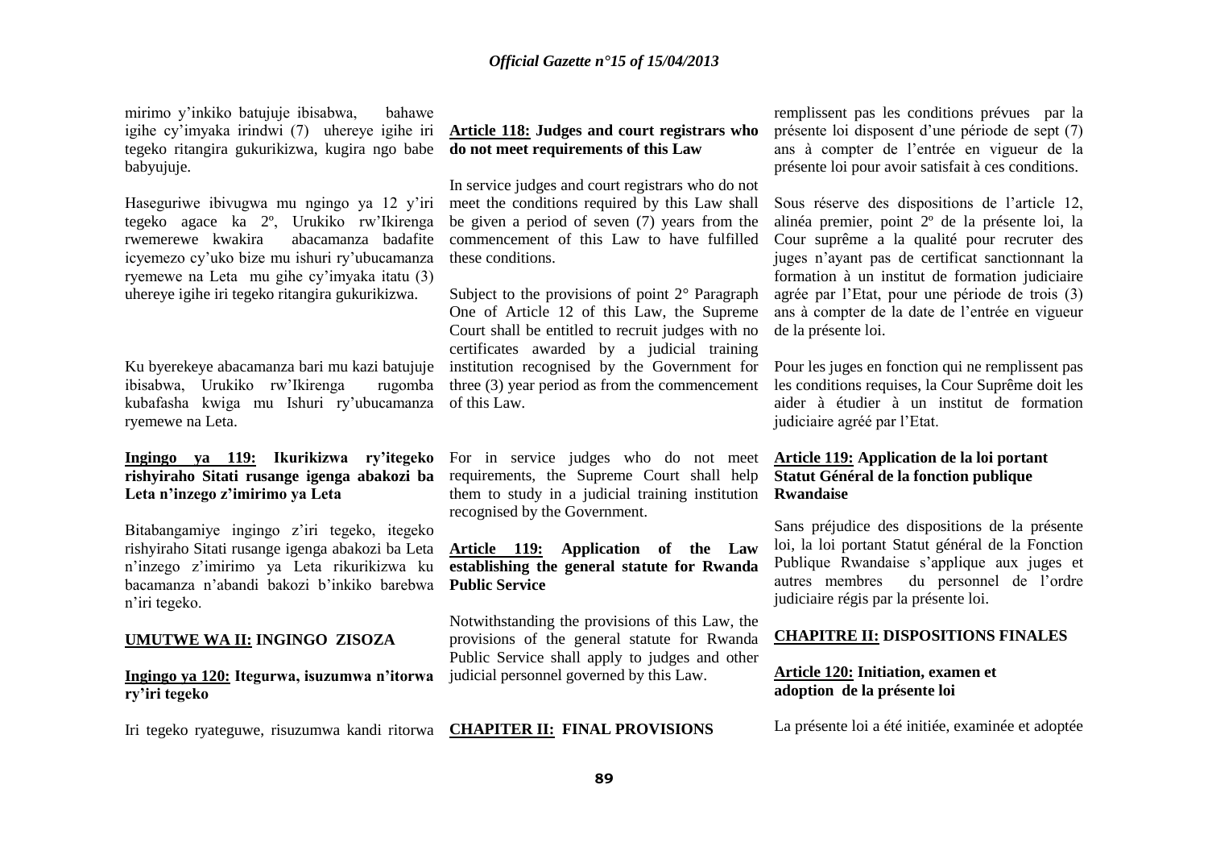mirimo y'inkiko batujuje ibisabwa, bahawe igihe cy'imyaka irindwi (7) uhereye igihe iri tegeko ritangira gukurikizwa, kugira ngo babe babyujuje.

Haseguriwe ibivugwa mu ngingo ya 12 y'iri tegeko agace ka 2º, Urukiko rw'Ikirenga rwemerewe kwakira abacamanza badafite icyemezo cy'uko bize mu ishuri ry'ubucamanza ryemewe na Leta mu gihe cy'imyaka itatu (3) uhereye igihe iri tegeko ritangira gukurikizwa.

Ku byerekeye abacamanza bari mu kazi batujuje ibisabwa, Urukiko rw'Ikirenga rugomba kubafasha kwiga mu Ishuri ry'ubucamanza ryemewe na Leta.

**<u>Ingingo ya 119:</u> Ikurikizwa ry'itegeko rishyiraho Sitati rusange igenga abakozi ba Leta n'inzego z'imirimo ya Leta**

Bitabangamiye ingingo z'iri tegeko, itegeko rishyiraho Sitati rusange igenga abakozi ba Leta n'inzego z'imirimo ya Leta rikurikizwa ku bacamanza n'abandi bakozi b'inkiko barebwa n'iri tegeko.

**<u>UMUTWE WA II:</u> INGINGO ZISOZA**

**<u>Ingingo ya 120:</u> Itegurwa, isuzumwa n'itorwa ry'iri tegeko**

Iri tegeko ryateguwe, risuzumwa kandi ritorwa

**<u>Article 118:</u> Judges and court registrars who do not meet requirements of this Law**

In service judges and court registrars who do not meet the conditions required by this Law shall be given a period of seven (7) years from the commencement of this Law to have fulfilled these conditions.

Subject to the provisions of point 2° Paragraph One of Article 12 of this Law, the Supreme Court shall be entitled to recruit judges with no certificates awarded by a judicial training institution recognised by the Government for three (3) year period as from the commencement of this Law.

For in service judges who do not meet requirements, the Supreme Court shall help them to study in a judicial training institution recognised by the Government.

**<u>Article 119:</u> Application of the Law establishing the general statute for Rwanda Public Service**

Notwithstanding the provisions of this Law, the provisions of the general statute for Rwanda Public Service shall apply to judges and other judicial personnel governed by this Law.

**<u>CHAPITER II:</u> FINAL PROVISIONS**

remplissent pas les conditions prévues par la présente loi disposent d'une période de sept (7) ans à compter de l'entrée en vigueur de la présente loi pour avoir satisfait à ces conditions.

Sous réserve des dispositions de l'article 12, alinéa premier, point 2º de la présente loi, la Cour suprême a la qualité pour recruter des juges n'ayant pas de certificat sanctionnant la formation à un institut de formation judiciaire agrée par l'Etat, pour une période de trois (3) ans à compter de la date de l'entrée en vigueur de la présente loi.

Pour les juges en fonction qui ne remplissent pas les conditions requises, la Cour Suprême doit les aider à étudier à un institut de formation judiciaire agréé par l'Etat.

**<u>Article 119:</u> Application de la loi portant Statut Général de la fonction publique Rwandaise**

Sans préjudice des dispositions de la présente loi, la loi portant Statut général de la Fonction Publique Rwandaise s'applique aux juges et autres membres du personnel de l'ordre judiciaire régis par la présente loi.

**<u>CHAPITRE II:</u> DISPOSITIONS FINALES**

**<u>Article 120:</u> Initiation, examen et adoption de la présente loi**

La présente loi a été initiée, examinée et adoptée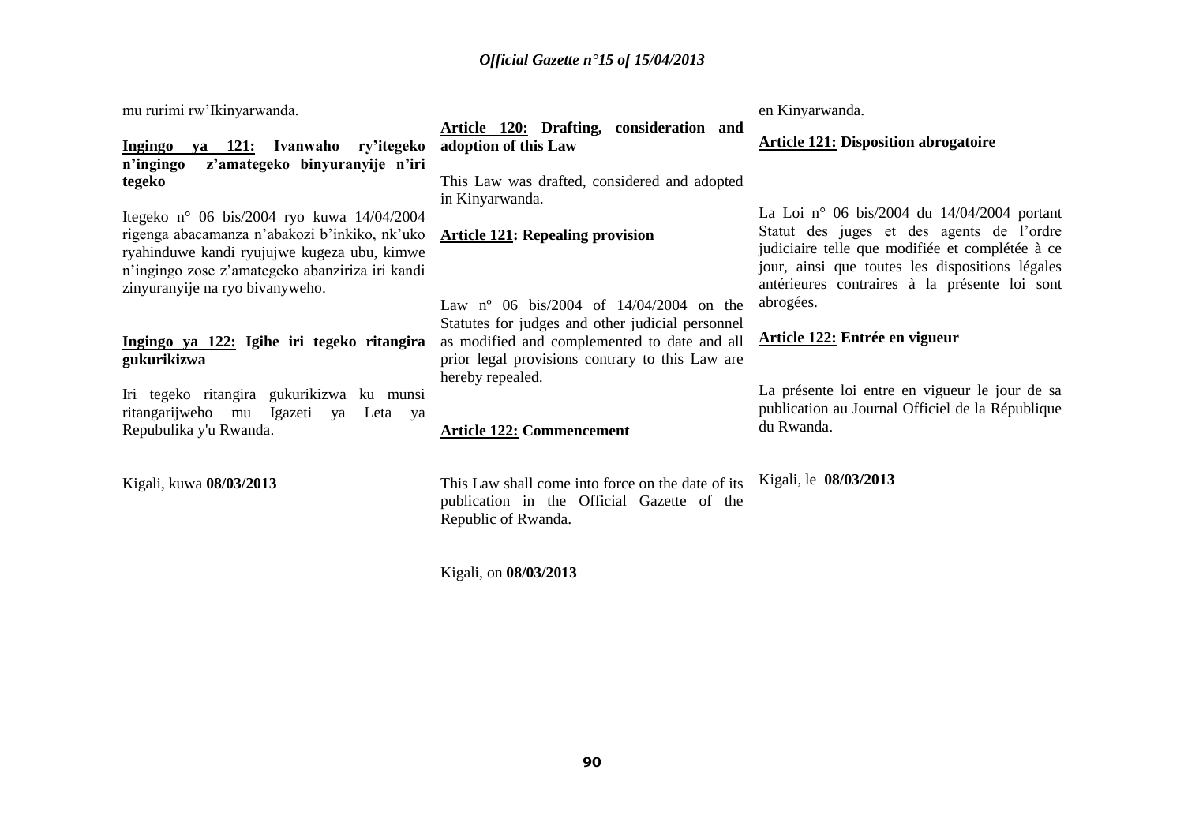mu rurimi rw'Ikinyarwanda.

**Ingingo ya 121: Ivanwaho ry'itegeko n'ingingo z'amategeko binyuranyije n'iri tegeko**

Itegeko n° 06 bis/2004 ryo kuwa 14/04/2004 rigenga abacamanza n'abakozi b'inkiko, nk'uko ryahinduwe kandi ryujujwe kugeza ubu, kimwe n'ingingo zose z'amategeko abanziriza iri kandi zinyuranyije na ryo bivanyweho.

**Ingingo ya 122: Igihe iri tegeko ritangira gukurikizwa**

Iri tegeko ritangira gukurikizwa ku munsi ritangarijweho mu Igazeti ya Leta ya Repubulika y'u Rwanda.

Kigali, kuwa **08/03/2013**

**Article 120: Drafting, consideration and adoption of this Law**

This Law was drafted, considered and adopted in Kinyarwanda.

**Article 121: Repealing provision**

Law nº 06 bis/2004 of 14/04/2004 on the Statutes for judges and other judicial personnel as modified and complemented to date and all prior legal provisions contrary to this Law are hereby repealed.

**Article 122: Commencement**

This Law shall come into force on the date of its publication in the Official Gazette of the Republic of Rwanda.

Kigali, on **08/03/2013**

en Kinyarwanda.

**Article 121: Disposition abrogatoire**

La Loi n° 06 bis/2004 du 14/04/2004 portant Statut des juges et des agents de l'ordre judiciaire telle que modifiée et complétée à ce jour, ainsi que toutes les dispositions légales antérieures contraires à la présente loi sont abrogées.

**Article 122: Entrée en vigueur**

La présente loi entre en vigueur le jour de sa publication au Journal Officiel de la République du Rwanda.

Kigali, le **08/03/2013**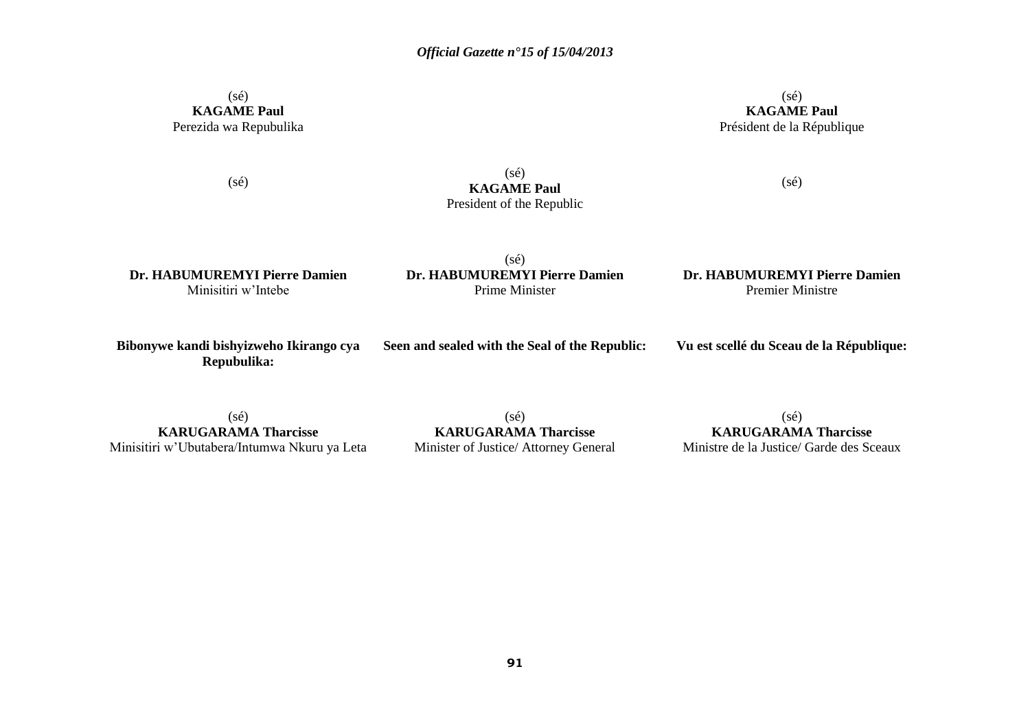(sé)
**KAGAME Paul**
Perezida wa Repubulika

(sé)
**KAGAME Paul**
Président de la République

(sé)

(sé)
**KAGAME Paul**
President of the Republic

(sé)

**Dr. HABUMUREMYI Pierre Damien**
Minisitiri w'Intebe

(sé)
**Dr. HABUMUREMYI Pierre Damien**
Prime Minister

**Dr. HABUMUREMYI Pierre Damien**
Premier Ministre

**Bibonywe kandi bishyizweho Ikirango cya Repubulika:**

**Seen and sealed with the Seal of the Republic:**

**Vu est scellé du Sceau de la République:**

(sé)
**KARUGARAMA Tharcisse**
Minisitiri w'Ubutabera/Intumwa Nkuru ya Leta

(sé)
**KARUGARAMA Tharcisse**
Minister of Justice/ Attorney General

(sé)
**KARUGARAMA Tharcisse**
Ministre de la Justice/ Garde des Sceaux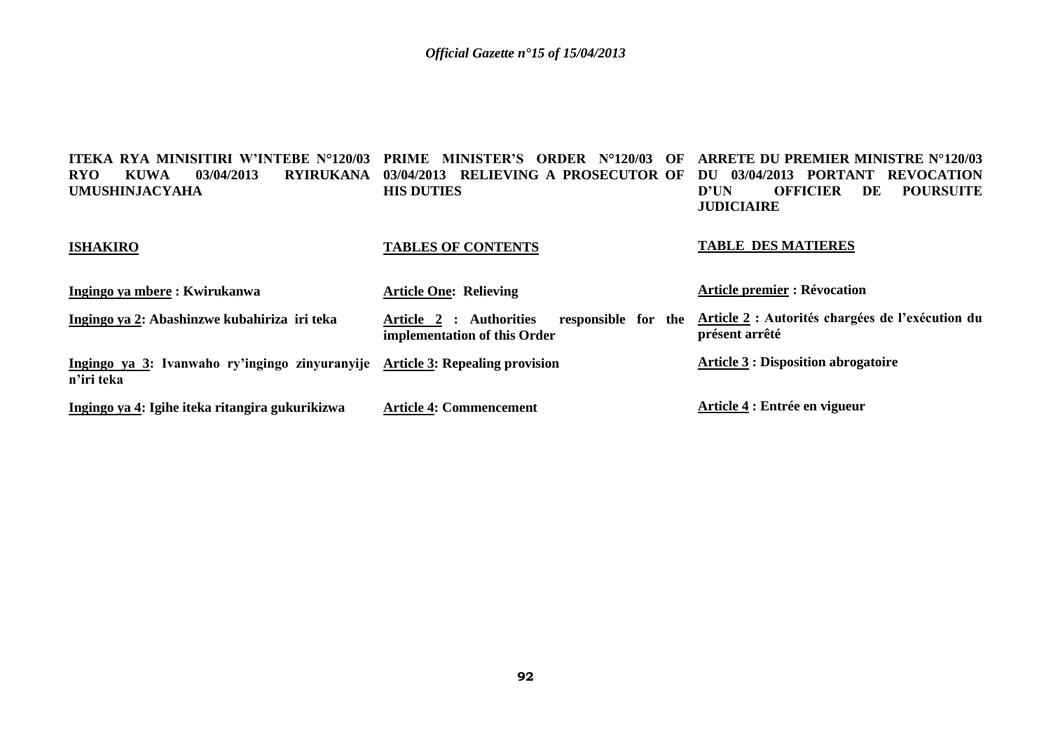**ITEKA RYA MINISITIRI W'INTEBE N°120/03 RYO KUWA 03/04/2013 RYIRUKANA UMUSHINJACYAHA**

**ISHAKIRO**

**Ingingo ya mbere : Kwirukanwa**

**Ingingo ya 2: Abashinzwe kubahiriza iri teka**

**Ingingo ya 3: Ivanwaho ry'ingingo zinyuranyije n'iri teka**

**Ingingo ya 4: Igihe iteka ritangira gukurikizwa**

**PRIME MINISTER'S ORDER N°120/03 OF 03/04/2013 RELIEVING A PROSECUTOR OF HIS DUTIES**

**TABLES OF CONTENTS**

**Article One: Relieving**

**Article 2 : Authorities responsible for the implementation of this Order**

**Article 3: Repealing provision**

**Article 4: Commencement**

**ARRETE DU PREMIER MINISTRE N°120/03 DU 03/04/2013 PORTANT REVOCATION D'UN OFFICIER DE POURSUITE JUDICIAIRE**

**TABLE DES MATIERES**

**Article premier : Révocation**

**Article 2 : Autorités chargées de l'exécution du présent arrêté**

**Article 3 : Disposition abrogatoire**

**Article 4 : Entrée en vigueur**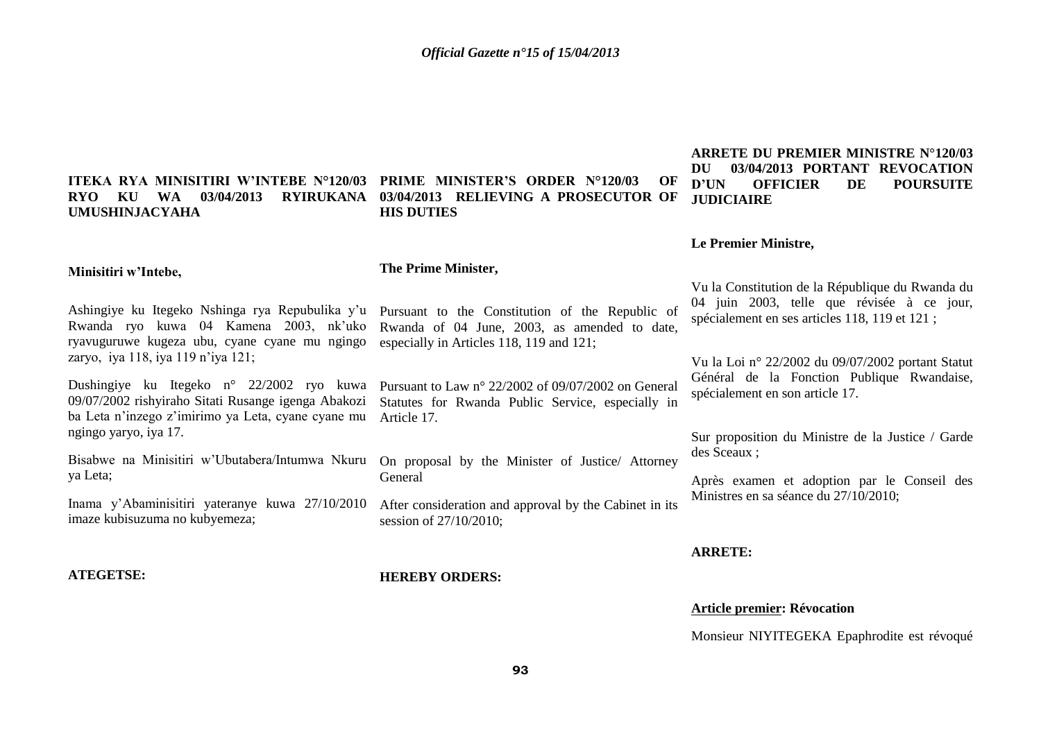**ITEKA RYA MINISITIRI W'INTEBE N°120/03 RYO KU WA 03/04/2013 RYIRUKANA UMUSHINJACYAHA**

**Minisitiri w'Intebe,**

Ashingiye ku Itegeko Nshinga rya Repubulika y'u Rwanda ryo kuwa 04 Kamena 2003, nk'uko ryavuguruwe kugeza ubu, cyane cyane mu ngingo zaryo, iya 118, iya 119 n'iya 121;

Dushingiye ku Itegeko n° 22/2002 ryo kuwa 09/07/2002 rishyiraho Sitati Rusange igenga Abakozi ba Leta n'inzego z'imirimo ya Leta, cyane cyane mu ngingo yaryo, iya 17.

Bisabwe na Minisitiri w'Ubutabera/Intumwa Nkuru ya Leta;

Inama y'Abaminisitiri yateranye kuwa 27/10/2010 imaze kubisuzuma no kubyemeza;

**ATEGETSE:**

**PRIME MINISTER'S ORDER N°120/03 OF 03/04/2013 RELIEVING A PROSECUTOR OF HIS DUTIES**

**The Prime Minister,**

Pursuant to the Constitution of the Republic of Rwanda of 04 June, 2003, as amended to date, especially in Articles 118, 119 and 121;

Pursuant to Law n° 22/2002 of 09/07/2002 on General Statutes for Rwanda Public Service, especially in Article 17.

On proposal by the Minister of Justice/ Attorney General

After consideration and approval by the Cabinet in its session of 27/10/2010;

**HEREBY ORDERS:**

**ARRETE DU PREMIER MINISTRE N°120/03 DU 03/04/2013 PORTANT REVOCATION D'UN OFFICIER DE POURSUITE JUDICIAIRE**

**Le Premier Ministre,**

Vu la Constitution de la République du Rwanda du 04 juin 2003, telle que révisée à ce jour, spécialement en ses articles 118, 119 et 121 ;

Vu la Loi n° 22/2002 du 09/07/2002 portant Statut Général de la Fonction Publique Rwandaise, spécialement en son article 17.

Sur proposition du Ministre de la Justice / Garde des Sceaux ;

Après examen et adoption par le Conseil des Ministres en sa séance du 27/10/2010;

**ARRETE:**

**Article premier: Révocation**

Monsieur NIYITEGEKA Epaphrodite est révoqué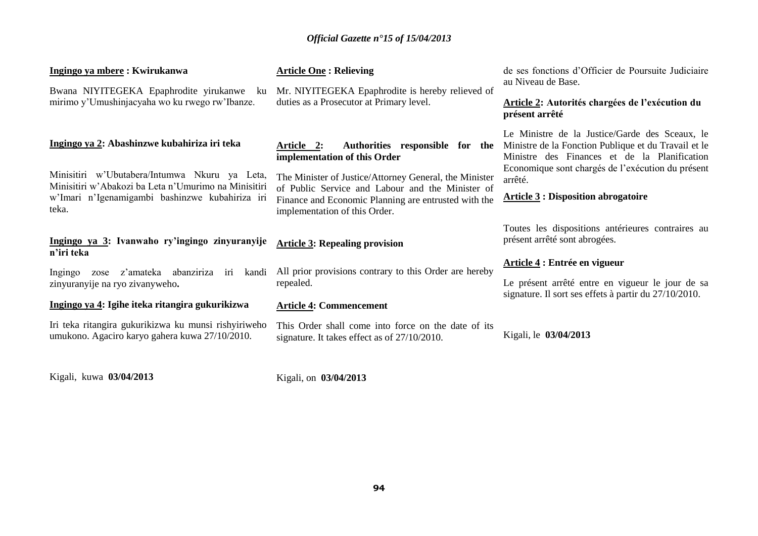**Ingingo ya mbere : Kwirukanwa**

Bwana NIYITEGEKA Epaphrodite yirukanwe ku mirimo y'Umushinjacyaha wo ku rwego rw'Ibanze.

**Ingingo ya 2: Abashinzwe kubahiriza iri teka**

Minisitiri w'Ubutabera/Intumwa Nkuru ya Leta, Minisitiri w'Abakozi ba Leta n'Umurimo na Minisitiri w'Imari n'Igenamigambi bashinzwe kubahiriza iri teka.

**Ingingo ya 3: Ivanwaho ry'ingingo zinyuranyije n'iri teka**

Ingingo zose z'amateka abanziriza iri kandi zinyuranyije na ryo zivanyweho**.**

**Ingingo ya 4: Igihe iteka ritangira gukurikizwa**

Iri teka ritangira gukurikizwa ku munsi rishyiriweho umukono. Agaciro karyo gahera kuwa 27/10/2010.

Kigali, kuwa **03/04/2013**

**Article One : Relieving**

Mr. NIYITEGEKA Epaphrodite is hereby relieved of duties as a Prosecutor at Primary level.

**Article 2: Authorities responsible for the implementation of this Order**

The Minister of Justice/Attorney General, the Minister of Public Service and Labour and the Minister of Finance and Economic Planning are entrusted with the implementation of this Order.

**Article 3: Repealing provision**

All prior provisions contrary to this Order are hereby repealed.

**Article 4: Commencement**

This Order shall come into force on the date of its signature. It takes effect as of 27/10/2010.

Kigali, on **03/04/2013**

de ses fonctions d'Officier de Poursuite Judiciaire au Niveau de Base.

**Article 2: Autorités chargées de l'exécution du présent arrêté**

Le Ministre de la Justice/Garde des Sceaux, le Ministre de la Fonction Publique et du Travail et le Ministre des Finances et de la Planification Economique sont chargés de l'exécution du présent arrêté.

**Article 3 : Disposition abrogatoire**

Toutes les dispositions antérieures contraires au présent arrêté sont abrogées.

**Article 4 : Entrée en vigueur**

Le présent arrêté entre en vigueur le jour de sa signature. Il sort ses effets à partir du 27/10/2010.

Kigali, le **03/04/2013**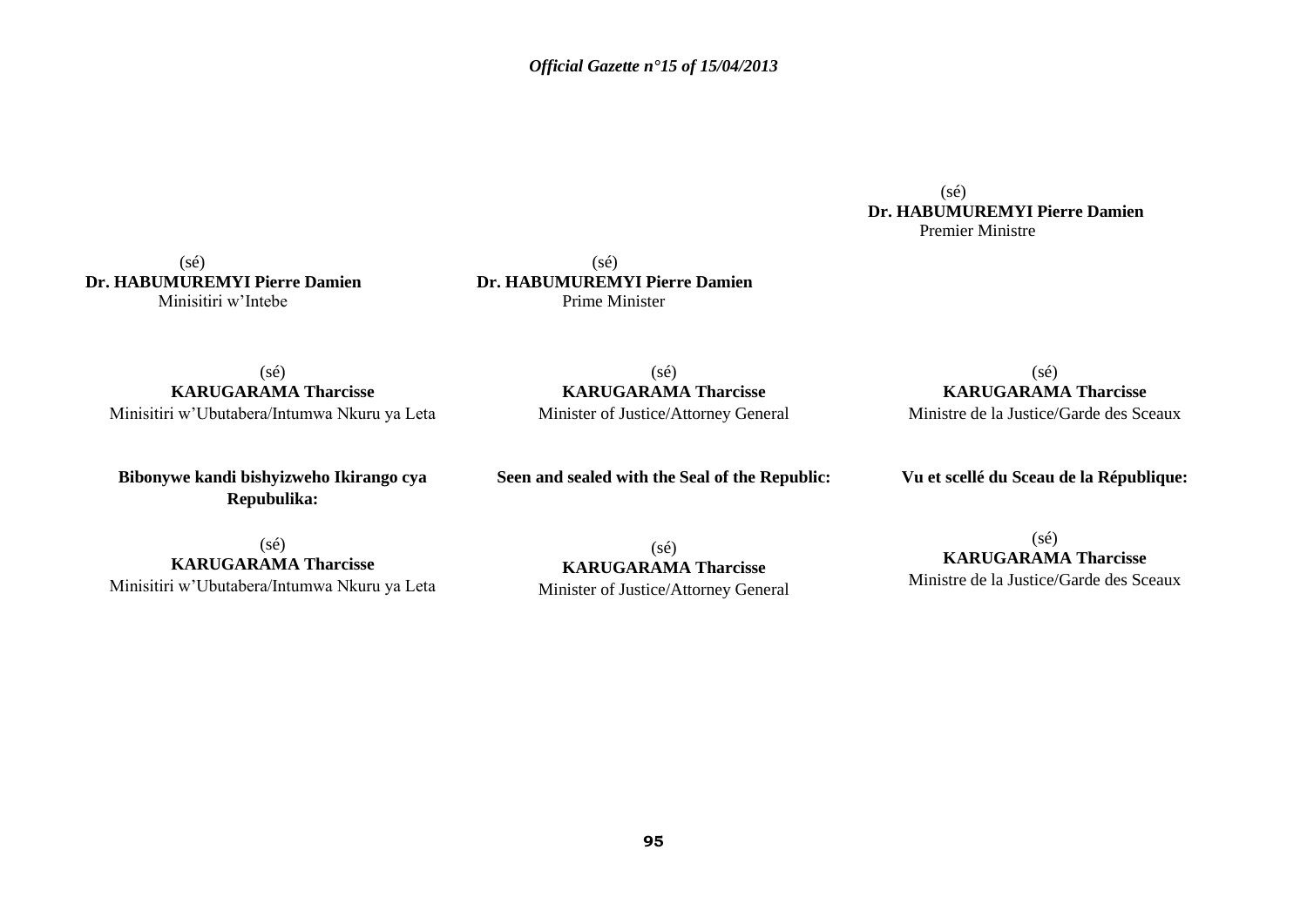(sé)
**Dr. HABUMUREMYI Pierre Damien**
Minisitiri w'Intebe

(sé)
**Dr. HABUMUREMYI Pierre Damien**
Prime Minister

(sé)
**Dr. HABUMUREMYI Pierre Damien**
Premier Ministre

(sé)
**KARUGARAMA Tharcisse**
Minisitiri w'Ubutabera/Intumwa Nkuru ya Leta

(sé)
**KARUGARAMA Tharcisse**
Minister of Justice/Attorney General

(sé)
**KARUGARAMA Tharcisse**
Ministre de la Justice/Garde des Sceaux

**Bibonywe kandi bishyizweho Ikirango cya Repubulika:**

(sé)
**KARUGARAMA Tharcisse**
Minisitiri w'Ubutabera/Intumwa Nkuru ya Leta

**Seen and sealed with the Seal of the Republic:**

(sé)
**KARUGARAMA Tharcisse**
Minister of Justice/Attorney General

**Vu et scellé du Sceau de la République:**

(sé)
**KARUGARAMA Tharcisse**
Ministre de la Justice/Garde des Sceaux